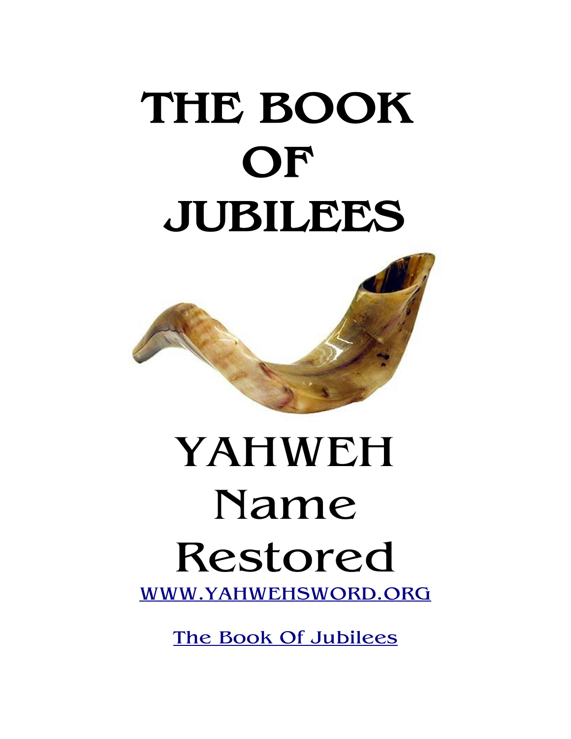# THE BOOK OF JUBILEES

# YAHWEH Name Restored

WWW.YAHWEHSWORD.ORG

The Book Of Jubilees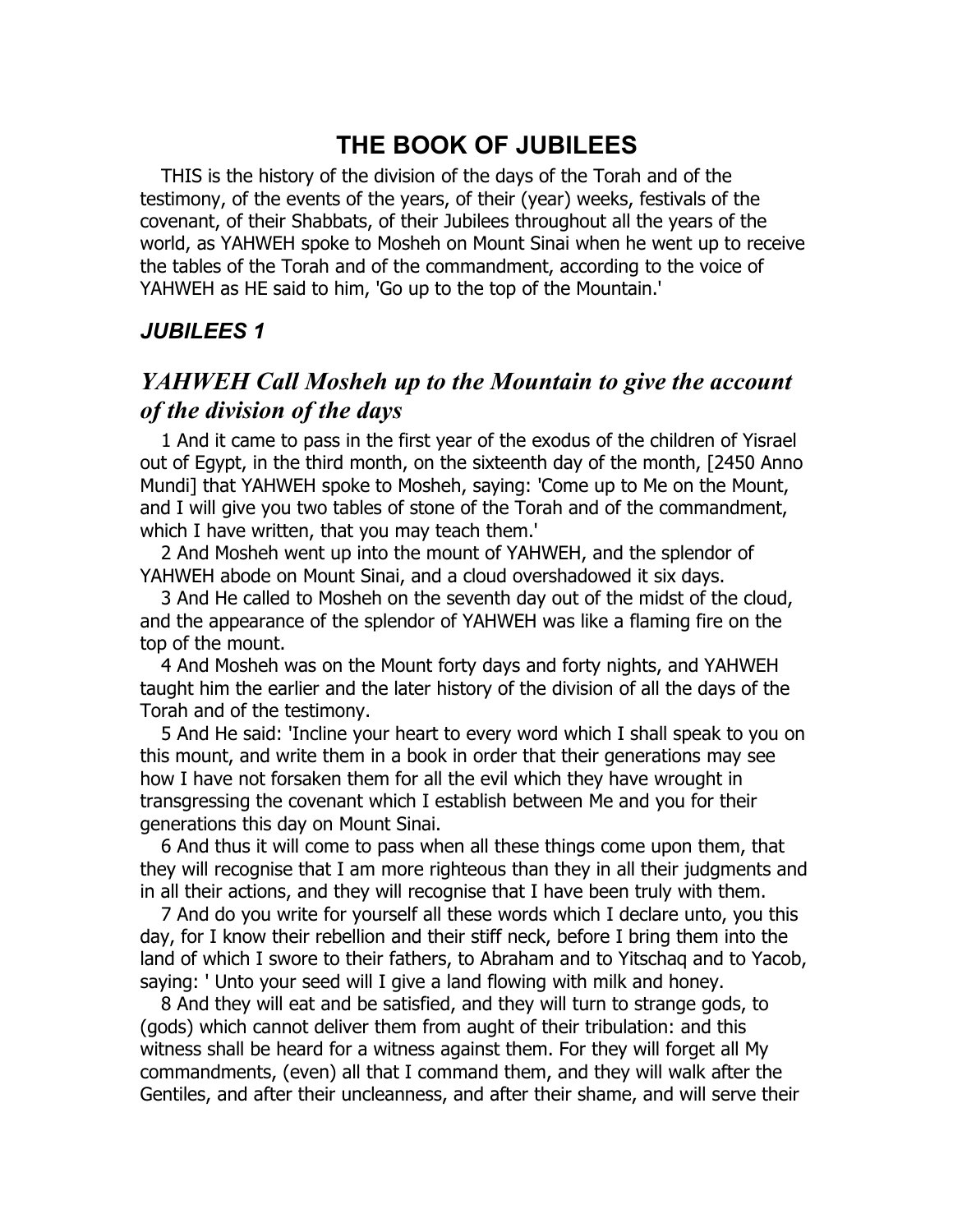# THE BOOK OF JUBILEES

THIS is the history of the division of the days of the Torah and of the testimony, of the events of the years, of their (year) weeks, festivals of the covenant, of their Shabbats, of their Jubilees throughout all the years of the world, as YAHWEH spoke to Mosheh on Mount Sinai when he went up to receive the tables of the Torah and of the commandment, according to the voice of YAHWEH as HE said to him, 'Go up to the top of the Mountain.'

## *JUBILEES 1*

### *YAHWEH Call Mosheh up to the Mountain to give the account of the division of the days*

1 And it came to pass in the first year of the exodus of the children of Yisrael out of Egypt, in the third month, on the sixteenth day of the month, [2450 Anno Mundi] that YAHWEH spoke to Mosheh, saying: 'Come up to Me on the Mount, and I will give you two tables of stone of the Torah and of the commandment, which I have written, that you may teach them.'

2 And Mosheh went up into the mount of YAHWEH, and the splendor of YAHWEH abode on Mount Sinai, and a cloud overshadowed it six days.

3 And He called to Mosheh on the seventh day out of the midst of the cloud, and the appearance of the splendor of YAHWEH was like a flaming fire on the top of the mount.

4 And Mosheh was on the Mount forty days and forty nights, and YAHWEH taught him the earlier and the later history of the division of all the days of the Torah and of the testimony.

5 And He said: 'Incline your heart to every word which I shall speak to you on this mount, and write them in a book in order that their generations may see how I have not forsaken them for all the evil which they have wrought in transgressing the covenant which I establish between Me and you for their generations this day on Mount Sinai.

6 And thus it will come to pass when all these things come upon them, that they will recognise that I am more righteous than they in all their judgments and in all their actions, and they will recognise that I have been truly with them.

7 And do you write for yourself all these words which I declare unto, you this day, for I know their rebellion and their stiff neck, before I bring them into the land of which I swore to their fathers, to Abraham and to Yitschaq and to Yacob, saying: ' Unto your seed will I give a land flowing with milk and honey.

8 And they will eat and be satisfied, and they will turn to strange gods, to (gods) which cannot deliver them from aught of their tribulation: and this witness shall be heard for a witness against them. For they will forget all My commandments, (even) all that I command them, and they will walk after the Gentiles, and after their uncleanness, and after their shame, and will serve their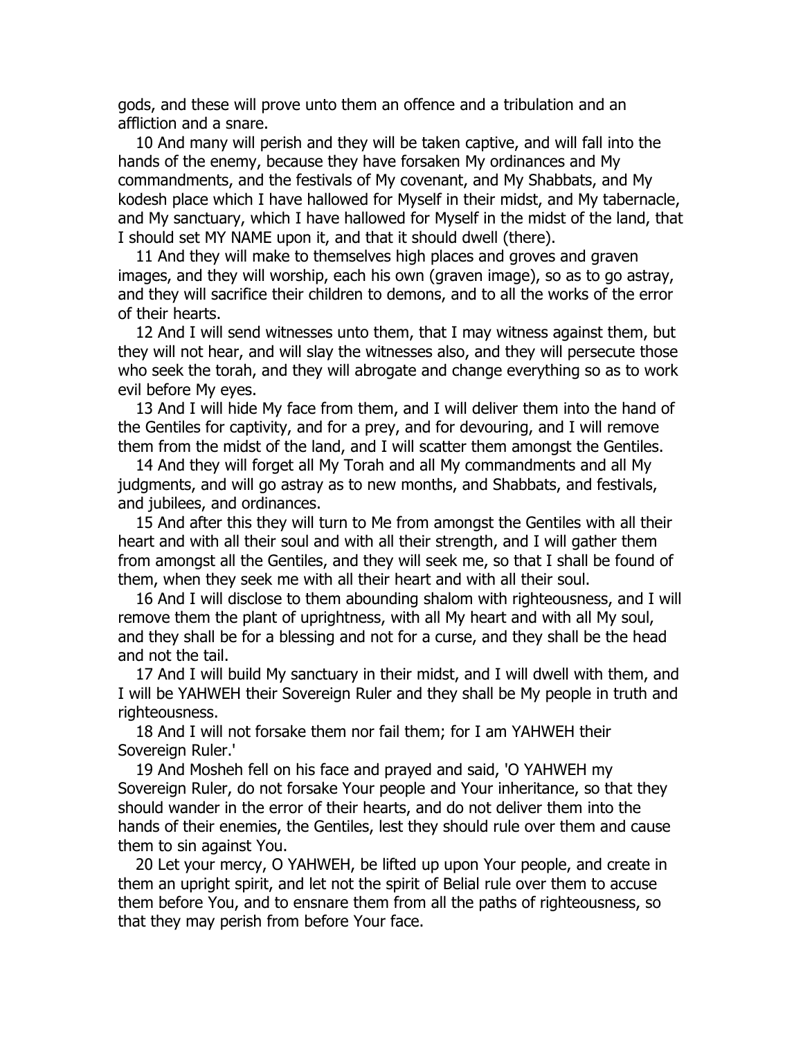gods, and these will prove unto them an offence and a tribulation and an affliction and a snare.

10 And many will perish and they will be taken captive, and will fall into the hands of the enemy, because they have forsaken My ordinances and My commandments, and the festivals of My covenant, and My Shabbats, and My kodesh place which I have hallowed for Myself in their midst, and My tabernacle, and My sanctuary, which I have hallowed for Myself in the midst of the land, that I should set MY NAME upon it, and that it should dwell (there).

11 And they will make to themselves high places and groves and graven images, and they will worship, each his own (graven image), so as to go astray, and they will sacrifice their children to demons, and to all the works of the error of their hearts.

12 And I will send witnesses unto them, that I may witness against them, but they will not hear, and will slay the witnesses also, and they will persecute those who seek the torah, and they will abrogate and change everything so as to work evil before My eyes.

13 And I will hide My face from them, and I will deliver them into the hand of the Gentiles for captivity, and for a prey, and for devouring, and I will remove them from the midst of the land, and I will scatter them amongst the Gentiles.

14 And they will forget all My Torah and all My commandments and all My judgments, and will go astray as to new months, and Shabbats, and festivals, and jubilees, and ordinances.

15 And after this they will turn to Me from amongst the Gentiles with all their heart and with all their soul and with all their strength, and I will gather them from amongst all the Gentiles, and they will seek me, so that I shall be found of them, when they seek me with all their heart and with all their soul.

16 And I will disclose to them abounding shalom with righteousness, and I will remove them the plant of uprightness, with all My heart and with all My soul, and they shall be for a blessing and not for a curse, and they shall be the head and not the tail.

17 And I will build My sanctuary in their midst, and I will dwell with them, and I will be YAHWEH their Sovereign Ruler and they shall be My people in truth and righteousness.

18 And I will not forsake them nor fail them; for I am YAHWEH their Sovereign Ruler.'

19 And Mosheh fell on his face and prayed and said, 'O YAHWEH my Sovereign Ruler, do not forsake Your people and Your inheritance, so that they should wander in the error of their hearts, and do not deliver them into the hands of their enemies, the Gentiles, lest they should rule over them and cause them to sin against You.

20 Let your mercy, O YAHWEH, be lifted up upon Your people, and create in them an upright spirit, and let not the spirit of Belial rule over them to accuse them before You, and to ensnare them from all the paths of righteousness, so that they may perish from before Your face.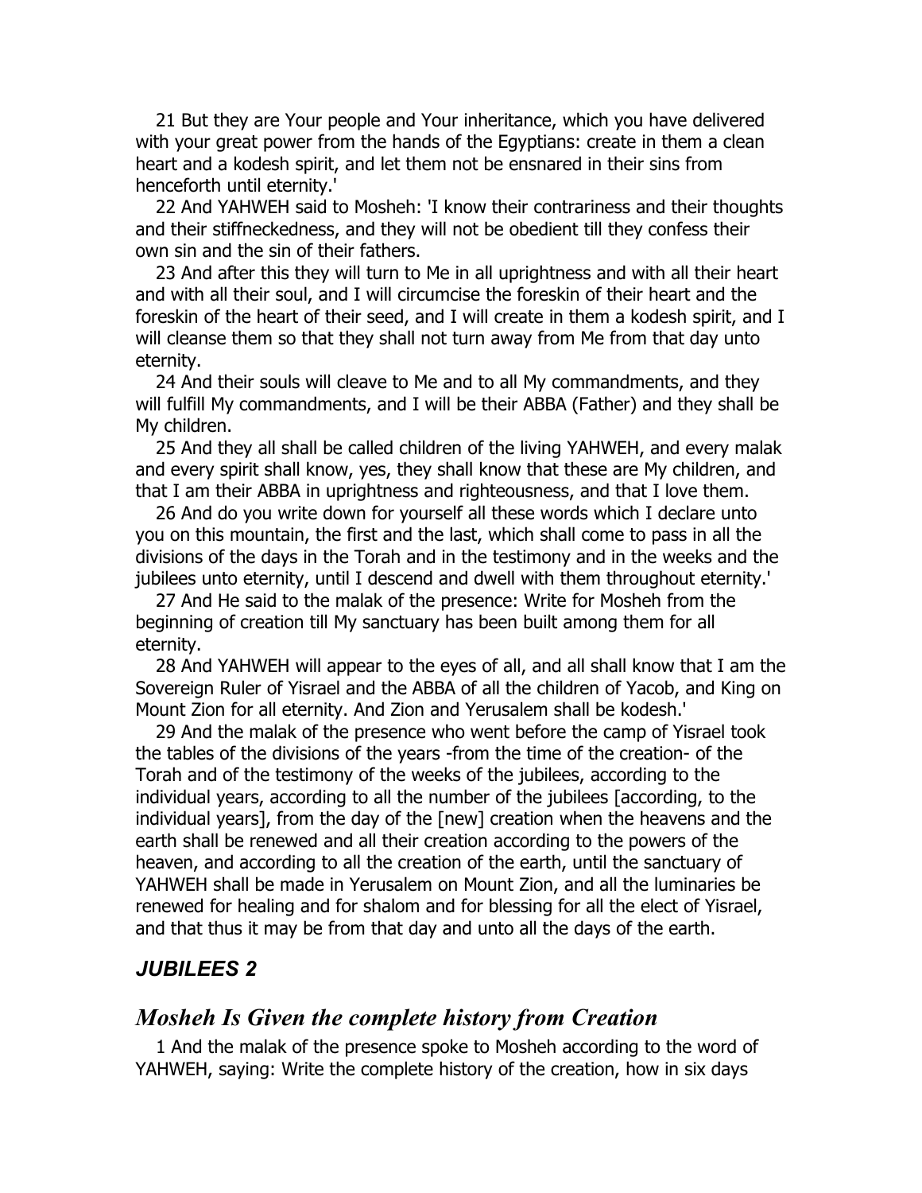21 But they are Your people and Your inheritance, which you have delivered with your great power from the hands of the Egyptians: create in them a clean heart and a kodesh spirit, and let them not be ensnared in their sins from henceforth until eternity.'

22 And YAHWEH said to Mosheh: 'I know their contrariness and their thoughts and their stiffneckedness, and they will not be obedient till they confess their own sin and the sin of their fathers.

23 And after this they will turn to Me in all uprightness and with all their heart and with all their soul, and I will circumcise the foreskin of their heart and the foreskin of the heart of their seed, and I will create in them a kodesh spirit, and I will cleanse them so that they shall not turn away from Me from that day unto eternity.

24 And their souls will cleave to Me and to all My commandments, and they will fulfill My commandments, and I will be their ABBA (Father) and they shall be My children.

25 And they all shall be called children of the living YAHWEH, and every malak and every spirit shall know, yes, they shall know that these are My children, and that I am their ABBA in uprightness and righteousness, and that I love them.

26 And do you write down for yourself all these words which I declare unto you on this mountain, the first and the last, which shall come to pass in all the divisions of the days in the Torah and in the testimony and in the weeks and the jubilees unto eternity, until I descend and dwell with them throughout eternity.'

27 And He said to the malak of the presence: Write for Mosheh from the beginning of creation till My sanctuary has been built among them for all eternity.

28 And YAHWEH will appear to the eyes of all, and all shall know that I am the Sovereign Ruler of Yisrael and the ABBA of all the children of Yacob, and King on Mount Zion for all eternity. And Zion and Yerusalem shall be kodesh.'

29 And the malak of the presence who went before the camp of Yisrael took the tables of the divisions of the years -from the time of the creation- of the Torah and of the testimony of the weeks of the jubilees, according to the individual years, according to all the number of the jubilees [according, to the individual years], from the day of the [new] creation when the heavens and the earth shall be renewed and all their creation according to the powers of the heaven, and according to all the creation of the earth, until the sanctuary of YAHWEH shall be made in Yerusalem on Mount Zion, and all the luminaries be renewed for healing and for shalom and for blessing for all the elect of Yisrael, and that thus it may be from that day and unto all the days of the earth.

## *JUBILEES 2*

## *Mosheh Is Given the complete history from Creation*

1 And the malak of the presence spoke to Mosheh according to the word of YAHWEH, saying: Write the complete history of the creation, how in six days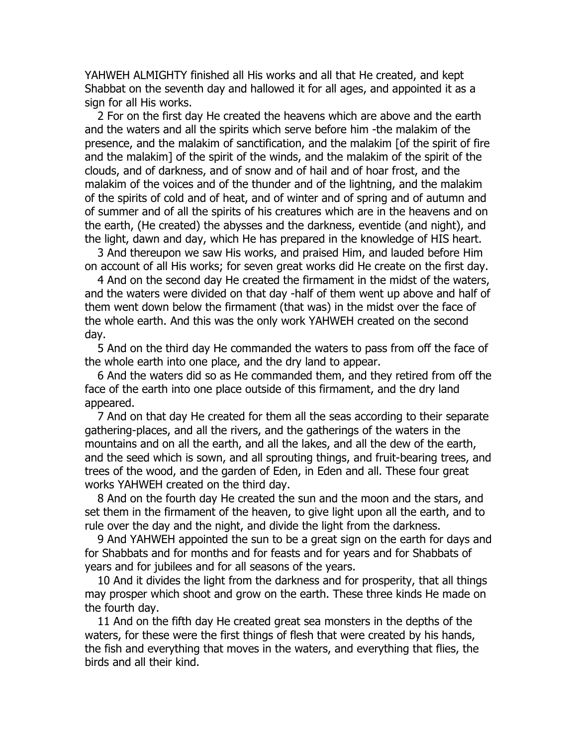YAHWEH ALMIGHTY finished all His works and all that He created, and kept Shabbat on the seventh day and hallowed it for all ages, and appointed it as a sign for all His works.

2 For on the first day He created the heavens which are above and the earth and the waters and all the spirits which serve before him -the malakim of the presence, and the malakim of sanctification, and the malakim [of the spirit of fire and the malakim] of the spirit of the winds, and the malakim of the spirit of the clouds, and of darkness, and of snow and of hail and of hoar frost, and the malakim of the voices and of the thunder and of the lightning, and the malakim of the spirits of cold and of heat, and of winter and of spring and of autumn and of summer and of all the spirits of his creatures which are in the heavens and on the earth, (He created) the abysses and the darkness, eventide (and night), and the light, dawn and day, which He has prepared in the knowledge of HIS heart.

3 And thereupon we saw His works, and praised Him, and lauded before Him on account of all His works; for seven great works did He create on the first day.

4 And on the second day He created the firmament in the midst of the waters, and the waters were divided on that day -half of them went up above and half of them went down below the firmament (that was) in the midst over the face of the whole earth. And this was the only work YAHWEH created on the second day.

5 And on the third day He commanded the waters to pass from off the face of the whole earth into one place, and the dry land to appear.

6 And the waters did so as He commanded them, and they retired from off the face of the earth into one place outside of this firmament, and the dry land appeared.

7 And on that day He created for them all the seas according to their separate gathering-places, and all the rivers, and the gatherings of the waters in the mountains and on all the earth, and all the lakes, and all the dew of the earth, and the seed which is sown, and all sprouting things, and fruit-bearing trees, and trees of the wood, and the garden of Eden, in Eden and all. These four great works YAHWEH created on the third day.

8 And on the fourth day He created the sun and the moon and the stars, and set them in the firmament of the heaven, to give light upon all the earth, and to rule over the day and the night, and divide the light from the darkness.

9 And YAHWEH appointed the sun to be a great sign on the earth for days and for Shabbats and for months and for feasts and for years and for Shabbats of years and for jubilees and for all seasons of the years.

10 And it divides the light from the darkness and for prosperity, that all things may prosper which shoot and grow on the earth. These three kinds He made on the fourth day.

11 And on the fifth day He created great sea monsters in the depths of the waters, for these were the first things of flesh that were created by his hands, the fish and everything that moves in the waters, and everything that flies, the birds and all their kind.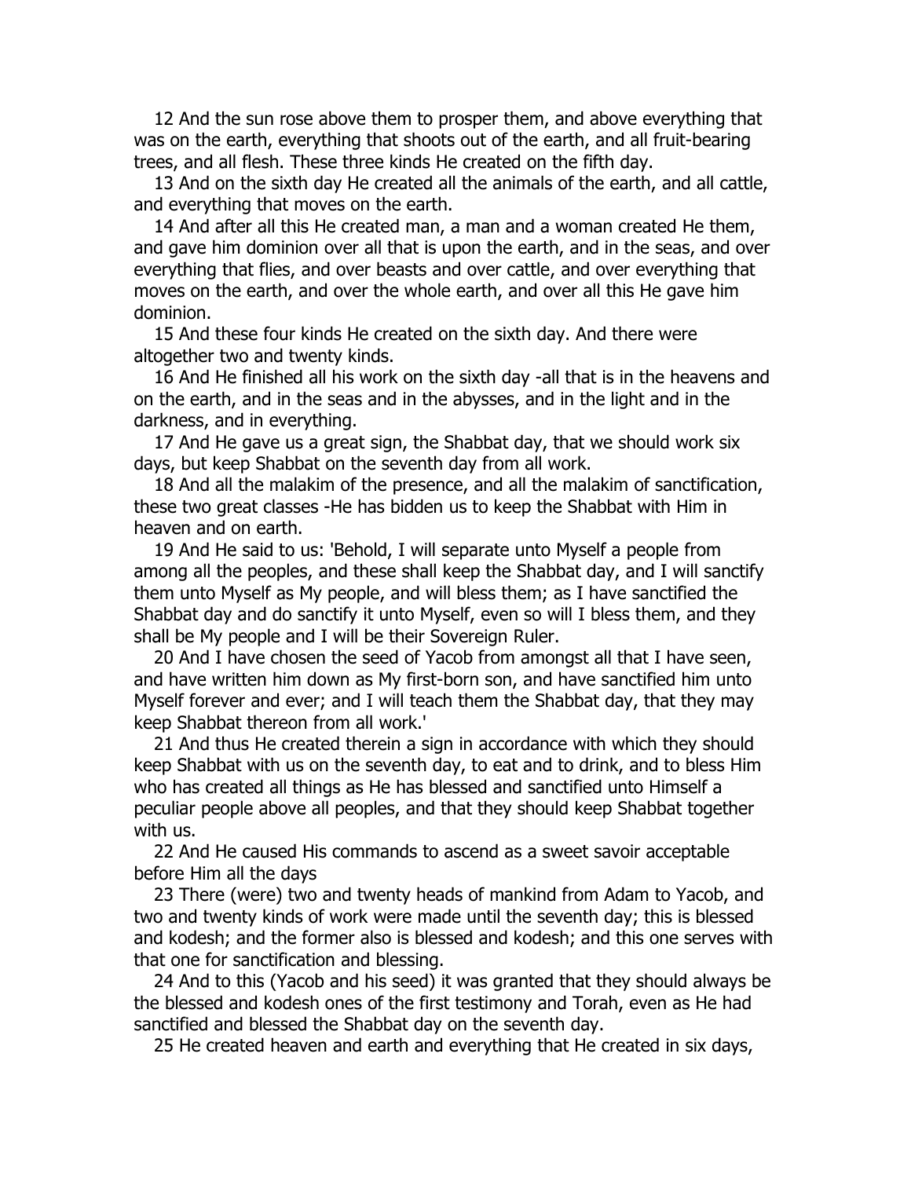12 And the sun rose above them to prosper them, and above everything that was on the earth, everything that shoots out of the earth, and all fruit-bearing trees, and all flesh. These three kinds He created on the fifth day.

13 And on the sixth day He created all the animals of the earth, and all cattle, and everything that moves on the earth.

14 And after all this He created man, a man and a woman created He them, and gave him dominion over all that is upon the earth, and in the seas, and over everything that flies, and over beasts and over cattle, and over everything that moves on the earth, and over the whole earth, and over all this He gave him dominion.

15 And these four kinds He created on the sixth day. And there were altogether two and twenty kinds.

16 And He finished all his work on the sixth day -all that is in the heavens and on the earth, and in the seas and in the abysses, and in the light and in the darkness, and in everything.

17 And He gave us a great sign, the Shabbat day, that we should work six days, but keep Shabbat on the seventh day from all work.

18 And all the malakim of the presence, and all the malakim of sanctification, these two great classes -He has bidden us to keep the Shabbat with Him in heaven and on earth.

19 And He said to us: 'Behold, I will separate unto Myself a people from among all the peoples, and these shall keep the Shabbat day, and I will sanctify them unto Myself as My people, and will bless them; as I have sanctified the Shabbat day and do sanctify it unto Myself, even so will I bless them, and they shall be My people and I will be their Sovereign Ruler.

20 And I have chosen the seed of Yacob from amongst all that I have seen, and have written him down as My first-born son, and have sanctified him unto Myself forever and ever; and I will teach them the Shabbat day, that they may keep Shabbat thereon from all work.'

21 And thus He created therein a sign in accordance with which they should keep Shabbat with us on the seventh day, to eat and to drink, and to bless Him who has created all things as He has blessed and sanctified unto Himself a peculiar people above all peoples, and that they should keep Shabbat together with us.

22 And He caused His commands to ascend as a sweet savoir acceptable before Him all the days

23 There (were) two and twenty heads of mankind from Adam to Yacob, and two and twenty kinds of work were made until the seventh day; this is blessed and kodesh; and the former also is blessed and kodesh; and this one serves with that one for sanctification and blessing.

24 And to this (Yacob and his seed) it was granted that they should always be the blessed and kodesh ones of the first testimony and Torah, even as He had sanctified and blessed the Shabbat day on the seventh day.

25 He created heaven and earth and everything that He created in six days,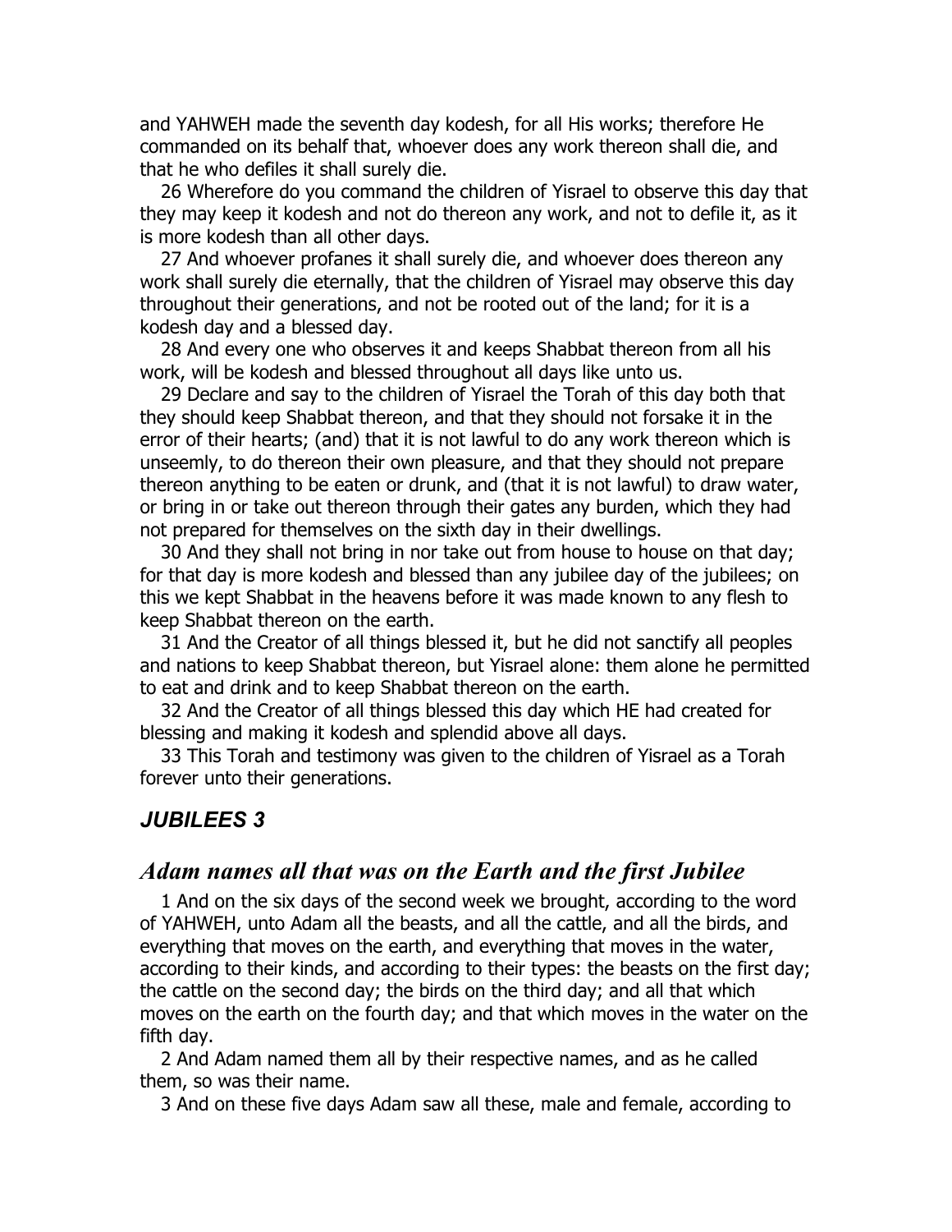and YAHWEH made the seventh day kodesh, for all His works; therefore He commanded on its behalf that, whoever does any work thereon shall die, and that he who defiles it shall surely die.

26 Wherefore do you command the children of Yisrael to observe this day that they may keep it kodesh and not do thereon any work, and not to defile it, as it is more kodesh than all other days.

27 And whoever profanes it shall surely die, and whoever does thereon any work shall surely die eternally, that the children of Yisrael may observe this day throughout their generations, and not be rooted out of the land; for it is a kodesh day and a blessed day.

28 And every one who observes it and keeps Shabbat thereon from all his work, will be kodesh and blessed throughout all days like unto us.

29 Declare and say to the children of Yisrael the Torah of this day both that they should keep Shabbat thereon, and that they should not forsake it in the error of their hearts; (and) that it is not lawful to do any work thereon which is unseemly, to do thereon their own pleasure, and that they should not prepare thereon anything to be eaten or drunk, and (that it is not lawful) to draw water, or bring in or take out thereon through their gates any burden, which they had not prepared for themselves on the sixth day in their dwellings.

30 And they shall not bring in nor take out from house to house on that day; for that day is more kodesh and blessed than any jubilee day of the jubilees; on this we kept Shabbat in the heavens before it was made known to any flesh to keep Shabbat thereon on the earth.

31 And the Creator of all things blessed it, but he did not sanctify all peoples and nations to keep Shabbat thereon, but Yisrael alone: them alone he permitted to eat and drink and to keep Shabbat thereon on the earth.

32 And the Creator of all things blessed this day which HE had created for blessing and making it kodesh and splendid above all days.

33 This Torah and testimony was given to the children of Yisrael as a Torah forever unto their generations.

## *JUBILEES 3*

## *Adam names all that was on the Earth and the first Jubilee*

1 And on the six days of the second week we brought, according to the word of YAHWEH, unto Adam all the beasts, and all the cattle, and all the birds, and everything that moves on the earth, and everything that moves in the water, according to their kinds, and according to their types: the beasts on the first day; the cattle on the second day; the birds on the third day; and all that which moves on the earth on the fourth day; and that which moves in the water on the fifth day.

2 And Adam named them all by their respective names, and as he called them, so was their name.

3 And on these five days Adam saw all these, male and female, according to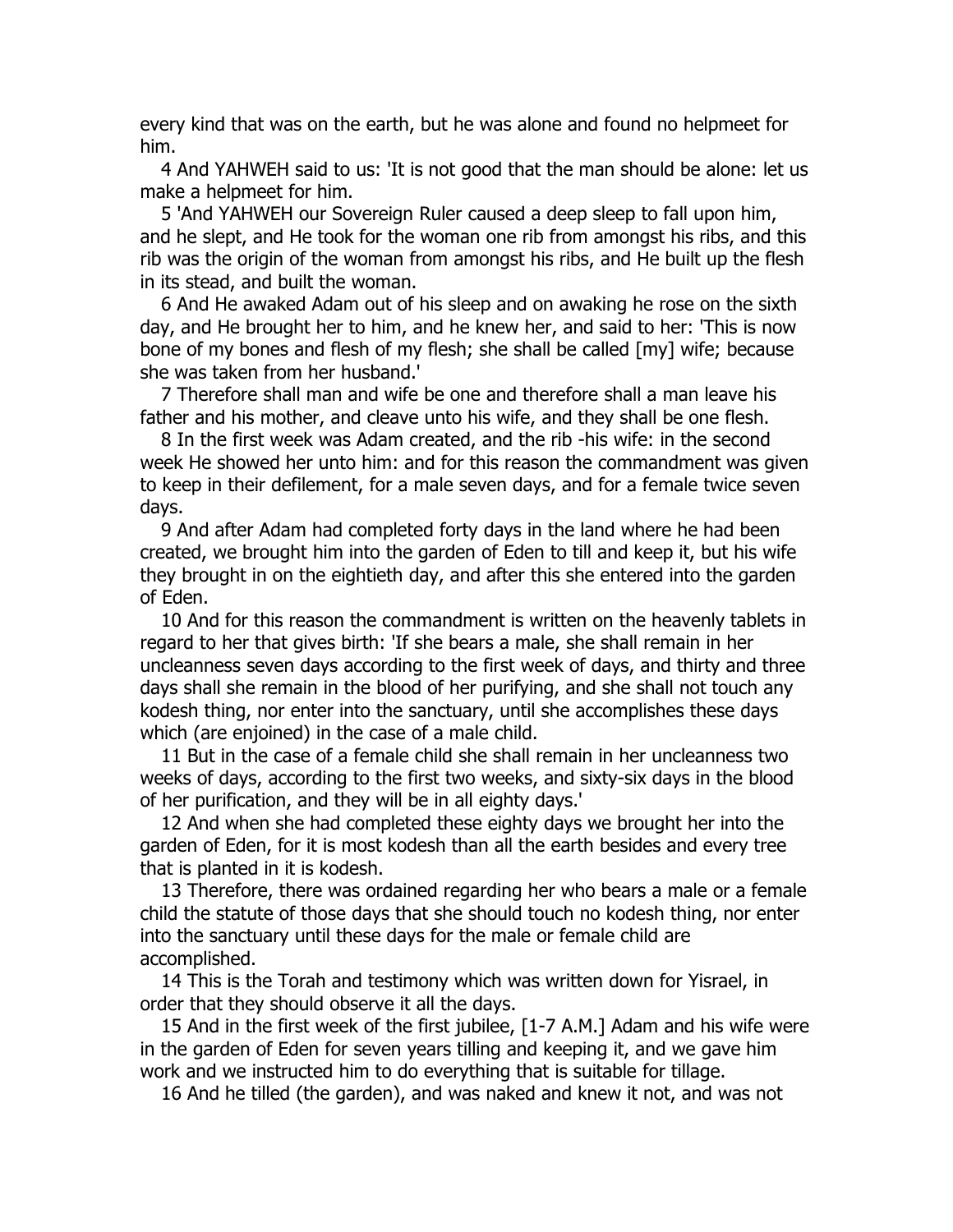every kind that was on the earth, but he was alone and found no helpmeet for him.

4 And YAHWEH said to us: 'It is not good that the man should be alone: let us make a helpmeet for him.

5 'And YAHWEH our Sovereign Ruler caused a deep sleep to fall upon him, and he slept, and He took for the woman one rib from amongst his ribs, and this rib was the origin of the woman from amongst his ribs, and He built up the flesh in its stead, and built the woman.

6 And He awaked Adam out of his sleep and on awaking he rose on the sixth day, and He brought her to him, and he knew her, and said to her: 'This is now bone of my bones and flesh of my flesh; she shall be called [my] wife; because she was taken from her husband.'

7 Therefore shall man and wife be one and therefore shall a man leave his father and his mother, and cleave unto his wife, and they shall be one flesh.

8 In the first week was Adam created, and the rib -his wife: in the second week He showed her unto him: and for this reason the commandment was given to keep in their defilement, for a male seven days, and for a female twice seven days.

9 And after Adam had completed forty days in the land where he had been created, we brought him into the garden of Eden to till and keep it, but his wife they brought in on the eightieth day, and after this she entered into the garden of Eden.

10 And for this reason the commandment is written on the heavenly tablets in regard to her that gives birth: 'If she bears a male, she shall remain in her uncleanness seven days according to the first week of days, and thirty and three days shall she remain in the blood of her purifying, and she shall not touch any kodesh thing, nor enter into the sanctuary, until she accomplishes these days which (are enjoined) in the case of a male child.

11 But in the case of a female child she shall remain in her uncleanness two weeks of days, according to the first two weeks, and sixty-six days in the blood of her purification, and they will be in all eighty days.'

12 And when she had completed these eighty days we brought her into the garden of Eden, for it is most kodesh than all the earth besides and every tree that is planted in it is kodesh.

13 Therefore, there was ordained regarding her who bears a male or a female child the statute of those days that she should touch no kodesh thing, nor enter into the sanctuary until these days for the male or female child are accomplished.

14 This is the Torah and testimony which was written down for Yisrael, in order that they should observe it all the days.

15 And in the first week of the first jubilee, [1-7 A.M.] Adam and his wife were in the garden of Eden for seven years tilling and keeping it, and we gave him work and we instructed him to do everything that is suitable for tillage.

16 And he tilled (the garden), and was naked and knew it not, and was not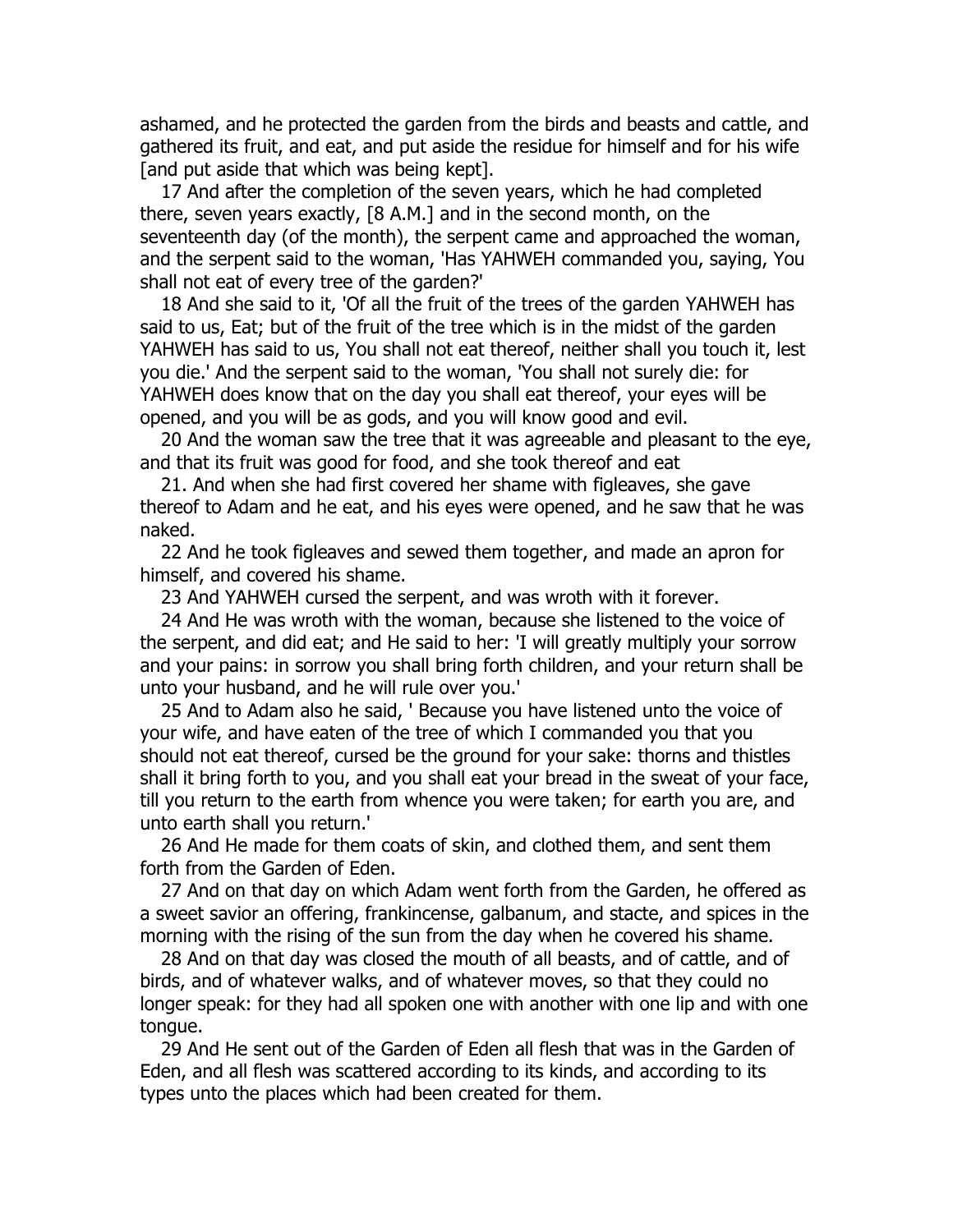ashamed, and he protected the garden from the birds and beasts and cattle, and gathered its fruit, and eat, and put aside the residue for himself and for his wife [and put aside that which was being kept].

17 And after the completion of the seven years, which he had completed there, seven years exactly, [8 A.M.] and in the second month, on the seventeenth day (of the month), the serpent came and approached the woman, and the serpent said to the woman, 'Has YAHWEH commanded you, saying, You shall not eat of every tree of the garden?'

18 And she said to it, 'Of all the fruit of the trees of the garden YAHWEH has said to us, Eat; but of the fruit of the tree which is in the midst of the garden YAHWEH has said to us, You shall not eat thereof, neither shall you touch it, lest you die.' And the serpent said to the woman, 'You shall not surely die: for YAHWEH does know that on the day you shall eat thereof, your eyes will be opened, and you will be as gods, and you will know good and evil.

20 And the woman saw the tree that it was agreeable and pleasant to the eye, and that its fruit was good for food, and she took thereof and eat

21. And when she had first covered her shame with figleaves, she gave thereof to Adam and he eat, and his eyes were opened, and he saw that he was naked.

22 And he took figleaves and sewed them together, and made an apron for himself, and covered his shame.

23 And YAHWEH cursed the serpent, and was wroth with it forever.

24 And He was wroth with the woman, because she listened to the voice of the serpent, and did eat; and He said to her: 'I will greatly multiply your sorrow and your pains: in sorrow you shall bring forth children, and your return shall be unto your husband, and he will rule over you.'

25 And to Adam also he said, ' Because you have listened unto the voice of your wife, and have eaten of the tree of which I commanded you that you should not eat thereof, cursed be the ground for your sake: thorns and thistles shall it bring forth to you, and you shall eat your bread in the sweat of your face, till you return to the earth from whence you were taken; for earth you are, and unto earth shall you return.'

26 And He made for them coats of skin, and clothed them, and sent them forth from the Garden of Eden.

27 And on that day on which Adam went forth from the Garden, he offered as a sweet savior an offering, frankincense, galbanum, and stacte, and spices in the morning with the rising of the sun from the day when he covered his shame.

28 And on that day was closed the mouth of all beasts, and of cattle, and of birds, and of whatever walks, and of whatever moves, so that they could no longer speak: for they had all spoken one with another with one lip and with one tongue.

29 And He sent out of the Garden of Eden all flesh that was in the Garden of Eden, and all flesh was scattered according to its kinds, and according to its types unto the places which had been created for them.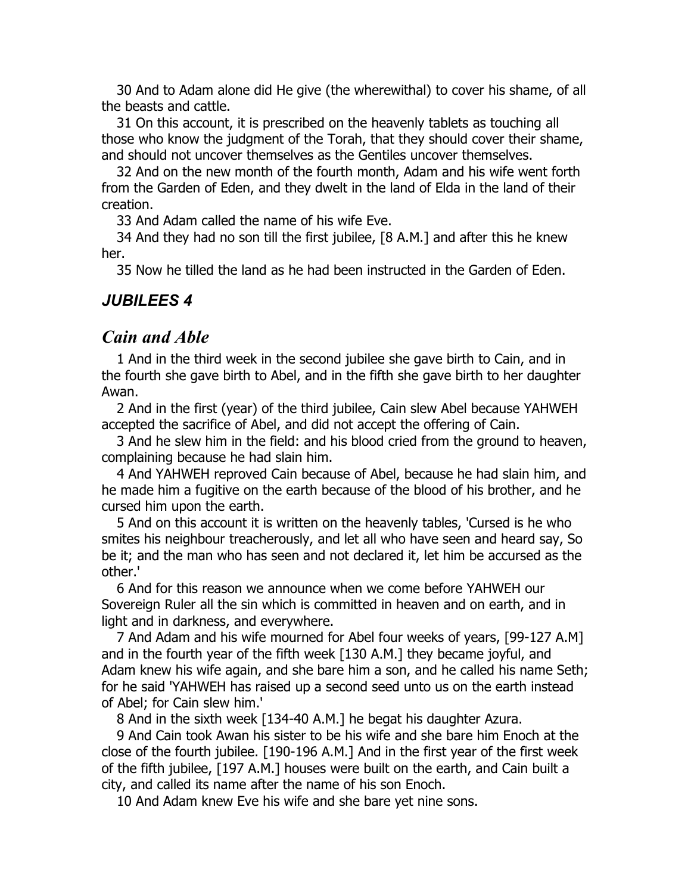30 And to Adam alone did He give (the wherewithal) to cover his shame, of all the beasts and cattle.

31 On this account, it is prescribed on the heavenly tablets as touching all those who know the judgment of the Torah, that they should cover their shame, and should not uncover themselves as the Gentiles uncover themselves.

32 And on the new month of the fourth month, Adam and his wife went forth from the Garden of Eden, and they dwelt in the land of Elda in the land of their creation.

33 And Adam called the name of his wife Eve.

34 And they had no son till the first jubilee, [8 A.M.] and after this he knew her.

35 Now he tilled the land as he had been instructed in the Garden of Eden.

## *JUBILEES 4*

## *Cain and Able*

1 And in the third week in the second jubilee she gave birth to Cain, and in the fourth she gave birth to Abel, and in the fifth she gave birth to her daughter Awan.

2 And in the first (year) of the third jubilee, Cain slew Abel because YAHWEH accepted the sacrifice of Abel, and did not accept the offering of Cain.

3 And he slew him in the field: and his blood cried from the ground to heaven, complaining because he had slain him.

4 And YAHWEH reproved Cain because of Abel, because he had slain him, and he made him a fugitive on the earth because of the blood of his brother, and he cursed him upon the earth.

5 And on this account it is written on the heavenly tables, 'Cursed is he who smites his neighbour treacherously, and let all who have seen and heard say, So be it; and the man who has seen and not declared it, let him be accursed as the other.'

6 And for this reason we announce when we come before YAHWEH our Sovereign Ruler all the sin which is committed in heaven and on earth, and in light and in darkness, and everywhere.

7 And Adam and his wife mourned for Abel four weeks of years, [99-127 A.M] and in the fourth year of the fifth week [130 A.M.] they became joyful, and Adam knew his wife again, and she bare him a son, and he called his name Seth; for he said 'YAHWEH has raised up a second seed unto us on the earth instead of Abel; for Cain slew him.'

8 And in the sixth week [134-40 A.M.] he begat his daughter Azura.

9 And Cain took Awan his sister to be his wife and she bare him Enoch at the close of the fourth jubilee. [190-196 A.M.] And in the first year of the first week of the fifth jubilee, [197 A.M.] houses were built on the earth, and Cain built a city, and called its name after the name of his son Enoch.

10 And Adam knew Eve his wife and she bare yet nine sons.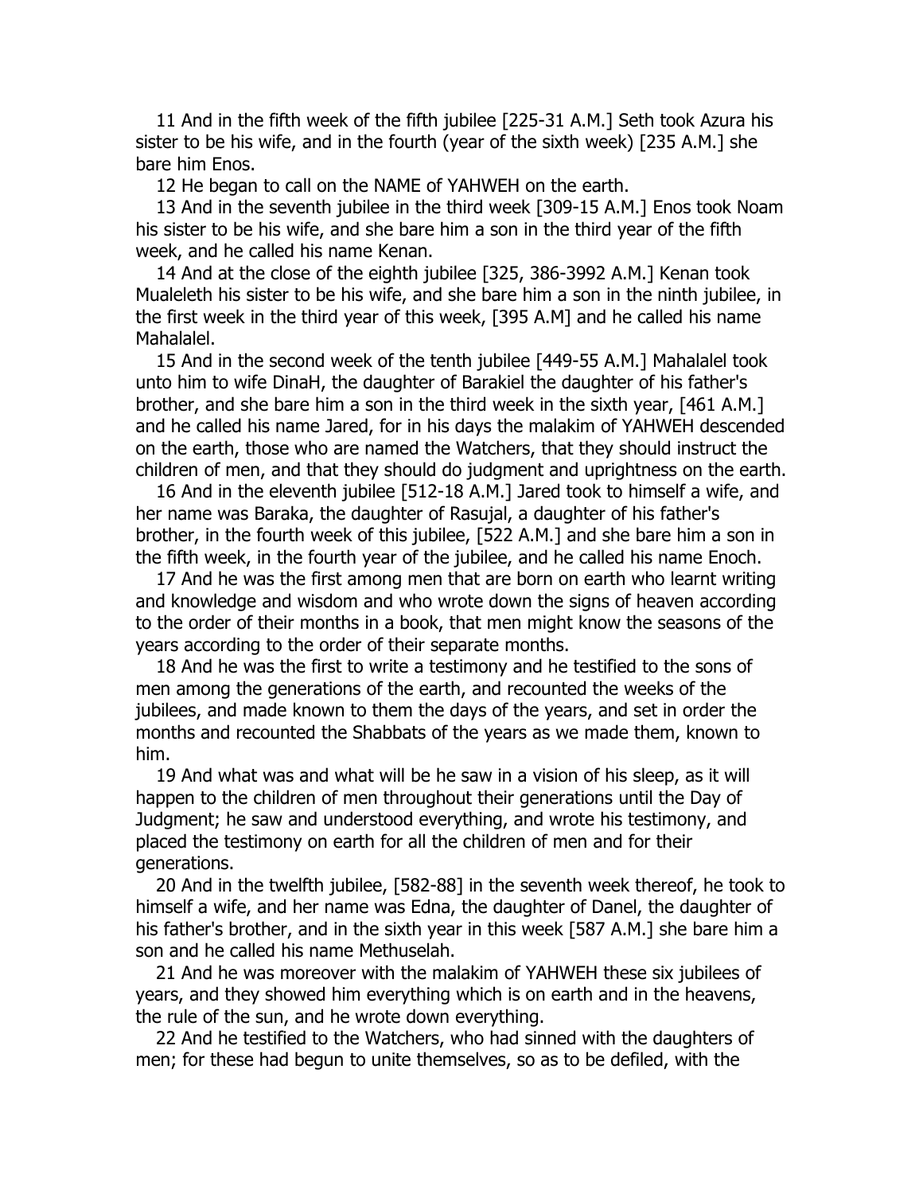11 And in the fifth week of the fifth jubilee [225-31 A.M.] Seth took Azura his sister to be his wife, and in the fourth (year of the sixth week) [235 A.M.] she bare him Enos.

12 He began to call on the NAME of YAHWEH on the earth.

13 And in the seventh jubilee in the third week [309-15 A.M.] Enos took Noam his sister to be his wife, and she bare him a son in the third year of the fifth week, and he called his name Kenan.

14 And at the close of the eighth jubilee [325, 386-3992 A.M.] Kenan took Mualeleth his sister to be his wife, and she bare him a son in the ninth jubilee, in the first week in the third year of this week, [395 A.M] and he called his name Mahalalel.

15 And in the second week of the tenth jubilee [449-55 A.M.] Mahalalel took unto him to wife DinaH, the daughter of Barakiel the daughter of his father's brother, and she bare him a son in the third week in the sixth year, [461 A.M.] and he called his name Jared, for in his days the malakim of YAHWEH descended on the earth, those who are named the Watchers, that they should instruct the children of men, and that they should do judgment and uprightness on the earth.

16 And in the eleventh jubilee [512-18 A.M.] Jared took to himself a wife, and her name was Baraka, the daughter of Rasujal, a daughter of his father's brother, in the fourth week of this jubilee, [522 A.M.] and she bare him a son in the fifth week, in the fourth year of the jubilee, and he called his name Enoch.

17 And he was the first among men that are born on earth who learnt writing and knowledge and wisdom and who wrote down the signs of heaven according to the order of their months in a book, that men might know the seasons of the years according to the order of their separate months.

18 And he was the first to write a testimony and he testified to the sons of men among the generations of the earth, and recounted the weeks of the jubilees, and made known to them the days of the years, and set in order the months and recounted the Shabbats of the years as we made them, known to him.

19 And what was and what will be he saw in a vision of his sleep, as it will happen to the children of men throughout their generations until the Day of Judgment; he saw and understood everything, and wrote his testimony, and placed the testimony on earth for all the children of men and for their generations.

20 And in the twelfth jubilee, [582-88] in the seventh week thereof, he took to himself a wife, and her name was Edna, the daughter of Danel, the daughter of his father's brother, and in the sixth year in this week [587 A.M.] she bare him a son and he called his name Methuselah.

21 And he was moreover with the malakim of YAHWEH these six jubilees of years, and they showed him everything which is on earth and in the heavens, the rule of the sun, and he wrote down everything.

22 And he testified to the Watchers, who had sinned with the daughters of men; for these had begun to unite themselves, so as to be defiled, with the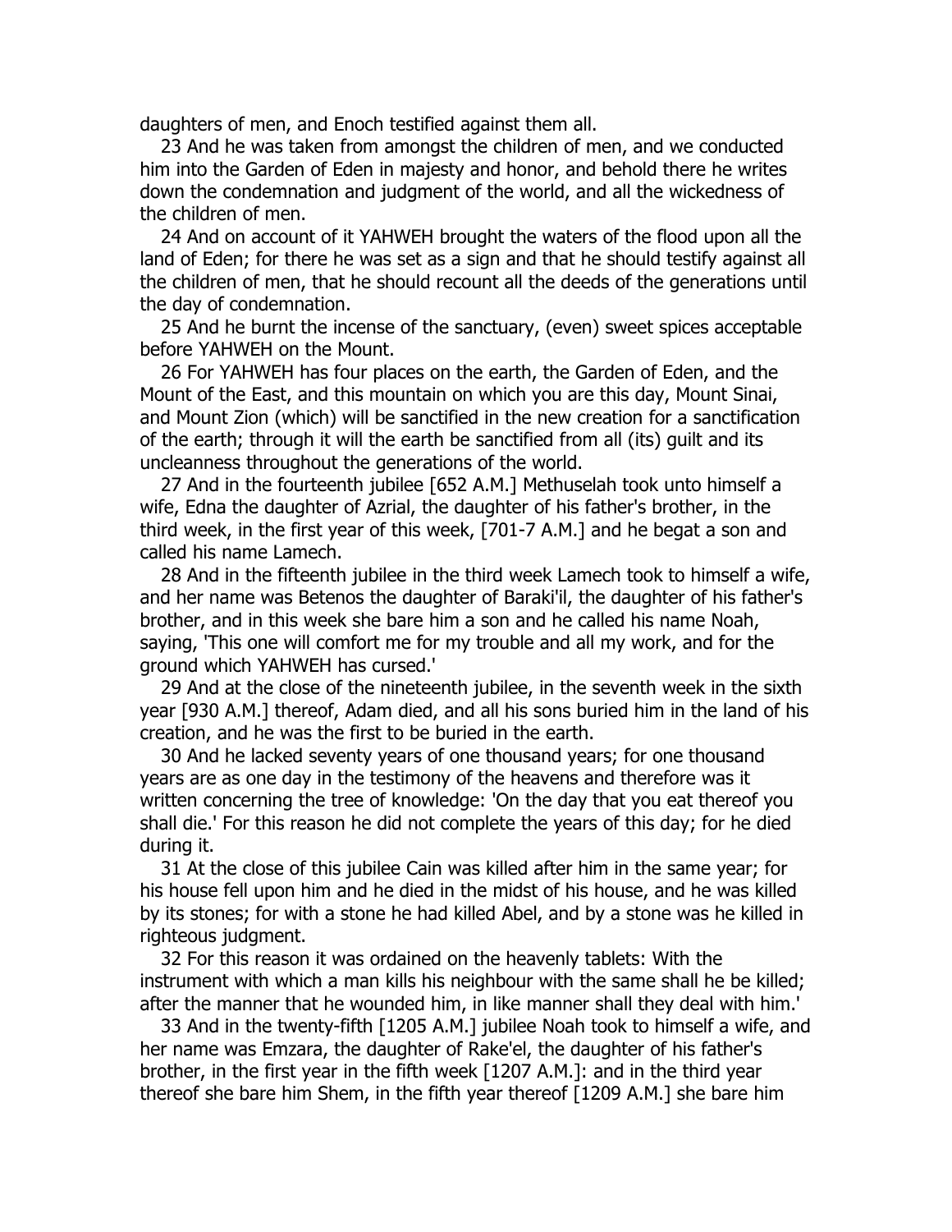daughters of men, and Enoch testified against them all.

23 And he was taken from amongst the children of men, and we conducted him into the Garden of Eden in majesty and honor, and behold there he writes down the condemnation and judgment of the world, and all the wickedness of the children of men.

24 And on account of it YAHWEH brought the waters of the flood upon all the land of Eden; for there he was set as a sign and that he should testify against all the children of men, that he should recount all the deeds of the generations until the day of condemnation.

25 And he burnt the incense of the sanctuary, (even) sweet spices acceptable before YAHWEH on the Mount.

26 For YAHWEH has four places on the earth, the Garden of Eden, and the Mount of the East, and this mountain on which you are this day, Mount Sinai, and Mount Zion (which) will be sanctified in the new creation for a sanctification of the earth; through it will the earth be sanctified from all (its) guilt and its uncleanness throughout the generations of the world.

27 And in the fourteenth jubilee [652 A.M.] Methuselah took unto himself a wife, Edna the daughter of Azrial, the daughter of his father's brother, in the third week, in the first year of this week, [701-7 A.M.] and he begat a son and called his name Lamech.

28 And in the fifteenth jubilee in the third week Lamech took to himself a wife, and her name was Betenos the daughter of Baraki'il, the daughter of his father's brother, and in this week she bare him a son and he called his name Noah, saying, 'This one will comfort me for my trouble and all my work, and for the ground which YAHWEH has cursed.'

29 And at the close of the nineteenth jubilee, in the seventh week in the sixth year [930 A.M.] thereof, Adam died, and all his sons buried him in the land of his creation, and he was the first to be buried in the earth.

30 And he lacked seventy years of one thousand years; for one thousand years are as one day in the testimony of the heavens and therefore was it written concerning the tree of knowledge: 'On the day that you eat thereof you shall die.' For this reason he did not complete the years of this day; for he died during it.

31 At the close of this jubilee Cain was killed after him in the same year; for his house fell upon him and he died in the midst of his house, and he was killed by its stones; for with a stone he had killed Abel, and by a stone was he killed in righteous judgment.

32 For this reason it was ordained on the heavenly tablets: With the instrument with which a man kills his neighbour with the same shall he be killed; after the manner that he wounded him, in like manner shall they deal with him.'

33 And in the twenty-fifth [1205 A.M.] jubilee Noah took to himself a wife, and her name was Emzara, the daughter of Rake'el, the daughter of his father's brother, in the first year in the fifth week [1207 A.M.]: and in the third year thereof she bare him Shem, in the fifth year thereof [1209 A.M.] she bare him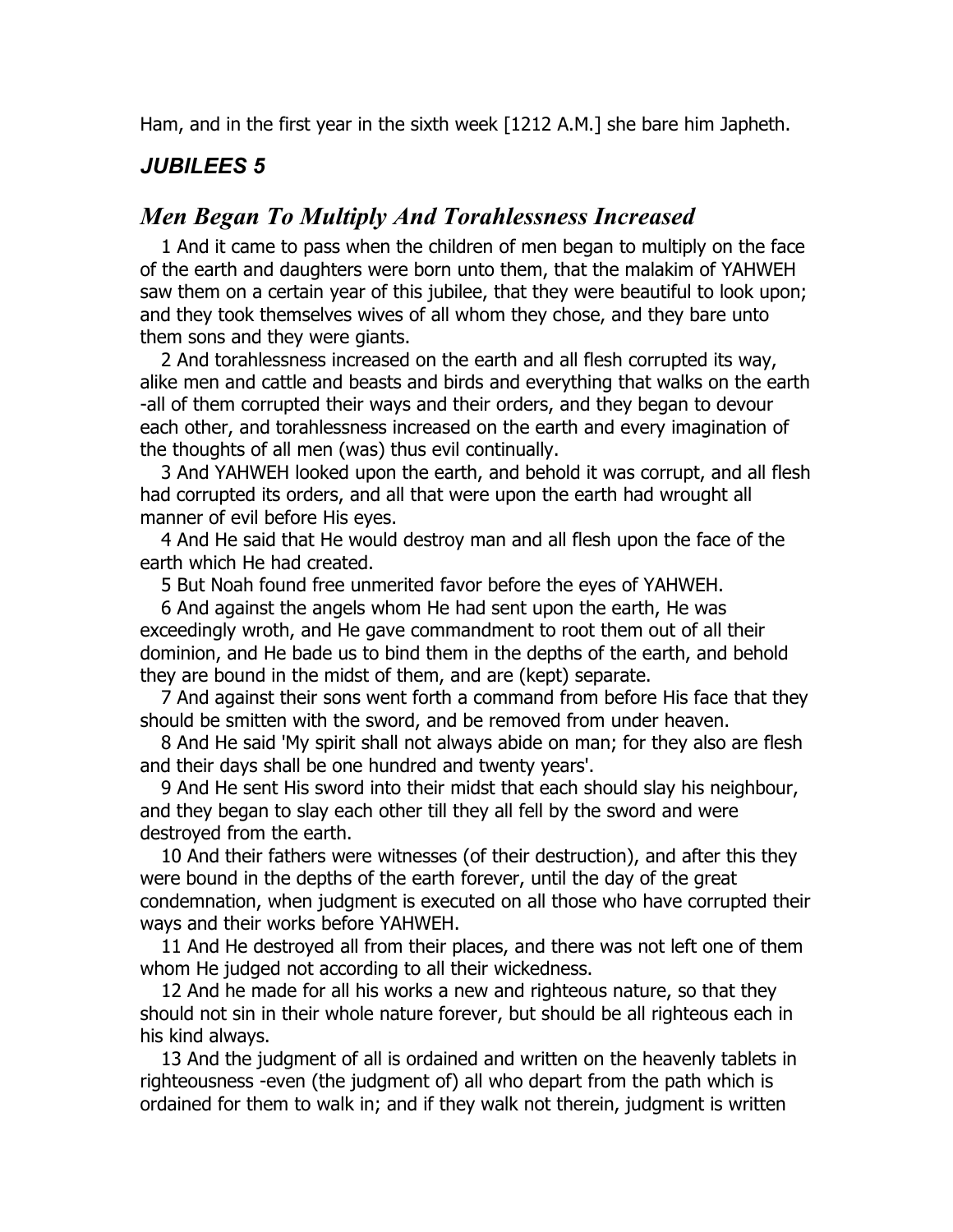Ham, and in the first year in the sixth week [1212 A.M.] she bare him Japheth.

## *JUBILEES 5*

## *Men Began To Multiply And Torahlessness Increased*

1 And it came to pass when the children of men began to multiply on the face of the earth and daughters were born unto them, that the malakim of YAHWEH saw them on a certain year of this jubilee, that they were beautiful to look upon; and they took themselves wives of all whom they chose, and they bare unto them sons and they were giants.

2 And torahlessness increased on the earth and all flesh corrupted its way, alike men and cattle and beasts and birds and everything that walks on the earth -all of them corrupted their ways and their orders, and they began to devour each other, and torahlessness increased on the earth and every imagination of the thoughts of all men (was) thus evil continually.

3 And YAHWEH looked upon the earth, and behold it was corrupt, and all flesh had corrupted its orders, and all that were upon the earth had wrought all manner of evil before His eyes.

4 And He said that He would destroy man and all flesh upon the face of the earth which He had created.

5 But Noah found free unmerited favor before the eyes of YAHWEH.

6 And against the angels whom He had sent upon the earth, He was exceedingly wroth, and He gave commandment to root them out of all their dominion, and He bade us to bind them in the depths of the earth, and behold they are bound in the midst of them, and are (kept) separate.

7 And against their sons went forth a command from before His face that they should be smitten with the sword, and be removed from under heaven.

8 And He said 'My spirit shall not always abide on man; for they also are flesh and their days shall be one hundred and twenty years'.

9 And He sent His sword into their midst that each should slay his neighbour, and they began to slay each other till they all fell by the sword and were destroyed from the earth.

10 And their fathers were witnesses (of their destruction), and after this they were bound in the depths of the earth forever, until the day of the great condemnation, when judgment is executed on all those who have corrupted their ways and their works before YAHWEH.

11 And He destroyed all from their places, and there was not left one of them whom He judged not according to all their wickedness.

12 And he made for all his works a new and righteous nature, so that they should not sin in their whole nature forever, but should be all righteous each in his kind always.

13 And the judgment of all is ordained and written on the heavenly tablets in righteousness -even (the judgment of) all who depart from the path which is ordained for them to walk in; and if they walk not therein, judgment is written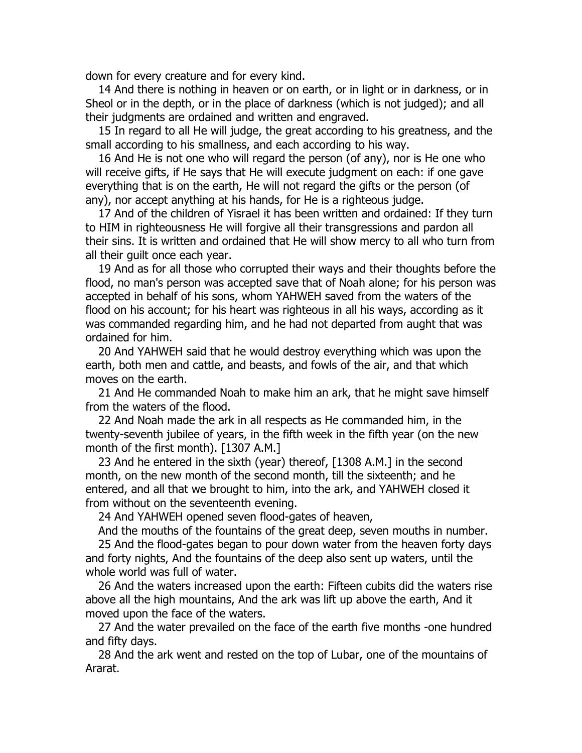down for every creature and for every kind.

14 And there is nothing in heaven or on earth, or in light or in darkness, or in Sheol or in the depth, or in the place of darkness (which is not judged); and all their judgments are ordained and written and engraved.

15 In regard to all He will judge, the great according to his greatness, and the small according to his smallness, and each according to his way.

16 And He is not one who will regard the person (of any), nor is He one who will receive gifts, if He says that He will execute judgment on each: if one gave everything that is on the earth, He will not regard the gifts or the person (of any), nor accept anything at his hands, for He is a righteous judge.

17 And of the children of Yisrael it has been written and ordained: If they turn to HIM in righteousness He will forgive all their transgressions and pardon all their sins. It is written and ordained that He will show mercy to all who turn from all their guilt once each year.

19 And as for all those who corrupted their ways and their thoughts before the flood, no man's person was accepted save that of Noah alone; for his person was accepted in behalf of his sons, whom YAHWEH saved from the waters of the flood on his account; for his heart was righteous in all his ways, according as it was commanded regarding him, and he had not departed from aught that was ordained for him.

20 And YAHWEH said that he would destroy everything which was upon the earth, both men and cattle, and beasts, and fowls of the air, and that which moves on the earth.

21 And He commanded Noah to make him an ark, that he might save himself from the waters of the flood.

22 And Noah made the ark in all respects as He commanded him, in the twenty-seventh jubilee of years, in the fifth week in the fifth year (on the new month of the first month). [1307 A.M.]

23 And he entered in the sixth (year) thereof, [1308 A.M.] in the second month, on the new month of the second month, till the sixteenth; and he entered, and all that we brought to him, into the ark, and YAHWEH closed it from without on the seventeenth evening.

24 And YAHWEH opened seven flood-gates of heaven,
And the mouths of the fountains of the great deep, seven mouths in number.

25 And the flood-gates began to pour down water from the heaven forty days and forty nights, And the fountains of the deep also sent up waters, until the whole world was full of water.

26 And the waters increased upon the earth: Fifteen cubits did the waters rise above all the high mountains, And the ark was lift up above the earth, And it moved upon the face of the waters.

27 And the water prevailed on the face of the earth five months -one hundred and fifty days.

28 And the ark went and rested on the top of Lubar, one of the mountains of Ararat.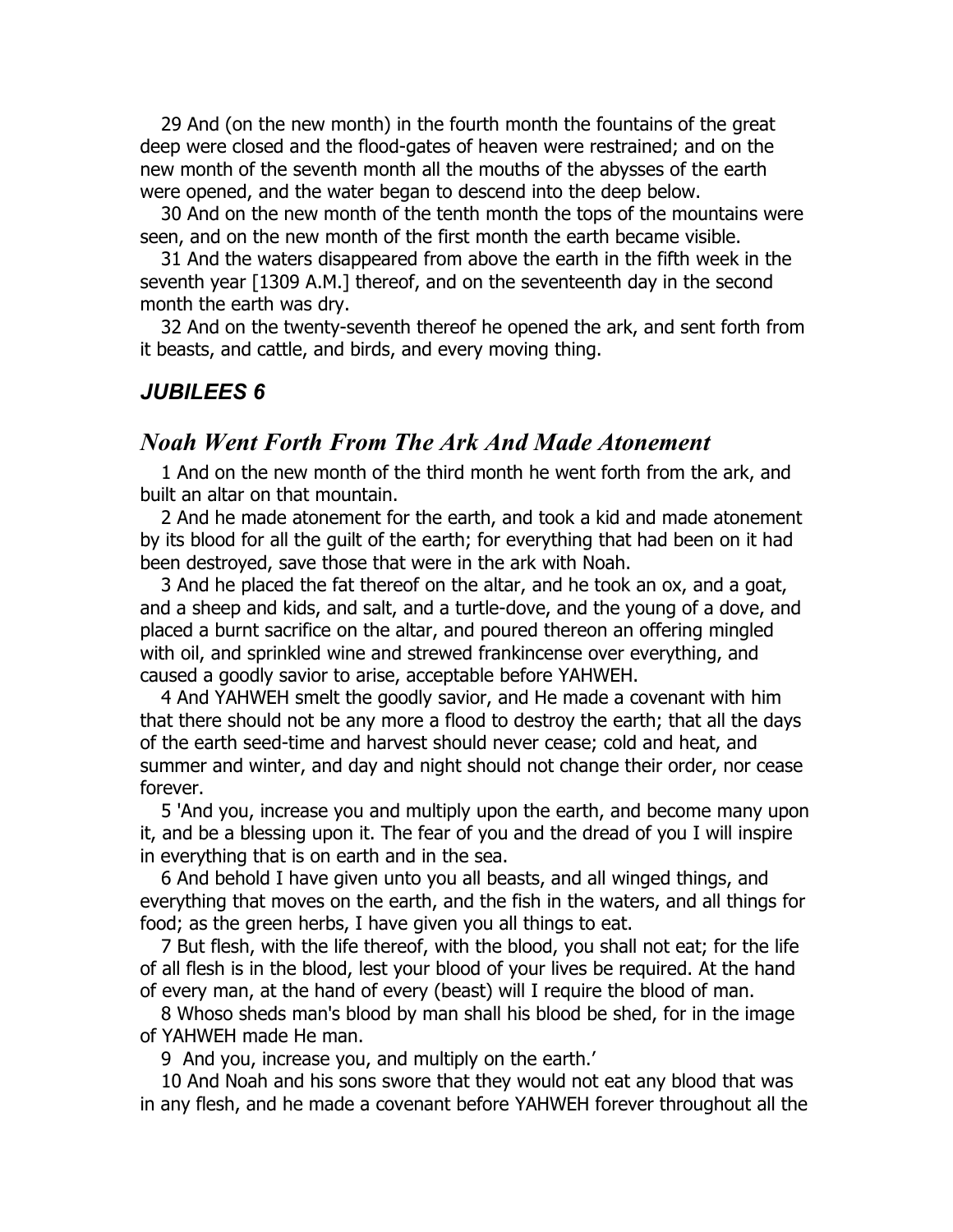29 And (on the new month) in the fourth month the fountains of the great deep were closed and the flood-gates of heaven were restrained; and on the new month of the seventh month all the mouths of the abysses of the earth were opened, and the water began to descend into the deep below.

30 And on the new month of the tenth month the tops of the mountains were seen, and on the new month of the first month the earth became visible.

31 And the waters disappeared from above the earth in the fifth week in the seventh year [1309 A.M.] thereof, and on the seventeenth day in the second month the earth was dry.

32 And on the twenty-seventh thereof he opened the ark, and sent forth from it beasts, and cattle, and birds, and every moving thing.

## ***JUBILEES 6***

## *Noah Went Forth From The Ark And Made Atonement*

1 And on the new month of the third month he went forth from the ark, and built an altar on that mountain.

2 And he made atonement for the earth, and took a kid and made atonement by its blood for all the guilt of the earth; for everything that had been on it had been destroyed, save those that were in the ark with Noah.

3 And he placed the fat thereof on the altar, and he took an ox, and a goat, and a sheep and kids, and salt, and a turtle-dove, and the young of a dove, and placed a burnt sacrifice on the altar, and poured thereon an offering mingled with oil, and sprinkled wine and strewed frankincense over everything, and caused a goodly savior to arise, acceptable before YAHWEH.

4 And YAHWEH smelt the goodly savior, and He made a covenant with him that there should not be any more a flood to destroy the earth; that all the days of the earth seed-time and harvest should never cease; cold and heat, and summer and winter, and day and night should not change their order, nor cease forever.

5 'And you, increase you and multiply upon the earth, and become many upon it, and be a blessing upon it. The fear of you and the dread of you I will inspire in everything that is on earth and in the sea.

6 And behold I have given unto you all beasts, and all winged things, and everything that moves on the earth, and the fish in the waters, and all things for food; as the green herbs, I have given you all things to eat.

7 But flesh, with the life thereof, with the blood, you shall not eat; for the life of all flesh is in the blood, lest your blood of your lives be required. At the hand of every man, at the hand of every (beast) will I require the blood of man.

8 Whoso sheds man's blood by man shall his blood be shed, for in the image of YAHWEH made He man.

9 And you, increase you, and multiply on the earth.'

10 And Noah and his sons swore that they would not eat any blood that was in any flesh, and he made a covenant before YAHWEH forever throughout all the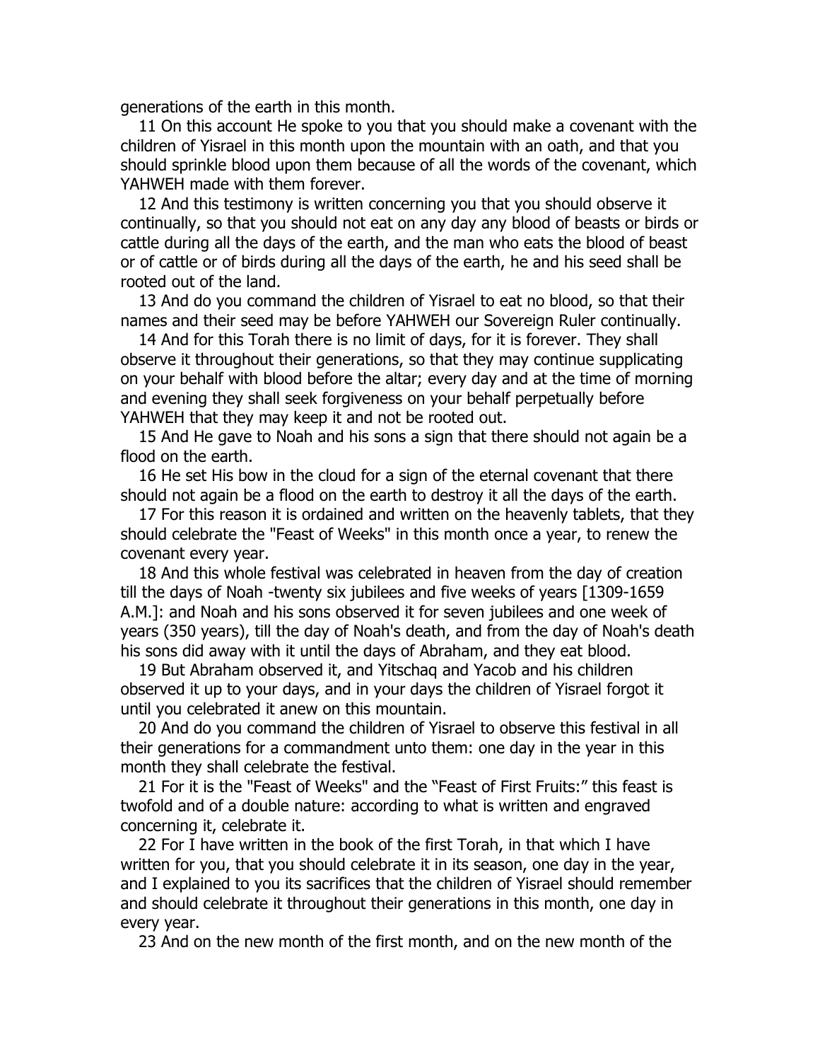generations of the earth in this month.

11 On this account He spoke to you that you should make a covenant with the children of Yisrael in this month upon the mountain with an oath, and that you should sprinkle blood upon them because of all the words of the covenant, which YAHWEH made with them forever.

12 And this testimony is written concerning you that you should observe it continually, so that you should not eat on any day any blood of beasts or birds or cattle during all the days of the earth, and the man who eats the blood of beast or of cattle or of birds during all the days of the earth, he and his seed shall be rooted out of the land.

13 And do you command the children of Yisrael to eat no blood, so that their names and their seed may be before YAHWEH our Sovereign Ruler continually.

14 And for this Torah there is no limit of days, for it is forever. They shall observe it throughout their generations, so that they may continue supplicating on your behalf with blood before the altar; every day and at the time of morning and evening they shall seek forgiveness on your behalf perpetually before YAHWEH that they may keep it and not be rooted out.

15 And He gave to Noah and his sons a sign that there should not again be a flood on the earth.

16 He set His bow in the cloud for a sign of the eternal covenant that there should not again be a flood on the earth to destroy it all the days of the earth.

17 For this reason it is ordained and written on the heavenly tablets, that they should celebrate the "Feast of Weeks" in this month once a year, to renew the covenant every year.

18 And this whole festival was celebrated in heaven from the day of creation till the days of Noah -twenty six jubilees and five weeks of years [1309-1659 A.M.]: and Noah and his sons observed it for seven jubilees and one week of years (350 years), till the day of Noah's death, and from the day of Noah's death his sons did away with it until the days of Abraham, and they eat blood.

19 But Abraham observed it, and Yitschaq and Yacob and his children observed it up to your days, and in your days the children of Yisrael forgot it until you celebrated it anew on this mountain.

20 And do you command the children of Yisrael to observe this festival in all their generations for a commandment unto them: one day in the year in this month they shall celebrate the festival.

21 For it is the "Feast of Weeks" and the "Feast of First Fruits:" this feast is twofold and of a double nature: according to what is written and engraved concerning it, celebrate it.

22 For I have written in the book of the first Torah, in that which I have written for you, that you should celebrate it in its season, one day in the year, and I explained to you its sacrifices that the children of Yisrael should remember and should celebrate it throughout their generations in this month, one day in every year.

23 And on the new month of the first month, and on the new month of the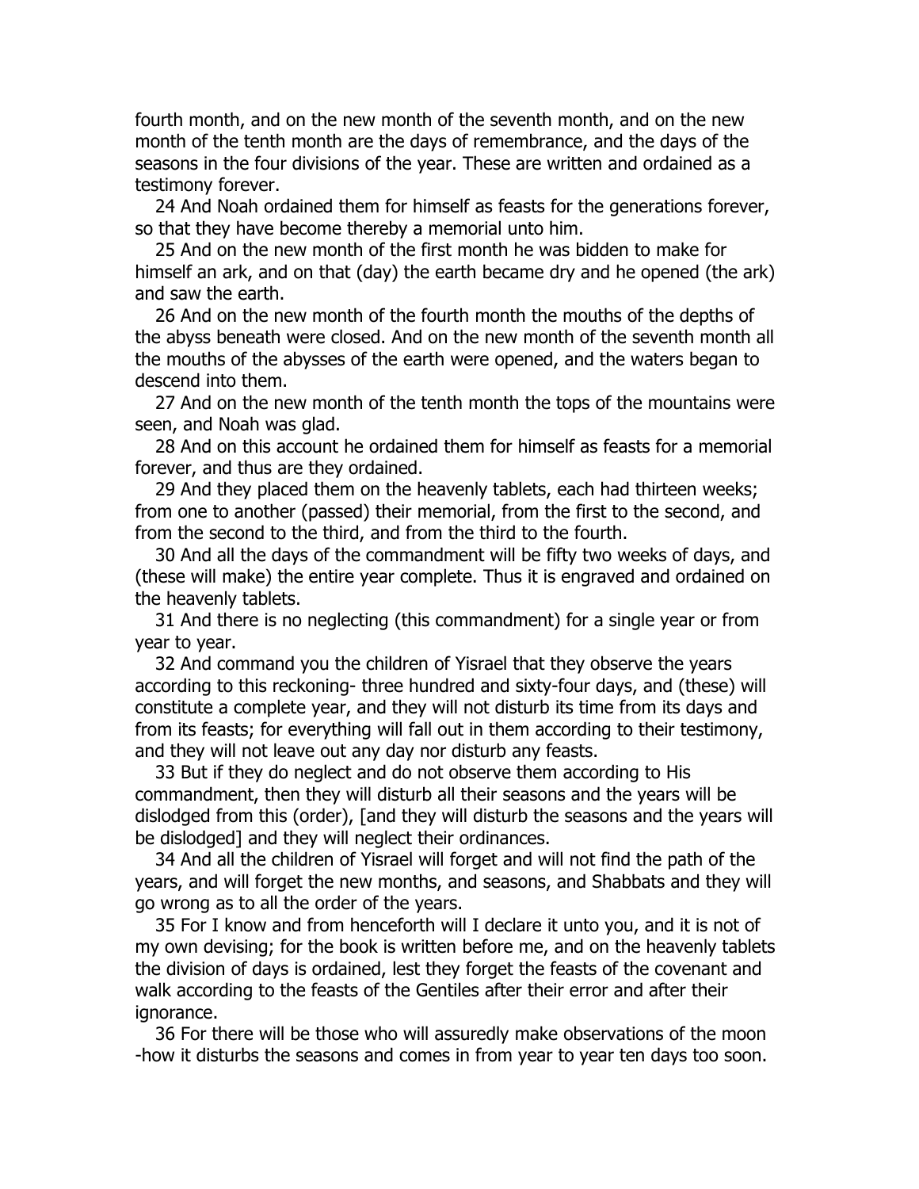fourth month, and on the new month of the seventh month, and on the new month of the tenth month are the days of remembrance, and the days of the seasons in the four divisions of the year. These are written and ordained as a testimony forever.

24 And Noah ordained them for himself as feasts for the generations forever, so that they have become thereby a memorial unto him.

25 And on the new month of the first month he was bidden to make for himself an ark, and on that (day) the earth became dry and he opened (the ark) and saw the earth.

26 And on the new month of the fourth month the mouths of the depths of the abyss beneath were closed. And on the new month of the seventh month all the mouths of the abysses of the earth were opened, and the waters began to descend into them.

27 And on the new month of the tenth month the tops of the mountains were seen, and Noah was glad.

28 And on this account he ordained them for himself as feasts for a memorial forever, and thus are they ordained.

29 And they placed them on the heavenly tablets, each had thirteen weeks; from one to another (passed) their memorial, from the first to the second, and from the second to the third, and from the third to the fourth.

30 And all the days of the commandment will be fifty two weeks of days, and (these will make) the entire year complete. Thus it is engraved and ordained on the heavenly tablets.

31 And there is no neglecting (this commandment) for a single year or from year to year.

32 And command you the children of Yisrael that they observe the years according to this reckoning- three hundred and sixty-four days, and (these) will constitute a complete year, and they will not disturb its time from its days and from its feasts; for everything will fall out in them according to their testimony, and they will not leave out any day nor disturb any feasts.

33 But if they do neglect and do not observe them according to His commandment, then they will disturb all their seasons and the years will be dislodged from this (order), [and they will disturb the seasons and the years will be dislodged] and they will neglect their ordinances.

34 And all the children of Yisrael will forget and will not find the path of the years, and will forget the new months, and seasons, and Shabbats and they will go wrong as to all the order of the years.

35 For I know and from henceforth will I declare it unto you, and it is not of my own devising; for the book is written before me, and on the heavenly tablets the division of days is ordained, lest they forget the feasts of the covenant and walk according to the feasts of the Gentiles after their error and after their ignorance.

36 For there will be those who will assuredly make observations of the moon -how it disturbs the seasons and comes in from year to year ten days too soon.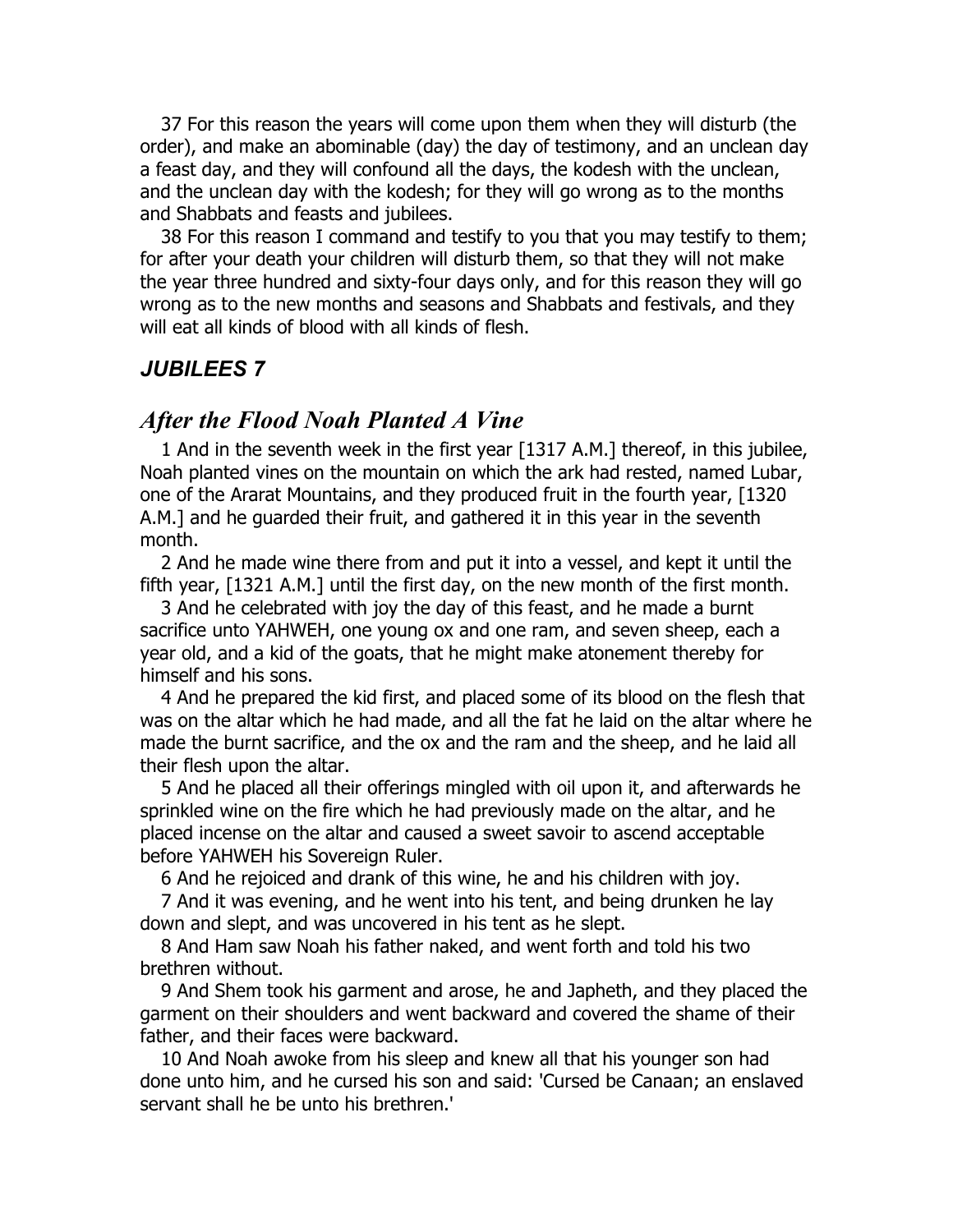37 For this reason the years will come upon them when they will disturb (the order), and make an abominable (day) the day of testimony, and an unclean day a feast day, and they will confound all the days, the kodesh with the unclean, and the unclean day with the kodesh; for they will go wrong as to the months and Shabbats and feasts and jubilees.

38 For this reason I command and testify to you that you may testify to them; for after your death your children will disturb them, so that they will not make the year three hundred and sixty-four days only, and for this reason they will go wrong as to the new months and seasons and Shabbats and festivals, and they will eat all kinds of blood with all kinds of flesh.

## *JUBILEES 7*

## *After the Flood Noah Planted A Vine*

1 And in the seventh week in the first year [1317 A.M.] thereof, in this jubilee, Noah planted vines on the mountain on which the ark had rested, named Lubar, one of the Ararat Mountains, and they produced fruit in the fourth year, [1320 A.M.] and he guarded their fruit, and gathered it in this year in the seventh month.

2 And he made wine there from and put it into a vessel, and kept it until the fifth year, [1321 A.M.] until the first day, on the new month of the first month.

3 And he celebrated with joy the day of this feast, and he made a burnt sacrifice unto YAHWEH, one young ox and one ram, and seven sheep, each a year old, and a kid of the goats, that he might make atonement thereby for himself and his sons.

4 And he prepared the kid first, and placed some of its blood on the flesh that was on the altar which he had made, and all the fat he laid on the altar where he made the burnt sacrifice, and the ox and the ram and the sheep, and he laid all their flesh upon the altar.

5 And he placed all their offerings mingled with oil upon it, and afterwards he sprinkled wine on the fire which he had previously made on the altar, and he placed incense on the altar and caused a sweet savoir to ascend acceptable before YAHWEH his Sovereign Ruler.

6 And he rejoiced and drank of this wine, he and his children with joy.

7 And it was evening, and he went into his tent, and being drunken he lay down and slept, and was uncovered in his tent as he slept.

8 And Ham saw Noah his father naked, and went forth and told his two brethren without.

9 And Shem took his garment and arose, he and Japheth, and they placed the garment on their shoulders and went backward and covered the shame of their father, and their faces were backward.

10 And Noah awoke from his sleep and knew all that his younger son had done unto him, and he cursed his son and said: 'Cursed be Canaan; an enslaved servant shall he be unto his brethren.'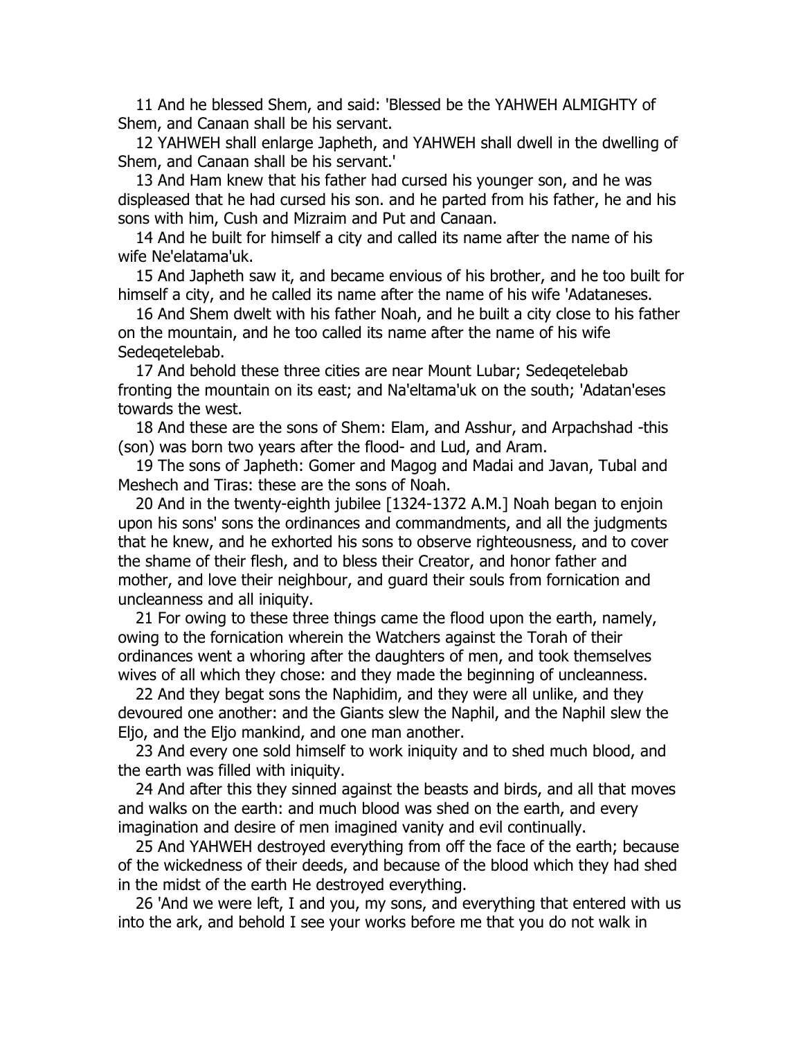11 And he blessed Shem, and said: 'Blessed be the YAHWEH ALMIGHTY of Shem, and Canaan shall be his servant.

12 YAHWEH shall enlarge Japheth, and YAHWEH shall dwell in the dwelling of Shem, and Canaan shall be his servant.'

13 And Ham knew that his father had cursed his younger son, and he was displeased that he had cursed his son. and he parted from his father, he and his sons with him, Cush and Mizraim and Put and Canaan.

14 And he built for himself a city and called its name after the name of his wife Ne'elatama'uk.

15 And Japheth saw it, and became envious of his brother, and he too built for himself a city, and he called its name after the name of his wife 'Adataneses.

16 And Shem dwelt with his father Noah, and he built a city close to his father on the mountain, and he too called its name after the name of his wife Sedeqetelebab.

17 And behold these three cities are near Mount Lubar; Sedeqetelebab fronting the mountain on its east; and Na'eltama'uk on the south; 'Adatan'eses towards the west.

18 And these are the sons of Shem: Elam, and Asshur, and Arpachshad -this (son) was born two years after the flood- and Lud, and Aram.

19 The sons of Japheth: Gomer and Magog and Madai and Javan, Tubal and Meshech and Tiras: these are the sons of Noah.

20 And in the twenty-eighth jubilee [1324-1372 A.M.] Noah began to enjoin upon his sons' sons the ordinances and commandments, and all the judgments that he knew, and he exhorted his sons to observe righteousness, and to cover the shame of their flesh, and to bless their Creator, and honor father and mother, and love their neighbour, and guard their souls from fornication and uncleanness and all iniquity.

21 For owing to these three things came the flood upon the earth, namely, owing to the fornication wherein the Watchers against the Torah of their ordinances went a whoring after the daughters of men, and took themselves wives of all which they chose: and they made the beginning of uncleanness.

22 And they begat sons the Naphidim, and they were all unlike, and they devoured one another: and the Giants slew the Naphil, and the Naphil slew the Eljo, and the Eljo mankind, and one man another.

23 And every one sold himself to work iniquity and to shed much blood, and the earth was filled with iniquity.

24 And after this they sinned against the beasts and birds, and all that moves and walks on the earth: and much blood was shed on the earth, and every imagination and desire of men imagined vanity and evil continually.

25 And YAHWEH destroyed everything from off the face of the earth; because of the wickedness of their deeds, and because of the blood which they had shed in the midst of the earth He destroyed everything.

26 'And we were left, I and you, my sons, and everything that entered with us into the ark, and behold I see your works before me that you do not walk in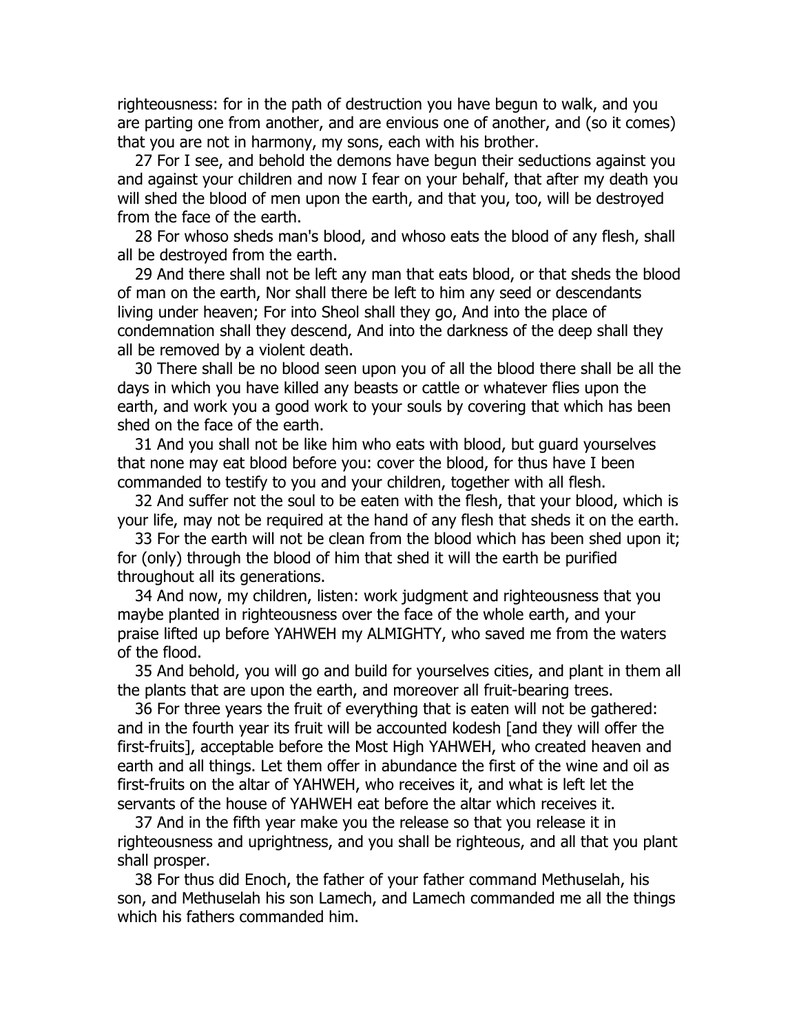righteousness: for in the path of destruction you have begun to walk, and you are parting one from another, and are envious one of another, and (so it comes) that you are not in harmony, my sons, each with his brother.

27 For I see, and behold the demons have begun their seductions against you and against your children and now I fear on your behalf, that after my death you will shed the blood of men upon the earth, and that you, too, will be destroyed from the face of the earth.

28 For whoso sheds man's blood, and whoso eats the blood of any flesh, shall all be destroyed from the earth.

29 And there shall not be left any man that eats blood, or that sheds the blood of man on the earth, Nor shall there be left to him any seed or descendants living under heaven; For into Sheol shall they go, And into the place of condemnation shall they descend, And into the darkness of the deep shall they all be removed by a violent death.

30 There shall be no blood seen upon you of all the blood there shall be all the days in which you have killed any beasts or cattle or whatever flies upon the earth, and work you a good work to your souls by covering that which has been shed on the face of the earth.

31 And you shall not be like him who eats with blood, but guard yourselves that none may eat blood before you: cover the blood, for thus have I been commanded to testify to you and your children, together with all flesh.

32 And suffer not the soul to be eaten with the flesh, that your blood, which is your life, may not be required at the hand of any flesh that sheds it on the earth.

33 For the earth will not be clean from the blood which has been shed upon it; for (only) through the blood of him that shed it will the earth be purified throughout all its generations.

34 And now, my children, listen: work judgment and righteousness that you maybe planted in righteousness over the face of the whole earth, and your praise lifted up before YAHWEH my ALMIGHTY, who saved me from the waters of the flood.

35 And behold, you will go and build for yourselves cities, and plant in them all the plants that are upon the earth, and moreover all fruit-bearing trees.

36 For three years the fruit of everything that is eaten will not be gathered: and in the fourth year its fruit will be accounted kodesh [and they will offer the first-fruits], acceptable before the Most High YAHWEH, who created heaven and earth and all things. Let them offer in abundance the first of the wine and oil as first-fruits on the altar of YAHWEH, who receives it, and what is left let the servants of the house of YAHWEH eat before the altar which receives it.

37 And in the fifth year make you the release so that you release it in righteousness and uprightness, and you shall be righteous, and all that you plant shall prosper.

38 For thus did Enoch, the father of your father command Methuselah, his son, and Methuselah his son Lamech, and Lamech commanded me all the things which his fathers commanded him.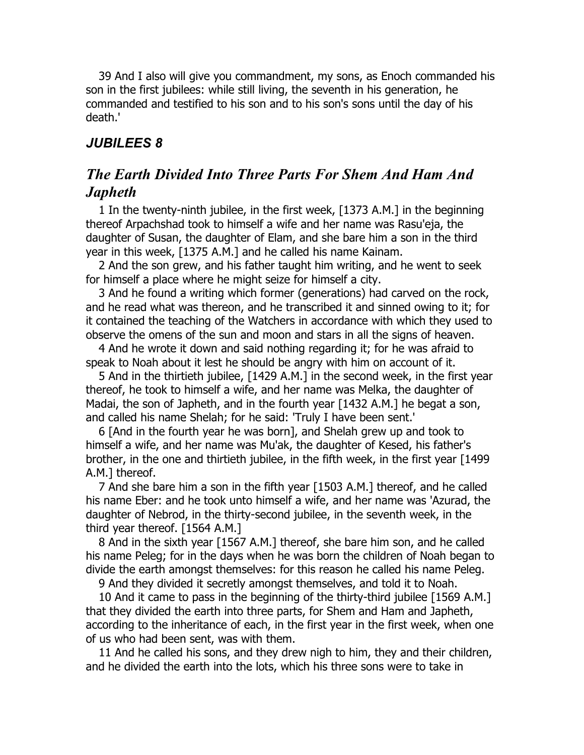39 And I also will give you commandment, my sons, as Enoch commanded his son in the first jubilees: while still living, the seventh in his generation, he commanded and testified to his son and to his son's sons until the day of his death.'

## JUBILEES 8

## *The Earth Divided Into Three Parts For Shem And Ham And Japheth*

1 In the twenty-ninth jubilee, in the first week, [1373 A.M.] in the beginning thereof Arpachshad took to himself a wife and her name was Rasu'eja, the daughter of Susan, the daughter of Elam, and she bare him a son in the third year in this week, [1375 A.M.] and he called his name Kainam.

2 And the son grew, and his father taught him writing, and he went to seek for himself a place where he might seize for himself a city.

3 And he found a writing which former (generations) had carved on the rock, and he read what was thereon, and he transcribed it and sinned owing to it; for it contained the teaching of the Watchers in accordance with which they used to observe the omens of the sun and moon and stars in all the signs of heaven.

4 And he wrote it down and said nothing regarding it; for he was afraid to speak to Noah about it lest he should be angry with him on account of it.

5 And in the thirtieth jubilee, [1429 A.M.] in the second week, in the first year thereof, he took to himself a wife, and her name was Melka, the daughter of Madai, the son of Japheth, and in the fourth year [1432 A.M.] he begat a son, and called his name Shelah; for he said: 'Truly I have been sent.'

6 [And in the fourth year he was born], and Shelah grew up and took to himself a wife, and her name was Mu'ak, the daughter of Kesed, his father's brother, in the one and thirtieth jubilee, in the fifth week, in the first year [1499 A.M.] thereof.

7 And she bare him a son in the fifth year [1503 A.M.] thereof, and he called his name Eber: and he took unto himself a wife, and her name was 'Azurad, the daughter of Nebrod, in the thirty-second jubilee, in the seventh week, in the third year thereof. [1564 A.M.]

8 And in the sixth year [1567 A.M.] thereof, she bare him son, and he called his name Peleg; for in the days when he was born the children of Noah began to divide the earth amongst themselves: for this reason he called his name Peleg.

9 And they divided it secretly amongst themselves, and told it to Noah.

10 And it came to pass in the beginning of the thirty-third jubilee [1569 A.M.] that they divided the earth into three parts, for Shem and Ham and Japheth, according to the inheritance of each, in the first year in the first week, when one of us who had been sent, was with them.

11 And he called his sons, and they drew nigh to him, they and their children, and he divided the earth into the lots, which his three sons were to take in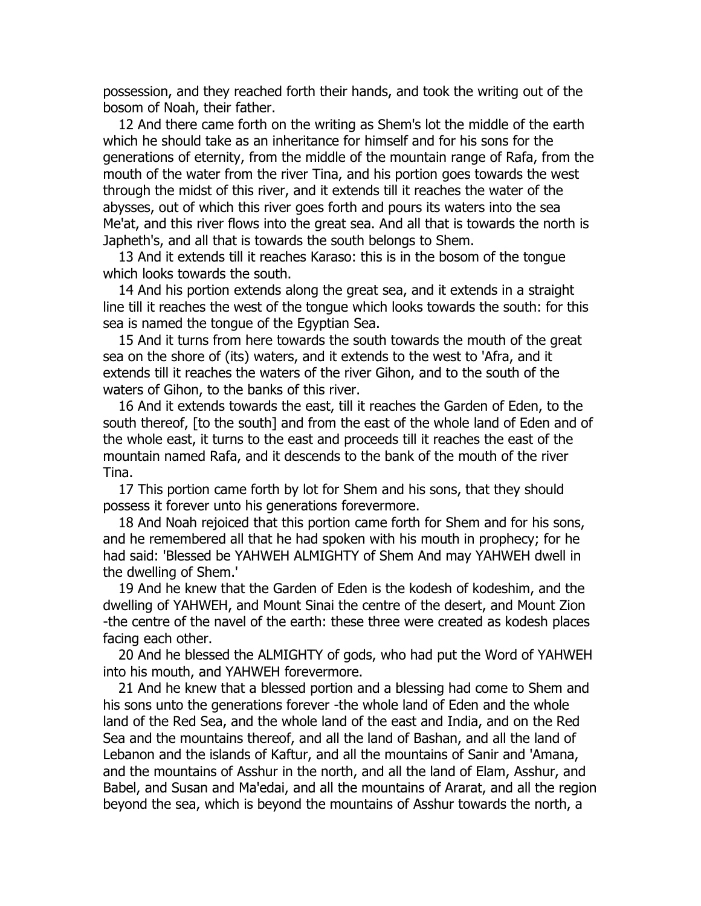possession, and they reached forth their hands, and took the writing out of the bosom of Noah, their father.

12 And there came forth on the writing as Shem's lot the middle of the earth which he should take as an inheritance for himself and for his sons for the generations of eternity, from the middle of the mountain range of Rafa, from the mouth of the water from the river Tina, and his portion goes towards the west through the midst of this river, and it extends till it reaches the water of the abysses, out of which this river goes forth and pours its waters into the sea Me'at, and this river flows into the great sea. And all that is towards the north is Japheth's, and all that is towards the south belongs to Shem.

13 And it extends till it reaches Karaso: this is in the bosom of the tongue which looks towards the south.

14 And his portion extends along the great sea, and it extends in a straight line till it reaches the west of the tongue which looks towards the south: for this sea is named the tongue of the Egyptian Sea.

15 And it turns from here towards the south towards the mouth of the great sea on the shore of (its) waters, and it extends to the west to 'Afra, and it extends till it reaches the waters of the river Gihon, and to the south of the waters of Gihon, to the banks of this river.

16 And it extends towards the east, till it reaches the Garden of Eden, to the south thereof, [to the south] and from the east of the whole land of Eden and of the whole east, it turns to the east and proceeds till it reaches the east of the mountain named Rafa, and it descends to the bank of the mouth of the river Tina.

17 This portion came forth by lot for Shem and his sons, that they should possess it forever unto his generations forevermore.

18 And Noah rejoiced that this portion came forth for Shem and for his sons, and he remembered all that he had spoken with his mouth in prophecy; for he had said: 'Blessed be YAHWEH ALMIGHTY of Shem And may YAHWEH dwell in the dwelling of Shem.'

19 And he knew that the Garden of Eden is the kodesh of kodeshim, and the dwelling of YAHWEH, and Mount Sinai the centre of the desert, and Mount Zion -the centre of the navel of the earth: these three were created as kodesh places facing each other.

20 And he blessed the ALMIGHTY of gods, who had put the Word of YAHWEH into his mouth, and YAHWEH forevermore.

21 And he knew that a blessed portion and a blessing had come to Shem and his sons unto the generations forever -the whole land of Eden and the whole land of the Red Sea, and the whole land of the east and India, and on the Red Sea and the mountains thereof, and all the land of Bashan, and all the land of Lebanon and the islands of Kaftur, and all the mountains of Sanir and 'Amana, and the mountains of Asshur in the north, and all the land of Elam, Asshur, and Babel, and Susan and Ma'edai, and all the mountains of Ararat, and all the region beyond the sea, which is beyond the mountains of Asshur towards the north, a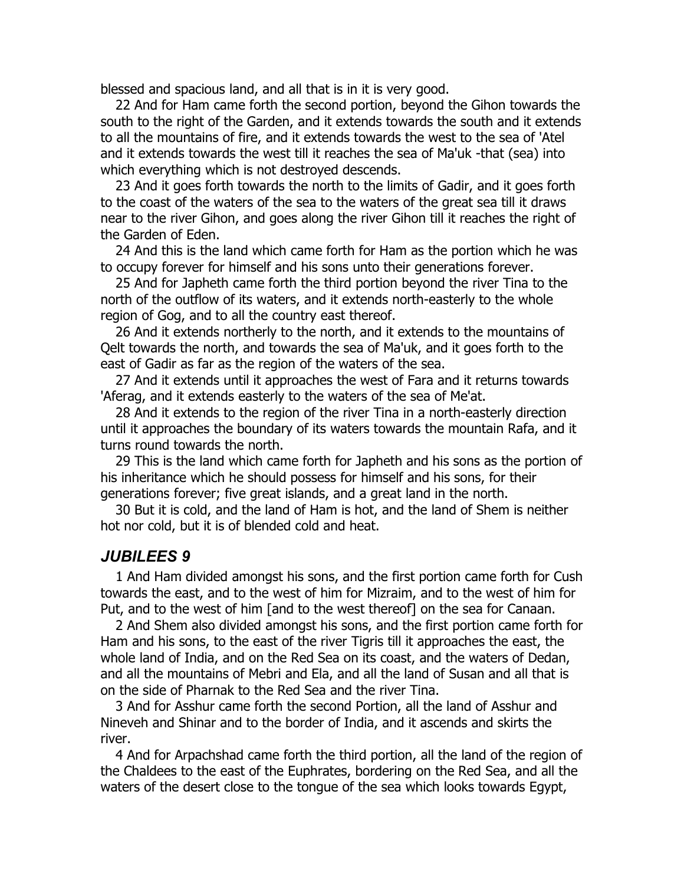blessed and spacious land, and all that is in it is very good.

22 And for Ham came forth the second portion, beyond the Gihon towards the south to the right of the Garden, and it extends towards the south and it extends to all the mountains of fire, and it extends towards the west to the sea of 'Atel and it extends towards the west till it reaches the sea of Ma'uk -that (sea) into which everything which is not destroyed descends.

23 And it goes forth towards the north to the limits of Gadir, and it goes forth to the coast of the waters of the sea to the waters of the great sea till it draws near to the river Gihon, and goes along the river Gihon till it reaches the right of the Garden of Eden.

24 And this is the land which came forth for Ham as the portion which he was to occupy forever for himself and his sons unto their generations forever.

25 And for Japheth came forth the third portion beyond the river Tina to the north of the outflow of its waters, and it extends north-easterly to the whole region of Gog, and to all the country east thereof.

26 And it extends northerly to the north, and it extends to the mountains of Qelt towards the north, and towards the sea of Ma'uk, and it goes forth to the east of Gadir as far as the region of the waters of the sea.

27 And it extends until it approaches the west of Fara and it returns towards 'Aferag, and it extends easterly to the waters of the sea of Me'at.

28 And it extends to the region of the river Tina in a north-easterly direction until it approaches the boundary of its waters towards the mountain Rafa, and it turns round towards the north.

29 This is the land which came forth for Japheth and his sons as the portion of his inheritance which he should possess for himself and his sons, for their generations forever; five great islands, and a great land in the north.

30 But it is cold, and the land of Ham is hot, and the land of Shem is neither hot nor cold, but it is of blended cold and heat.

## *JUBILEES 9*

1 And Ham divided amongst his sons, and the first portion came forth for Cush towards the east, and to the west of him for Mizraim, and to the west of him for Put, and to the west of him [and to the west thereof] on the sea for Canaan.

2 And Shem also divided amongst his sons, and the first portion came forth for Ham and his sons, to the east of the river Tigris till it approaches the east, the whole land of India, and on the Red Sea on its coast, and the waters of Dedan, and all the mountains of Mebri and Ela, and all the land of Susan and all that is on the side of Pharnak to the Red Sea and the river Tina.

3 And for Asshur came forth the second Portion, all the land of Asshur and Nineveh and Shinar and to the border of India, and it ascends and skirts the river.

4 And for Arpachshad came forth the third portion, all the land of the region of the Chaldees to the east of the Euphrates, bordering on the Red Sea, and all the waters of the desert close to the tongue of the sea which looks towards Egypt,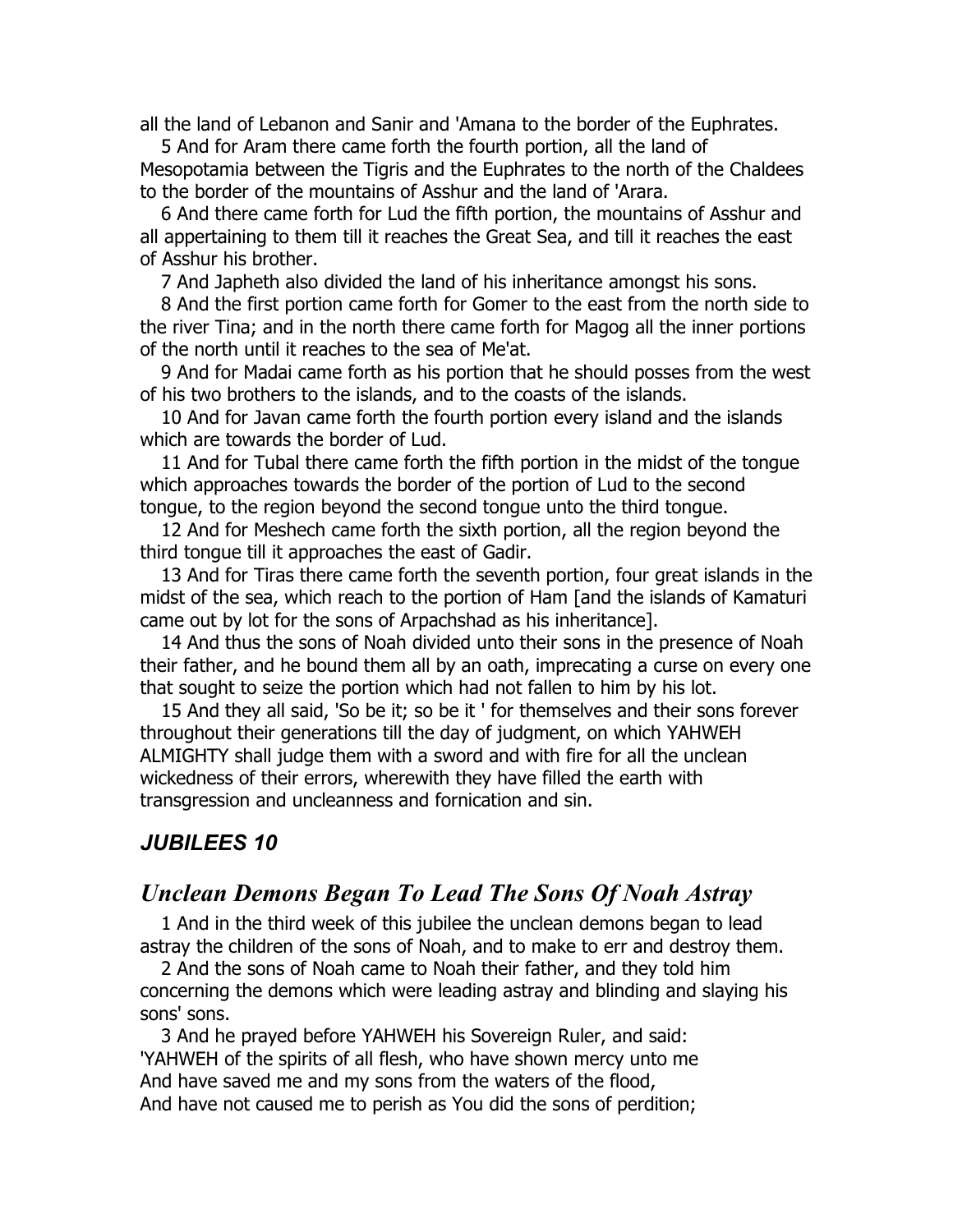all the land of Lebanon and Sanir and 'Amana to the border of the Euphrates.

5 And for Aram there came forth the fourth portion, all the land of Mesopotamia between the Tigris and the Euphrates to the north of the Chaldees to the border of the mountains of Asshur and the land of 'Arara.

6 And there came forth for Lud the fifth portion, the mountains of Asshur and all appertaining to them till it reaches the Great Sea, and till it reaches the east of Asshur his brother.

7 And Japheth also divided the land of his inheritance amongst his sons.

8 And the first portion came forth for Gomer to the east from the north side to the river Tina; and in the north there came forth for Magog all the inner portions of the north until it reaches to the sea of Me'at.

9 And for Madai came forth as his portion that he should posses from the west of his two brothers to the islands, and to the coasts of the islands.

10 And for Javan came forth the fourth portion every island and the islands which are towards the border of Lud.

11 And for Tubal there came forth the fifth portion in the midst of the tongue which approaches towards the border of the portion of Lud to the second tongue, to the region beyond the second tongue unto the third tongue.

12 And for Meshech came forth the sixth portion, all the region beyond the third tongue till it approaches the east of Gadir.

13 And for Tiras there came forth the seventh portion, four great islands in the midst of the sea, which reach to the portion of Ham [and the islands of Kamaturi came out by lot for the sons of Arpachshad as his inheritance].

14 And thus the sons of Noah divided unto their sons in the presence of Noah their father, and he bound them all by an oath, imprecating a curse on every one that sought to seize the portion which had not fallen to him by his lot.

15 And they all said, 'So be it; so be it ' for themselves and their sons forever throughout their generations till the day of judgment, on which YAHWEH ALMIGHTY shall judge them with a sword and with fire for all the unclean wickedness of their errors, wherewith they have filled the earth with transgression and uncleanness and fornication and sin.

## *JUBILEES 10*

## *Unclean Demons Began To Lead The Sons Of Noah Astray*

1 And in the third week of this jubilee the unclean demons began to lead astray the children of the sons of Noah, and to make to err and destroy them.

2 And the sons of Noah came to Noah their father, and they told him concerning the demons which were leading astray and blinding and slaying his sons' sons.

3 And he prayed before YAHWEH his Sovereign Ruler, and said:
'YAHWEH of the spirits of all flesh, who have shown mercy unto me
And have saved me and my sons from the waters of the flood,
And have not caused me to perish as You did the sons of perdition;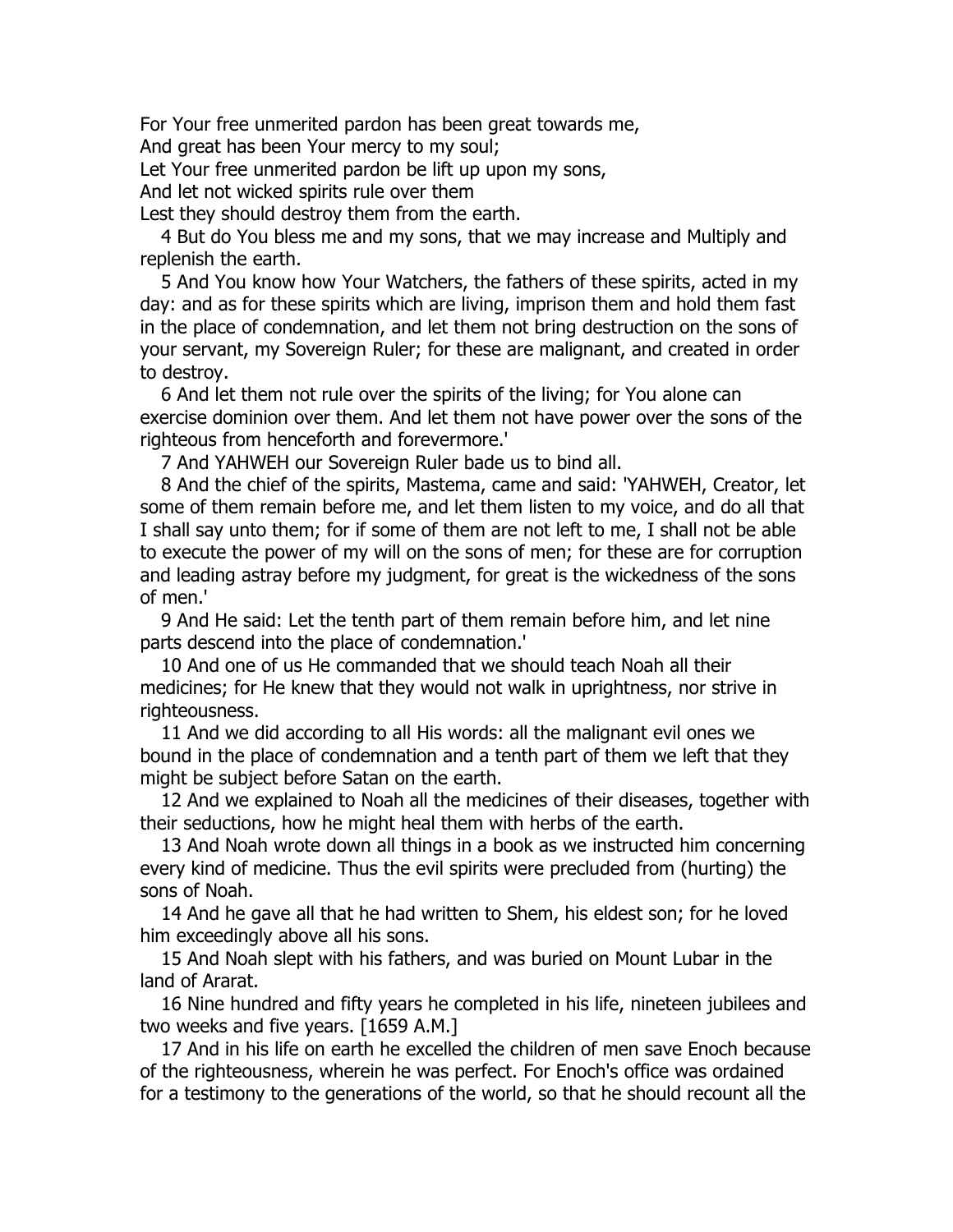For Your free unmerited pardon has been great towards me,  
And great has been Your mercy to my soul;  
Let Your free unmerited pardon be lift up upon my sons,  
And let not wicked spirits rule over them  
Lest they should destroy them from the earth.

4 But do You bless me and my sons, that we may increase and Multiply and replenish the earth.

5 And You know how Your Watchers, the fathers of these spirits, acted in my day: and as for these spirits which are living, imprison them and hold them fast in the place of condemnation, and let them not bring destruction on the sons of your servant, my Sovereign Ruler; for these are malignant, and created in order to destroy.

6 And let them not rule over the spirits of the living; for You alone can exercise dominion over them. And let them not have power over the sons of the righteous from henceforth and forevermore.'

7 And YAHWEH our Sovereign Ruler bade us to bind all.

8 And the chief of the spirits, Mastema, came and said: 'YAHWEH, Creator, let some of them remain before me, and let them listen to my voice, and do all that I shall say unto them; for if some of them are not left to me, I shall not be able to execute the power of my will on the sons of men; for these are for corruption and leading astray before my judgment, for great is the wickedness of the sons of men.'

9 And He said: Let the tenth part of them remain before him, and let nine parts descend into the place of condemnation.'

10 And one of us He commanded that we should teach Noah all their medicines; for He knew that they would not walk in uprightness, nor strive in righteousness.

11 And we did according to all His words: all the malignant evil ones we bound in the place of condemnation and a tenth part of them we left that they might be subject before Satan on the earth.

12 And we explained to Noah all the medicines of their diseases, together with their seductions, how he might heal them with herbs of the earth.

13 And Noah wrote down all things in a book as we instructed him concerning every kind of medicine. Thus the evil spirits were precluded from (hurting) the sons of Noah.

14 And he gave all that he had written to Shem, his eldest son; for he loved him exceedingly above all his sons.

15 And Noah slept with his fathers, and was buried on Mount Lubar in the land of Ararat.

16 Nine hundred and fifty years he completed in his life, nineteen jubilees and two weeks and five years. [1659 A.M.]

17 And in his life on earth he excelled the children of men save Enoch because of the righteousness, wherein he was perfect. For Enoch's office was ordained for a testimony to the generations of the world, so that he should recount all the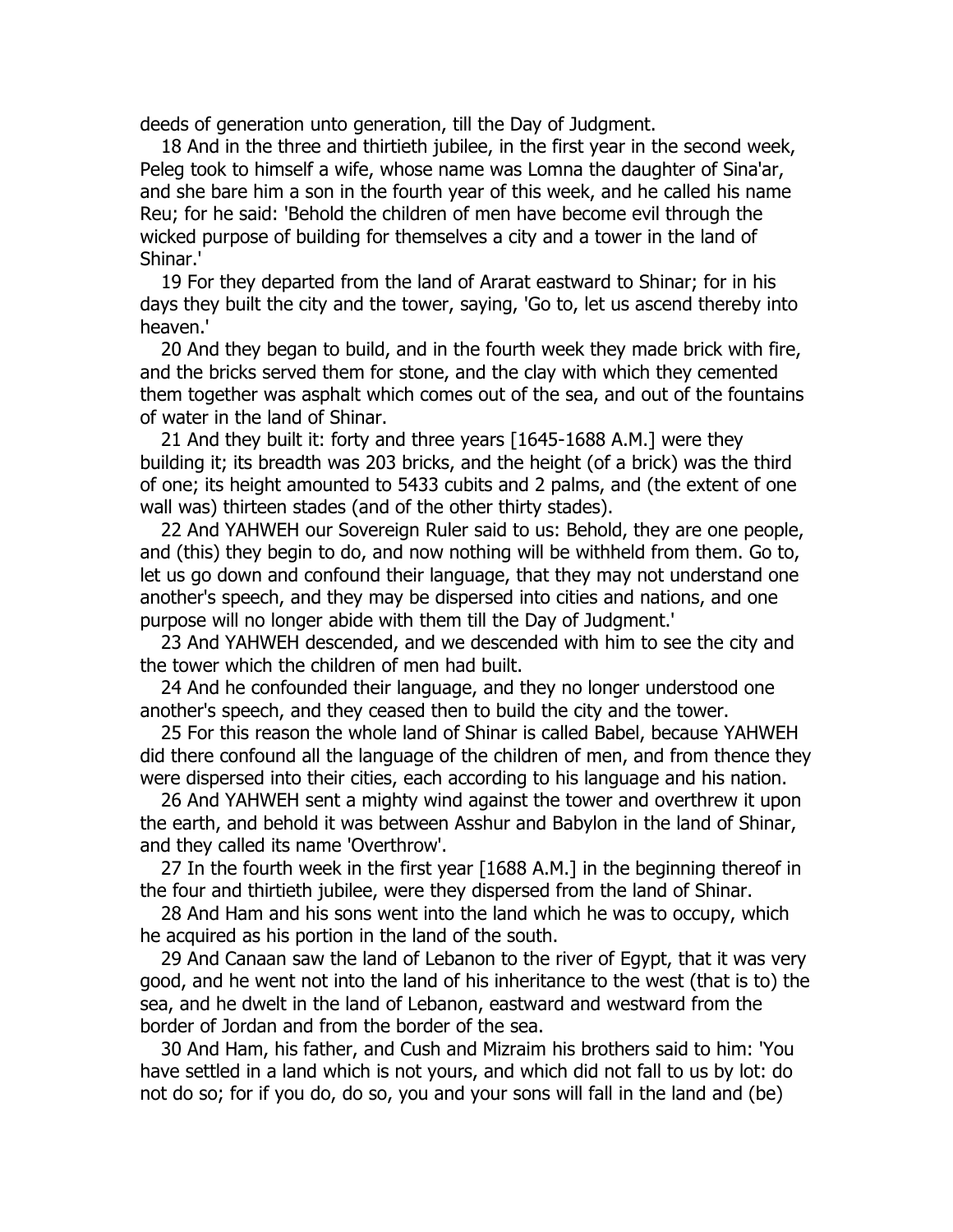deeds of generation unto generation, till the Day of Judgment.

18 And in the three and thirtieth jubilee, in the first year in the second week, Peleg took to himself a wife, whose name was Lomna the daughter of Sina'ar, and she bare him a son in the fourth year of this week, and he called his name Reu; for he said: 'Behold the children of men have become evil through the wicked purpose of building for themselves a city and a tower in the land of Shinar.'

19 For they departed from the land of Ararat eastward to Shinar; for in his days they built the city and the tower, saying, 'Go to, let us ascend thereby into heaven.'

20 And they began to build, and in the fourth week they made brick with fire, and the bricks served them for stone, and the clay with which they cemented them together was asphalt which comes out of the sea, and out of the fountains of water in the land of Shinar.

21 And they built it: forty and three years [1645-1688 A.M.] were they building it; its breadth was 203 bricks, and the height (of a brick) was the third of one; its height amounted to 5433 cubits and 2 palms, and (the extent of one wall was) thirteen stades (and of the other thirty stades).

22 And YAHWEH our Sovereign Ruler said to us: Behold, they are one people, and (this) they begin to do, and now nothing will be withheld from them. Go to, let us go down and confound their language, that they may not understand one another's speech, and they may be dispersed into cities and nations, and one purpose will no longer abide with them till the Day of Judgment.'

23 And YAHWEH descended, and we descended with him to see the city and the tower which the children of men had built.

24 And he confounded their language, and they no longer understood one another's speech, and they ceased then to build the city and the tower.

25 For this reason the whole land of Shinar is called Babel, because YAHWEH did there confound all the language of the children of men, and from thence they were dispersed into their cities, each according to his language and his nation.

26 And YAHWEH sent a mighty wind against the tower and overthrew it upon the earth, and behold it was between Asshur and Babylon in the land of Shinar, and they called its name 'Overthrow'.

27 In the fourth week in the first year [1688 A.M.] in the beginning thereof in the four and thirtieth jubilee, were they dispersed from the land of Shinar.

28 And Ham and his sons went into the land which he was to occupy, which he acquired as his portion in the land of the south.

29 And Canaan saw the land of Lebanon to the river of Egypt, that it was very good, and he went not into the land of his inheritance to the west (that is to) the sea, and he dwelt in the land of Lebanon, eastward and westward from the border of Jordan and from the border of the sea.

30 And Ham, his father, and Cush and Mizraim his brothers said to him: 'You have settled in a land which is not yours, and which did not fall to us by lot: do not do so; for if you do, do so, you and your sons will fall in the land and (be)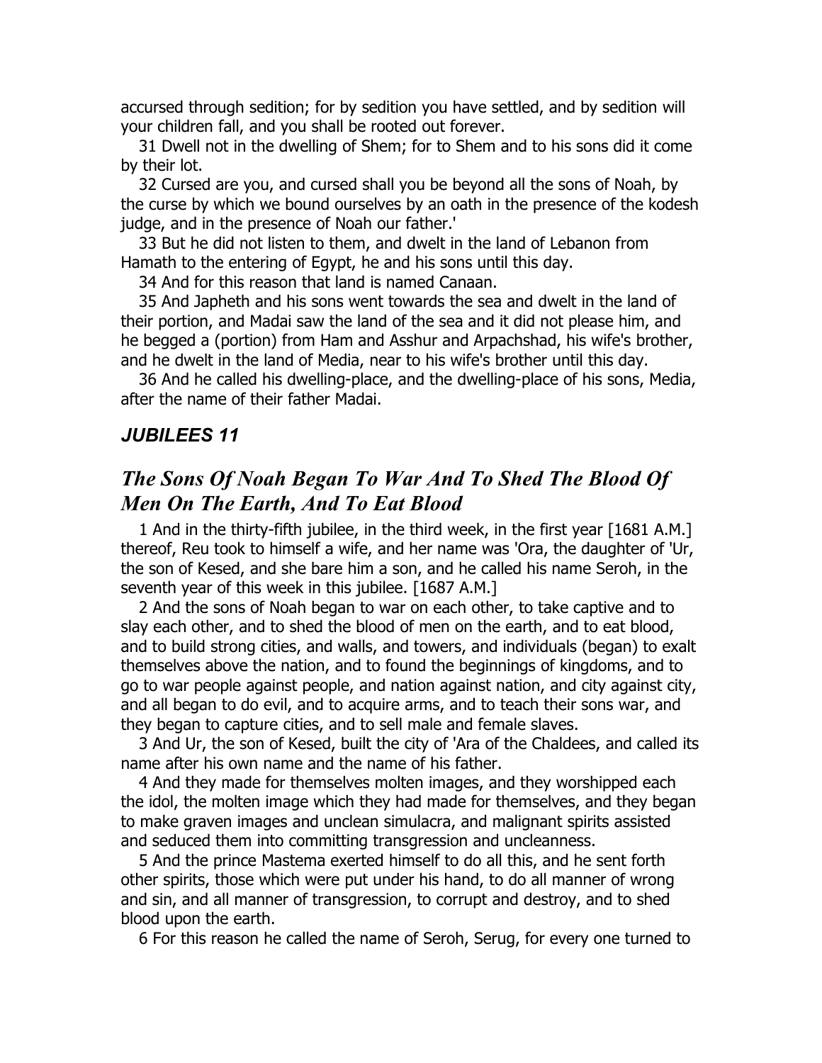accursed through sedition; for by sedition you have settled, and by sedition will your children fall, and you shall be rooted out forever.

31 Dwell not in the dwelling of Shem; for to Shem and to his sons did it come by their lot.

32 Cursed are you, and cursed shall you be beyond all the sons of Noah, by the curse by which we bound ourselves by an oath in the presence of the kodesh judge, and in the presence of Noah our father.'

33 But he did not listen to them, and dwelt in the land of Lebanon from Hamath to the entering of Egypt, he and his sons until this day.

34 And for this reason that land is named Canaan.

35 And Japheth and his sons went towards the sea and dwelt in the land of their portion, and Madai saw the land of the sea and it did not please him, and he begged a (portion) from Ham and Asshur and Arpachshad, his wife's brother, and he dwelt in the land of Media, near to his wife's brother until this day.

36 And he called his dwelling-place, and the dwelling-place of his sons, Media, after the name of their father Madai.

### *JUBILEES 11*

## *The Sons Of Noah Began To War And To Shed The Blood Of Men On The Earth, And To Eat Blood*

1 And in the thirty-fifth jubilee, in the third week, in the first year [1681 A.M.] thereof, Reu took to himself a wife, and her name was 'Ora, the daughter of 'Ur, the son of Kesed, and she bare him a son, and he called his name Seroh, in the seventh year of this week in this jubilee. [1687 A.M.]

2 And the sons of Noah began to war on each other, to take captive and to slay each other, and to shed the blood of men on the earth, and to eat blood, and to build strong cities, and walls, and towers, and individuals (began) to exalt themselves above the nation, and to found the beginnings of kingdoms, and to go to war people against people, and nation against nation, and city against city, and all began to do evil, and to acquire arms, and to teach their sons war, and they began to capture cities, and to sell male and female slaves.

3 And Ur, the son of Kesed, built the city of 'Ara of the Chaldees, and called its name after his own name and the name of his father.

4 And they made for themselves molten images, and they worshipped each the idol, the molten image which they had made for themselves, and they began to make graven images and unclean simulacra, and malignant spirits assisted and seduced them into committing transgression and uncleanness.

5 And the prince Mastema exerted himself to do all this, and he sent forth other spirits, those which were put under his hand, to do all manner of wrong and sin, and all manner of transgression, to corrupt and destroy, and to shed blood upon the earth.

6 For this reason he called the name of Seroh, Serug, for every one turned to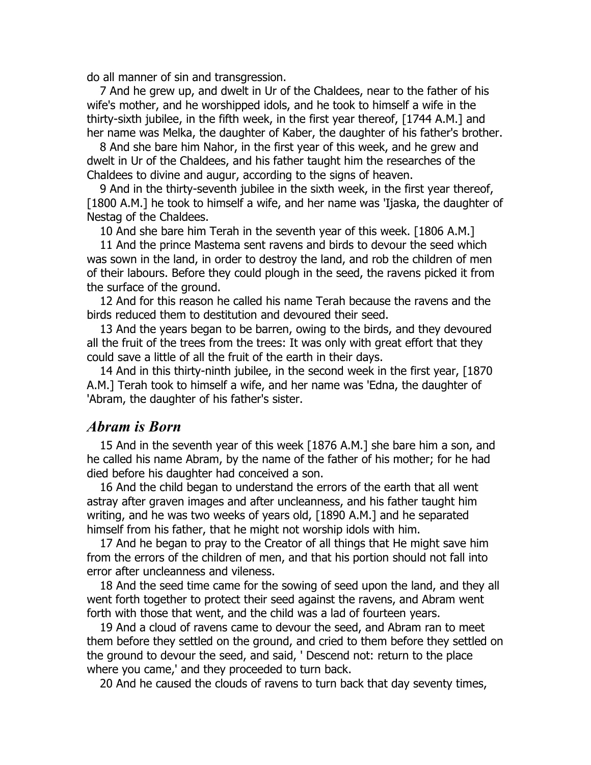do all manner of sin and transgression.

7 And he grew up, and dwelt in Ur of the Chaldees, near to the father of his wife's mother, and he worshipped idols, and he took to himself a wife in the thirty-sixth jubilee, in the fifth week, in the first year thereof, [1744 A.M.] and her name was Melka, the daughter of Kaber, the daughter of his father's brother.

8 And she bare him Nahor, in the first year of this week, and he grew and dwelt in Ur of the Chaldees, and his father taught him the researches of the Chaldees to divine and augur, according to the signs of heaven.

9 And in the thirty-seventh jubilee in the sixth week, in the first year thereof, [1800 A.M.] he took to himself a wife, and her name was 'Ijaska, the daughter of Nestag of the Chaldees.

10 And she bare him Terah in the seventh year of this week. [1806 A.M.]

11 And the prince Mastema sent ravens and birds to devour the seed which was sown in the land, in order to destroy the land, and rob the children of men of their labours. Before they could plough in the seed, the ravens picked it from the surface of the ground.

12 And for this reason he called his name Terah because the ravens and the birds reduced them to destitution and devoured their seed.

13 And the years began to be barren, owing to the birds, and they devoured all the fruit of the trees from the trees: It was only with great effort that they could save a little of all the fruit of the earth in their days.

14 And in this thirty-ninth jubilee, in the second week in the first year, [1870 A.M.] Terah took to himself a wife, and her name was 'Edna, the daughter of 'Abram, the daughter of his father's sister.

## *Abram is Born*

15 And in the seventh year of this week [1876 A.M.] she bare him a son, and he called his name Abram, by the name of the father of his mother; for he had died before his daughter had conceived a son.

16 And the child began to understand the errors of the earth that all went astray after graven images and after uncleanness, and his father taught him writing, and he was two weeks of years old, [1890 A.M.] and he separated himself from his father, that he might not worship idols with him.

17 And he began to pray to the Creator of all things that He might save him from the errors of the children of men, and that his portion should not fall into error after uncleanness and vileness.

18 And the seed time came for the sowing of seed upon the land, and they all went forth together to protect their seed against the ravens, and Abram went forth with those that went, and the child was a lad of fourteen years.

19 And a cloud of ravens came to devour the seed, and Abram ran to meet them before they settled on the ground, and cried to them before they settled on the ground to devour the seed, and said, ' Descend not: return to the place where you came,' and they proceeded to turn back.

20 And he caused the clouds of ravens to turn back that day seventy times,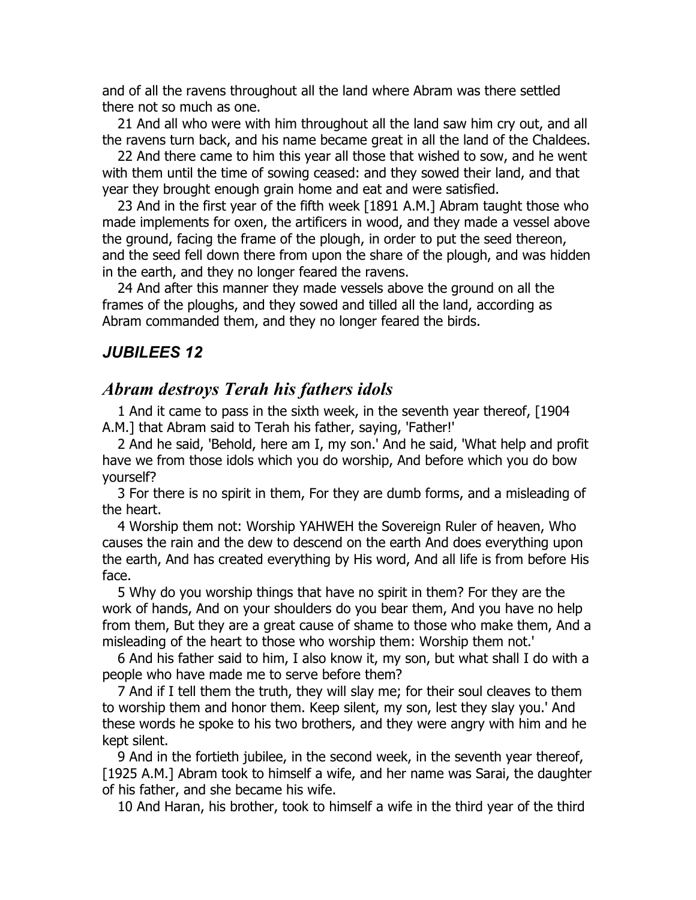and of all the ravens throughout all the land where Abram was there settled there not so much as one.

21 And all who were with him throughout all the land saw him cry out, and all the ravens turn back, and his name became great in all the land of the Chaldees.

22 And there came to him this year all those that wished to sow, and he went with them until the time of sowing ceased: and they sowed their land, and that year they brought enough grain home and eat and were satisfied.

23 And in the first year of the fifth week [1891 A.M.] Abram taught those who made implements for oxen, the artificers in wood, and they made a vessel above the ground, facing the frame of the plough, in order to put the seed thereon, and the seed fell down there from upon the share of the plough, and was hidden in the earth, and they no longer feared the ravens.

24 And after this manner they made vessels above the ground on all the frames of the ploughs, and they sowed and tilled all the land, according as Abram commanded them, and they no longer feared the birds.

## *JUBILEES 12*

## *Abram destroys Terah his fathers idols*

1 And it came to pass in the sixth week, in the seventh year thereof, [1904 A.M.] that Abram said to Terah his father, saying, 'Father!'

2 And he said, 'Behold, here am I, my son.' And he said, 'What help and profit have we from those idols which you do worship, And before which you do bow yourself?

3 For there is no spirit in them, For they are dumb forms, and a misleading of the heart.

4 Worship them not: Worship YAHWEH the Sovereign Ruler of heaven, Who causes the rain and the dew to descend on the earth And does everything upon the earth, And has created everything by His word, And all life is from before His face.

5 Why do you worship things that have no spirit in them? For they are the work of hands, And on your shoulders do you bear them, And you have no help from them, But they are a great cause of shame to those who make them, And a misleading of the heart to those who worship them: Worship them not.'

6 And his father said to him, I also know it, my son, but what shall I do with a people who have made me to serve before them?

7 And if I tell them the truth, they will slay me; for their soul cleaves to them to worship them and honor them. Keep silent, my son, lest they slay you.' And these words he spoke to his two brothers, and they were angry with him and he kept silent.

9 And in the fortieth jubilee, in the second week, in the seventh year thereof, [1925 A.M.] Abram took to himself a wife, and her name was Sarai, the daughter of his father, and she became his wife.

10 And Haran, his brother, took to himself a wife in the third year of the third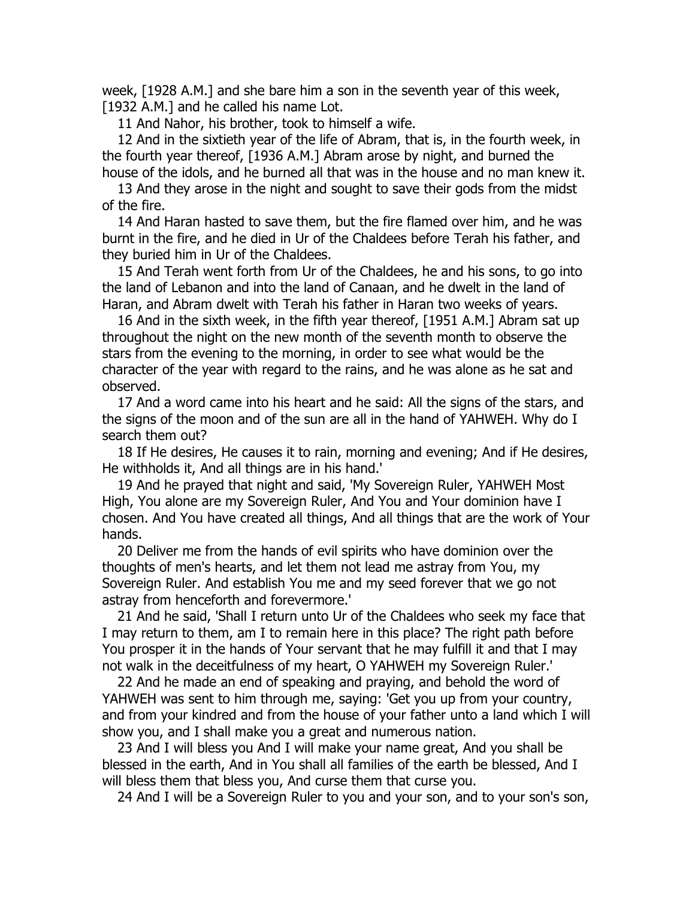week, [1928 A.M.] and she bare him a son in the seventh year of this week, [1932 A.M.] and he called his name Lot.

11 And Nahor, his brother, took to himself a wife.

12 And in the sixtieth year of the life of Abram, that is, in the fourth week, in the fourth year thereof, [1936 A.M.] Abram arose by night, and burned the house of the idols, and he burned all that was in the house and no man knew it.

13 And they arose in the night and sought to save their gods from the midst of the fire.

14 And Haran hasted to save them, but the fire flamed over him, and he was burnt in the fire, and he died in Ur of the Chaldees before Terah his father, and they buried him in Ur of the Chaldees.

15 And Terah went forth from Ur of the Chaldees, he and his sons, to go into the land of Lebanon and into the land of Canaan, and he dwelt in the land of Haran, and Abram dwelt with Terah his father in Haran two weeks of years.

16 And in the sixth week, in the fifth year thereof, [1951 A.M.] Abram sat up throughout the night on the new month of the seventh month to observe the stars from the evening to the morning, in order to see what would be the character of the year with regard to the rains, and he was alone as he sat and observed.

17 And a word came into his heart and he said: All the signs of the stars, and the signs of the moon and of the sun are all in the hand of YAHWEH. Why do I search them out?

18 If He desires, He causes it to rain, morning and evening; And if He desires, He withholds it, And all things are in his hand.'

19 And he prayed that night and said, 'My Sovereign Ruler, YAHWEH Most High, You alone are my Sovereign Ruler, And You and Your dominion have I chosen. And You have created all things, And all things that are the work of Your hands.

20 Deliver me from the hands of evil spirits who have dominion over the thoughts of men's hearts, and let them not lead me astray from You, my Sovereign Ruler. And establish You me and my seed forever that we go not astray from henceforth and forevermore.'

21 And he said, 'Shall I return unto Ur of the Chaldees who seek my face that I may return to them, am I to remain here in this place? The right path before You prosper it in the hands of Your servant that he may fulfill it and that I may not walk in the deceitfulness of my heart, O YAHWEH my Sovereign Ruler.'

22 And he made an end of speaking and praying, and behold the word of YAHWEH was sent to him through me, saying: 'Get you up from your country, and from your kindred and from the house of your father unto a land which I will show you, and I shall make you a great and numerous nation.

23 And I will bless you And I will make your name great, And you shall be blessed in the earth, And in You shall all families of the earth be blessed, And I will bless them that bless you, And curse them that curse you.

24 And I will be a Sovereign Ruler to you and your son, and to your son's son,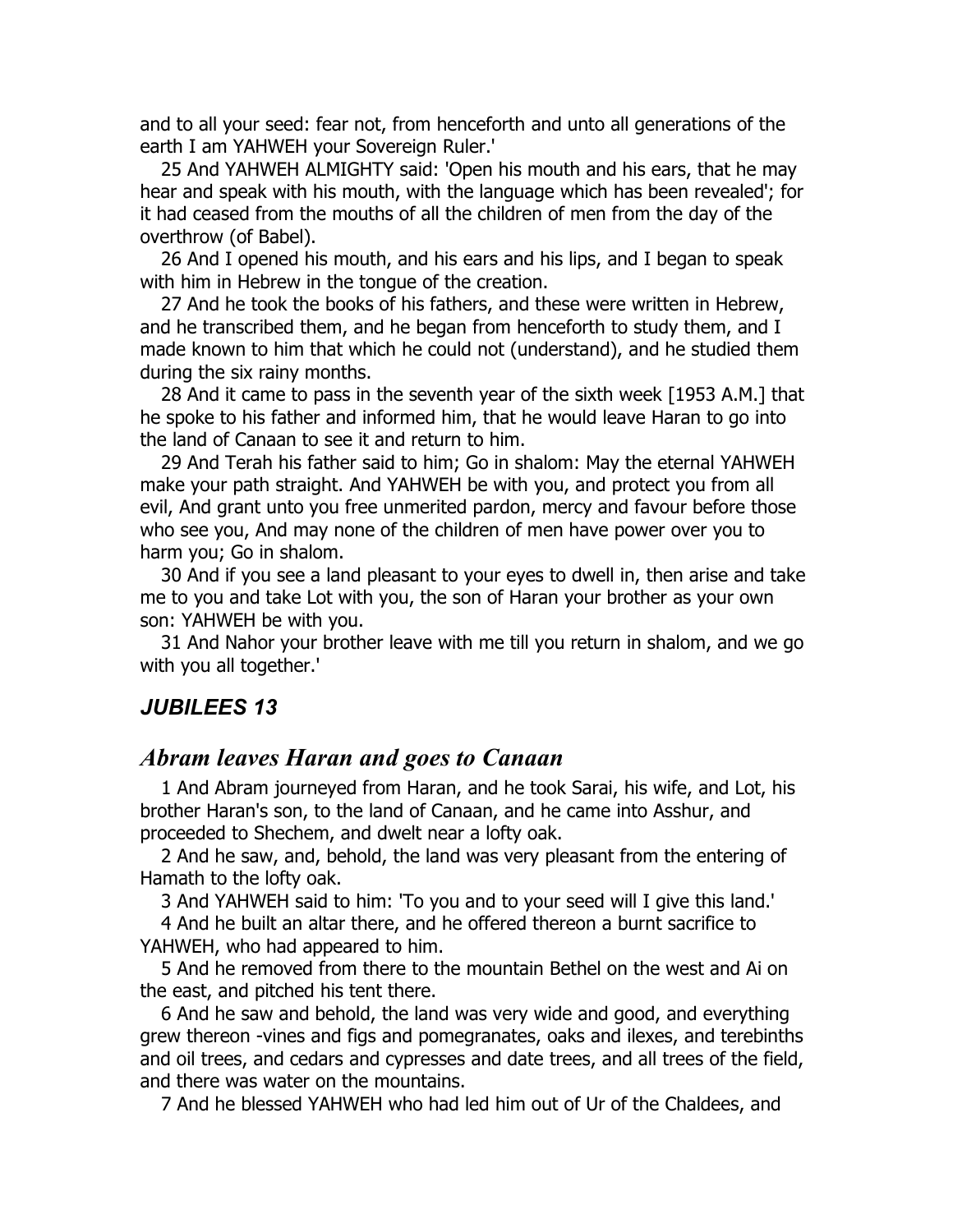and to all your seed: fear not, from henceforth and unto all generations of the earth I am YAHWEH your Sovereign Ruler.'

25 And YAHWEH ALMIGHTY said: 'Open his mouth and his ears, that he may hear and speak with his mouth, with the language which has been revealed'; for it had ceased from the mouths of all the children of men from the day of the overthrow (of Babel).

26 And I opened his mouth, and his ears and his lips, and I began to speak with him in Hebrew in the tongue of the creation.

27 And he took the books of his fathers, and these were written in Hebrew, and he transcribed them, and he began from henceforth to study them, and I made known to him that which he could not (understand), and he studied them during the six rainy months.

28 And it came to pass in the seventh year of the sixth week [1953 A.M.] that he spoke to his father and informed him, that he would leave Haran to go into the land of Canaan to see it and return to him.

29 And Terah his father said to him; Go in shalom: May the eternal YAHWEH make your path straight. And YAHWEH be with you, and protect you from all evil, And grant unto you free unmerited pardon, mercy and favour before those who see you, And may none of the children of men have power over you to harm you; Go in shalom.

30 And if you see a land pleasant to your eyes to dwell in, then arise and take me to you and take Lot with you, the son of Haran your brother as your own son: YAHWEH be with you.

31 And Nahor your brother leave with me till you return in shalom, and we go with you all together.'

## *JUBILEES 13*

### *Abram leaves Haran and goes to Canaan*

1 And Abram journeyed from Haran, and he took Sarai, his wife, and Lot, his brother Haran's son, to the land of Canaan, and he came into Asshur, and proceeded to Shechem, and dwelt near a lofty oak.

2 And he saw, and, behold, the land was very pleasant from the entering of Hamath to the lofty oak.

3 And YAHWEH said to him: 'To you and to your seed will I give this land.'

4 And he built an altar there, and he offered thereon a burnt sacrifice to YAHWEH, who had appeared to him.

5 And he removed from there to the mountain Bethel on the west and Ai on the east, and pitched his tent there.

6 And he saw and behold, the land was very wide and good, and everything grew thereon -vines and figs and pomegranates, oaks and ilexes, and terebinths and oil trees, and cedars and cypresses and date trees, and all trees of the field, and there was water on the mountains.

7 And he blessed YAHWEH who had led him out of Ur of the Chaldees, and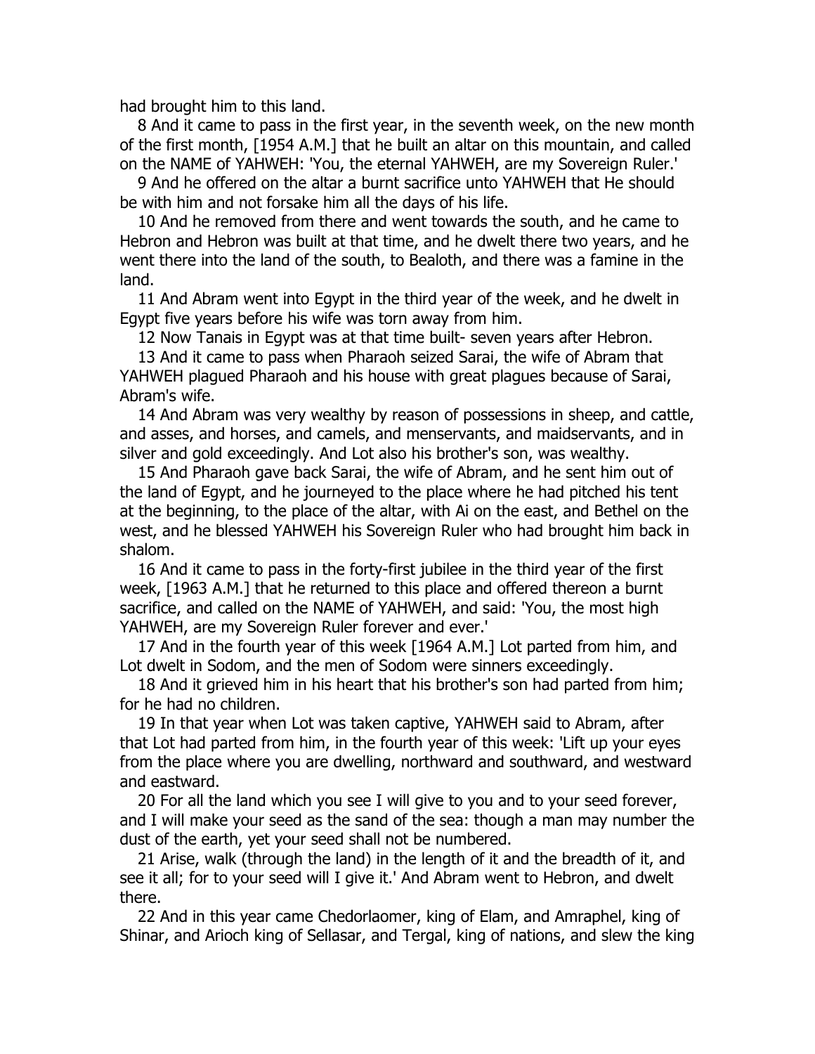had brought him to this land.

8 And it came to pass in the first year, in the seventh week, on the new month of the first month, [1954 A.M.] that he built an altar on this mountain, and called on the NAME of YAHWEH: 'You, the eternal YAHWEH, are my Sovereign Ruler.'

9 And he offered on the altar a burnt sacrifice unto YAHWEH that He should be with him and not forsake him all the days of his life.

10 And he removed from there and went towards the south, and he came to Hebron and Hebron was built at that time, and he dwelt there two years, and he went there into the land of the south, to Bealoth, and there was a famine in the land.

11 And Abram went into Egypt in the third year of the week, and he dwelt in Egypt five years before his wife was torn away from him.

12 Now Tanais in Egypt was at that time built- seven years after Hebron.

13 And it came to pass when Pharaoh seized Sarai, the wife of Abram that YAHWEH plagued Pharaoh and his house with great plagues because of Sarai, Abram's wife.

14 And Abram was very wealthy by reason of possessions in sheep, and cattle, and asses, and horses, and camels, and menservants, and maidservants, and in silver and gold exceedingly. And Lot also his brother's son, was wealthy.

15 And Pharaoh gave back Sarai, the wife of Abram, and he sent him out of the land of Egypt, and he journeyed to the place where he had pitched his tent at the beginning, to the place of the altar, with Ai on the east, and Bethel on the west, and he blessed YAHWEH his Sovereign Ruler who had brought him back in shalom.

16 And it came to pass in the forty-first jubilee in the third year of the first week, [1963 A.M.] that he returned to this place and offered thereon a burnt sacrifice, and called on the NAME of YAHWEH, and said: 'You, the most high YAHWEH, are my Sovereign Ruler forever and ever.'

17 And in the fourth year of this week [1964 A.M.] Lot parted from him, and Lot dwelt in Sodom, and the men of Sodom were sinners exceedingly.

18 And it grieved him in his heart that his brother's son had parted from him; for he had no children.

19 In that year when Lot was taken captive, YAHWEH said to Abram, after that Lot had parted from him, in the fourth year of this week: 'Lift up your eyes from the place where you are dwelling, northward and southward, and westward and eastward.

20 For all the land which you see I will give to you and to your seed forever, and I will make your seed as the sand of the sea: though a man may number the dust of the earth, yet your seed shall not be numbered.

21 Arise, walk (through the land) in the length of it and the breadth of it, and see it all; for to your seed will I give it.' And Abram went to Hebron, and dwelt there.

22 And in this year came Chedorlaomer, king of Elam, and Amraphel, king of Shinar, and Arioch king of Sellasar, and Tergal, king of nations, and slew the king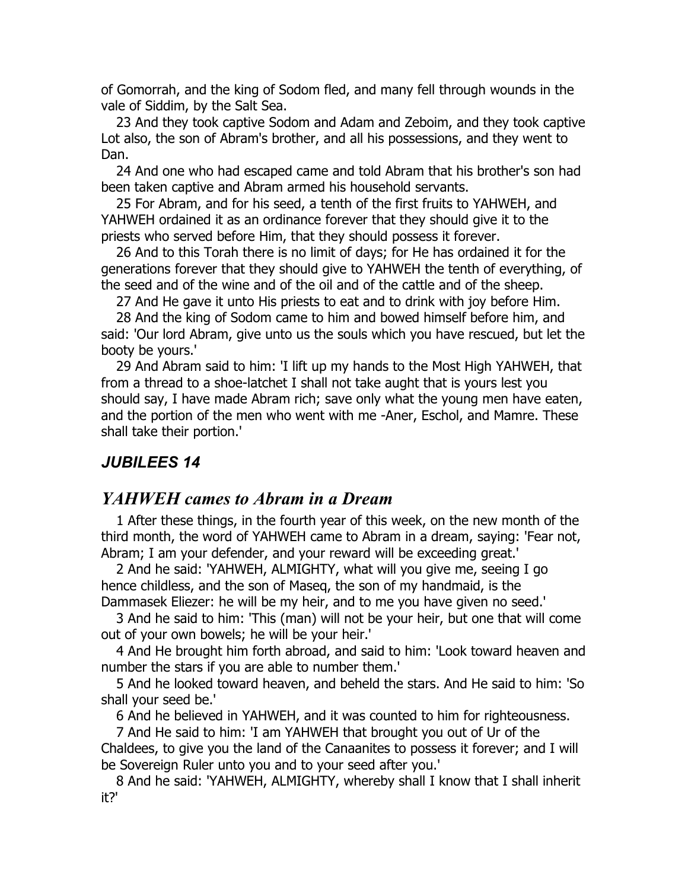of Gomorrah, and the king of Sodom fled, and many fell through wounds in the vale of Siddim, by the Salt Sea.

23 And they took captive Sodom and Adam and Zeboim, and they took captive Lot also, the son of Abram's brother, and all his possessions, and they went to Dan.

24 And one who had escaped came and told Abram that his brother's son had been taken captive and Abram armed his household servants.

25 For Abram, and for his seed, a tenth of the first fruits to YAHWEH, and YAHWEH ordained it as an ordinance forever that they should give it to the priests who served before Him, that they should possess it forever.

26 And to this Torah there is no limit of days; for He has ordained it for the generations forever that they should give to YAHWEH the tenth of everything, of the seed and of the wine and of the oil and of the cattle and of the sheep.

27 And He gave it unto His priests to eat and to drink with joy before Him.

28 And the king of Sodom came to him and bowed himself before him, and said: 'Our lord Abram, give unto us the souls which you have rescued, but let the booty be yours.'

29 And Abram said to him: 'I lift up my hands to the Most High YAHWEH, that from a thread to a shoe-latchet I shall not take aught that is yours lest you should say, I have made Abram rich; save only what the young men have eaten, and the portion of the men who went with me -Aner, Eschol, and Mamre. These shall take their portion.'

## *JUBILEES 14*

## *YAHWEH cames to Abram in a Dream*

1 After these things, in the fourth year of this week, on the new month of the third month, the word of YAHWEH came to Abram in a dream, saying: 'Fear not, Abram; I am your defender, and your reward will be exceeding great.'

2 And he said: 'YAHWEH, ALMIGHTY, what will you give me, seeing I go hence childless, and the son of Maseq, the son of my handmaid, is the Dammasek Eliezer: he will be my heir, and to me you have given no seed.'

3 And he said to him: 'This (man) will not be your heir, but one that will come out of your own bowels; he will be your heir.'

4 And He brought him forth abroad, and said to him: 'Look toward heaven and number the stars if you are able to number them.'

5 And he looked toward heaven, and beheld the stars. And He said to him: 'So shall your seed be.'

6 And he believed in YAHWEH, and it was counted to him for righteousness.

7 And He said to him: 'I am YAHWEH that brought you out of Ur of the Chaldees, to give you the land of the Canaanites to possess it forever; and I will be Sovereign Ruler unto you and to your seed after you.'

8 And he said: 'YAHWEH, ALMIGHTY, whereby shall I know that I shall inherit it?'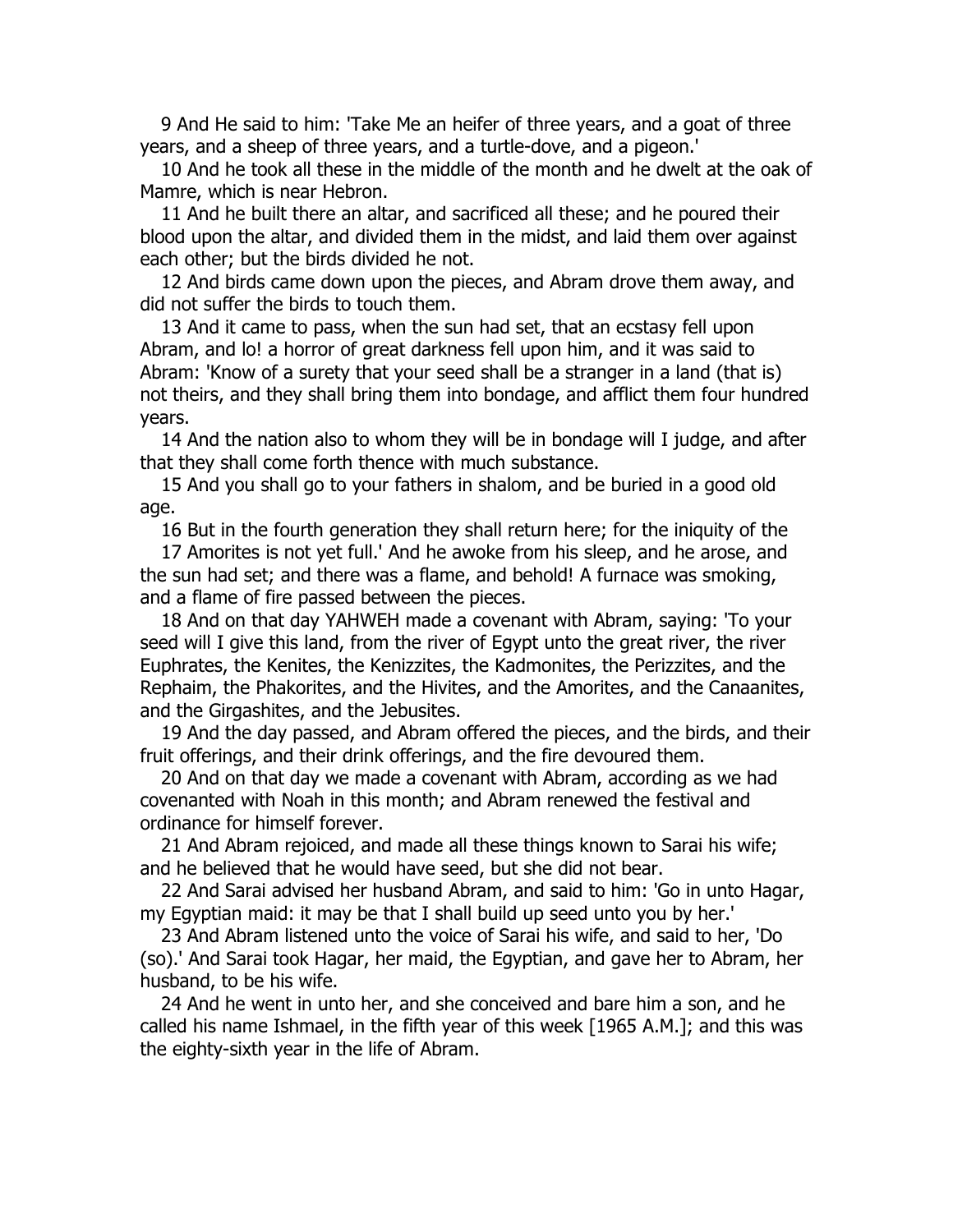9 And He said to him: 'Take Me an heifer of three years, and a goat of three years, and a sheep of three years, and a turtle-dove, and a pigeon.'

10 And he took all these in the middle of the month and he dwelt at the oak of Mamre, which is near Hebron.

11 And he built there an altar, and sacrificed all these; and he poured their blood upon the altar, and divided them in the midst, and laid them over against each other; but the birds divided he not.

12 And birds came down upon the pieces, and Abram drove them away, and did not suffer the birds to touch them.

13 And it came to pass, when the sun had set, that an ecstasy fell upon Abram, and lo! a horror of great darkness fell upon him, and it was said to Abram: 'Know of a surety that your seed shall be a stranger in a land (that is) not theirs, and they shall bring them into bondage, and afflict them four hundred years.

14 And the nation also to whom they will be in bondage will I judge, and after that they shall come forth thence with much substance.

15 And you shall go to your fathers in shalom, and be buried in a good old age.

16 But in the fourth generation they shall return here; for the iniquity of the

17 Amorites is not yet full.' And he awoke from his sleep, and he arose, and the sun had set; and there was a flame, and behold! A furnace was smoking, and a flame of fire passed between the pieces.

18 And on that day YAHWEH made a covenant with Abram, saying: 'To your seed will I give this land, from the river of Egypt unto the great river, the river Euphrates, the Kenites, the Kenizzites, the Kadmonites, the Perizzites, and the Rephaim, the Phakorites, and the Hivites, and the Amorites, and the Canaanites, and the Girgashites, and the Jebusites.

19 And the day passed, and Abram offered the pieces, and the birds, and their fruit offerings, and their drink offerings, and the fire devoured them.

20 And on that day we made a covenant with Abram, according as we had covenanted with Noah in this month; and Abram renewed the festival and ordinance for himself forever.

21 And Abram rejoiced, and made all these things known to Sarai his wife; and he believed that he would have seed, but she did not bear.

22 And Sarai advised her husband Abram, and said to him: 'Go in unto Hagar, my Egyptian maid: it may be that I shall build up seed unto you by her.'

23 And Abram listened unto the voice of Sarai his wife, and said to her, 'Do (so).' And Sarai took Hagar, her maid, the Egyptian, and gave her to Abram, her husband, to be his wife.

24 And he went in unto her, and she conceived and bare him a son, and he called his name Ishmael, in the fifth year of this week [1965 A.M.]; and this was the eighty-sixth year in the life of Abram.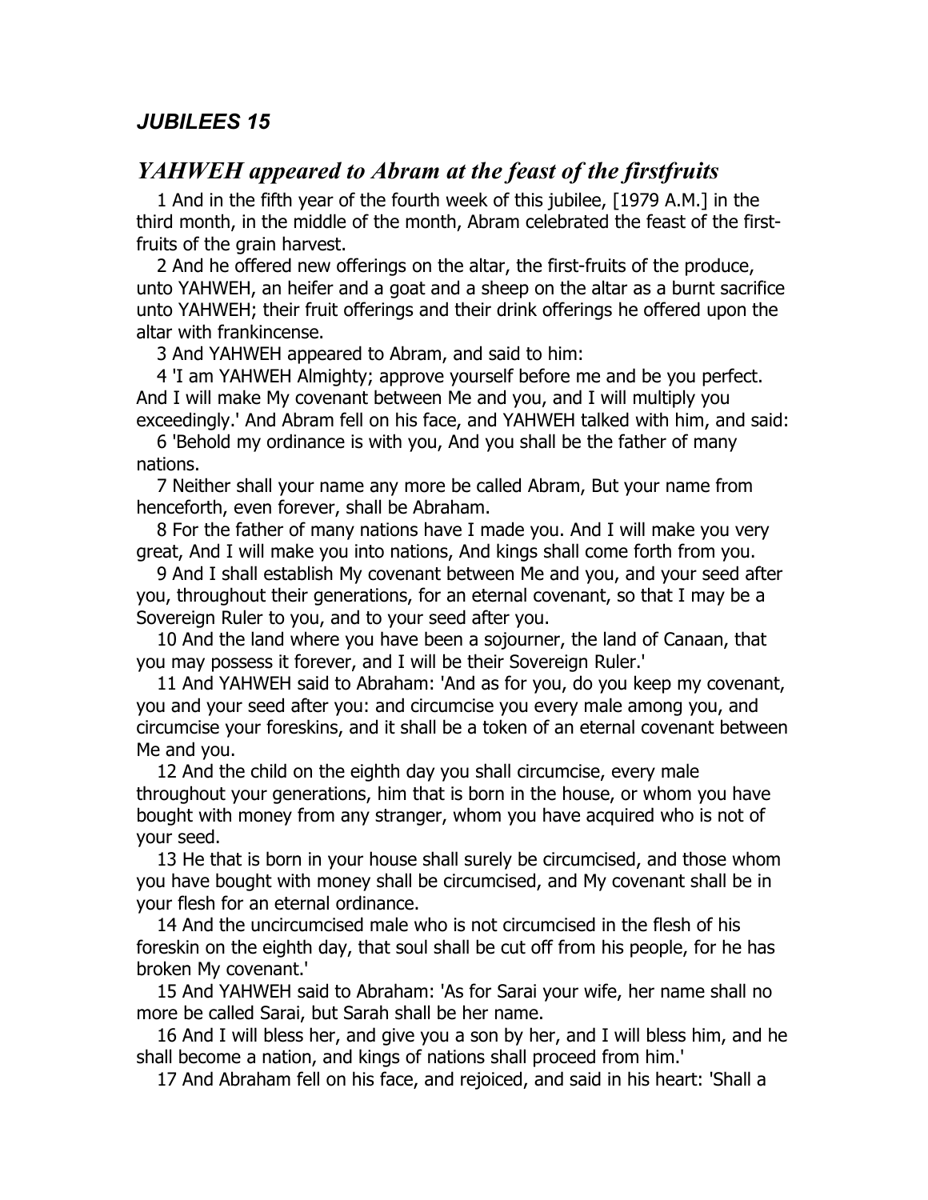## *JUBILEES 15*

### *YAHWEH appeared to Abram at the feast of the firstfruits*

1 And in the fifth year of the fourth week of this jubilee, [1979 A.M.] in the third month, in the middle of the month, Abram celebrated the feast of the first-fruits of the grain harvest.

2 And he offered new offerings on the altar, the first-fruits of the produce, unto YAHWEH, an heifer and a goat and a sheep on the altar as a burnt sacrifice unto YAHWEH; their fruit offerings and their drink offerings he offered upon the altar with frankincense.

3 And YAHWEH appeared to Abram, and said to him:

4 'I am YAHWEH Almighty; approve yourself before me and be you perfect. And I will make My covenant between Me and you, and I will multiply you exceedingly.' And Abram fell on his face, and YAHWEH talked with him, and said:

6 'Behold my ordinance is with you, And you shall be the father of many nations.

7 Neither shall your name any more be called Abram, But your name from henceforth, even forever, shall be Abraham.

8 For the father of many nations have I made you. And I will make you very great, And I will make you into nations, And kings shall come forth from you.

9 And I shall establish My covenant between Me and you, and your seed after you, throughout their generations, for an eternal covenant, so that I may be a Sovereign Ruler to you, and to your seed after you.

10 And the land where you have been a sojourner, the land of Canaan, that you may possess it forever, and I will be their Sovereign Ruler.'

11 And YAHWEH said to Abraham: 'And as for you, do you keep my covenant, you and your seed after you: and circumcise you every male among you, and circumcise your foreskins, and it shall be a token of an eternal covenant between Me and you.

12 And the child on the eighth day you shall circumcise, every male throughout your generations, him that is born in the house, or whom you have bought with money from any stranger, whom you have acquired who is not of your seed.

13 He that is born in your house shall surely be circumcised, and those whom you have bought with money shall be circumcised, and My covenant shall be in your flesh for an eternal ordinance.

14 And the uncircumcised male who is not circumcised in the flesh of his foreskin on the eighth day, that soul shall be cut off from his people, for he has broken My covenant.'

15 And YAHWEH said to Abraham: 'As for Sarai your wife, her name shall no more be called Sarai, but Sarah shall be her name.

16 And I will bless her, and give you a son by her, and I will bless him, and he shall become a nation, and kings of nations shall proceed from him.'

17 And Abraham fell on his face, and rejoiced, and said in his heart: 'Shall a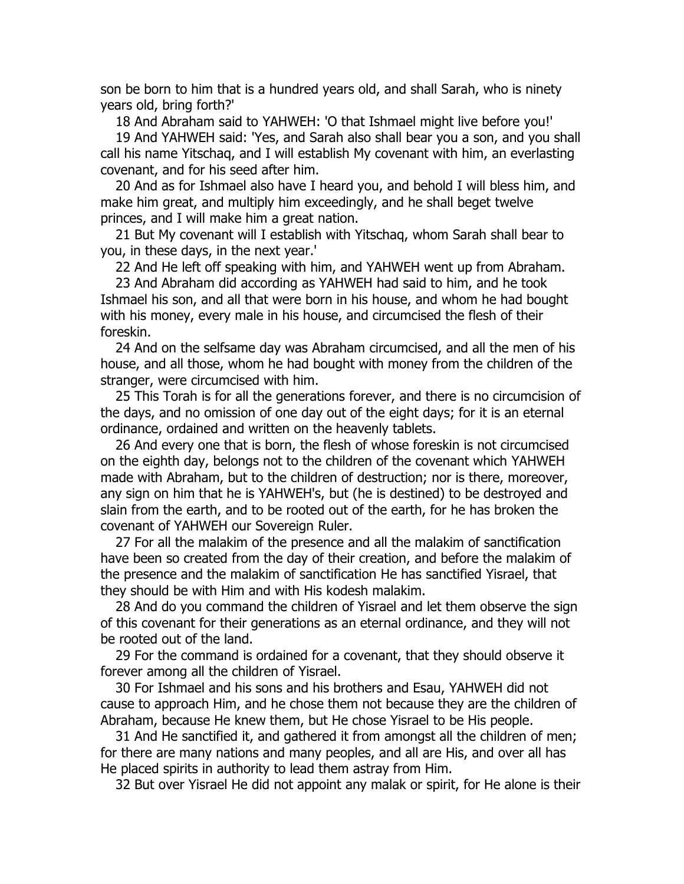son be born to him that is a hundred years old, and shall Sarah, who is ninety years old, bring forth?'

18 And Abraham said to YAHWEH: 'O that Ishmael might live before you!'

19 And YAHWEH said: 'Yes, and Sarah also shall bear you a son, and you shall call his name Yitschaq, and I will establish My covenant with him, an everlasting covenant, and for his seed after him.

20 And as for Ishmael also have I heard you, and behold I will bless him, and make him great, and multiply him exceedingly, and he shall beget twelve princes, and I will make him a great nation.

21 But My covenant will I establish with Yitschaq, whom Sarah shall bear to you, in these days, in the next year.'

22 And He left off speaking with him, and YAHWEH went up from Abraham.

23 And Abraham did according as YAHWEH had said to him, and he took Ishmael his son, and all that were born in his house, and whom he had bought with his money, every male in his house, and circumcised the flesh of their foreskin.

24 And on the selfsame day was Abraham circumcised, and all the men of his house, and all those, whom he had bought with money from the children of the stranger, were circumcised with him.

25 This Torah is for all the generations forever, and there is no circumcision of the days, and no omission of one day out of the eight days; for it is an eternal ordinance, ordained and written on the heavenly tablets.

26 And every one that is born, the flesh of whose foreskin is not circumcised on the eighth day, belongs not to the children of the covenant which YAHWEH made with Abraham, but to the children of destruction; nor is there, moreover, any sign on him that he is YAHWEH's, but (he is destined) to be destroyed and slain from the earth, and to be rooted out of the earth, for he has broken the covenant of YAHWEH our Sovereign Ruler.

27 For all the malakim of the presence and all the malakim of sanctification have been so created from the day of their creation, and before the malakim of the presence and the malakim of sanctification He has sanctified Yisrael, that they should be with Him and with His kodesh malakim.

28 And do you command the children of Yisrael and let them observe the sign of this covenant for their generations as an eternal ordinance, and they will not be rooted out of the land.

29 For the command is ordained for a covenant, that they should observe it forever among all the children of Yisrael.

30 For Ishmael and his sons and his brothers and Esau, YAHWEH did not cause to approach Him, and he chose them not because they are the children of Abraham, because He knew them, but He chose Yisrael to be His people.

31 And He sanctified it, and gathered it from amongst all the children of men; for there are many nations and many peoples, and all are His, and over all has He placed spirits in authority to lead them astray from Him.

32 But over Yisrael He did not appoint any malak or spirit, for He alone is their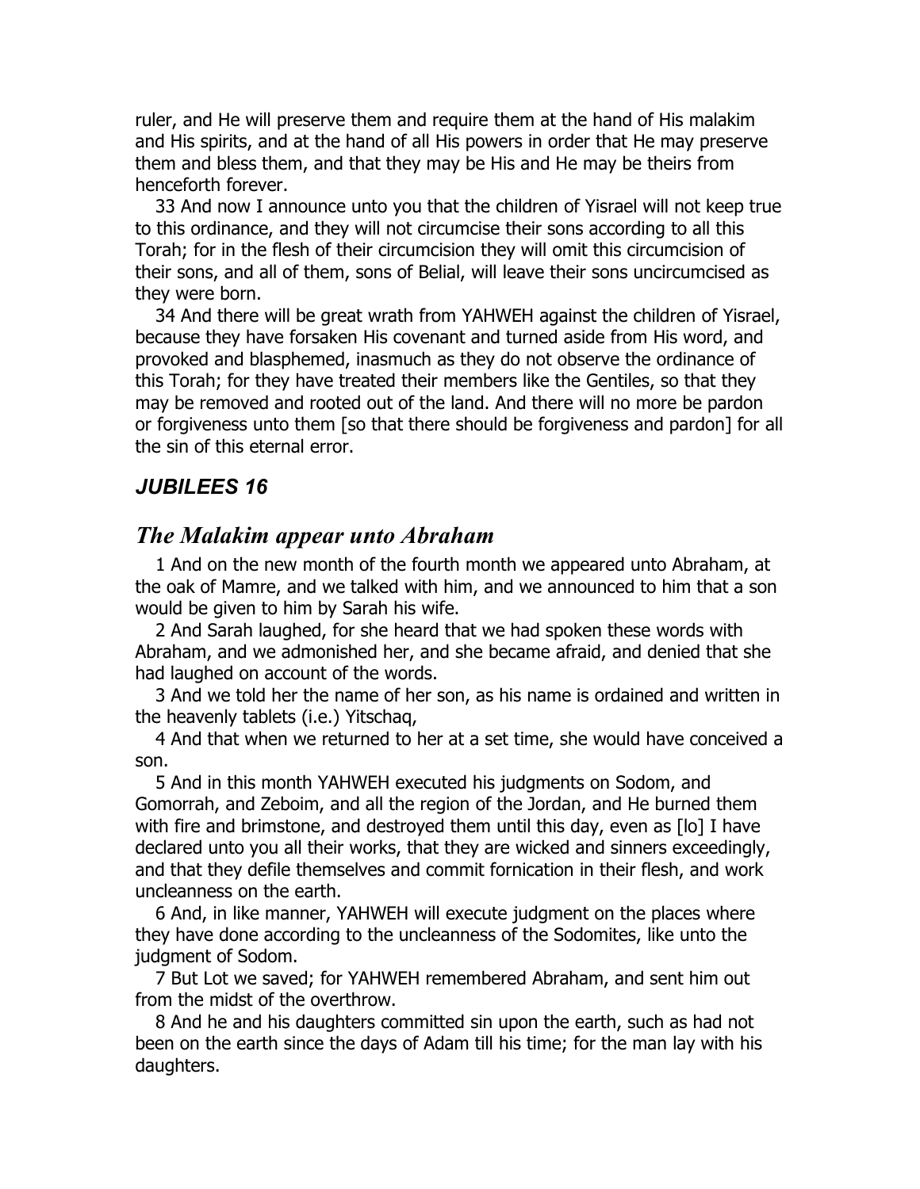ruler, and He will preserve them and require them at the hand of His malakim and His spirits, and at the hand of all His powers in order that He may preserve them and bless them, and that they may be His and He may be theirs from henceforth forever.

33 And now I announce unto you that the children of Yisrael will not keep true to this ordinance, and they will not circumcise their sons according to all this Torah; for in the flesh of their circumcision they will omit this circumcision of their sons, and all of them, sons of Belial, will leave their sons uncircumcised as they were born.

34 And there will be great wrath from YAHWEH against the children of Yisrael, because they have forsaken His covenant and turned aside from His word, and provoked and blasphemed, inasmuch as they do not observe the ordinance of this Torah; for they have treated their members like the Gentiles, so that they may be removed and rooted out of the land. And there will no more be pardon or forgiveness unto them [so that there should be forgiveness and pardon] for all the sin of this eternal error.

### *JUBILEES 16*

## *The Malakim appear unto Abraham*

1 And on the new month of the fourth month we appeared unto Abraham, at the oak of Mamre, and we talked with him, and we announced to him that a son would be given to him by Sarah his wife.

2 And Sarah laughed, for she heard that we had spoken these words with Abraham, and we admonished her, and she became afraid, and denied that she had laughed on account of the words.

3 And we told her the name of her son, as his name is ordained and written in the heavenly tablets (i.e.) Yitschaq,

4 And that when we returned to her at a set time, she would have conceived a son.

5 And in this month YAHWEH executed his judgments on Sodom, and Gomorrah, and Zeboim, and all the region of the Jordan, and He burned them with fire and brimstone, and destroyed them until this day, even as [lo] I have declared unto you all their works, that they are wicked and sinners exceedingly, and that they defile themselves and commit fornication in their flesh, and work uncleanness on the earth.

6 And, in like manner, YAHWEH will execute judgment on the places where they have done according to the uncleanness of the Sodomites, like unto the judgment of Sodom.

7 But Lot we saved; for YAHWEH remembered Abraham, and sent him out from the midst of the overthrow.

8 And he and his daughters committed sin upon the earth, such as had not been on the earth since the days of Adam till his time; for the man lay with his daughters.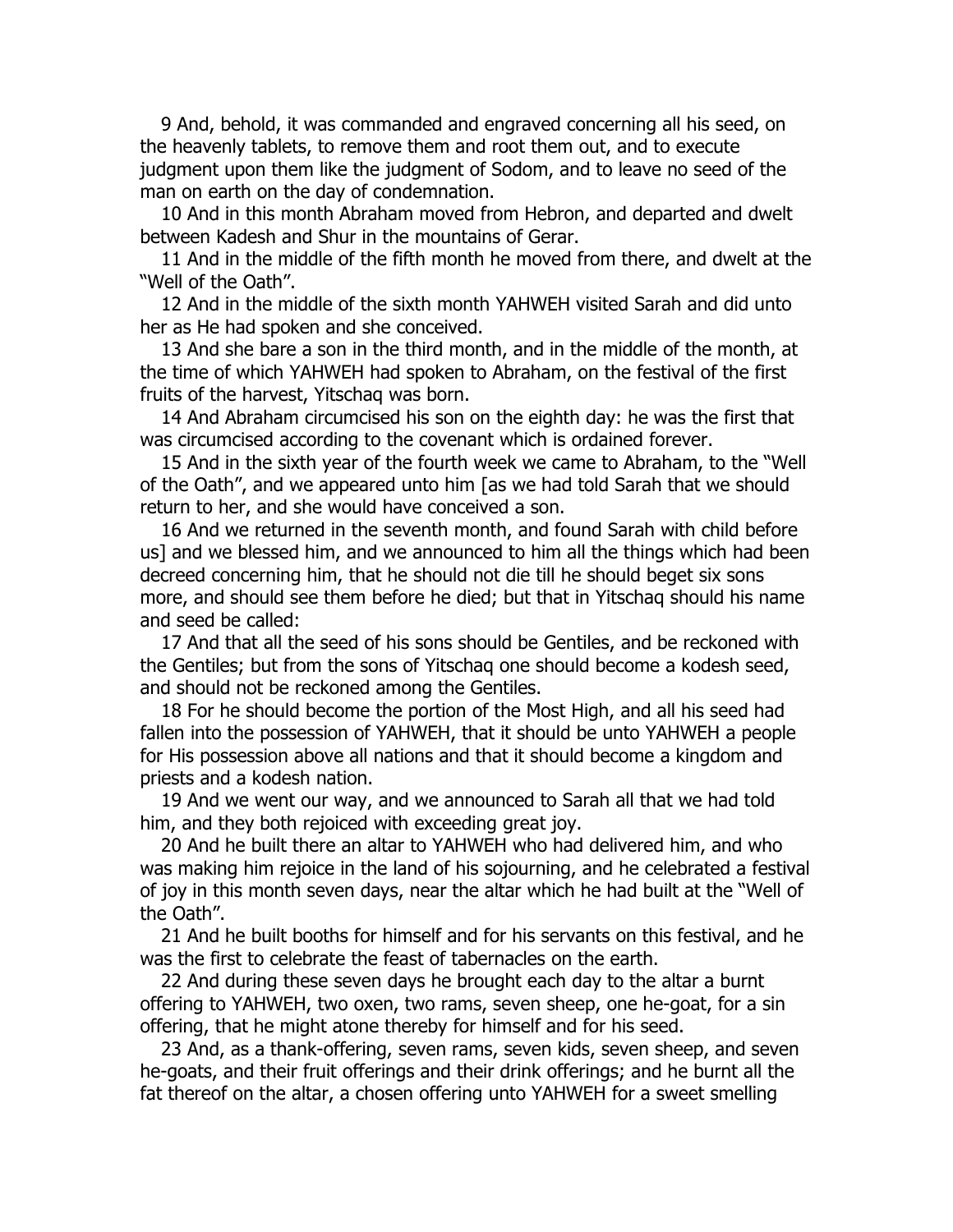9 And, behold, it was commanded and engraved concerning all his seed, on the heavenly tablets, to remove them and root them out, and to execute judgment upon them like the judgment of Sodom, and to leave no seed of the man on earth on the day of condemnation.

10 And in this month Abraham moved from Hebron, and departed and dwelt between Kadesh and Shur in the mountains of Gerar.

11 And in the middle of the fifth month he moved from there, and dwelt at the "Well of the Oath".

12 And in the middle of the sixth month YAHWEH visited Sarah and did unto her as He had spoken and she conceived.

13 And she bare a son in the third month, and in the middle of the month, at the time of which YAHWEH had spoken to Abraham, on the festival of the first fruits of the harvest, Yitschaq was born.

14 And Abraham circumcised his son on the eighth day: he was the first that was circumcised according to the covenant which is ordained forever.

15 And in the sixth year of the fourth week we came to Abraham, to the "Well of the Oath", and we appeared unto him [as we had told Sarah that we should return to her, and she would have conceived a son.

16 And we returned in the seventh month, and found Sarah with child before us] and we blessed him, and we announced to him all the things which had been decreed concerning him, that he should not die till he should beget six sons more, and should see them before he died; but that in Yitschaq should his name and seed be called:

17 And that all the seed of his sons should be Gentiles, and be reckoned with the Gentiles; but from the sons of Yitschaq one should become a kodesh seed, and should not be reckoned among the Gentiles.

18 For he should become the portion of the Most High, and all his seed had fallen into the possession of YAHWEH, that it should be unto YAHWEH a people for His possession above all nations and that it should become a kingdom and priests and a kodesh nation.

19 And we went our way, and we announced to Sarah all that we had told him, and they both rejoiced with exceeding great joy.

20 And he built there an altar to YAHWEH who had delivered him, and who was making him rejoice in the land of his sojourning, and he celebrated a festival of joy in this month seven days, near the altar which he had built at the "Well of the Oath".

21 And he built booths for himself and for his servants on this festival, and he was the first to celebrate the feast of tabernacles on the earth.

22 And during these seven days he brought each day to the altar a burnt offering to YAHWEH, two oxen, two rams, seven sheep, one he-goat, for a sin offering, that he might atone thereby for himself and for his seed.

23 And, as a thank-offering, seven rams, seven kids, seven sheep, and seven he-goats, and their fruit offerings and their drink offerings; and he burnt all the fat thereof on the altar, a chosen offering unto YAHWEH for a sweet smelling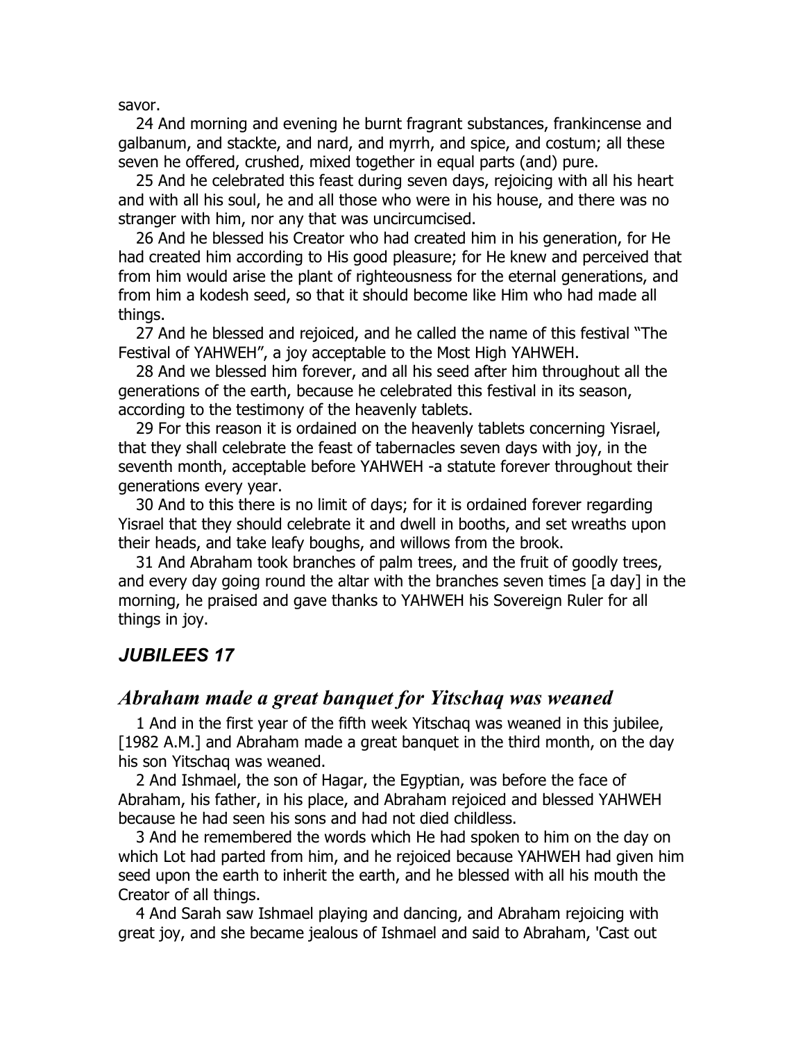savor.

24 And morning and evening he burnt fragrant substances, frankincense and galbanum, and stackte, and nard, and myrrh, and spice, and costum; all these seven he offered, crushed, mixed together in equal parts (and) pure.

25 And he celebrated this feast during seven days, rejoicing with all his heart and with all his soul, he and all those who were in his house, and there was no stranger with him, nor any that was uncircumcised.

26 And he blessed his Creator who had created him in his generation, for He had created him according to His good pleasure; for He knew and perceived that from him would arise the plant of righteousness for the eternal generations, and from him a kodesh seed, so that it should become like Him who had made all things.

27 And he blessed and rejoiced, and he called the name of this festival "The Festival of YAHWEH", a joy acceptable to the Most High YAHWEH.

28 And we blessed him forever, and all his seed after him throughout all the generations of the earth, because he celebrated this festival in its season, according to the testimony of the heavenly tablets.

29 For this reason it is ordained on the heavenly tablets concerning Yisrael, that they shall celebrate the feast of tabernacles seven days with joy, in the seventh month, acceptable before YAHWEH -a statute forever throughout their generations every year.

30 And to this there is no limit of days; for it is ordained forever regarding Yisrael that they should celebrate it and dwell in booths, and set wreaths upon their heads, and take leafy boughs, and willows from the brook.

31 And Abraham took branches of palm trees, and the fruit of goodly trees, and every day going round the altar with the branches seven times [a day] in the morning, he praised and gave thanks to YAHWEH his Sovereign Ruler for all things in joy.

## *JUBILEES 17*

## *Abraham made a great banquet for Yitschaq was weaned*

1 And in the first year of the fifth week Yitschaq was weaned in this jubilee, [1982 A.M.] and Abraham made a great banquet in the third month, on the day his son Yitschaq was weaned.

2 And Ishmael, the son of Hagar, the Egyptian, was before the face of Abraham, his father, in his place, and Abraham rejoiced and blessed YAHWEH because he had seen his sons and had not died childless.

3 And he remembered the words which He had spoken to him on the day on which Lot had parted from him, and he rejoiced because YAHWEH had given him seed upon the earth to inherit the earth, and he blessed with all his mouth the Creator of all things.

4 And Sarah saw Ishmael playing and dancing, and Abraham rejoicing with great joy, and she became jealous of Ishmael and said to Abraham, 'Cast out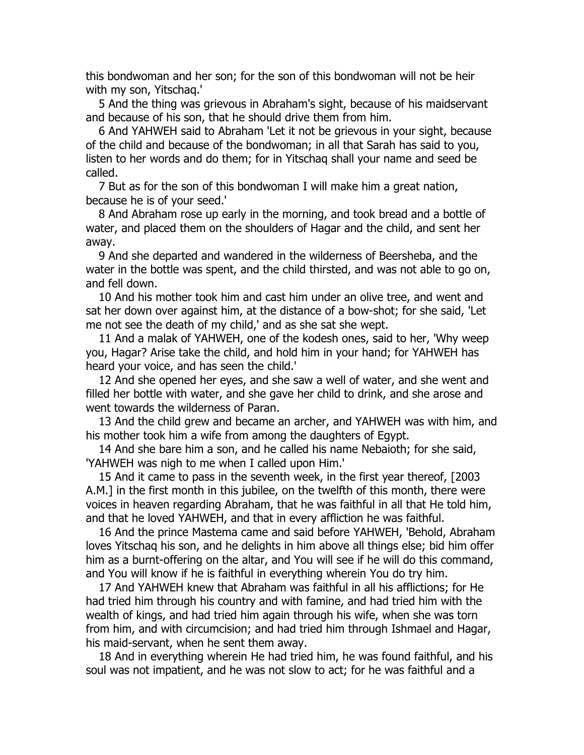this bondwoman and her son; for the son of this bondwoman will not be heir with my son, Yitschaq.'

5 And the thing was grievous in Abraham's sight, because of his maidservant and because of his son, that he should drive them from him.

6 And YAHWEH said to Abraham 'Let it not be grievous in your sight, because of the child and because of the bondwoman; in all that Sarah has said to you, listen to her words and do them; for in Yitschaq shall your name and seed be called.

7 But as for the son of this bondwoman I will make him a great nation, because he is of your seed.'

8 And Abraham rose up early in the morning, and took bread and a bottle of water, and placed them on the shoulders of Hagar and the child, and sent her away.

9 And she departed and wandered in the wilderness of Beersheba, and the water in the bottle was spent, and the child thirsted, and was not able to go on, and fell down.

10 And his mother took him and cast him under an olive tree, and went and sat her down over against him, at the distance of a bow-shot; for she said, 'Let me not see the death of my child,' and as she sat she wept.

11 And a malak of YAHWEH, one of the kodesh ones, said to her, 'Why weep you, Hagar? Arise take the child, and hold him in your hand; for YAHWEH has heard your voice, and has seen the child.'

12 And she opened her eyes, and she saw a well of water, and she went and filled her bottle with water, and she gave her child to drink, and she arose and went towards the wilderness of Paran.

13 And the child grew and became an archer, and YAHWEH was with him, and his mother took him a wife from among the daughters of Egypt.

14 And she bare him a son, and he called his name Nebaioth; for she said, 'YAHWEH was nigh to me when I called upon Him.'

15 And it came to pass in the seventh week, in the first year thereof, [2003 A.M.] in the first month in this jubilee, on the twelfth of this month, there were voices in heaven regarding Abraham, that he was faithful in all that He told him, and that he loved YAHWEH, and that in every affliction he was faithful.

16 And the prince Mastema came and said before YAHWEH, 'Behold, Abraham loves Yitschaq his son, and he delights in him above all things else; bid him offer him as a burnt-offering on the altar, and You will see if he will do this command, and You will know if he is faithful in everything wherein You do try him.

17 And YAHWEH knew that Abraham was faithful in all his afflictions; for He had tried him through his country and with famine, and had tried him with the wealth of kings, and had tried him again through his wife, when she was torn from him, and with circumcision; and had tried him through Ishmael and Hagar, his maid-servant, when he sent them away.

18 And in everything wherein He had tried him, he was found faithful, and his soul was not impatient, and he was not slow to act; for he was faithful and a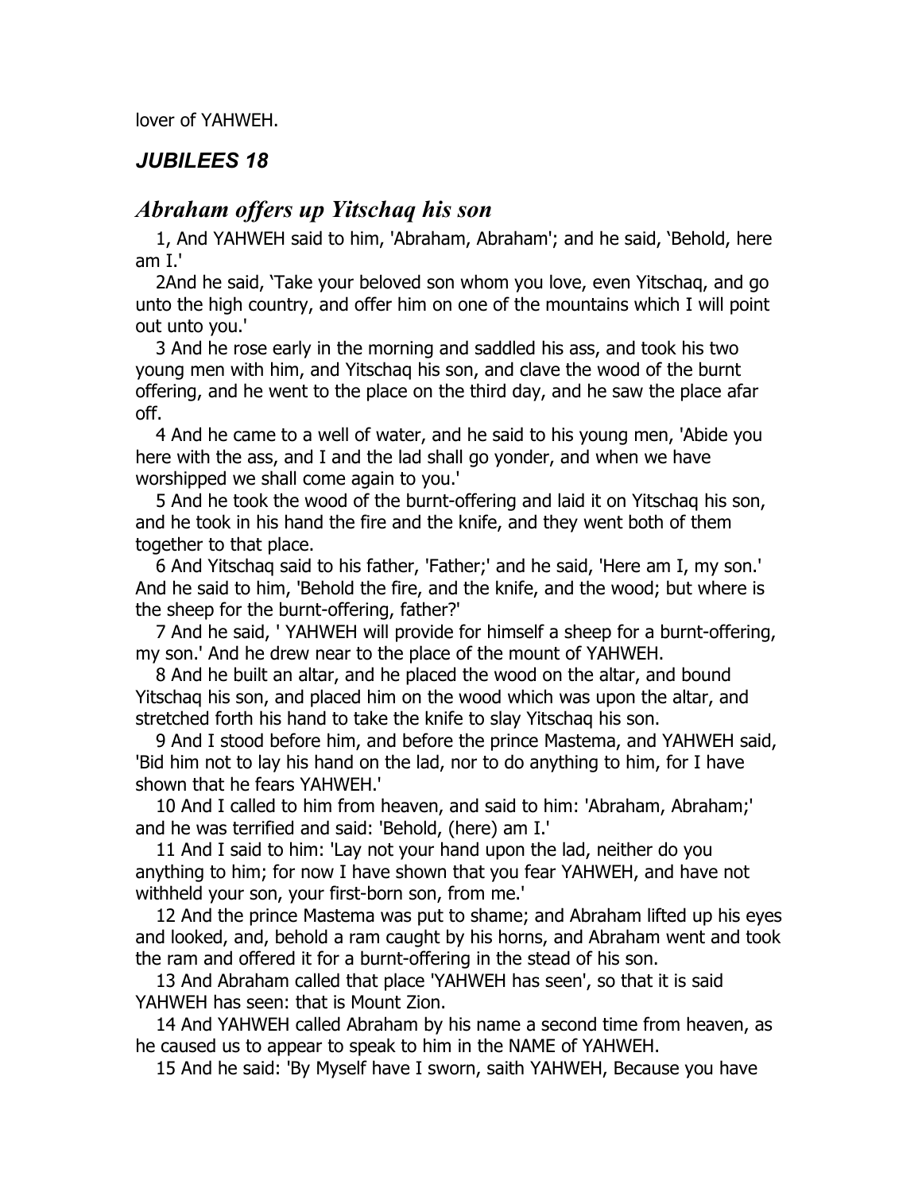lover of YAHWEH.

## *JUBILEES 18*

## *Abraham offers up Yitschaq his son*

1, And YAHWEH said to him, 'Abraham, Abraham'; and he said, 'Behold, here am I.'

2And he said, 'Take your beloved son whom you love, even Yitschaq, and go unto the high country, and offer him on one of the mountains which I will point out unto you.'

3 And he rose early in the morning and saddled his ass, and took his two young men with him, and Yitschaq his son, and clave the wood of the burnt offering, and he went to the place on the third day, and he saw the place afar off.

4 And he came to a well of water, and he said to his young men, 'Abide you here with the ass, and I and the lad shall go yonder, and when we have worshipped we shall come again to you.'

5 And he took the wood of the burnt-offering and laid it on Yitschaq his son, and he took in his hand the fire and the knife, and they went both of them together to that place.

6 And Yitschaq said to his father, 'Father;' and he said, 'Here am I, my son.' And he said to him, 'Behold the fire, and the knife, and the wood; but where is the sheep for the burnt-offering, father?'

7 And he said, ' YAHWEH will provide for himself a sheep for a burnt-offering, my son.' And he drew near to the place of the mount of YAHWEH.

8 And he built an altar, and he placed the wood on the altar, and bound Yitschaq his son, and placed him on the wood which was upon the altar, and stretched forth his hand to take the knife to slay Yitschaq his son.

9 And I stood before him, and before the prince Mastema, and YAHWEH said, 'Bid him not to lay his hand on the lad, nor to do anything to him, for I have shown that he fears YAHWEH.'

10 And I called to him from heaven, and said to him: 'Abraham, Abraham;' and he was terrified and said: 'Behold, (here) am I.'

11 And I said to him: 'Lay not your hand upon the lad, neither do you anything to him; for now I have shown that you fear YAHWEH, and have not withheld your son, your first-born son, from me.'

12 And the prince Mastema was put to shame; and Abraham lifted up his eyes and looked, and, behold a ram caught by his horns, and Abraham went and took the ram and offered it for a burnt-offering in the stead of his son.

13 And Abraham called that place 'YAHWEH has seen', so that it is said YAHWEH has seen: that is Mount Zion.

14 And YAHWEH called Abraham by his name a second time from heaven, as he caused us to appear to speak to him in the NAME of YAHWEH.

15 And he said: 'By Myself have I sworn, saith YAHWEH, Because you have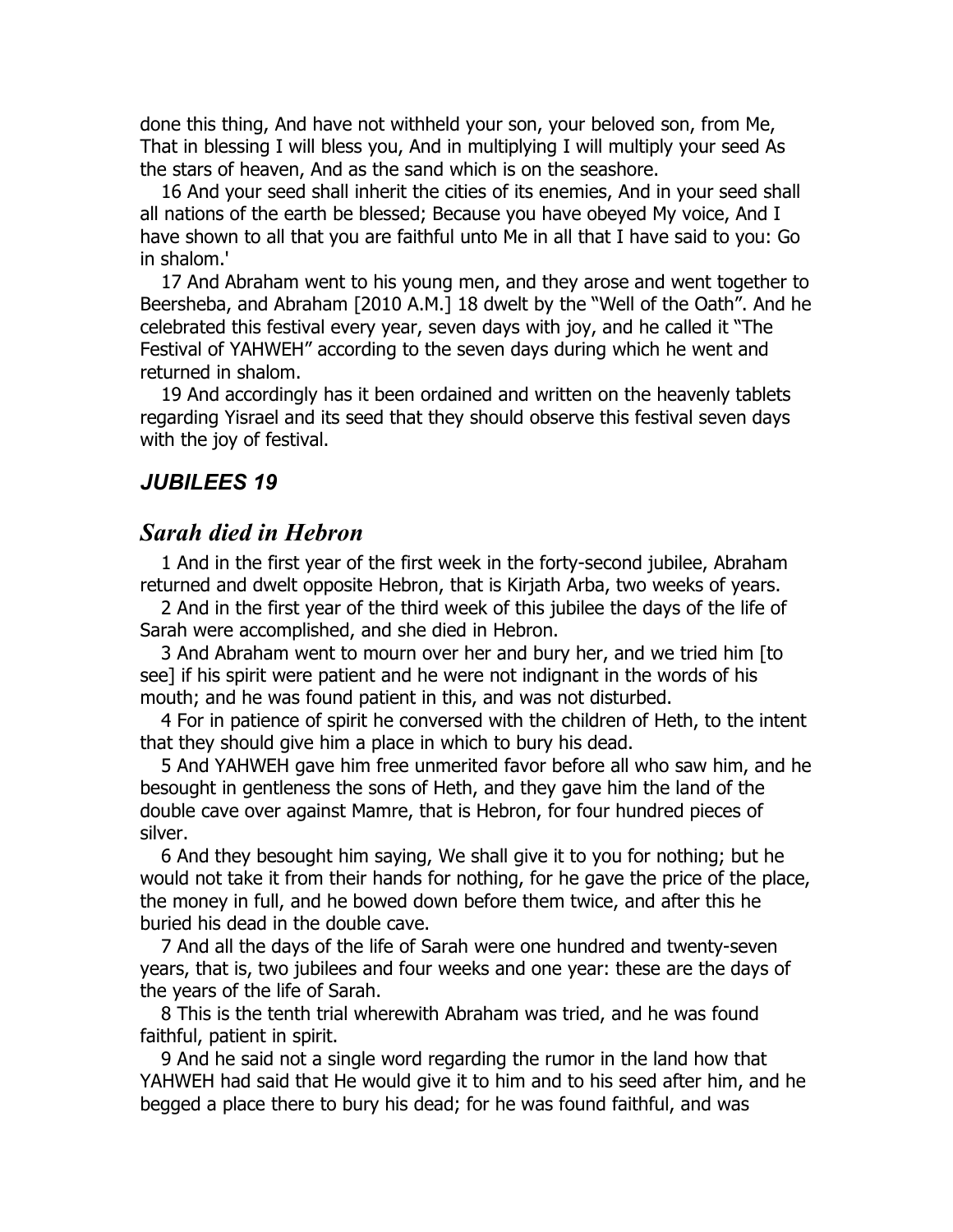done this thing, And have not withheld your son, your beloved son, from Me, That in blessing I will bless you, And in multiplying I will multiply your seed As the stars of heaven, And as the sand which is on the seashore.

16 And your seed shall inherit the cities of its enemies, And in your seed shall all nations of the earth be blessed; Because you have obeyed My voice, And I have shown to all that you are faithful unto Me in all that I have said to you: Go in shalom.'

17 And Abraham went to his young men, and they arose and went together to Beersheba, and Abraham [2010 A.M.] 18 dwelt by the "Well of the Oath". And he celebrated this festival every year, seven days with joy, and he called it "The Festival of YAHWEH" according to the seven days during which he went and returned in shalom.

19 And accordingly has it been ordained and written on the heavenly tablets regarding Yisrael and its seed that they should observe this festival seven days with the joy of festival.

### *JUBILEES 19*

## *Sarah died in Hebron*

1 And in the first year of the first week in the forty-second jubilee, Abraham returned and dwelt opposite Hebron, that is Kirjath Arba, two weeks of years.

2 And in the first year of the third week of this jubilee the days of the life of Sarah were accomplished, and she died in Hebron.

3 And Abraham went to mourn over her and bury her, and we tried him [to see] if his spirit were patient and he were not indignant in the words of his mouth; and he was found patient in this, and was not disturbed.

4 For in patience of spirit he conversed with the children of Heth, to the intent that they should give him a place in which to bury his dead.

5 And YAHWEH gave him free unmerited favor before all who saw him, and he besought in gentleness the sons of Heth, and they gave him the land of the double cave over against Mamre, that is Hebron, for four hundred pieces of silver.

6 And they besought him saying, We shall give it to you for nothing; but he would not take it from their hands for nothing, for he gave the price of the place, the money in full, and he bowed down before them twice, and after this he buried his dead in the double cave.

7 And all the days of the life of Sarah were one hundred and twenty-seven years, that is, two jubilees and four weeks and one year: these are the days of the years of the life of Sarah.

8 This is the tenth trial wherewith Abraham was tried, and he was found faithful, patient in spirit.

9 And he said not a single word regarding the rumor in the land how that YAHWEH had said that He would give it to him and to his seed after him, and he begged a place there to bury his dead; for he was found faithful, and was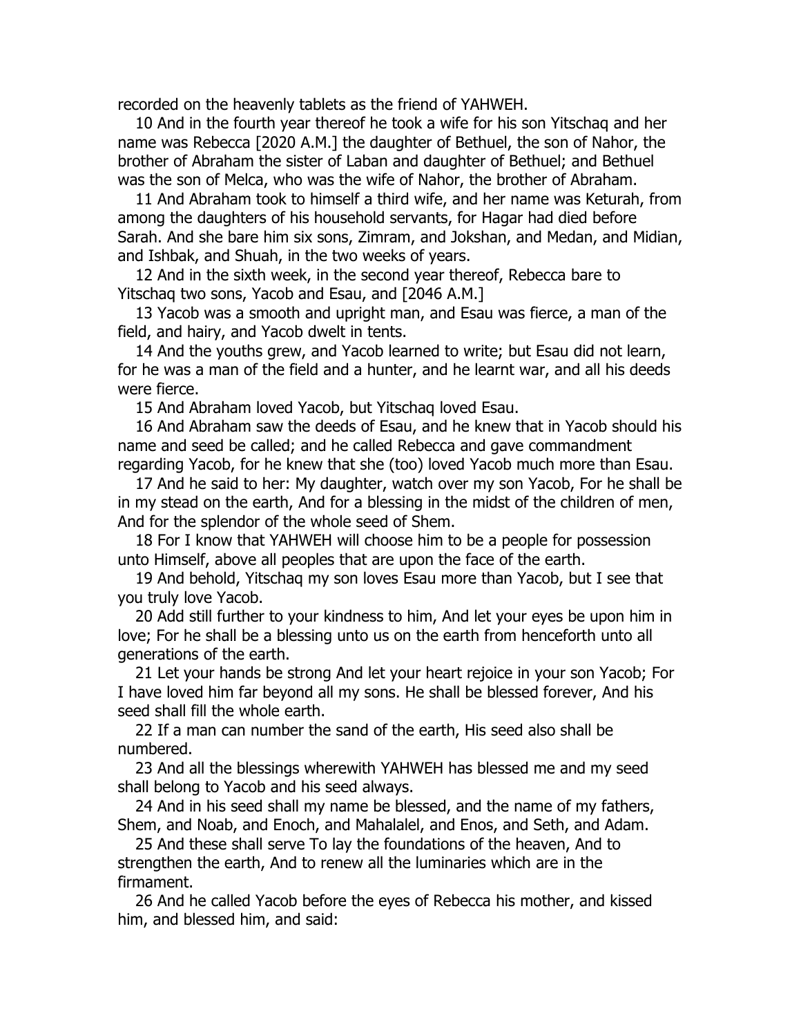recorded on the heavenly tablets as the friend of YAHWEH.

10 And in the fourth year thereof he took a wife for his son Yitschaq and her name was Rebecca [2020 A.M.] the daughter of Bethuel, the son of Nahor, the brother of Abraham the sister of Laban and daughter of Bethuel; and Bethuel was the son of Melca, who was the wife of Nahor, the brother of Abraham.

11 And Abraham took to himself a third wife, and her name was Keturah, from among the daughters of his household servants, for Hagar had died before Sarah. And she bare him six sons, Zimram, and Jokshan, and Medan, and Midian, and Ishbak, and Shuah, in the two weeks of years.

12 And in the sixth week, in the second year thereof, Rebecca bare to Yitschaq two sons, Yacob and Esau, and [2046 A.M.]

13 Yacob was a smooth and upright man, and Esau was fierce, a man of the field, and hairy, and Yacob dwelt in tents.

14 And the youths grew, and Yacob learned to write; but Esau did not learn, for he was a man of the field and a hunter, and he learnt war, and all his deeds were fierce.

15 And Abraham loved Yacob, but Yitschaq loved Esau.

16 And Abraham saw the deeds of Esau, and he knew that in Yacob should his name and seed be called; and he called Rebecca and gave commandment regarding Yacob, for he knew that she (too) loved Yacob much more than Esau.

17 And he said to her: My daughter, watch over my son Yacob, For he shall be in my stead on the earth, And for a blessing in the midst of the children of men, And for the splendor of the whole seed of Shem.

18 For I know that YAHWEH will choose him to be a people for possession unto Himself, above all peoples that are upon the face of the earth.

19 And behold, Yitschaq my son loves Esau more than Yacob, but I see that you truly love Yacob.

20 Add still further to your kindness to him, And let your eyes be upon him in love; For he shall be a blessing unto us on the earth from henceforth unto all generations of the earth.

21 Let your hands be strong And let your heart rejoice in your son Yacob; For I have loved him far beyond all my sons. He shall be blessed forever, And his seed shall fill the whole earth.

22 If a man can number the sand of the earth, His seed also shall be numbered.

23 And all the blessings wherewith YAHWEH has blessed me and my seed shall belong to Yacob and his seed always.

24 And in his seed shall my name be blessed, and the name of my fathers, Shem, and Noab, and Enoch, and Mahalalel, and Enos, and Seth, and Adam.

25 And these shall serve To lay the foundations of the heaven, And to strengthen the earth, And to renew all the luminaries which are in the firmament.

26 And he called Yacob before the eyes of Rebecca his mother, and kissed him, and blessed him, and said: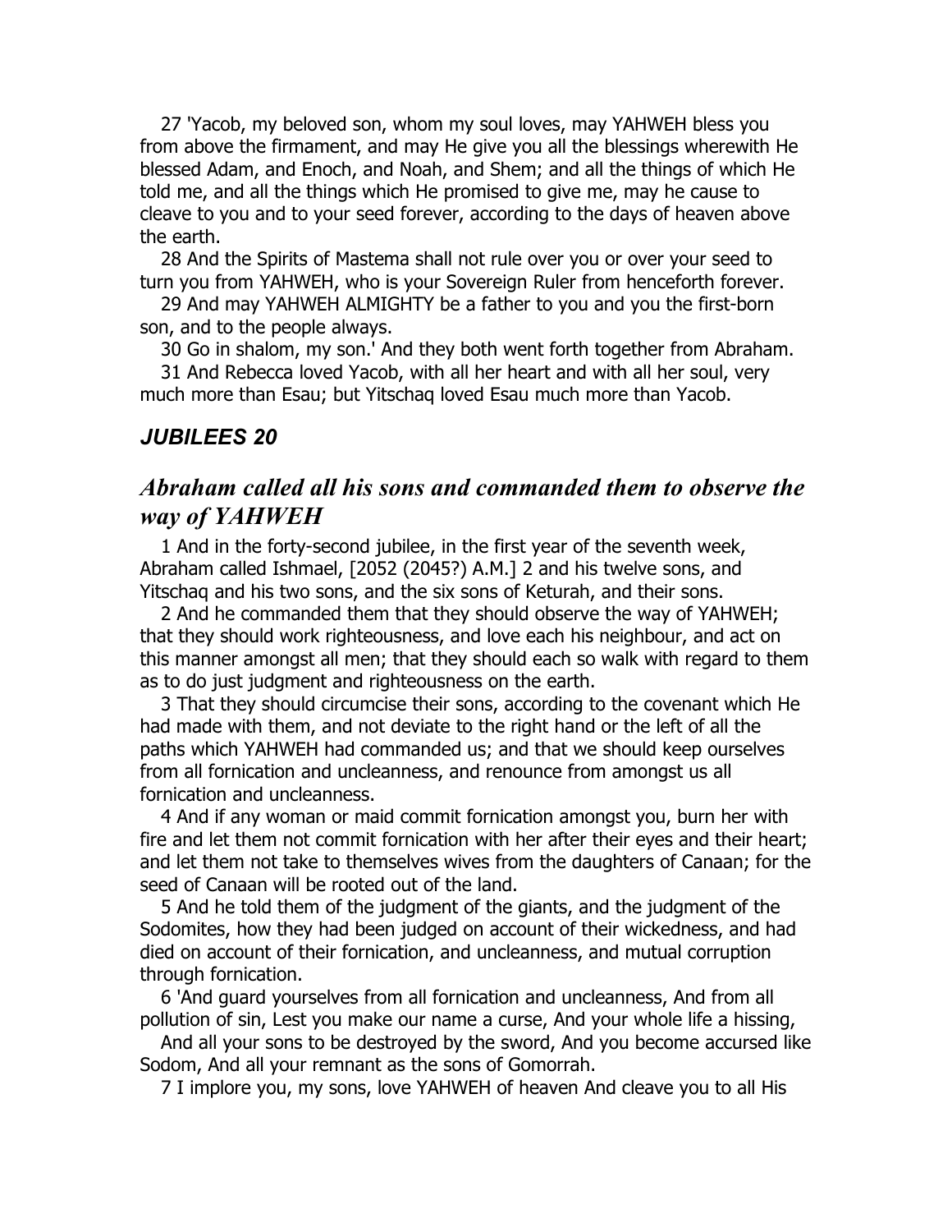27 'Yacob, my beloved son, whom my soul loves, may YAHWEH bless you from above the firmament, and may He give you all the blessings wherewith He blessed Adam, and Enoch, and Noah, and Shem; and all the things of which He told me, and all the things which He promised to give me, may he cause to cleave to you and to your seed forever, according to the days of heaven above the earth.

28 And the Spirits of Mastema shall not rule over you or over your seed to turn you from YAHWEH, who is your Sovereign Ruler from henceforth forever.

29 And may YAHWEH ALMIGHTY be a father to you and you the first-born son, and to the people always.

30 Go in shalom, my son.' And they both went forth together from Abraham.

31 And Rebecca loved Yacob, with all her heart and with all her soul, very much more than Esau; but Yitschaq loved Esau much more than Yacob.

### *JUBILEES 20*

## *Abraham called all his sons and commanded them to observe the way of YAHWEH*

1 And in the forty-second jubilee, in the first year of the seventh week, Abraham called Ishmael, [2052 (2045?) A.M.] 2 and his twelve sons, and Yitschaq and his two sons, and the six sons of Keturah, and their sons.

2 And he commanded them that they should observe the way of YAHWEH; that they should work righteousness, and love each his neighbour, and act on this manner amongst all men; that they should each so walk with regard to them as to do just judgment and righteousness on the earth.

3 That they should circumcise their sons, according to the covenant which He had made with them, and not deviate to the right hand or the left of all the paths which YAHWEH had commanded us; and that we should keep ourselves from all fornication and uncleanness, and renounce from amongst us all fornication and uncleanness.

4 And if any woman or maid commit fornication amongst you, burn her with fire and let them not commit fornication with her after their eyes and their heart; and let them not take to themselves wives from the daughters of Canaan; for the seed of Canaan will be rooted out of the land.

5 And he told them of the judgment of the giants, and the judgment of the Sodomites, how they had been judged on account of their wickedness, and had died on account of their fornication, and uncleanness, and mutual corruption through fornication.

6 'And guard yourselves from all fornication and uncleanness, And from all pollution of sin, Lest you make our name a curse, And your whole life a hissing,

And all your sons to be destroyed by the sword, And you become accursed like Sodom, And all your remnant as the sons of Gomorrah.

7 I implore you, my sons, love YAHWEH of heaven And cleave you to all His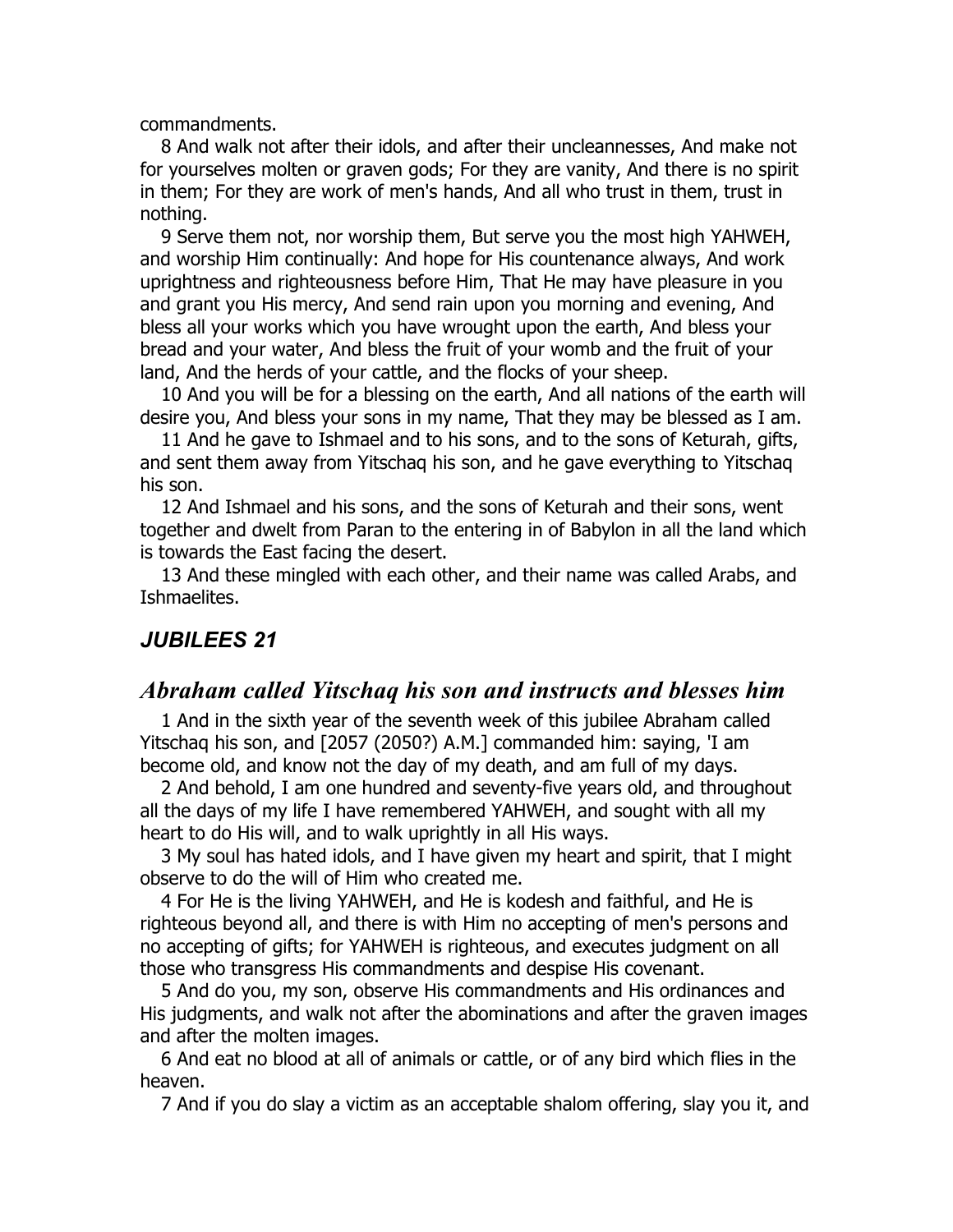commandments.

8 And walk not after their idols, and after their uncleannesses, And make not for yourselves molten or graven gods; For they are vanity, And there is no spirit in them; For they are work of men's hands, And all who trust in them, trust in nothing.

9 Serve them not, nor worship them, But serve you the most high YAHWEH, and worship Him continually: And hope for His countenance always, And work uprightness and righteousness before Him, That He may have pleasure in you and grant you His mercy, And send rain upon you morning and evening, And bless all your works which you have wrought upon the earth, And bless your bread and your water, And bless the fruit of your womb and the fruit of your land, And the herds of your cattle, and the flocks of your sheep.

10 And you will be for a blessing on the earth, And all nations of the earth will desire you, And bless your sons in my name, That they may be blessed as I am.

11 And he gave to Ishmael and to his sons, and to the sons of Keturah, gifts, and sent them away from Yitschaq his son, and he gave everything to Yitschaq his son.

12 And Ishmael and his sons, and the sons of Keturah and their sons, went together and dwelt from Paran to the entering in of Babylon in all the land which is towards the East facing the desert.

13 And these mingled with each other, and their name was called Arabs, and Ishmaelites.

## *JUBILEES 21*

## *Abraham called Yitschaq his son and instructs and blesses him*

1 And in the sixth year of the seventh week of this jubilee Abraham called Yitschaq his son, and [2057 (2050?) A.M.] commanded him: saying, 'I am become old, and know not the day of my death, and am full of my days.

2 And behold, I am one hundred and seventy-five years old, and throughout all the days of my life I have remembered YAHWEH, and sought with all my heart to do His will, and to walk uprightly in all His ways.

3 My soul has hated idols, and I have given my heart and spirit, that I might observe to do the will of Him who created me.

4 For He is the living YAHWEH, and He is kodesh and faithful, and He is righteous beyond all, and there is with Him no accepting of men's persons and no accepting of gifts; for YAHWEH is righteous, and executes judgment on all those who transgress His commandments and despise His covenant.

5 And do you, my son, observe His commandments and His ordinances and His judgments, and walk not after the abominations and after the graven images and after the molten images.

6 And eat no blood at all of animals or cattle, or of any bird which flies in the heaven.

7 And if you do slay a victim as an acceptable shalom offering, slay you it, and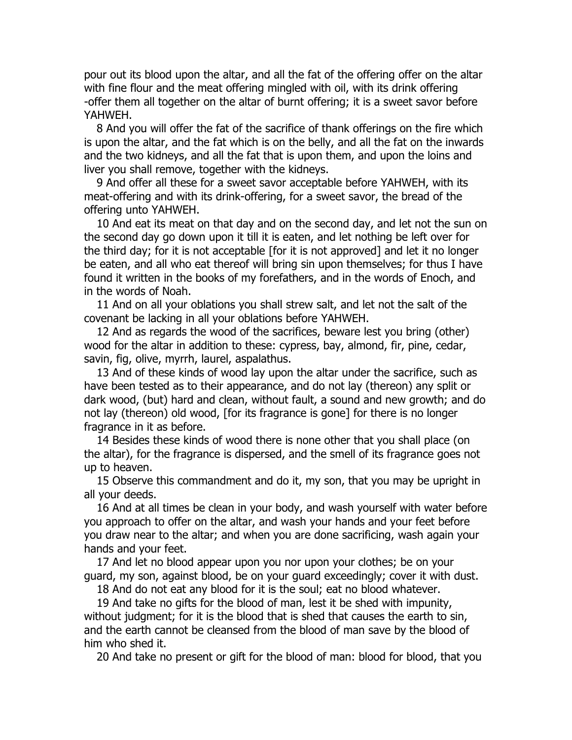pour out its blood upon the altar, and all the fat of the offering offer on the altar with fine flour and the meat offering mingled with oil, with its drink offering -offer them all together on the altar of burnt offering; it is a sweet savor before YAHWEH.

8 And you will offer the fat of the sacrifice of thank offerings on the fire which is upon the altar, and the fat which is on the belly, and all the fat on the inwards and the two kidneys, and all the fat that is upon them, and upon the loins and liver you shall remove, together with the kidneys.

9 And offer all these for a sweet savor acceptable before YAHWEH, with its meat-offering and with its drink-offering, for a sweet savor, the bread of the offering unto YAHWEH.

10 And eat its meat on that day and on the second day, and let not the sun on the second day go down upon it till it is eaten, and let nothing be left over for the third day; for it is not acceptable [for it is not approved] and let it no longer be eaten, and all who eat thereof will bring sin upon themselves; for thus I have found it written in the books of my forefathers, and in the words of Enoch, and in the words of Noah.

11 And on all your oblations you shall strew salt, and let not the salt of the covenant be lacking in all your oblations before YAHWEH.

12 And as regards the wood of the sacrifices, beware lest you bring (other) wood for the altar in addition to these: cypress, bay, almond, fir, pine, cedar, savin, fig, olive, myrrh, laurel, aspalathus.

13 And of these kinds of wood lay upon the altar under the sacrifice, such as have been tested as to their appearance, and do not lay (thereon) any split or dark wood, (but) hard and clean, without fault, a sound and new growth; and do not lay (thereon) old wood, [for its fragrance is gone] for there is no longer fragrance in it as before.

14 Besides these kinds of wood there is none other that you shall place (on the altar), for the fragrance is dispersed, and the smell of its fragrance goes not up to heaven.

15 Observe this commandment and do it, my son, that you may be upright in all your deeds.

16 And at all times be clean in your body, and wash yourself with water before you approach to offer on the altar, and wash your hands and your feet before you draw near to the altar; and when you are done sacrificing, wash again your hands and your feet.

17 And let no blood appear upon you nor upon your clothes; be on your guard, my son, against blood, be on your guard exceedingly; cover it with dust.

18 And do not eat any blood for it is the soul; eat no blood whatever.

19 And take no gifts for the blood of man, lest it be shed with impunity, without judgment; for it is the blood that is shed that causes the earth to sin, and the earth cannot be cleansed from the blood of man save by the blood of him who shed it.

20 And take no present or gift for the blood of man: blood for blood, that you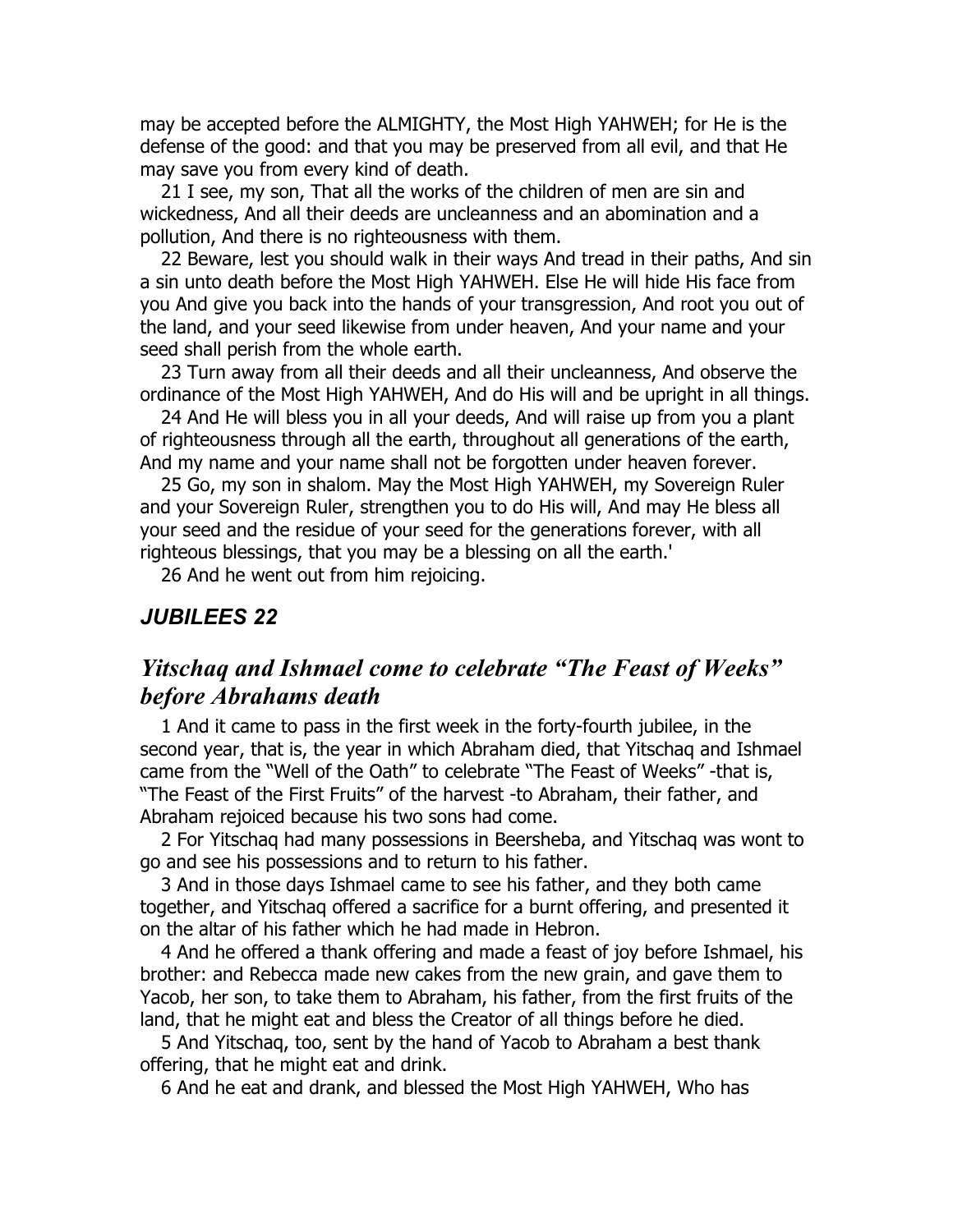may be accepted before the ALMIGHTY, the Most High YAHWEH; for He is the defense of the good: and that you may be preserved from all evil, and that He may save you from every kind of death.

21 I see, my son, That all the works of the children of men are sin and wickedness, And all their deeds are uncleanness and an abomination and a pollution, And there is no righteousness with them.

22 Beware, lest you should walk in their ways And tread in their paths, And sin a sin unto death before the Most High YAHWEH. Else He will hide His face from you And give you back into the hands of your transgression, And root you out of the land, and your seed likewise from under heaven, And your name and your seed shall perish from the whole earth.

23 Turn away from all their deeds and all their uncleanness, And observe the ordinance of the Most High YAHWEH, And do His will and be upright in all things.

24 And He will bless you in all your deeds, And will raise up from you a plant of righteousness through all the earth, throughout all generations of the earth, And my name and your name shall not be forgotten under heaven forever.

25 Go, my son in shalom. May the Most High YAHWEH, my Sovereign Ruler and your Sovereign Ruler, strengthen you to do His will, And may He bless all your seed and the residue of your seed for the generations forever, with all righteous blessings, that you may be a blessing on all the earth.'

26 And he went out from him rejoicing.

### *JUBILEES 22*

## *Yitschaq and Ishmael come to celebrate "The Feast of Weeks" before Abrahams death*

1 And it came to pass in the first week in the forty-fourth jubilee, in the second year, that is, the year in which Abraham died, that Yitschaq and Ishmael came from the "Well of the Oath" to celebrate "The Feast of Weeks" -that is, "The Feast of the First Fruits" of the harvest -to Abraham, their father, and Abraham rejoiced because his two sons had come.

2 For Yitschaq had many possessions in Beersheba, and Yitschaq was wont to go and see his possessions and to return to his father.

3 And in those days Ishmael came to see his father, and they both came together, and Yitschaq offered a sacrifice for a burnt offering, and presented it on the altar of his father which he had made in Hebron.

4 And he offered a thank offering and made a feast of joy before Ishmael, his brother: and Rebecca made new cakes from the new grain, and gave them to Yacob, her son, to take them to Abraham, his father, from the first fruits of the land, that he might eat and bless the Creator of all things before he died.

5 And Yitschaq, too, sent by the hand of Yacob to Abraham a best thank offering, that he might eat and drink.

6 And he eat and drank, and blessed the Most High YAHWEH, Who has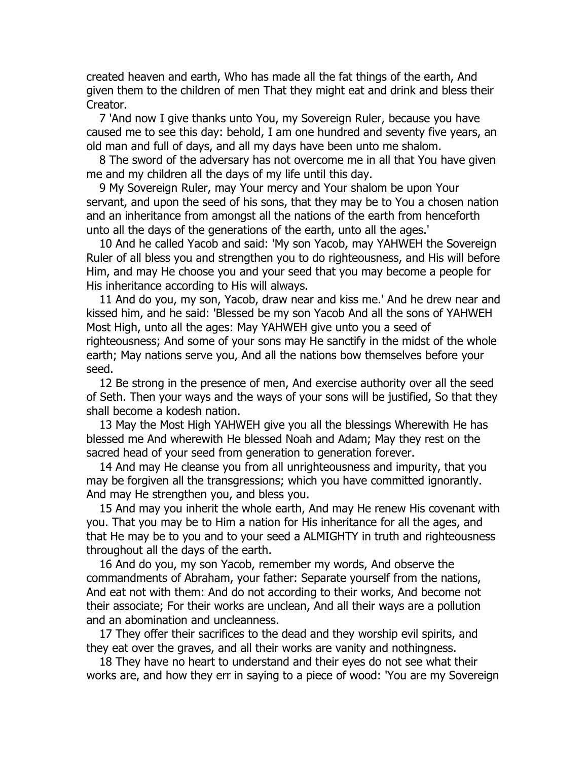created heaven and earth, Who has made all the fat things of the earth, And given them to the children of men That they might eat and drink and bless their Creator.

7 'And now I give thanks unto You, my Sovereign Ruler, because you have caused me to see this day: behold, I am one hundred and seventy five years, an old man and full of days, and all my days have been unto me shalom.

8 The sword of the adversary has not overcome me in all that You have given me and my children all the days of my life until this day.

9 My Sovereign Ruler, may Your mercy and Your shalom be upon Your servant, and upon the seed of his sons, that they may be to You a chosen nation and an inheritance from amongst all the nations of the earth from henceforth unto all the days of the generations of the earth, unto all the ages.'

10 And he called Yacob and said: 'My son Yacob, may YAHWEH the Sovereign Ruler of all bless you and strengthen you to do righteousness, and His will before Him, and may He choose you and your seed that you may become a people for His inheritance according to His will always.

11 And do you, my son, Yacob, draw near and kiss me.' And he drew near and kissed him, and he said: 'Blessed be my son Yacob And all the sons of YAHWEH Most High, unto all the ages: May YAHWEH give unto you a seed of righteousness; And some of your sons may He sanctify in the midst of the whole earth; May nations serve you, And all the nations bow themselves before your seed.

12 Be strong in the presence of men, And exercise authority over all the seed of Seth. Then your ways and the ways of your sons will be justified, So that they shall become a kodesh nation.

13 May the Most High YAHWEH give you all the blessings Wherewith He has blessed me And wherewith He blessed Noah and Adam; May they rest on the sacred head of your seed from generation to generation forever.

14 And may He cleanse you from all unrighteousness and impurity, that you may be forgiven all the transgressions; which you have committed ignorantly. And may He strengthen you, and bless you.

15 And may you inherit the whole earth, And may He renew His covenant with you. That you may be to Him a nation for His inheritance for all the ages, and that He may be to you and to your seed a ALMIGHTY in truth and righteousness throughout all the days of the earth.

16 And do you, my son Yacob, remember my words, And observe the commandments of Abraham, your father: Separate yourself from the nations, And eat not with them: And do not according to their works, And become not their associate; For their works are unclean, And all their ways are a pollution and an abomination and uncleanness.

17 They offer their sacrifices to the dead and they worship evil spirits, and they eat over the graves, and all their works are vanity and nothingness.

18 They have no heart to understand and their eyes do not see what their works are, and how they err in saying to a piece of wood: 'You are my Sovereign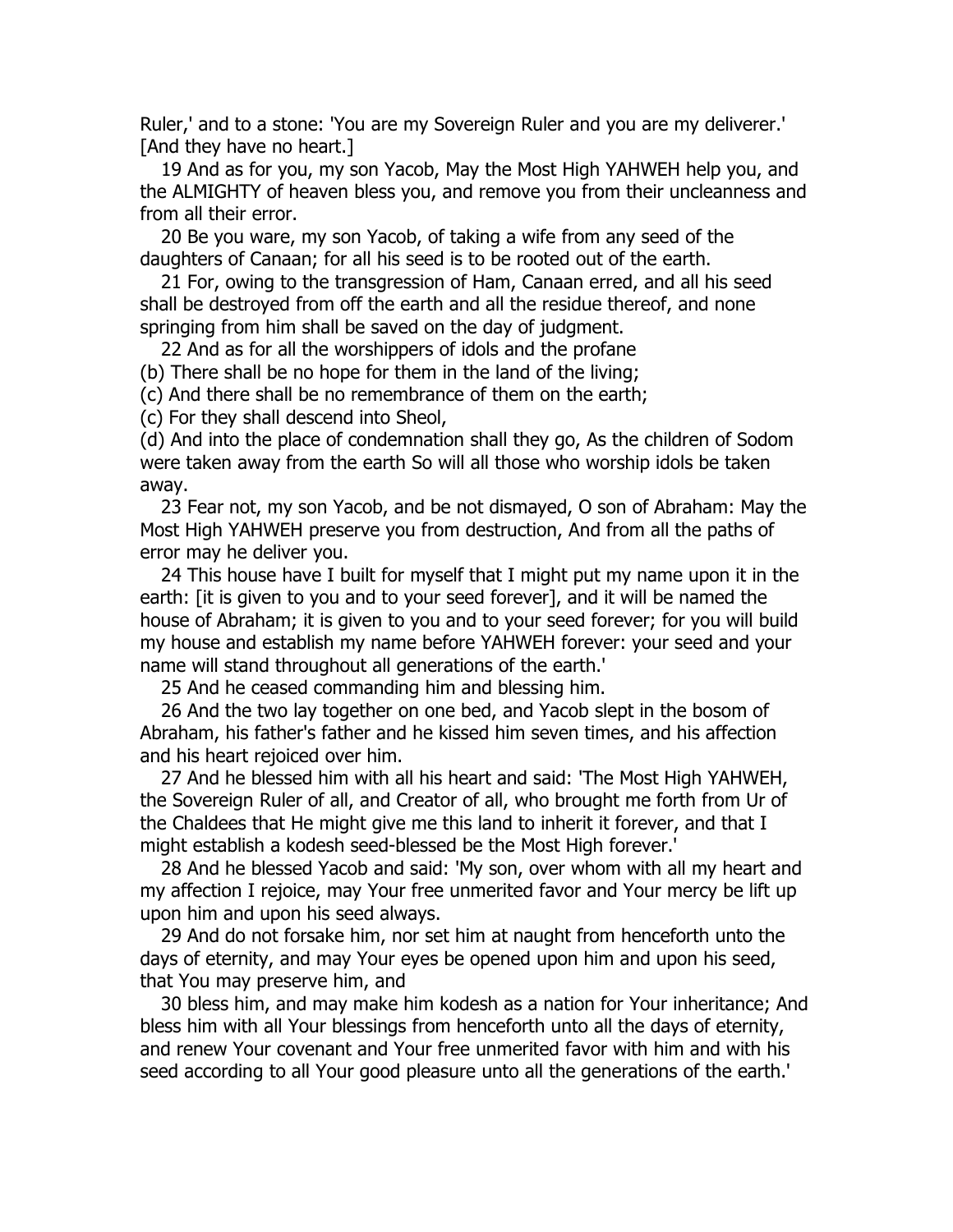Ruler,' and to a stone: 'You are my Sovereign Ruler and you are my deliverer.' [And they have no heart.]

19 And as for you, my son Yacob, May the Most High YAHWEH help you, and the ALMIGHTY of heaven bless you, and remove you from their uncleanness and from all their error.

20 Be you ware, my son Yacob, of taking a wife from any seed of the daughters of Canaan; for all his seed is to be rooted out of the earth.

21 For, owing to the transgression of Ham, Canaan erred, and all his seed shall be destroyed from off the earth and all the residue thereof, and none springing from him shall be saved on the day of judgment.

22 And as for all the worshippers of idols and the profane
(b) There shall be no hope for them in the land of the living;
(c) And there shall be no remembrance of them on the earth;
(c) For they shall descend into Sheol,
(d) And into the place of condemnation shall they go, As the children of Sodom were taken away from the earth So will all those who worship idols be taken away.

23 Fear not, my son Yacob, and be not dismayed, O son of Abraham: May the Most High YAHWEH preserve you from destruction, And from all the paths of error may he deliver you.

24 This house have I built for myself that I might put my name upon it in the earth: [it is given to you and to your seed forever], and it will be named the house of Abraham; it is given to you and to your seed forever; for you will build my house and establish my name before YAHWEH forever: your seed and your name will stand throughout all generations of the earth.'

25 And he ceased commanding him and blessing him.

26 And the two lay together on one bed, and Yacob slept in the bosom of Abraham, his father's father and he kissed him seven times, and his affection and his heart rejoiced over him.

27 And he blessed him with all his heart and said: 'The Most High YAHWEH, the Sovereign Ruler of all, and Creator of all, who brought me forth from Ur of the Chaldees that He might give me this land to inherit it forever, and that I might establish a kodesh seed-blessed be the Most High forever.'

28 And he blessed Yacob and said: 'My son, over whom with all my heart and my affection I rejoice, may Your free unmerited favor and Your mercy be lift up upon him and upon his seed always.

29 And do not forsake him, nor set him at naught from henceforth unto the days of eternity, and may Your eyes be opened upon him and upon his seed, that You may preserve him, and

30 bless him, and may make him kodesh as a nation for Your inheritance; And bless him with all Your blessings from henceforth unto all the days of eternity, and renew Your covenant and Your free unmerited favor with him and with his seed according to all Your good pleasure unto all the generations of the earth.'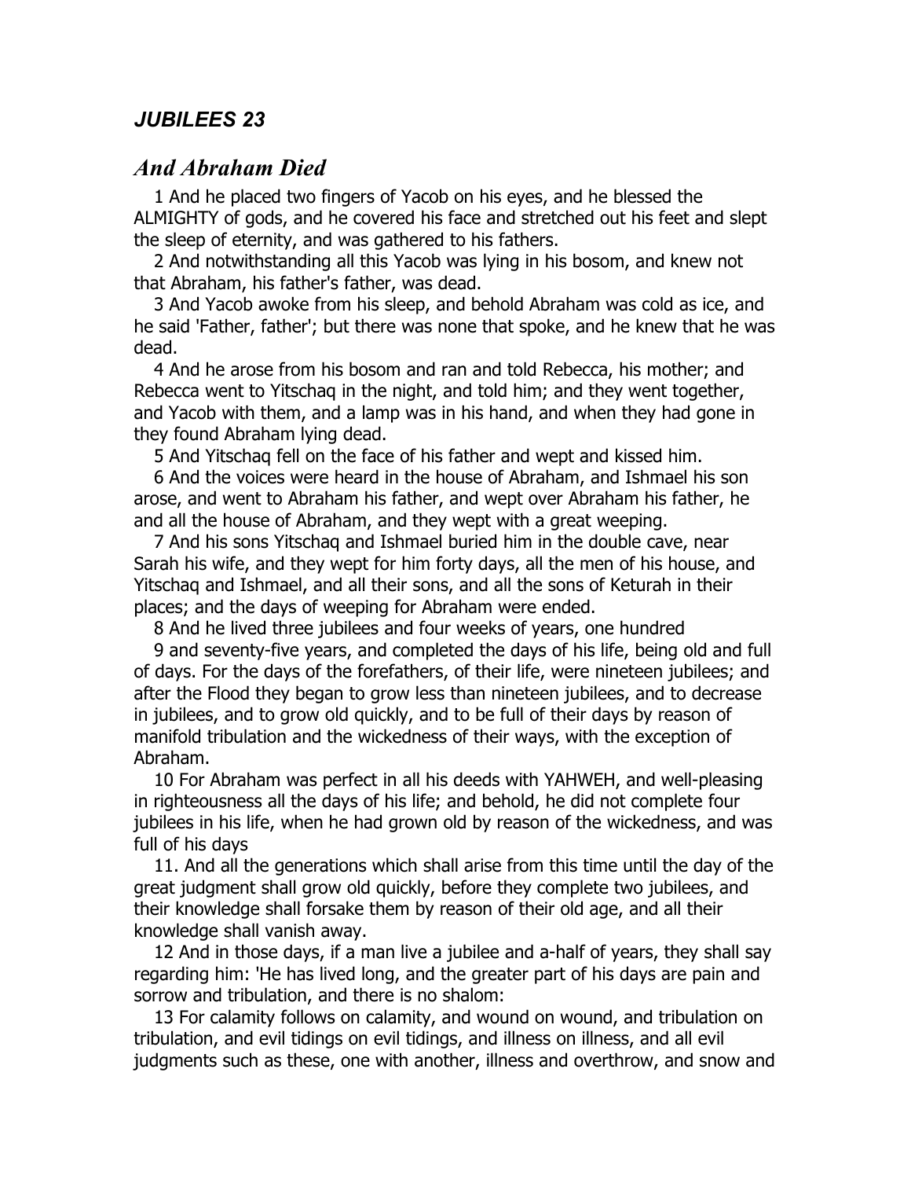## *JUBILEES 23*

### *And Abraham Died*

1 And he placed two fingers of Yacob on his eyes, and he blessed the ALMIGHTY of gods, and he covered his face and stretched out his feet and slept the sleep of eternity, and was gathered to his fathers.

2 And notwithstanding all this Yacob was lying in his bosom, and knew not that Abraham, his father's father, was dead.

3 And Yacob awoke from his sleep, and behold Abraham was cold as ice, and he said 'Father, father'; but there was none that spoke, and he knew that he was dead.

4 And he arose from his bosom and ran and told Rebecca, his mother; and Rebecca went to Yitschaq in the night, and told him; and they went together, and Yacob with them, and a lamp was in his hand, and when they had gone in they found Abraham lying dead.

5 And Yitschaq fell on the face of his father and wept and kissed him.

6 And the voices were heard in the house of Abraham, and Ishmael his son arose, and went to Abraham his father, and wept over Abraham his father, he and all the house of Abraham, and they wept with a great weeping.

7 And his sons Yitschaq and Ishmael buried him in the double cave, near Sarah his wife, and they wept for him forty days, all the men of his house, and Yitschaq and Ishmael, and all their sons, and all the sons of Keturah in their places; and the days of weeping for Abraham were ended.

8 And he lived three jubilees and four weeks of years, one hundred

9 and seventy-five years, and completed the days of his life, being old and full of days. For the days of the forefathers, of their life, were nineteen jubilees; and after the Flood they began to grow less than nineteen jubilees, and to decrease in jubilees, and to grow old quickly, and to be full of their days by reason of manifold tribulation and the wickedness of their ways, with the exception of Abraham.

10 For Abraham was perfect in all his deeds with YAHWEH, and well-pleasing in righteousness all the days of his life; and behold, he did not complete four jubilees in his life, when he had grown old by reason of the wickedness, and was full of his days

11. And all the generations which shall arise from this time until the day of the great judgment shall grow old quickly, before they complete two jubilees, and their knowledge shall forsake them by reason of their old age, and all their knowledge shall vanish away.

12 And in those days, if a man live a jubilee and a-half of years, they shall say regarding him: 'He has lived long, and the greater part of his days are pain and sorrow and tribulation, and there is no shalom:

13 For calamity follows on calamity, and wound on wound, and tribulation on tribulation, and evil tidings on evil tidings, and illness on illness, and all evil judgments such as these, one with another, illness and overthrow, and snow and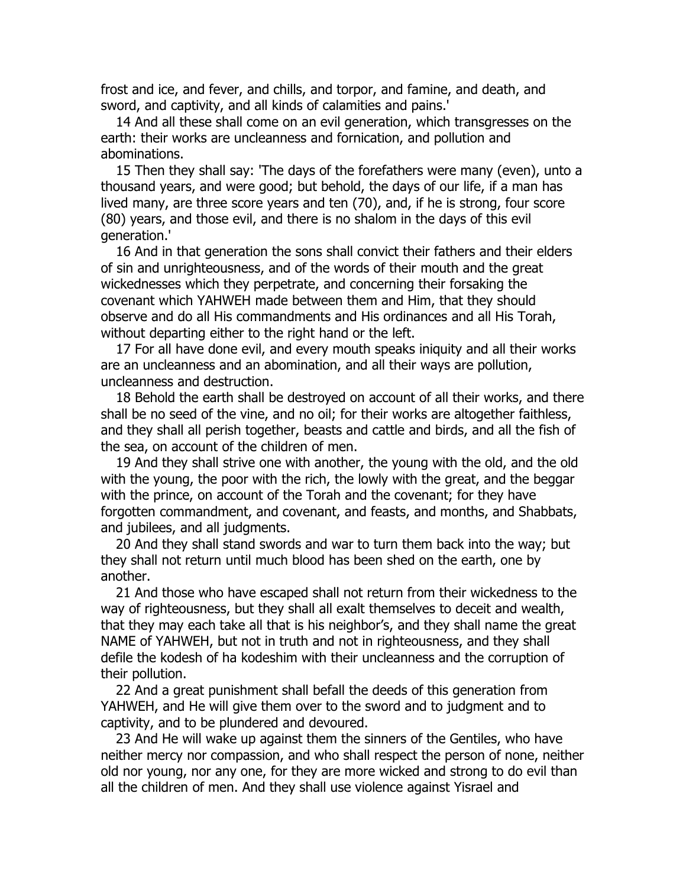frost and ice, and fever, and chills, and torpor, and famine, and death, and sword, and captivity, and all kinds of calamities and pains.'

14 And all these shall come on an evil generation, which transgresses on the earth: their works are uncleanness and fornication, and pollution and abominations.

15 Then they shall say: 'The days of the forefathers were many (even), unto a thousand years, and were good; but behold, the days of our life, if a man has lived many, are three score years and ten (70), and, if he is strong, four score (80) years, and those evil, and there is no shalom in the days of this evil generation.'

16 And in that generation the sons shall convict their fathers and their elders of sin and unrighteousness, and of the words of their mouth and the great wickednesses which they perpetrate, and concerning their forsaking the covenant which YAHWEH made between them and Him, that they should observe and do all His commandments and His ordinances and all His Torah, without departing either to the right hand or the left.

17 For all have done evil, and every mouth speaks iniquity and all their works are an uncleanness and an abomination, and all their ways are pollution, uncleanness and destruction.

18 Behold the earth shall be destroyed on account of all their works, and there shall be no seed of the vine, and no oil; for their works are altogether faithless, and they shall all perish together, beasts and cattle and birds, and all the fish of the sea, on account of the children of men.

19 And they shall strive one with another, the young with the old, and the old with the young, the poor with the rich, the lowly with the great, and the beggar with the prince, on account of the Torah and the covenant; for they have forgotten commandment, and covenant, and feasts, and months, and Shabbats, and jubilees, and all judgments.

20 And they shall stand swords and war to turn them back into the way; but they shall not return until much blood has been shed on the earth, one by another.

21 And those who have escaped shall not return from their wickedness to the way of righteousness, but they shall all exalt themselves to deceit and wealth, that they may each take all that is his neighbor's, and they shall name the great NAME of YAHWEH, but not in truth and not in righteousness, and they shall defile the kodesh of ha kodeshim with their uncleanness and the corruption of their pollution.

22 And a great punishment shall befall the deeds of this generation from YAHWEH, and He will give them over to the sword and to judgment and to captivity, and to be plundered and devoured.

23 And He will wake up against them the sinners of the Gentiles, who have neither mercy nor compassion, and who shall respect the person of none, neither old nor young, nor any one, for they are more wicked and strong to do evil than all the children of men. And they shall use violence against Yisrael and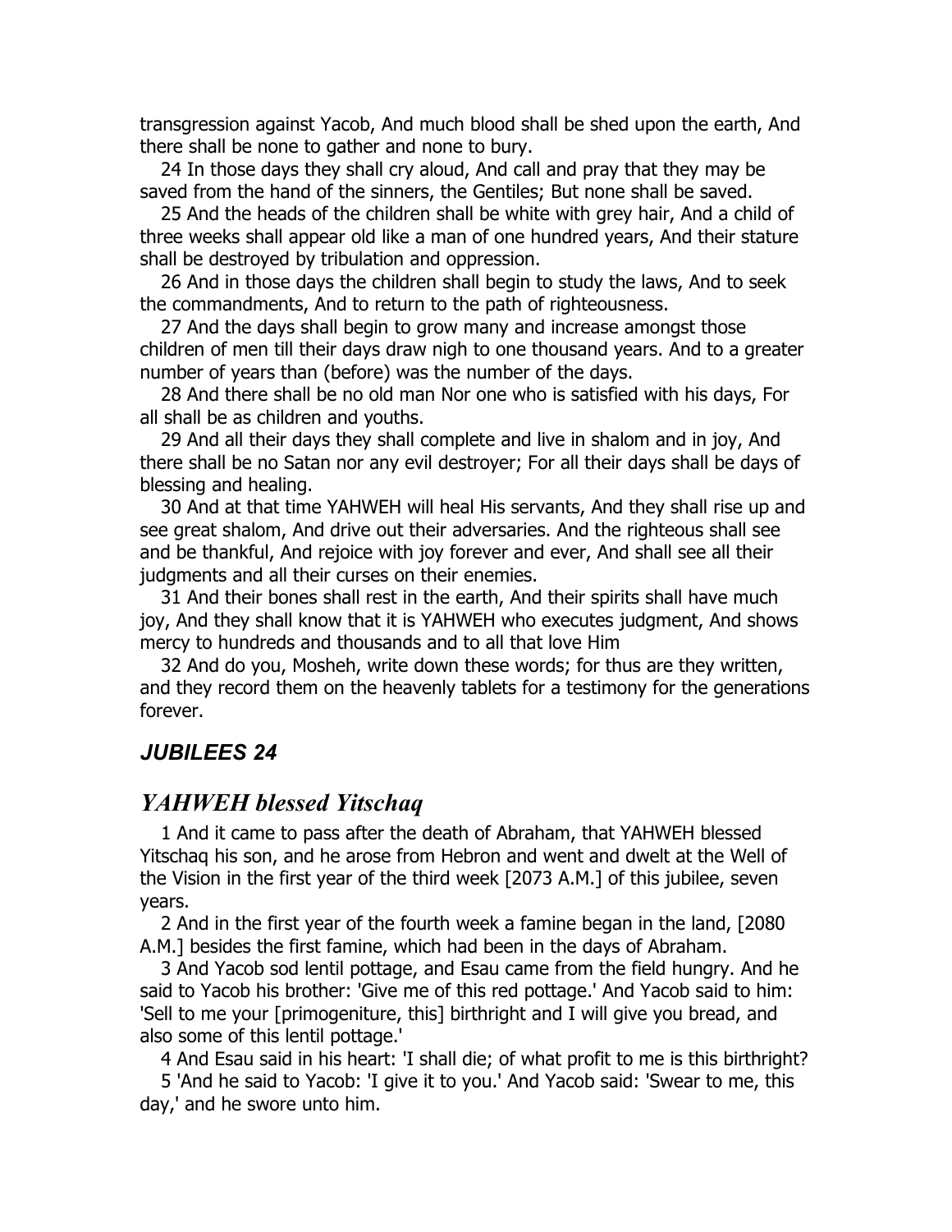transgression against Yacob, And much blood shall be shed upon the earth, And there shall be none to gather and none to bury.

24 In those days they shall cry aloud, And call and pray that they may be saved from the hand of the sinners, the Gentiles; But none shall be saved.

25 And the heads of the children shall be white with grey hair, And a child of three weeks shall appear old like a man of one hundred years, And their stature shall be destroyed by tribulation and oppression.

26 And in those days the children shall begin to study the laws, And to seek the commandments, And to return to the path of righteousness.

27 And the days shall begin to grow many and increase amongst those children of men till their days draw nigh to one thousand years. And to a greater number of years than (before) was the number of the days.

28 And there shall be no old man Nor one who is satisfied with his days, For all shall be as children and youths.

29 And all their days they shall complete and live in shalom and in joy, And there shall be no Satan nor any evil destroyer; For all their days shall be days of blessing and healing.

30 And at that time YAHWEH will heal His servants, And they shall rise up and see great shalom, And drive out their adversaries. And the righteous shall see and be thankful, And rejoice with joy forever and ever, And shall see all their judgments and all their curses on their enemies.

31 And their bones shall rest in the earth, And their spirits shall have much joy, And they shall know that it is YAHWEH who executes judgment, And shows mercy to hundreds and thousands and to all that love Him

32 And do you, Mosheh, write down these words; for thus are they written, and they record them on the heavenly tablets for a testimony for the generations forever.

## *JUBILEES 24*

## *YAHWEH blessed Yitschaq*

1 And it came to pass after the death of Abraham, that YAHWEH blessed Yitschaq his son, and he arose from Hebron and went and dwelt at the Well of the Vision in the first year of the third week [2073 A.M.] of this jubilee, seven years.

2 And in the first year of the fourth week a famine began in the land, [2080 A.M.] besides the first famine, which had been in the days of Abraham.

3 And Yacob sod lentil pottage, and Esau came from the field hungry. And he said to Yacob his brother: 'Give me of this red pottage.' And Yacob said to him: 'Sell to me your [primogeniture, this] birthright and I will give you bread, and also some of this lentil pottage.'

4 And Esau said in his heart: 'I shall die; of what profit to me is this birthright?

5 'And he said to Yacob: 'I give it to you.' And Yacob said: 'Swear to me, this day,' and he swore unto him.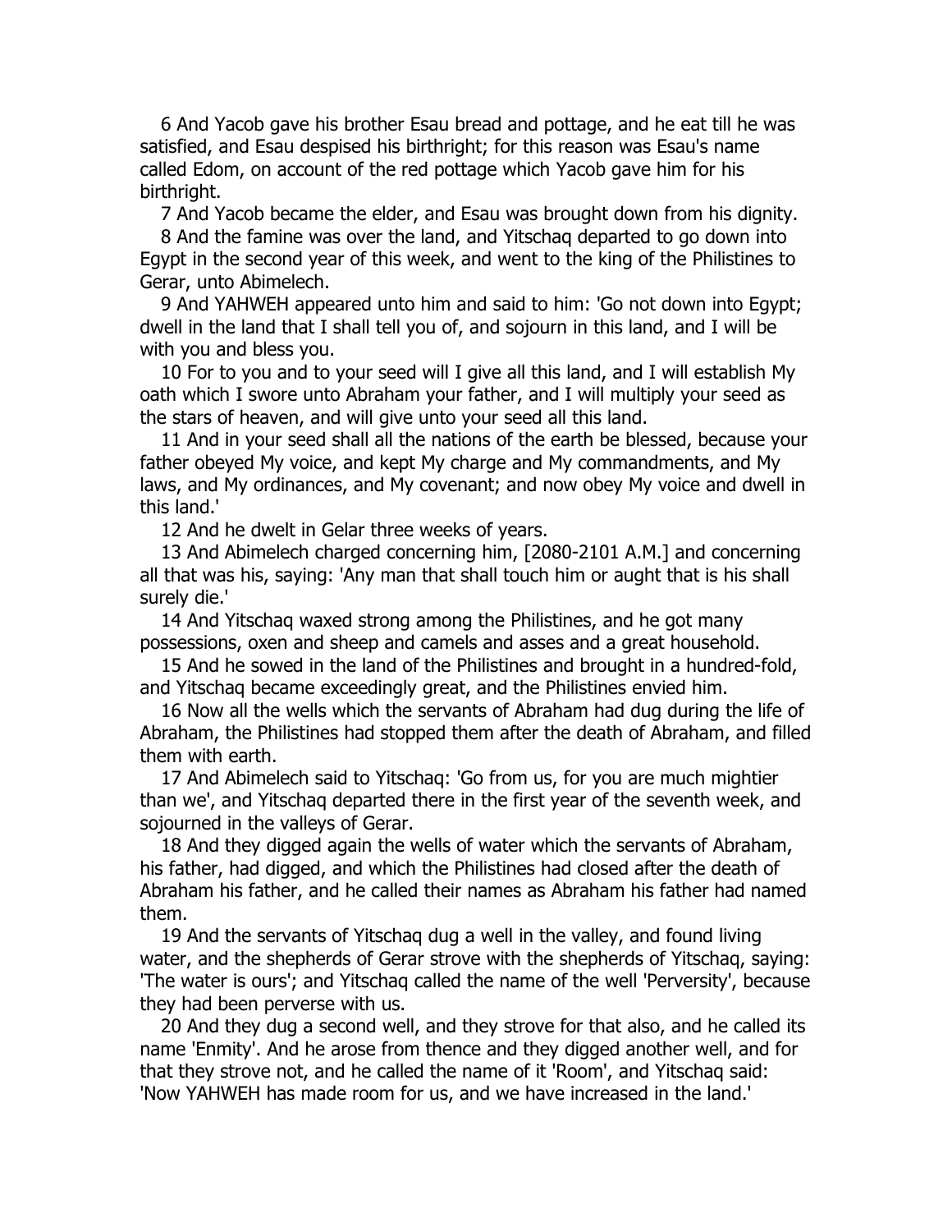6 And Yacob gave his brother Esau bread and pottage, and he eat till he was satisfied, and Esau despised his birthright; for this reason was Esau's name called Edom, on account of the red pottage which Yacob gave him for his birthright.

7 And Yacob became the elder, and Esau was brought down from his dignity.

8 And the famine was over the land, and Yitschaq departed to go down into Egypt in the second year of this week, and went to the king of the Philistines to Gerar, unto Abimelech.

9 And YAHWEH appeared unto him and said to him: 'Go not down into Egypt; dwell in the land that I shall tell you of, and sojourn in this land, and I will be with you and bless you.

10 For to you and to your seed will I give all this land, and I will establish My oath which I swore unto Abraham your father, and I will multiply your seed as the stars of heaven, and will give unto your seed all this land.

11 And in your seed shall all the nations of the earth be blessed, because your father obeyed My voice, and kept My charge and My commandments, and My laws, and My ordinances, and My covenant; and now obey My voice and dwell in this land.'

12 And he dwelt in Gelar three weeks of years.

13 And Abimelech charged concerning him, [2080-2101 A.M.] and concerning all that was his, saying: 'Any man that shall touch him or aught that is his shall surely die.'

14 And Yitschaq waxed strong among the Philistines, and he got many possessions, oxen and sheep and camels and asses and a great household.

15 And he sowed in the land of the Philistines and brought in a hundred-fold, and Yitschaq became exceedingly great, and the Philistines envied him.

16 Now all the wells which the servants of Abraham had dug during the life of Abraham, the Philistines had stopped them after the death of Abraham, and filled them with earth.

17 And Abimelech said to Yitschaq: 'Go from us, for you are much mightier than we', and Yitschaq departed there in the first year of the seventh week, and sojourned in the valleys of Gerar.

18 And they digged again the wells of water which the servants of Abraham, his father, had digged, and which the Philistines had closed after the death of Abraham his father, and he called their names as Abraham his father had named them.

19 And the servants of Yitschaq dug a well in the valley, and found living water, and the shepherds of Gerar strove with the shepherds of Yitschaq, saying: 'The water is ours'; and Yitschaq called the name of the well 'Perversity', because they had been perverse with us.

20 And they dug a second well, and they strove for that also, and he called its name 'Enmity'. And he arose from thence and they digged another well, and for that they strove not, and he called the name of it 'Room', and Yitschaq said: 'Now YAHWEH has made room for us, and we have increased in the land.'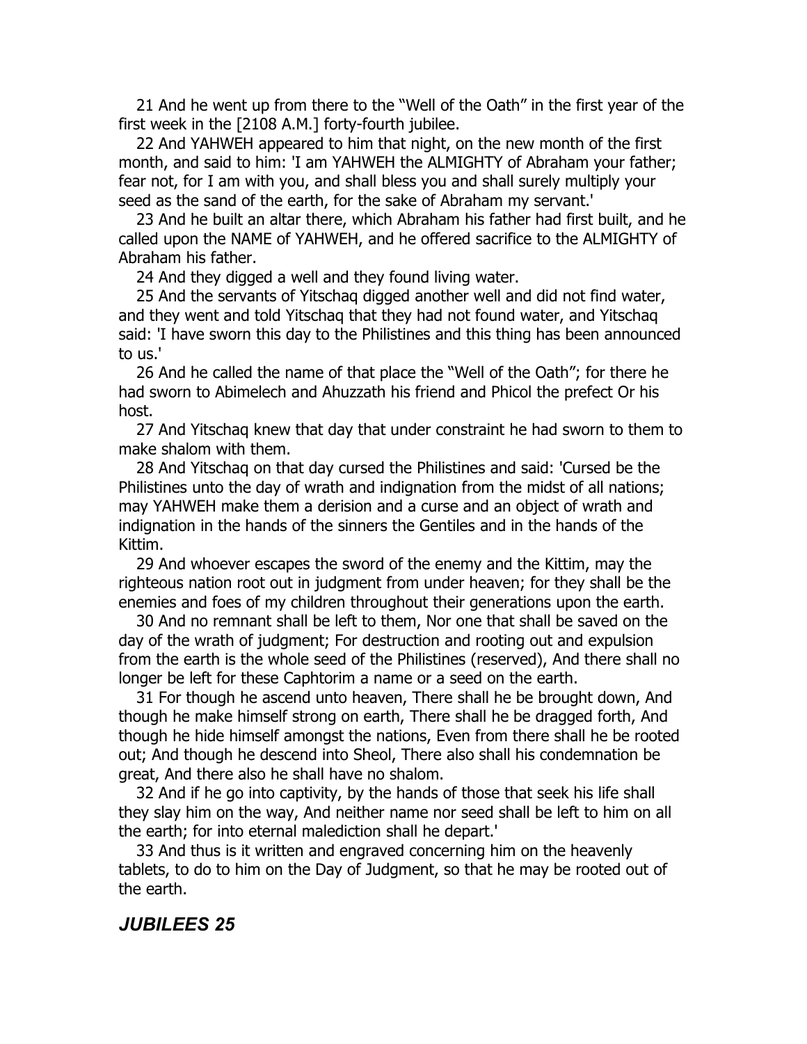21 And he went up from there to the "Well of the Oath" in the first year of the first week in the [2108 A.M.] forty-fourth jubilee.

22 And YAHWEH appeared to him that night, on the new month of the first month, and said to him: 'I am YAHWEH the ALMIGHTY of Abraham your father; fear not, for I am with you, and shall bless you and shall surely multiply your seed as the sand of the earth, for the sake of Abraham my servant.'

23 And he built an altar there, which Abraham his father had first built, and he called upon the NAME of YAHWEH, and he offered sacrifice to the ALMIGHTY of Abraham his father.

24 And they digged a well and they found living water.

25 And the servants of Yitschaq digged another well and did not find water, and they went and told Yitschaq that they had not found water, and Yitschaq said: 'I have sworn this day to the Philistines and this thing has been announced to us.'

26 And he called the name of that place the "Well of the Oath"; for there he had sworn to Abimelech and Ahuzzath his friend and Phicol the prefect Or his host.

27 And Yitschaq knew that day that under constraint he had sworn to them to make shalom with them.

28 And Yitschaq on that day cursed the Philistines and said: 'Cursed be the Philistines unto the day of wrath and indignation from the midst of all nations; may YAHWEH make them a derision and a curse and an object of wrath and indignation in the hands of the sinners the Gentiles and in the hands of the Kittim.

29 And whoever escapes the sword of the enemy and the Kittim, may the righteous nation root out in judgment from under heaven; for they shall be the enemies and foes of my children throughout their generations upon the earth.

30 And no remnant shall be left to them, Nor one that shall be saved on the day of the wrath of judgment; For destruction and rooting out and expulsion from the earth is the whole seed of the Philistines (reserved), And there shall no longer be left for these Caphtorim a name or a seed on the earth.

31 For though he ascend unto heaven, There shall he be brought down, And though he make himself strong on earth, There shall he be dragged forth, And though he hide himself amongst the nations, Even from there shall he be rooted out; And though he descend into Sheol, There also shall his condemnation be great, And there also he shall have no shalom.

32 And if he go into captivity, by the hands of those that seek his life shall they slay him on the way, And neither name nor seed shall be left to him on all the earth; for into eternal malediction shall he depart.'

33 And thus is it written and engraved concerning him on the heavenly tablets, to do to him on the Day of Judgment, so that he may be rooted out of the earth.

## *JUBILEES 25*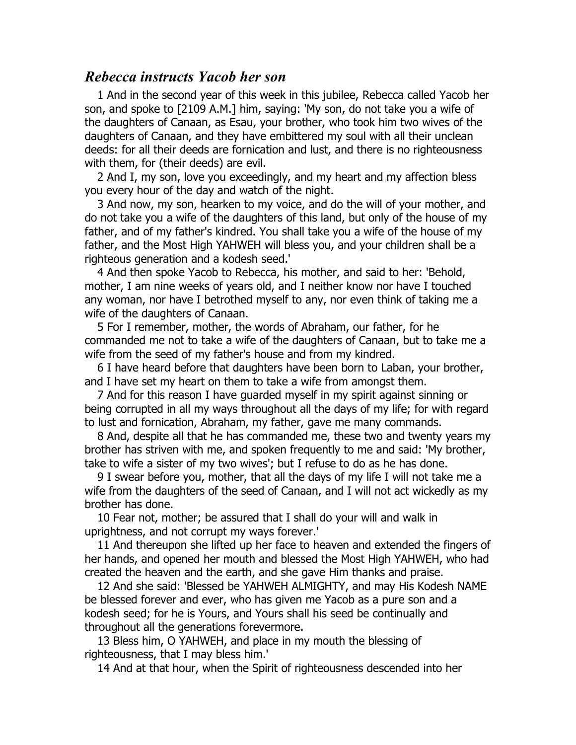## *Rebecca instructs Yacob her son*

1 And in the second year of this week in this jubilee, Rebecca called Yacob her son, and spoke to [2109 A.M.] him, saying: 'My son, do not take you a wife of the daughters of Canaan, as Esau, your brother, who took him two wives of the daughters of Canaan, and they have embittered my soul with all their unclean deeds: for all their deeds are fornication and lust, and there is no righteousness with them, for (their deeds) are evil.

2 And I, my son, love you exceedingly, and my heart and my affection bless you every hour of the day and watch of the night.

3 And now, my son, hearken to my voice, and do the will of your mother, and do not take you a wife of the daughters of this land, but only of the house of my father, and of my father's kindred. You shall take you a wife of the house of my father, and the Most High YAHWEH will bless you, and your children shall be a righteous generation and a kodesh seed.'

4 And then spoke Yacob to Rebecca, his mother, and said to her: 'Behold, mother, I am nine weeks of years old, and I neither know nor have I touched any woman, nor have I betrothed myself to any, nor even think of taking me a wife of the daughters of Canaan.

5 For I remember, mother, the words of Abraham, our father, for he commanded me not to take a wife of the daughters of Canaan, but to take me a wife from the seed of my father's house and from my kindred.

6 I have heard before that daughters have been born to Laban, your brother, and I have set my heart on them to take a wife from amongst them.

7 And for this reason I have guarded myself in my spirit against sinning or being corrupted in all my ways throughout all the days of my life; for with regard to lust and fornication, Abraham, my father, gave me many commands.

8 And, despite all that he has commanded me, these two and twenty years my brother has striven with me, and spoken frequently to me and said: 'My brother, take to wife a sister of my two wives'; but I refuse to do as he has done.

9 I swear before you, mother, that all the days of my life I will not take me a wife from the daughters of the seed of Canaan, and I will not act wickedly as my brother has done.

10 Fear not, mother; be assured that I shall do your will and walk in uprightness, and not corrupt my ways forever.'

11 And thereupon she lifted up her face to heaven and extended the fingers of her hands, and opened her mouth and blessed the Most High YAHWEH, who had created the heaven and the earth, and she gave Him thanks and praise.

12 And she said: 'Blessed be YAHWEH ALMIGHTY, and may His Kodesh NAME be blessed forever and ever, who has given me Yacob as a pure son and a kodesh seed; for he is Yours, and Yours shall his seed be continually and throughout all the generations forevermore.

13 Bless him, O YAHWEH, and place in my mouth the blessing of righteousness, that I may bless him.'

14 And at that hour, when the Spirit of righteousness descended into her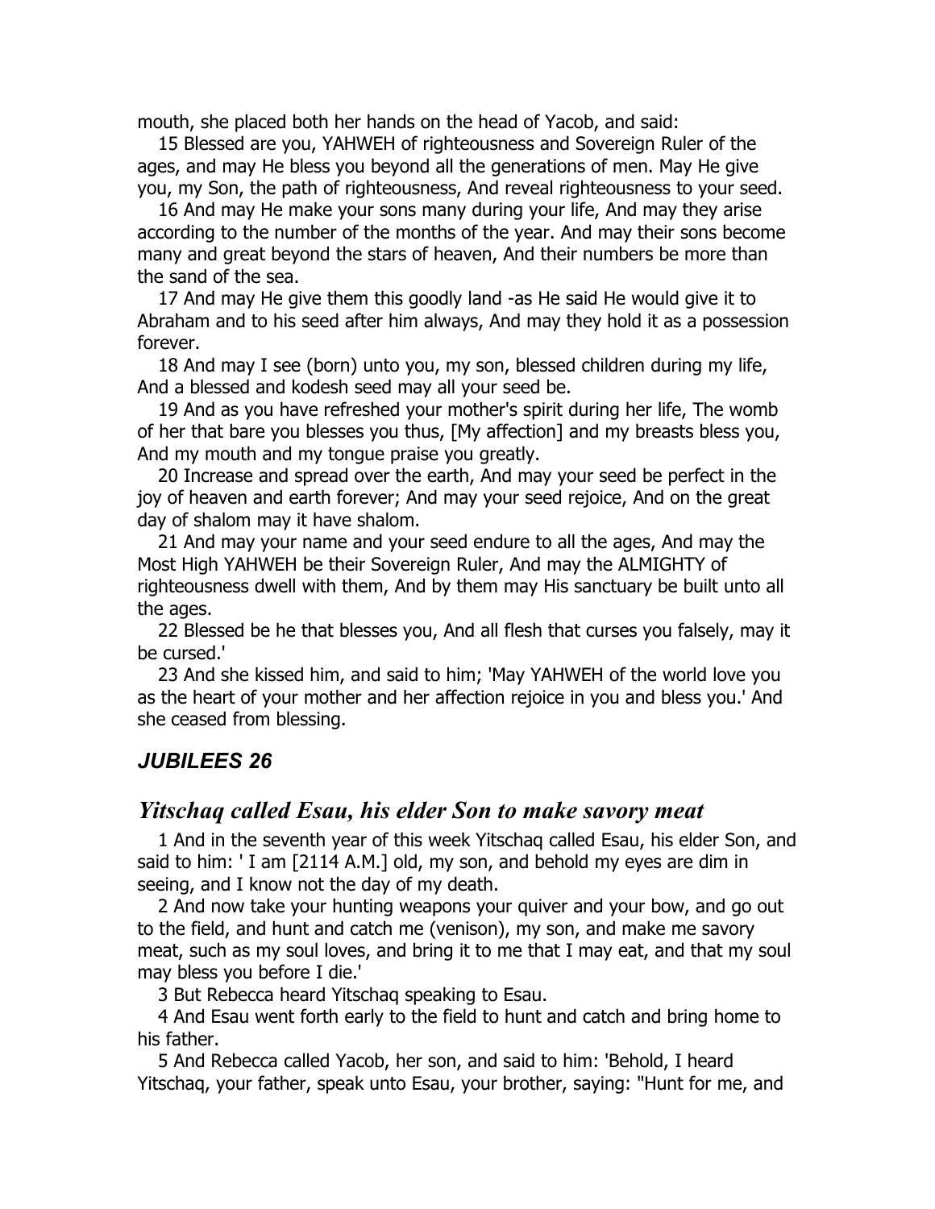mouth, she placed both her hands on the head of Yacob, and said:

15 Blessed are you, YAHWEH of righteousness and Sovereign Ruler of the ages, and may He bless you beyond all the generations of men. May He give you, my Son, the path of righteousness, And reveal righteousness to your seed.

16 And may He make your sons many during your life, And may they arise according to the number of the months of the year. And may their sons become many and great beyond the stars of heaven, And their numbers be more than the sand of the sea.

17 And may He give them this goodly land -as He said He would give it to Abraham and to his seed after him always, And may they hold it as a possession forever.

18 And may I see (born) unto you, my son, blessed children during my life, And a blessed and kodesh seed may all your seed be.

19 And as you have refreshed your mother's spirit during her life, The womb of her that bare you blesses you thus, [My affection] and my breasts bless you, And my mouth and my tongue praise you greatly.

20 Increase and spread over the earth, And may your seed be perfect in the joy of heaven and earth forever; And may your seed rejoice, And on the great day of shalom may it have shalom.

21 And may your name and your seed endure to all the ages, And may the Most High YAHWEH be their Sovereign Ruler, And may the ALMIGHTY of righteousness dwell with them, And by them may His sanctuary be built unto all the ages.

22 Blessed be he that blesses you, And all flesh that curses you falsely, may it be cursed.'

23 And she kissed him, and said to him; 'May YAHWEH of the world love you as the heart of your mother and her affection rejoice in you and bless you.' And she ceased from blessing.

## *JUBILEES 26*

## *Yitschaq called Esau, his elder Son to make savory meat*

1 And in the seventh year of this week Yitschaq called Esau, his elder Son, and said to him: ' I am [2114 A.M.] old, my son, and behold my eyes are dim in seeing, and I know not the day of my death.

2 And now take your hunting weapons your quiver and your bow, and go out to the field, and hunt and catch me (venison), my son, and make me savory meat, such as my soul loves, and bring it to me that I may eat, and that my soul may bless you before I die.'

3 But Rebecca heard Yitschaq speaking to Esau.

4 And Esau went forth early to the field to hunt and catch and bring home to his father.

5 And Rebecca called Yacob, her son, and said to him: 'Behold, I heard Yitschaq, your father, speak unto Esau, your brother, saying: "Hunt for me, and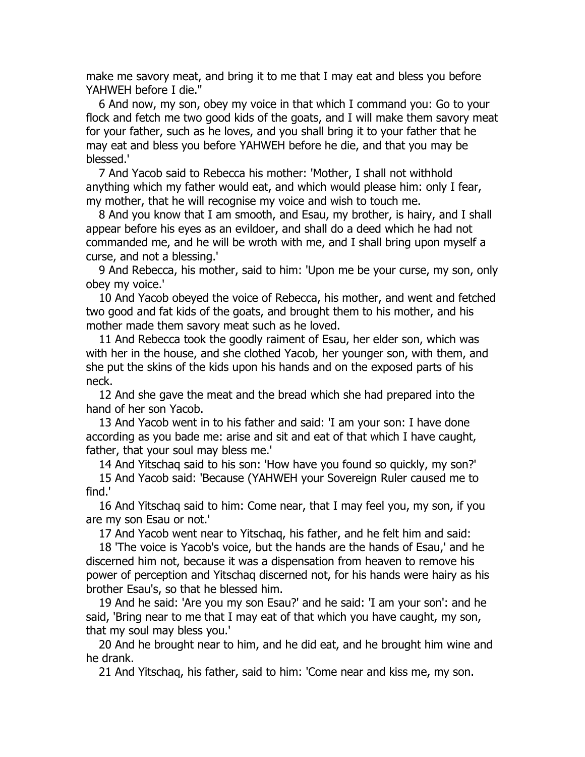make me savory meat, and bring it to me that I may eat and bless you before YAHWEH before I die."

6 And now, my son, obey my voice in that which I command you: Go to your flock and fetch me two good kids of the goats, and I will make them savory meat for your father, such as he loves, and you shall bring it to your father that he may eat and bless you before YAHWEH before he die, and that you may be blessed.'

7 And Yacob said to Rebecca his mother: 'Mother, I shall not withhold anything which my father would eat, and which would please him: only I fear, my mother, that he will recognise my voice and wish to touch me.

8 And you know that I am smooth, and Esau, my brother, is hairy, and I shall appear before his eyes as an evildoer, and shall do a deed which he had not commanded me, and he will be wroth with me, and I shall bring upon myself a curse, and not a blessing.'

9 And Rebecca, his mother, said to him: 'Upon me be your curse, my son, only obey my voice.'

10 And Yacob obeyed the voice of Rebecca, his mother, and went and fetched two good and fat kids of the goats, and brought them to his mother, and his mother made them savory meat such as he loved.

11 And Rebecca took the goodly raiment of Esau, her elder son, which was with her in the house, and she clothed Yacob, her younger son, with them, and she put the skins of the kids upon his hands and on the exposed parts of his neck.

12 And she gave the meat and the bread which she had prepared into the hand of her son Yacob.

13 And Yacob went in to his father and said: 'I am your son: I have done according as you bade me: arise and sit and eat of that which I have caught, father, that your soul may bless me.'

14 And Yitschaq said to his son: 'How have you found so quickly, my son?'

15 And Yacob said: 'Because (YAHWEH your Sovereign Ruler caused me to find.'

16 And Yitschaq said to him: Come near, that I may feel you, my son, if you are my son Esau or not.'

17 And Yacob went near to Yitschaq, his father, and he felt him and said:

18 'The voice is Yacob's voice, but the hands are the hands of Esau,' and he discerned him not, because it was a dispensation from heaven to remove his power of perception and Yitschaq discerned not, for his hands were hairy as his brother Esau's, so that he blessed him.

19 And he said: 'Are you my son Esau?' and he said: 'I am your son': and he said, 'Bring near to me that I may eat of that which you have caught, my son, that my soul may bless you.'

20 And he brought near to him, and he did eat, and he brought him wine and he drank.

21 And Yitschaq, his father, said to him: 'Come near and kiss me, my son.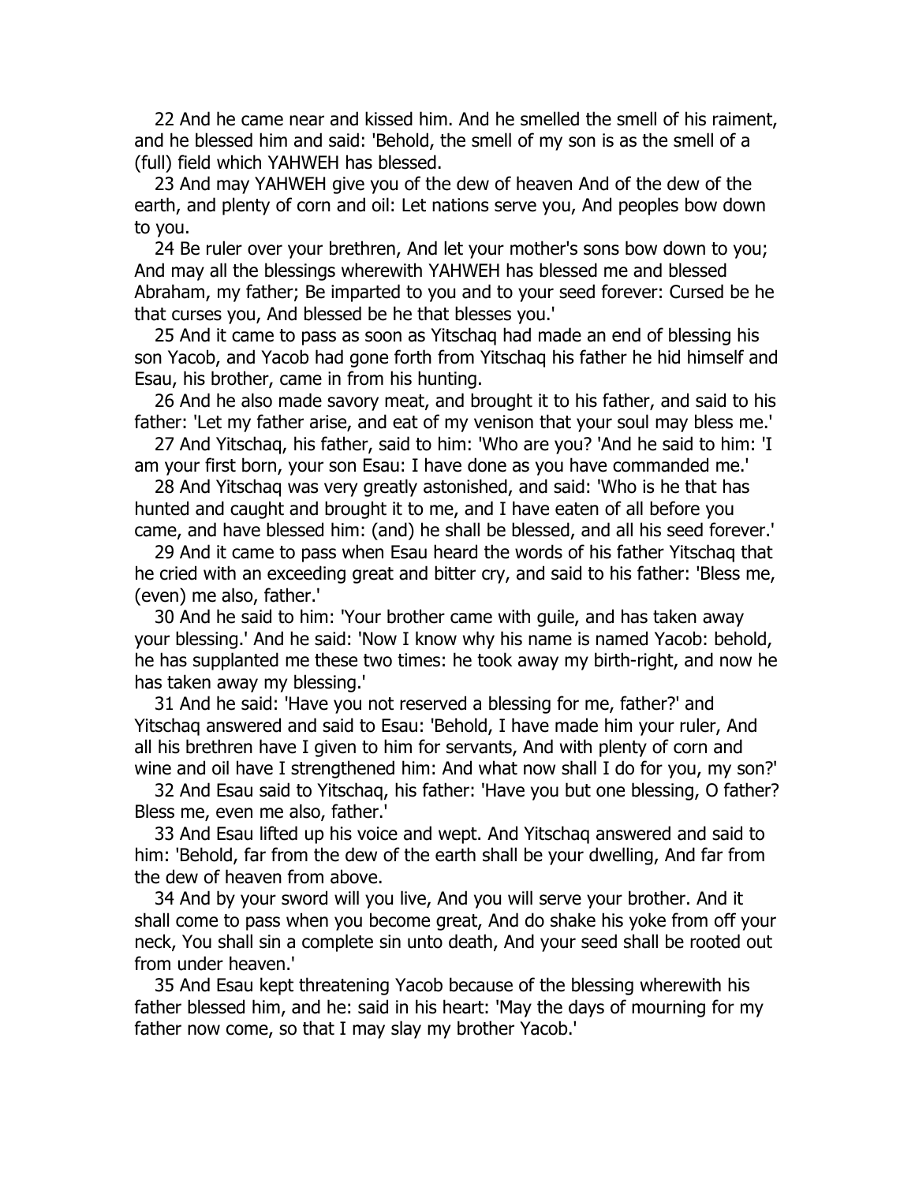22 And he came near and kissed him. And he smelled the smell of his raiment, and he blessed him and said: 'Behold, the smell of my son is as the smell of a (full) field which YAHWEH has blessed.

23 And may YAHWEH give you of the dew of heaven And of the dew of the earth, and plenty of corn and oil: Let nations serve you, And peoples bow down to you.

24 Be ruler over your brethren, And let your mother's sons bow down to you; And may all the blessings wherewith YAHWEH has blessed me and blessed Abraham, my father; Be imparted to you and to your seed forever: Cursed be he that curses you, And blessed be he that blesses you.'

25 And it came to pass as soon as Yitschaq had made an end of blessing his son Yacob, and Yacob had gone forth from Yitschaq his father he hid himself and Esau, his brother, came in from his hunting.

26 And he also made savory meat, and brought it to his father, and said to his father: 'Let my father arise, and eat of my venison that your soul may bless me.'

27 And Yitschaq, his father, said to him: 'Who are you? 'And he said to him: 'I am your first born, your son Esau: I have done as you have commanded me.'

28 And Yitschaq was very greatly astonished, and said: 'Who is he that has hunted and caught and brought it to me, and I have eaten of all before you came, and have blessed him: (and) he shall be blessed, and all his seed forever.'

29 And it came to pass when Esau heard the words of his father Yitschaq that he cried with an exceeding great and bitter cry, and said to his father: 'Bless me, (even) me also, father.'

30 And he said to him: 'Your brother came with guile, and has taken away your blessing.' And he said: 'Now I know why his name is named Yacob: behold, he has supplanted me these two times: he took away my birth-right, and now he has taken away my blessing.'

31 And he said: 'Have you not reserved a blessing for me, father?' and Yitschaq answered and said to Esau: 'Behold, I have made him your ruler, And all his brethren have I given to him for servants, And with plenty of corn and wine and oil have I strengthened him: And what now shall I do for you, my son?'

32 And Esau said to Yitschaq, his father: 'Have you but one blessing, O father? Bless me, even me also, father.'

33 And Esau lifted up his voice and wept. And Yitschaq answered and said to him: 'Behold, far from the dew of the earth shall be your dwelling, And far from the dew of heaven from above.

34 And by your sword will you live, And you will serve your brother. And it shall come to pass when you become great, And do shake his yoke from off your neck, You shall sin a complete sin unto death, And your seed shall be rooted out from under heaven.'

35 And Esau kept threatening Yacob because of the blessing wherewith his father blessed him, and he: said in his heart: 'May the days of mourning for my father now come, so that I may slay my brother Yacob.'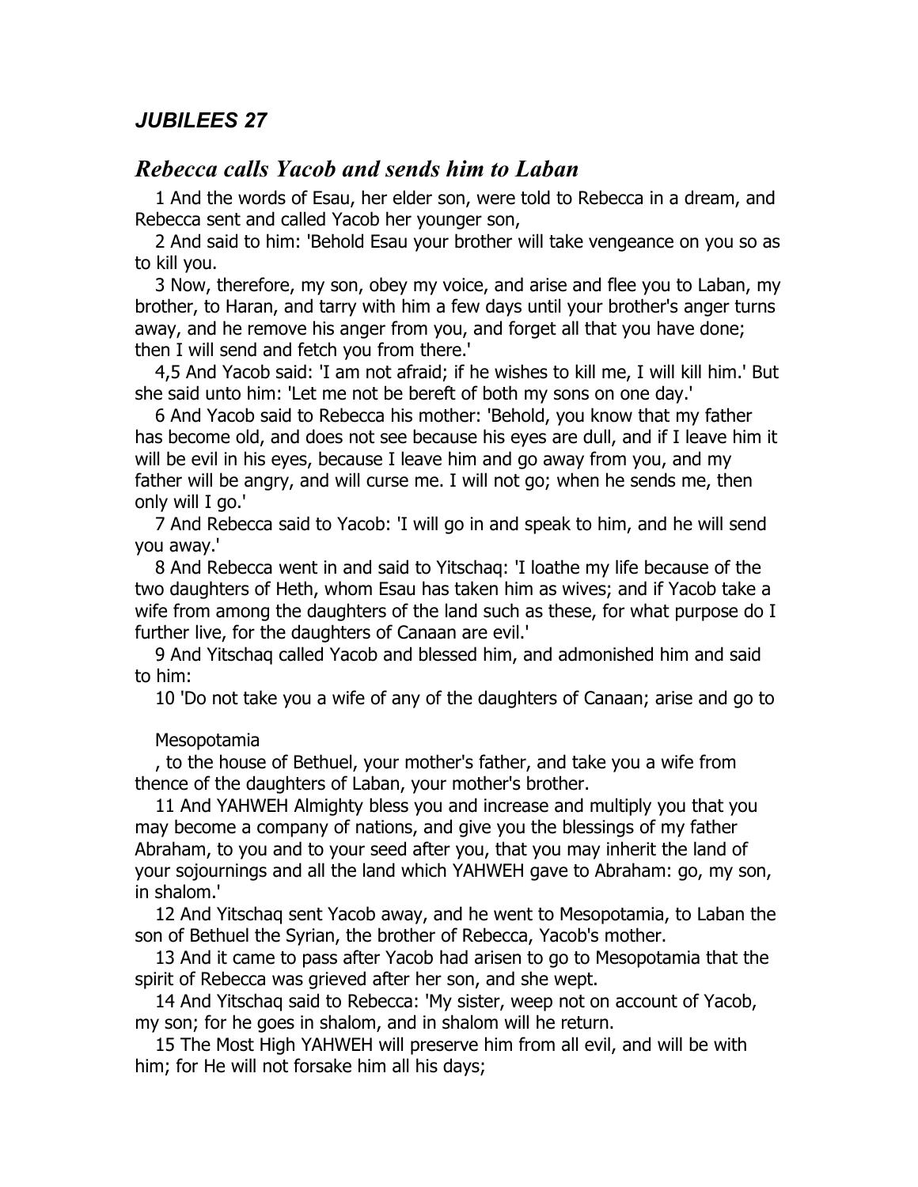## *JUBILEES 27*

## *Rebecca calls Yacob and sends him to Laban*

1 And the words of Esau, her elder son, were told to Rebecca in a dream, and Rebecca sent and called Yacob her younger son,

2 And said to him: 'Behold Esau your brother will take vengeance on you so as to kill you.

3 Now, therefore, my son, obey my voice, and arise and flee you to Laban, my brother, to Haran, and tarry with him a few days until your brother's anger turns away, and he remove his anger from you, and forget all that you have done; then I will send and fetch you from there.'

4,5 And Yacob said: 'I am not afraid; if he wishes to kill me, I will kill him.' But she said unto him: 'Let me not be bereft of both my sons on one day.'

6 And Yacob said to Rebecca his mother: 'Behold, you know that my father has become old, and does not see because his eyes are dull, and if I leave him it will be evil in his eyes, because I leave him and go away from you, and my father will be angry, and will curse me. I will not go; when he sends me, then only will I go.'

7 And Rebecca said to Yacob: 'I will go in and speak to him, and he will send you away.'

8 And Rebecca went in and said to Yitschaq: 'I loathe my life because of the two daughters of Heth, whom Esau has taken him as wives; and if Yacob take a wife from among the daughters of the land such as these, for what purpose do I further live, for the daughters of Canaan are evil.'

9 And Yitschaq called Yacob and blessed him, and admonished him and said to him:

10 'Do not take you a wife of any of the daughters of Canaan; arise and go to Mesopotamia, to the house of Bethuel, your mother's father, and take you a wife from thence of the daughters of Laban, your mother's brother.

11 And YAHWEH Almighty bless you and increase and multiply you that you may become a company of nations, and give you the blessings of my father Abraham, to you and to your seed after you, that you may inherit the land of your sojournings and all the land which YAHWEH gave to Abraham: go, my son, in shalom.'

12 And Yitschaq sent Yacob away, and he went to Mesopotamia, to Laban the son of Bethuel the Syrian, the brother of Rebecca, Yacob's mother.

13 And it came to pass after Yacob had arisen to go to Mesopotamia that the spirit of Rebecca was grieved after her son, and she wept.

14 And Yitschaq said to Rebecca: 'My sister, weep not on account of Yacob, my son; for he goes in shalom, and in shalom will he return.

15 The Most High YAHWEH will preserve him from all evil, and will be with him; for He will not forsake him all his days;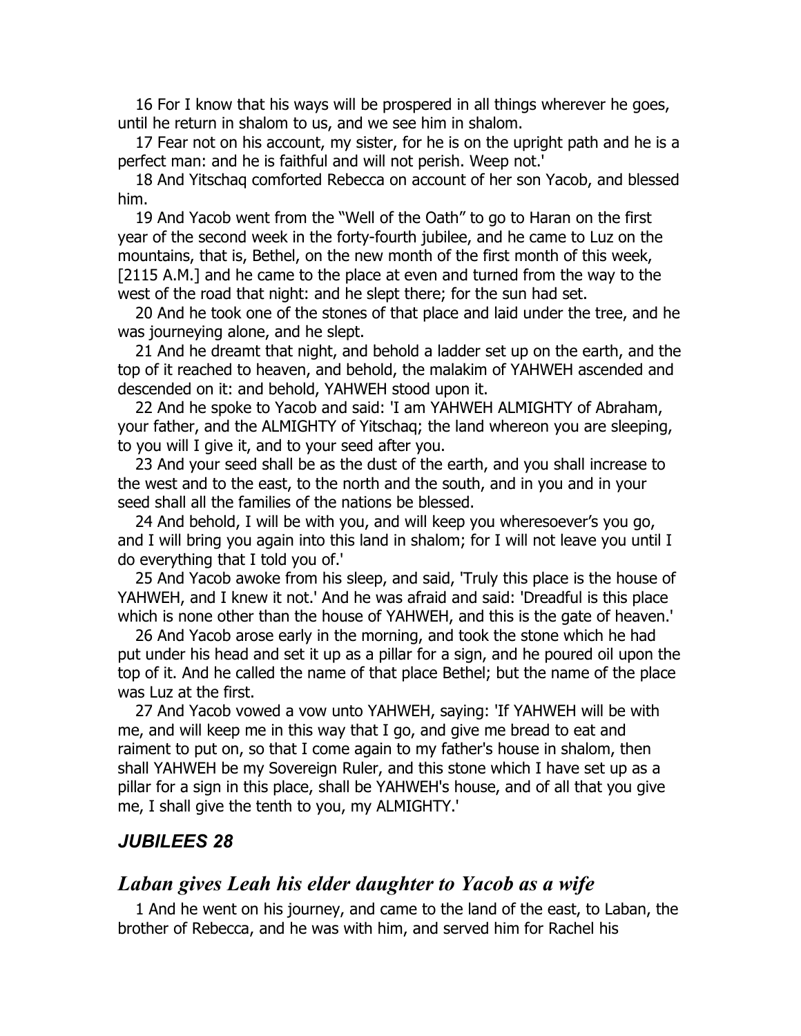16 For I know that his ways will be prospered in all things wherever he goes, until he return in shalom to us, and we see him in shalom.

17 Fear not on his account, my sister, for he is on the upright path and he is a perfect man: and he is faithful and will not perish. Weep not.'

18 And Yitschaq comforted Rebecca on account of her son Yacob, and blessed him.

19 And Yacob went from the "Well of the Oath" to go to Haran on the first year of the second week in the forty-fourth jubilee, and he came to Luz on the mountains, that is, Bethel, on the new month of the first month of this week, [2115 A.M.] and he came to the place at even and turned from the way to the west of the road that night: and he slept there; for the sun had set.

20 And he took one of the stones of that place and laid under the tree, and he was journeying alone, and he slept.

21 And he dreamt that night, and behold a ladder set up on the earth, and the top of it reached to heaven, and behold, the malakim of YAHWEH ascended and descended on it: and behold, YAHWEH stood upon it.

22 And he spoke to Yacob and said: 'I am YAHWEH ALMIGHTY of Abraham, your father, and the ALMIGHTY of Yitschaq; the land whereon you are sleeping, to you will I give it, and to your seed after you.

23 And your seed shall be as the dust of the earth, and you shall increase to the west and to the east, to the north and the south, and in you and in your seed shall all the families of the nations be blessed.

24 And behold, I will be with you, and will keep you wheresoever's you go, and I will bring you again into this land in shalom; for I will not leave you until I do everything that I told you of.'

25 And Yacob awoke from his sleep, and said, 'Truly this place is the house of YAHWEH, and I knew it not.' And he was afraid and said: 'Dreadful is this place which is none other than the house of YAHWEH, and this is the gate of heaven.'

26 And Yacob arose early in the morning, and took the stone which he had put under his head and set it up as a pillar for a sign, and he poured oil upon the top of it. And he called the name of that place Bethel; but the name of the place was Luz at the first.

27 And Yacob vowed a vow unto YAHWEH, saying: 'If YAHWEH will be with me, and will keep me in this way that I go, and give me bread to eat and raiment to put on, so that I come again to my father's house in shalom, then shall YAHWEH be my Sovereign Ruler, and this stone which I have set up as a pillar for a sign in this place, shall be YAHWEH's house, and of all that you give me, I shall give the tenth to you, my ALMIGHTY.'

## *JUBILEES 28*

## *Laban gives Leah his elder daughter to Yacob as a wife*

1 And he went on his journey, and came to the land of the east, to Laban, the brother of Rebecca, and he was with him, and served him for Rachel his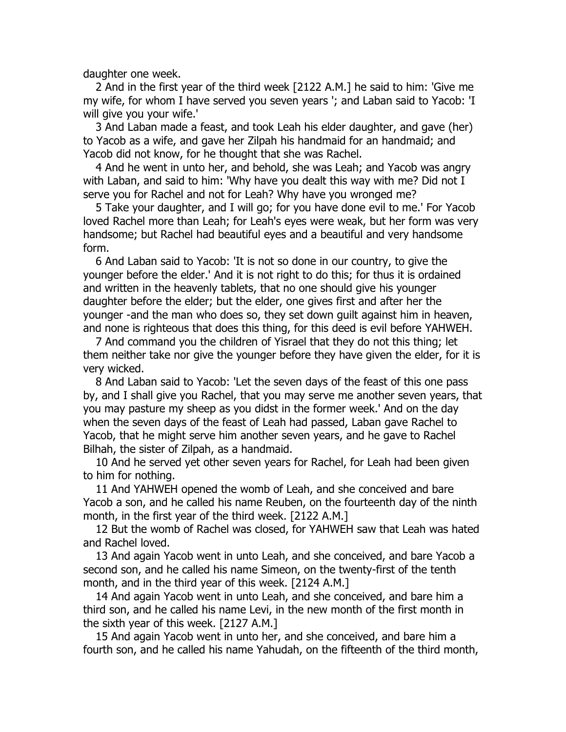daughter one week.

2 And in the first year of the third week [2122 A.M.] he said to him: 'Give me my wife, for whom I have served you seven years '; and Laban said to Yacob: 'I will give you your wife.'

3 And Laban made a feast, and took Leah his elder daughter, and gave (her) to Yacob as a wife, and gave her Zilpah his handmaid for an handmaid; and Yacob did not know, for he thought that she was Rachel.

4 And he went in unto her, and behold, she was Leah; and Yacob was angry with Laban, and said to him: 'Why have you dealt this way with me? Did not I serve you for Rachel and not for Leah? Why have you wronged me?

5 Take your daughter, and I will go; for you have done evil to me.' For Yacob loved Rachel more than Leah; for Leah's eyes were weak, but her form was very handsome; but Rachel had beautiful eyes and a beautiful and very handsome form.

6 And Laban said to Yacob: 'It is not so done in our country, to give the younger before the elder.' And it is not right to do this; for thus it is ordained and written in the heavenly tablets, that no one should give his younger daughter before the elder; but the elder, one gives first and after her the younger -and the man who does so, they set down guilt against him in heaven, and none is righteous that does this thing, for this deed is evil before YAHWEH.

7 And command you the children of Yisrael that they do not this thing; let them neither take nor give the younger before they have given the elder, for it is very wicked.

8 And Laban said to Yacob: 'Let the seven days of the feast of this one pass by, and I shall give you Rachel, that you may serve me another seven years, that you may pasture my sheep as you didst in the former week.' And on the day when the seven days of the feast of Leah had passed, Laban gave Rachel to Yacob, that he might serve him another seven years, and he gave to Rachel Bilhah, the sister of Zilpah, as a handmaid.

10 And he served yet other seven years for Rachel, for Leah had been given to him for nothing.

11 And YAHWEH opened the womb of Leah, and she conceived and bare Yacob a son, and he called his name Reuben, on the fourteenth day of the ninth month, in the first year of the third week. [2122 A.M.]

12 But the womb of Rachel was closed, for YAHWEH saw that Leah was hated and Rachel loved.

13 And again Yacob went in unto Leah, and she conceived, and bare Yacob a second son, and he called his name Simeon, on the twenty-first of the tenth month, and in the third year of this week. [2124 A.M.]

14 And again Yacob went in unto Leah, and she conceived, and bare him a third son, and he called his name Levi, in the new month of the first month in the sixth year of this week. [2127 A.M.]

15 And again Yacob went in unto her, and she conceived, and bare him a fourth son, and he called his name Yahudah, on the fifteenth of the third month,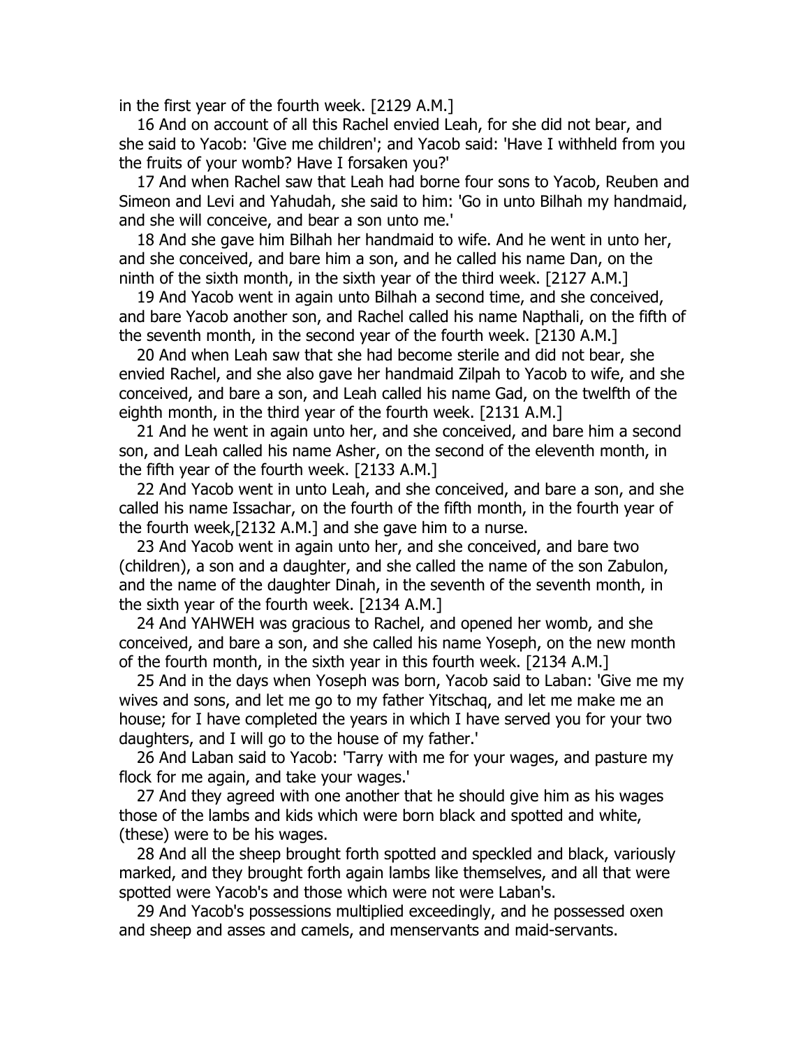in the first year of the fourth week. [2129 A.M.]

16 And on account of all this Rachel envied Leah, for she did not bear, and she said to Yacob: 'Give me children'; and Yacob said: 'Have I withheld from you the fruits of your womb? Have I forsaken you?'

17 And when Rachel saw that Leah had borne four sons to Yacob, Reuben and Simeon and Levi and Yahudah, she said to him: 'Go in unto Bilhah my handmaid, and she will conceive, and bear a son unto me.'

18 And she gave him Bilhah her handmaid to wife. And he went in unto her, and she conceived, and bare him a son, and he called his name Dan, on the ninth of the sixth month, in the sixth year of the third week. [2127 A.M.]

19 And Yacob went in again unto Bilhah a second time, and she conceived, and bare Yacob another son, and Rachel called his name Napthali, on the fifth of the seventh month, in the second year of the fourth week. [2130 A.M.]

20 And when Leah saw that she had become sterile and did not bear, she envied Rachel, and she also gave her handmaid Zilpah to Yacob to wife, and she conceived, and bare a son, and Leah called his name Gad, on the twelfth of the eighth month, in the third year of the fourth week. [2131 A.M.]

21 And he went in again unto her, and she conceived, and bare him a second son, and Leah called his name Asher, on the second of the eleventh month, in the fifth year of the fourth week. [2133 A.M.]

22 And Yacob went in unto Leah, and she conceived, and bare a son, and she called his name Issachar, on the fourth of the fifth month, in the fourth year of the fourth week,[2132 A.M.] and she gave him to a nurse.

23 And Yacob went in again unto her, and she conceived, and bare two (children), a son and a daughter, and she called the name of the son Zabulon, and the name of the daughter Dinah, in the seventh of the seventh month, in the sixth year of the fourth week. [2134 A.M.]

24 And YAHWEH was gracious to Rachel, and opened her womb, and she conceived, and bare a son, and she called his name Yoseph, on the new month of the fourth month, in the sixth year in this fourth week. [2134 A.M.]

25 And in the days when Yoseph was born, Yacob said to Laban: 'Give me my wives and sons, and let me go to my father Yitschaq, and let me make me an house; for I have completed the years in which I have served you for your two daughters, and I will go to the house of my father.'

26 And Laban said to Yacob: 'Tarry with me for your wages, and pasture my flock for me again, and take your wages.'

27 And they agreed with one another that he should give him as his wages those of the lambs and kids which were born black and spotted and white, (these) were to be his wages.

28 And all the sheep brought forth spotted and speckled and black, variously marked, and they brought forth again lambs like themselves, and all that were spotted were Yacob's and those which were not were Laban's.

29 And Yacob's possessions multiplied exceedingly, and he possessed oxen and sheep and asses and camels, and menservants and maid-servants.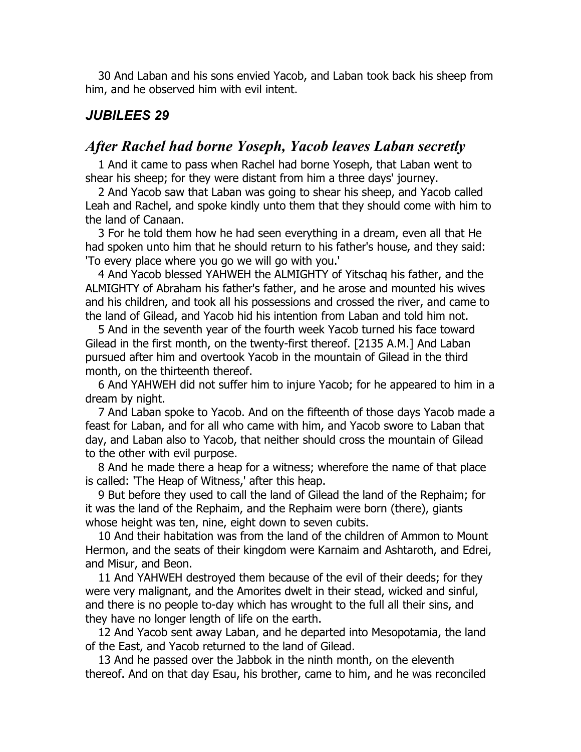30 And Laban and his sons envied Yacob, and Laban took back his sheep from him, and he observed him with evil intent.

### *JUBILEES 29*

## *After Rachel had borne Yoseph, Yacob leaves Laban secretly*

1 And it came to pass when Rachel had borne Yoseph, that Laban went to shear his sheep; for they were distant from him a three days' journey.

2 And Yacob saw that Laban was going to shear his sheep, and Yacob called Leah and Rachel, and spoke kindly unto them that they should come with him to the land of Canaan.

3 For he told them how he had seen everything in a dream, even all that He had spoken unto him that he should return to his father's house, and they said: 'To every place where you go we will go with you.'

4 And Yacob blessed YAHWEH the ALMIGHTY of Yitschaq his father, and the ALMIGHTY of Abraham his father's father, and he arose and mounted his wives and his children, and took all his possessions and crossed the river, and came to the land of Gilead, and Yacob hid his intention from Laban and told him not.

5 And in the seventh year of the fourth week Yacob turned his face toward Gilead in the first month, on the twenty-first thereof. [2135 A.M.] And Laban pursued after him and overtook Yacob in the mountain of Gilead in the third month, on the thirteenth thereof.

6 And YAHWEH did not suffer him to injure Yacob; for he appeared to him in a dream by night.

7 And Laban spoke to Yacob. And on the fifteenth of those days Yacob made a feast for Laban, and for all who came with him, and Yacob swore to Laban that day, and Laban also to Yacob, that neither should cross the mountain of Gilead to the other with evil purpose.

8 And he made there a heap for a witness; wherefore the name of that place is called: 'The Heap of Witness,' after this heap.

9 But before they used to call the land of Gilead the land of the Rephaim; for it was the land of the Rephaim, and the Rephaim were born (there), giants whose height was ten, nine, eight down to seven cubits.

10 And their habitation was from the land of the children of Ammon to Mount Hermon, and the seats of their kingdom were Karnaim and Ashtaroth, and Edrei, and Misur, and Beon.

11 And YAHWEH destroyed them because of the evil of their deeds; for they were very malignant, and the Amorites dwelt in their stead, wicked and sinful, and there is no people to-day which has wrought to the full all their sins, and they have no longer length of life on the earth.

12 And Yacob sent away Laban, and he departed into Mesopotamia, the land of the East, and Yacob returned to the land of Gilead.

13 And he passed over the Jabbok in the ninth month, on the eleventh thereof. And on that day Esau, his brother, came to him, and he was reconciled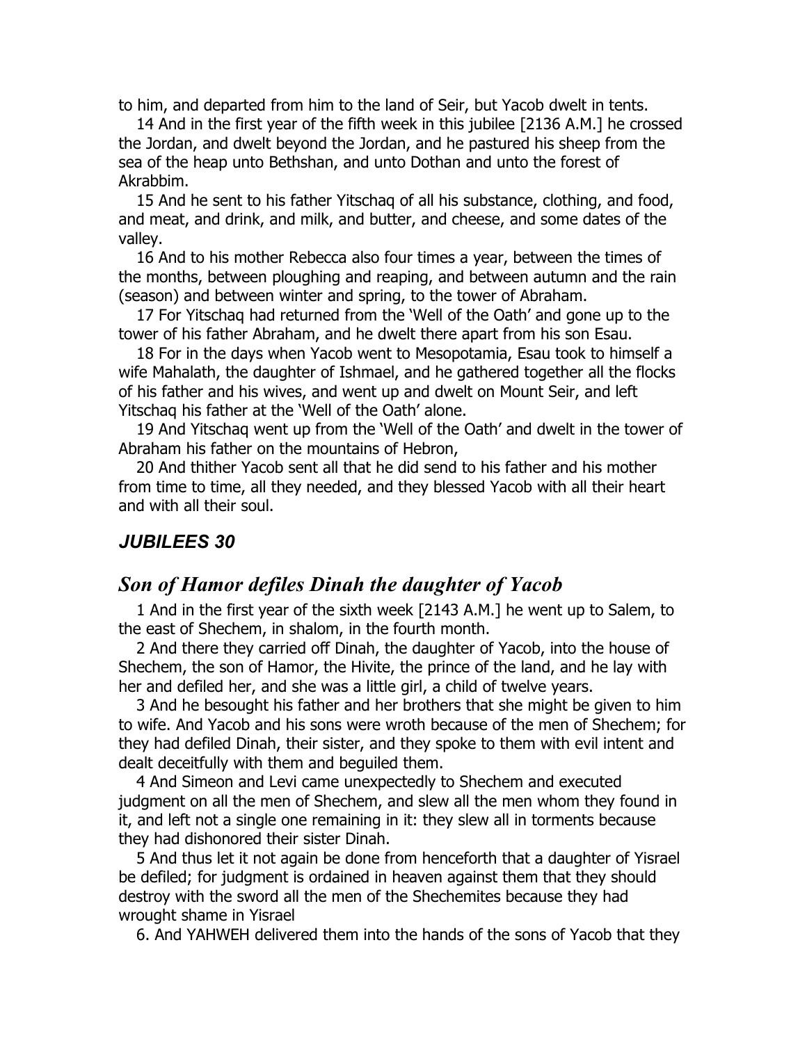to him, and departed from him to the land of Seir, but Yacob dwelt in tents.

14 And in the first year of the fifth week in this jubilee [2136 A.M.] he crossed the Jordan, and dwelt beyond the Jordan, and he pastured his sheep from the sea of the heap unto Bethshan, and unto Dothan and unto the forest of Akrabbim.

15 And he sent to his father Yitschaq of all his substance, clothing, and food, and meat, and drink, and milk, and butter, and cheese, and some dates of the valley.

16 And to his mother Rebecca also four times a year, between the times of the months, between ploughing and reaping, and between autumn and the rain (season) and between winter and spring, to the tower of Abraham.

17 For Yitschaq had returned from the 'Well of the Oath' and gone up to the tower of his father Abraham, and he dwelt there apart from his son Esau.

18 For in the days when Yacob went to Mesopotamia, Esau took to himself a wife Mahalath, the daughter of Ishmael, and he gathered together all the flocks of his father and his wives, and went up and dwelt on Mount Seir, and left Yitschaq his father at the 'Well of the Oath' alone.

19 And Yitschaq went up from the 'Well of the Oath' and dwelt in the tower of Abraham his father on the mountains of Hebron,

20 And thither Yacob sent all that he did send to his father and his mother from time to time, all they needed, and they blessed Yacob with all their heart and with all their soul.

## *JUBILEES 30*

## *Son of Hamor defiles Dinah the daughter of Yacob*

1 And in the first year of the sixth week [2143 A.M.] he went up to Salem, to the east of Shechem, in shalom, in the fourth month.

2 And there they carried off Dinah, the daughter of Yacob, into the house of Shechem, the son of Hamor, the Hivite, the prince of the land, and he lay with her and defiled her, and she was a little girl, a child of twelve years.

3 And he besought his father and her brothers that she might be given to him to wife. And Yacob and his sons were wroth because of the men of Shechem; for they had defiled Dinah, their sister, and they spoke to them with evil intent and dealt deceitfully with them and beguiled them.

4 And Simeon and Levi came unexpectedly to Shechem and executed judgment on all the men of Shechem, and slew all the men whom they found in it, and left not a single one remaining in it: they slew all in torments because they had dishonored their sister Dinah.

5 And thus let it not again be done from henceforth that a daughter of Yisrael be defiled; for judgment is ordained in heaven against them that they should destroy with the sword all the men of the Shechemites because they had wrought shame in Yisrael

6. And YAHWEH delivered them into the hands of the sons of Yacob that they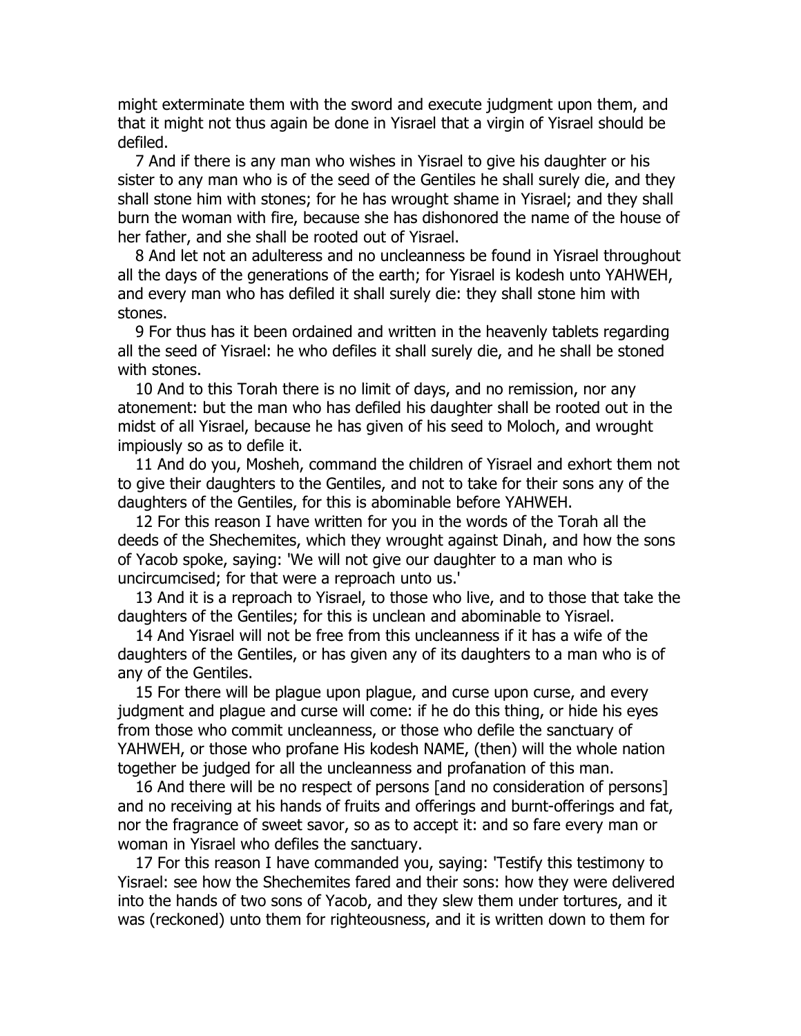might exterminate them with the sword and execute judgment upon them, and that it might not thus again be done in Yisrael that a virgin of Yisrael should be defiled.

7 And if there is any man who wishes in Yisrael to give his daughter or his sister to any man who is of the seed of the Gentiles he shall surely die, and they shall stone him with stones; for he has wrought shame in Yisrael; and they shall burn the woman with fire, because she has dishonored the name of the house of her father, and she shall be rooted out of Yisrael.

8 And let not an adulteress and no uncleanness be found in Yisrael throughout all the days of the generations of the earth; for Yisrael is kodesh unto YAHWEH, and every man who has defiled it shall surely die: they shall stone him with stones.

9 For thus has it been ordained and written in the heavenly tablets regarding all the seed of Yisrael: he who defiles it shall surely die, and he shall be stoned with stones.

10 And to this Torah there is no limit of days, and no remission, nor any atonement: but the man who has defiled his daughter shall be rooted out in the midst of all Yisrael, because he has given of his seed to Moloch, and wrought impiously so as to defile it.

11 And do you, Mosheh, command the children of Yisrael and exhort them not to give their daughters to the Gentiles, and not to take for their sons any of the daughters of the Gentiles, for this is abominable before YAHWEH.

12 For this reason I have written for you in the words of the Torah all the deeds of the Shechemites, which they wrought against Dinah, and how the sons of Yacob spoke, saying: 'We will not give our daughter to a man who is uncircumcised; for that were a reproach unto us.'

13 And it is a reproach to Yisrael, to those who live, and to those that take the daughters of the Gentiles; for this is unclean and abominable to Yisrael.

14 And Yisrael will not be free from this uncleanness if it has a wife of the daughters of the Gentiles, or has given any of its daughters to a man who is of any of the Gentiles.

15 For there will be plague upon plague, and curse upon curse, and every judgment and plague and curse will come: if he do this thing, or hide his eyes from those who commit uncleanness, or those who defile the sanctuary of YAHWEH, or those who profane His kodesh NAME, (then) will the whole nation together be judged for all the uncleanness and profanation of this man.

16 And there will be no respect of persons [and no consideration of persons] and no receiving at his hands of fruits and offerings and burnt-offerings and fat, nor the fragrance of sweet savor, so as to accept it: and so fare every man or woman in Yisrael who defiles the sanctuary.

17 For this reason I have commanded you, saying: 'Testify this testimony to Yisrael: see how the Shechemites fared and their sons: how they were delivered into the hands of two sons of Yacob, and they slew them under tortures, and it was (reckoned) unto them for righteousness, and it is written down to them for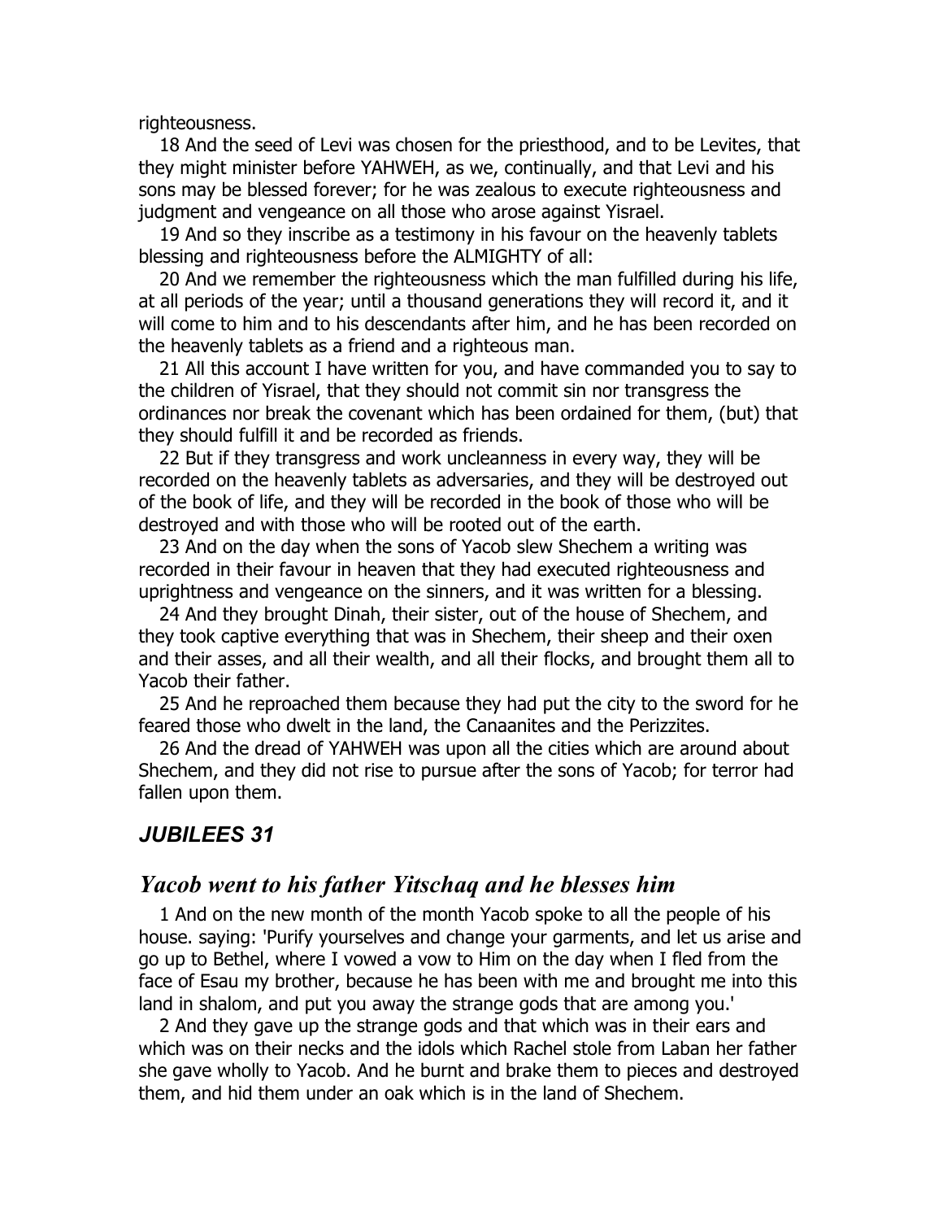righteousness.

18 And the seed of Levi was chosen for the priesthood, and to be Levites, that they might minister before YAHWEH, as we, continually, and that Levi and his sons may be blessed forever; for he was zealous to execute righteousness and judgment and vengeance on all those who arose against Yisrael.

19 And so they inscribe as a testimony in his favour on the heavenly tablets blessing and righteousness before the ALMIGHTY of all:

20 And we remember the righteousness which the man fulfilled during his life, at all periods of the year; until a thousand generations they will record it, and it will come to him and to his descendants after him, and he has been recorded on the heavenly tablets as a friend and a righteous man.

21 All this account I have written for you, and have commanded you to say to the children of Yisrael, that they should not commit sin nor transgress the ordinances nor break the covenant which has been ordained for them, (but) that they should fulfill it and be recorded as friends.

22 But if they transgress and work uncleanness in every way, they will be recorded on the heavenly tablets as adversaries, and they will be destroyed out of the book of life, and they will be recorded in the book of those who will be destroyed and with those who will be rooted out of the earth.

23 And on the day when the sons of Yacob slew Shechem a writing was recorded in their favour in heaven that they had executed righteousness and uprightness and vengeance on the sinners, and it was written for a blessing.

24 And they brought Dinah, their sister, out of the house of Shechem, and they took captive everything that was in Shechem, their sheep and their oxen and their asses, and all their wealth, and all their flocks, and brought them all to Yacob their father.

25 And he reproached them because they had put the city to the sword for he feared those who dwelt in the land, the Canaanites and the Perizzites.

26 And the dread of YAHWEH was upon all the cities which are around about Shechem, and they did not rise to pursue after the sons of Yacob; for terror had fallen upon them.

## *JUBILEES 31*

## *Yacob went to his father Yitschaq and he blesses him*

1 And on the new month of the month Yacob spoke to all the people of his house. saying: 'Purify yourselves and change your garments, and let us arise and go up to Bethel, where I vowed a vow to Him on the day when I fled from the face of Esau my brother, because he has been with me and brought me into this land in shalom, and put you away the strange gods that are among you.'

2 And they gave up the strange gods and that which was in their ears and which was on their necks and the idols which Rachel stole from Laban her father she gave wholly to Yacob. And he burnt and brake them to pieces and destroyed them, and hid them under an oak which is in the land of Shechem.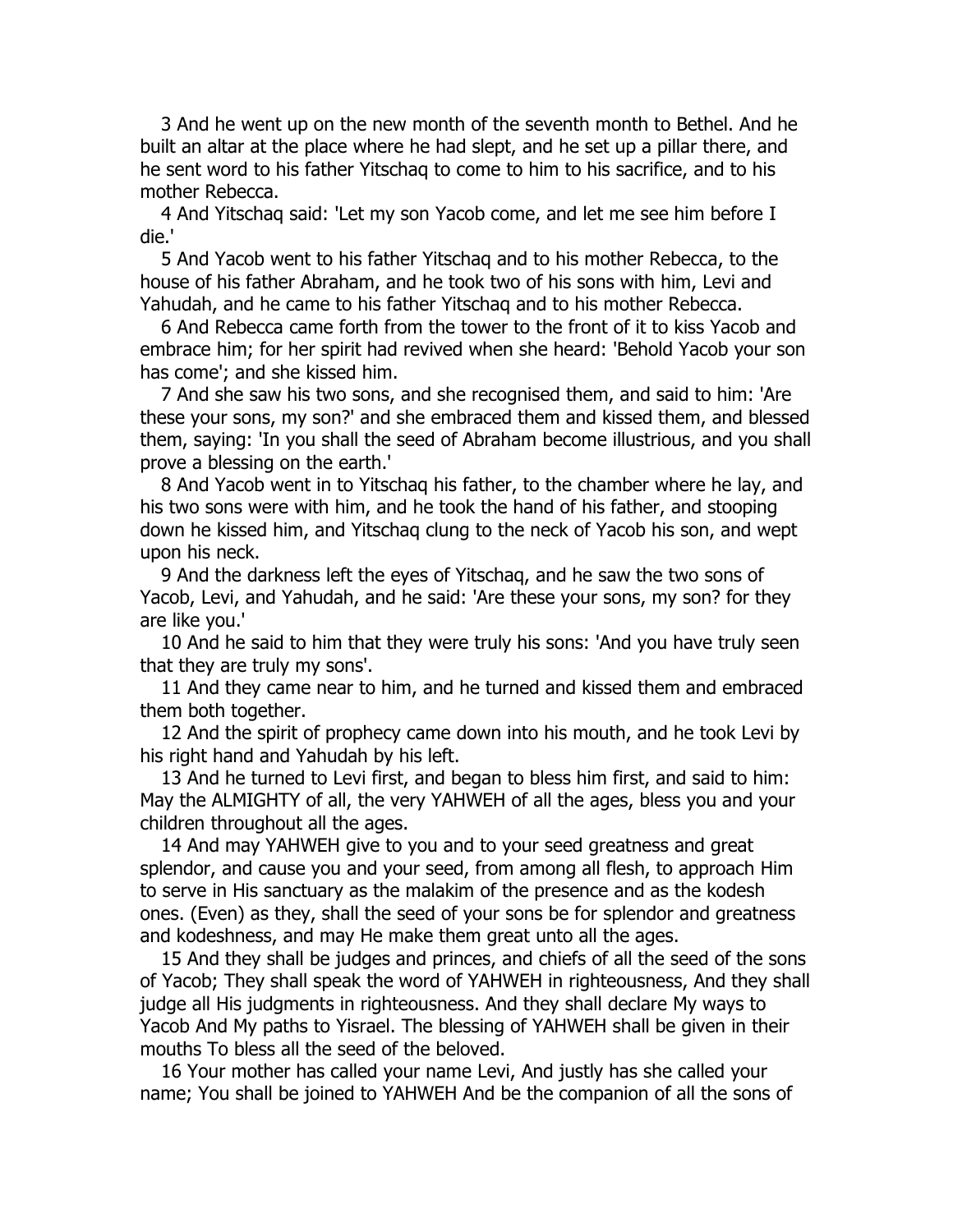3 And he went up on the new month of the seventh month to Bethel. And he built an altar at the place where he had slept, and he set up a pillar there, and he sent word to his father Yitschaq to come to him to his sacrifice, and to his mother Rebecca.

4 And Yitschaq said: 'Let my son Yacob come, and let me see him before I die.'

5 And Yacob went to his father Yitschaq and to his mother Rebecca, to the house of his father Abraham, and he took two of his sons with him, Levi and Yahudah, and he came to his father Yitschaq and to his mother Rebecca.

6 And Rebecca came forth from the tower to the front of it to kiss Yacob and embrace him; for her spirit had revived when she heard: 'Behold Yacob your son has come'; and she kissed him.

7 And she saw his two sons, and she recognised them, and said to him: 'Are these your sons, my son?' and she embraced them and kissed them, and blessed them, saying: 'In you shall the seed of Abraham become illustrious, and you shall prove a blessing on the earth.'

8 And Yacob went in to Yitschaq his father, to the chamber where he lay, and his two sons were with him, and he took the hand of his father, and stooping down he kissed him, and Yitschaq clung to the neck of Yacob his son, and wept upon his neck.

9 And the darkness left the eyes of Yitschaq, and he saw the two sons of Yacob, Levi, and Yahudah, and he said: 'Are these your sons, my son? for they are like you.'

10 And he said to him that they were truly his sons: 'And you have truly seen that they are truly my sons'.

11 And they came near to him, and he turned and kissed them and embraced them both together.

12 And the spirit of prophecy came down into his mouth, and he took Levi by his right hand and Yahudah by his left.

13 And he turned to Levi first, and began to bless him first, and said to him: May the ALMIGHTY of all, the very YAHWEH of all the ages, bless you and your children throughout all the ages.

14 And may YAHWEH give to you and to your seed greatness and great splendor, and cause you and your seed, from among all flesh, to approach Him to serve in His sanctuary as the malakim of the presence and as the kodesh ones. (Even) as they, shall the seed of your sons be for splendor and greatness and kodeshness, and may He make them great unto all the ages.

15 And they shall be judges and princes, and chiefs of all the seed of the sons of Yacob; They shall speak the word of YAHWEH in righteousness, And they shall judge all His judgments in righteousness. And they shall declare My ways to Yacob And My paths to Yisrael. The blessing of YAHWEH shall be given in their mouths To bless all the seed of the beloved.

16 Your mother has called your name Levi, And justly has she called your name; You shall be joined to YAHWEH And be the companion of all the sons of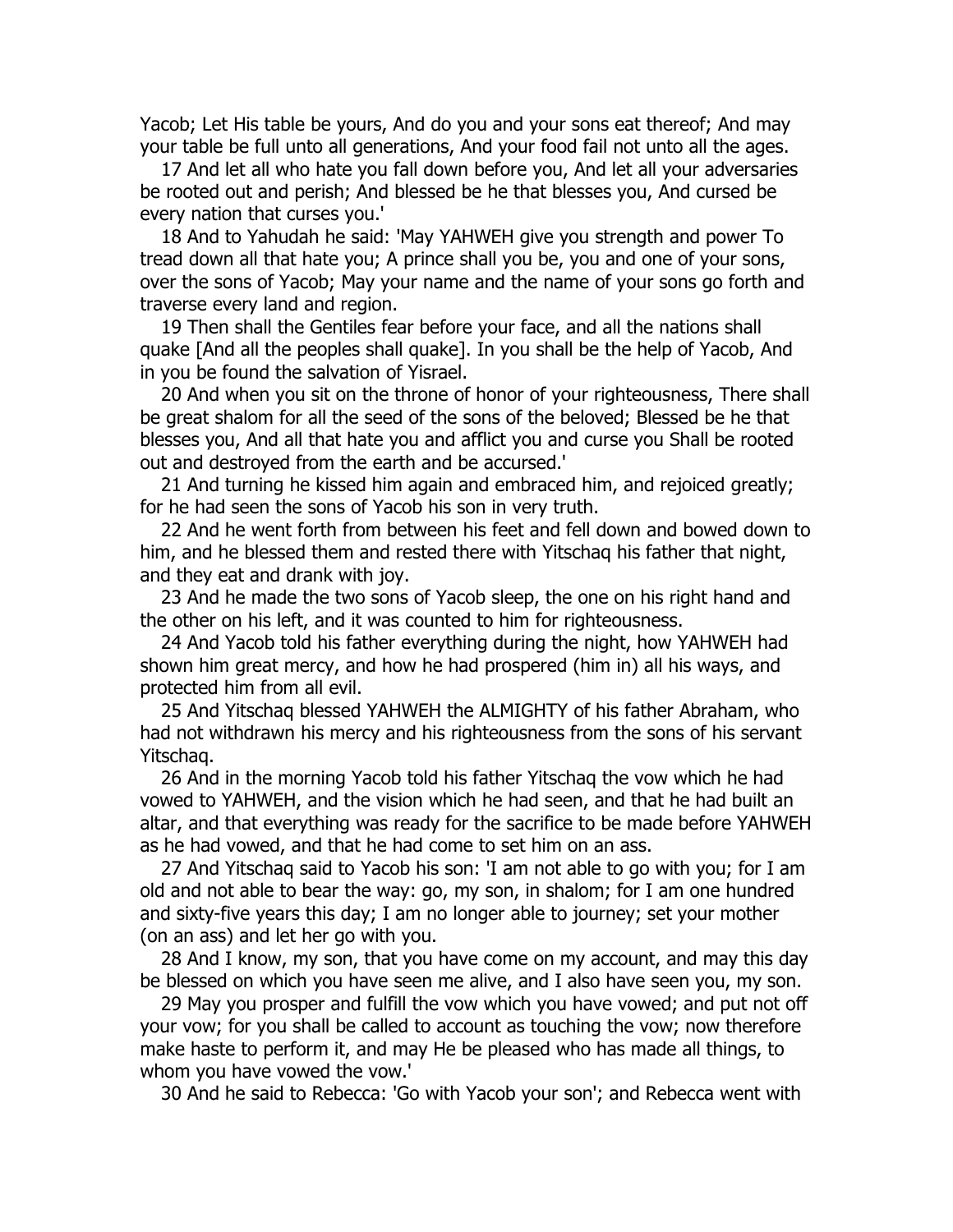Yacob; Let His table be yours, And do you and your sons eat thereof; And may your table be full unto all generations, And your food fail not unto all the ages.

17 And let all who hate you fall down before you, And let all your adversaries be rooted out and perish; And blessed be he that blesses you, And cursed be every nation that curses you.'

18 And to Yahudah he said: 'May YAHWEH give you strength and power To tread down all that hate you; A prince shall you be, you and one of your sons, over the sons of Yacob; May your name and the name of your sons go forth and traverse every land and region.

19 Then shall the Gentiles fear before your face, and all the nations shall quake [And all the peoples shall quake]. In you shall be the help of Yacob, And in you be found the salvation of Yisrael.

20 And when you sit on the throne of honor of your righteousness, There shall be great shalom for all the seed of the sons of the beloved; Blessed be he that blesses you, And all that hate you and afflict you and curse you Shall be rooted out and destroyed from the earth and be accursed.'

21 And turning he kissed him again and embraced him, and rejoiced greatly; for he had seen the sons of Yacob his son in very truth.

22 And he went forth from between his feet and fell down and bowed down to him, and he blessed them and rested there with Yitschaq his father that night, and they eat and drank with joy.

23 And he made the two sons of Yacob sleep, the one on his right hand and the other on his left, and it was counted to him for righteousness.

24 And Yacob told his father everything during the night, how YAHWEH had shown him great mercy, and how he had prospered (him in) all his ways, and protected him from all evil.

25 And Yitschaq blessed YAHWEH the ALMIGHTY of his father Abraham, who had not withdrawn his mercy and his righteousness from the sons of his servant Yitschaq.

26 And in the morning Yacob told his father Yitschaq the vow which he had vowed to YAHWEH, and the vision which he had seen, and that he had built an altar, and that everything was ready for the sacrifice to be made before YAHWEH as he had vowed, and that he had come to set him on an ass.

27 And Yitschaq said to Yacob his son: 'I am not able to go with you; for I am old and not able to bear the way: go, my son, in shalom; for I am one hundred and sixty-five years this day; I am no longer able to journey; set your mother (on an ass) and let her go with you.

28 And I know, my son, that you have come on my account, and may this day be blessed on which you have seen me alive, and I also have seen you, my son.

29 May you prosper and fulfill the vow which you have vowed; and put not off your vow; for you shall be called to account as touching the vow; now therefore make haste to perform it, and may He be pleased who has made all things, to whom you have vowed the vow.'

30 And he said to Rebecca: 'Go with Yacob your son'; and Rebecca went with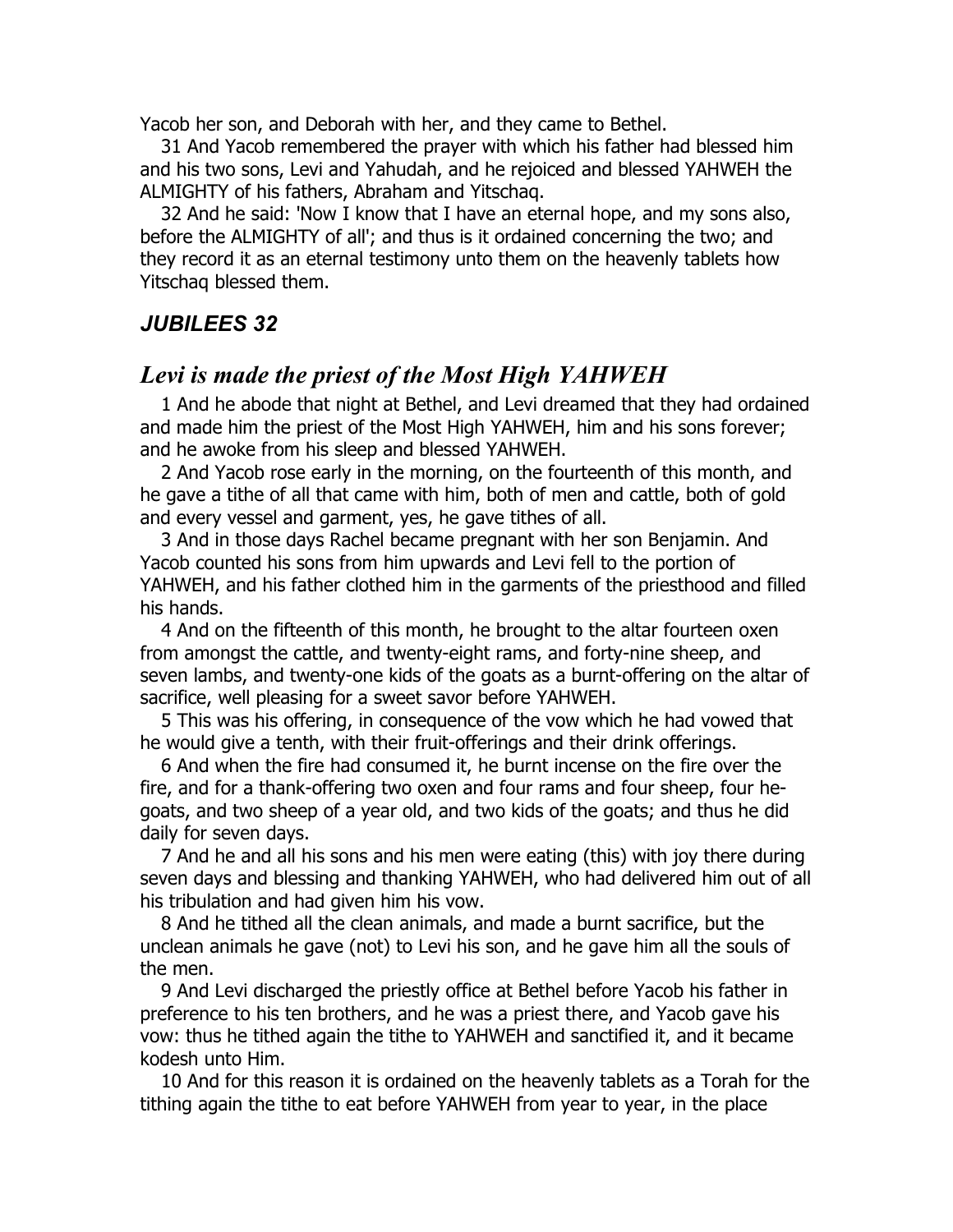Yacob her son, and Deborah with her, and they came to Bethel.

31 And Yacob remembered the prayer with which his father had blessed him and his two sons, Levi and Yahudah, and he rejoiced and blessed YAHWEH the ALMIGHTY of his fathers, Abraham and Yitschaq.

32 And he said: 'Now I know that I have an eternal hope, and my sons also, before the ALMIGHTY of all'; and thus is it ordained concerning the two; and they record it as an eternal testimony unto them on the heavenly tablets how Yitschaq blessed them.

### *JUBILEES 32*

## *Levi is made the priest of the Most High YAHWEH*

1 And he abode that night at Bethel, and Levi dreamed that they had ordained and made him the priest of the Most High YAHWEH, him and his sons forever; and he awoke from his sleep and blessed YAHWEH.

2 And Yacob rose early in the morning, on the fourteenth of this month, and he gave a tithe of all that came with him, both of men and cattle, both of gold and every vessel and garment, yes, he gave tithes of all.

3 And in those days Rachel became pregnant with her son Benjamin. And Yacob counted his sons from him upwards and Levi fell to the portion of YAHWEH, and his father clothed him in the garments of the priesthood and filled his hands.

4 And on the fifteenth of this month, he brought to the altar fourteen oxen from amongst the cattle, and twenty-eight rams, and forty-nine sheep, and seven lambs, and twenty-one kids of the goats as a burnt-offering on the altar of sacrifice, well pleasing for a sweet savor before YAHWEH.

5 This was his offering, in consequence of the vow which he had vowed that he would give a tenth, with their fruit-offerings and their drink offerings.

6 And when the fire had consumed it, he burnt incense on the fire over the fire, and for a thank-offering two oxen and four rams and four sheep, four he-goats, and two sheep of a year old, and two kids of the goats; and thus he did daily for seven days.

7 And he and all his sons and his men were eating (this) with joy there during seven days and blessing and thanking YAHWEH, who had delivered him out of all his tribulation and had given him his vow.

8 And he tithed all the clean animals, and made a burnt sacrifice, but the unclean animals he gave (not) to Levi his son, and he gave him all the souls of the men.

9 And Levi discharged the priestly office at Bethel before Yacob his father in preference to his ten brothers, and he was a priest there, and Yacob gave his vow: thus he tithed again the tithe to YAHWEH and sanctified it, and it became kodesh unto Him.

10 And for this reason it is ordained on the heavenly tablets as a Torah for the tithing again the tithe to eat before YAHWEH from year to year, in the place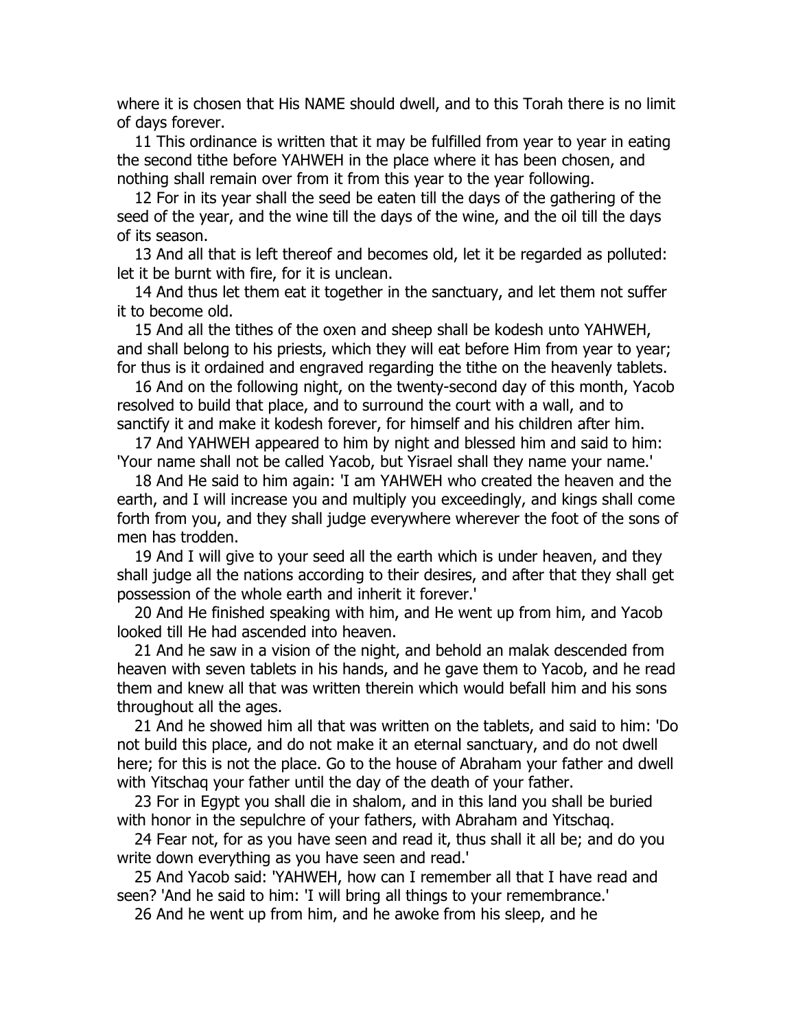where it is chosen that His NAME should dwell, and to this Torah there is no limit of days forever.

11 This ordinance is written that it may be fulfilled from year to year in eating the second tithe before YAHWEH in the place where it has been chosen, and nothing shall remain over from it from this year to the year following.

12 For in its year shall the seed be eaten till the days of the gathering of the seed of the year, and the wine till the days of the wine, and the oil till the days of its season.

13 And all that is left thereof and becomes old, let it be regarded as polluted: let it be burnt with fire, for it is unclean.

14 And thus let them eat it together in the sanctuary, and let them not suffer it to become old.

15 And all the tithes of the oxen and sheep shall be kodesh unto YAHWEH, and shall belong to his priests, which they will eat before Him from year to year; for thus is it ordained and engraved regarding the tithe on the heavenly tablets.

16 And on the following night, on the twenty-second day of this month, Yacob resolved to build that place, and to surround the court with a wall, and to sanctify it and make it kodesh forever, for himself and his children after him.

17 And YAHWEH appeared to him by night and blessed him and said to him: 'Your name shall not be called Yacob, but Yisrael shall they name your name.'

18 And He said to him again: 'I am YAHWEH who created the heaven and the earth, and I will increase you and multiply you exceedingly, and kings shall come forth from you, and they shall judge everywhere wherever the foot of the sons of men has trodden.

19 And I will give to your seed all the earth which is under heaven, and they shall judge all the nations according to their desires, and after that they shall get possession of the whole earth and inherit it forever.'

20 And He finished speaking with him, and He went up from him, and Yacob looked till He had ascended into heaven.

21 And he saw in a vision of the night, and behold an malak descended from heaven with seven tablets in his hands, and he gave them to Yacob, and he read them and knew all that was written therein which would befall him and his sons throughout all the ages.

21 And he showed him all that was written on the tablets, and said to him: 'Do not build this place, and do not make it an eternal sanctuary, and do not dwell here; for this is not the place. Go to the house of Abraham your father and dwell with Yitschaq your father until the day of the death of your father.

23 For in Egypt you shall die in shalom, and in this land you shall be buried with honor in the sepulchre of your fathers, with Abraham and Yitschaq.

24 Fear not, for as you have seen and read it, thus shall it all be; and do you write down everything as you have seen and read.'

25 And Yacob said: 'YAHWEH, how can I remember all that I have read and seen? 'And he said to him: 'I will bring all things to your remembrance.'

26 And he went up from him, and he awoke from his sleep, and he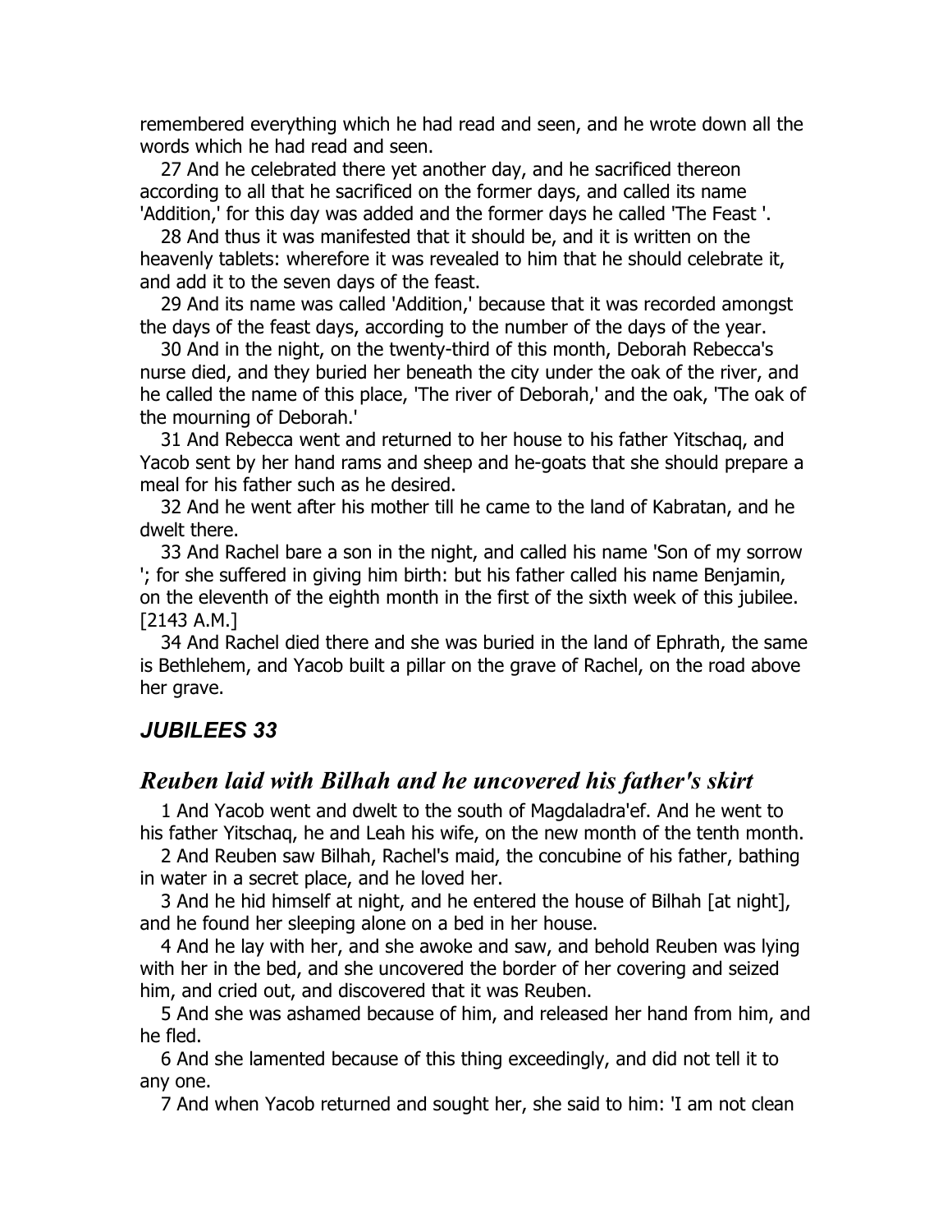remembered everything which he had read and seen, and he wrote down all the words which he had read and seen.

27 And he celebrated there yet another day, and he sacrificed thereon according to all that he sacrificed on the former days, and called its name 'Addition,' for this day was added and the former days he called 'The Feast '.

28 And thus it was manifested that it should be, and it is written on the heavenly tablets: wherefore it was revealed to him that he should celebrate it, and add it to the seven days of the feast.

29 And its name was called 'Addition,' because that it was recorded amongst the days of the feast days, according to the number of the days of the year.

30 And in the night, on the twenty-third of this month, Deborah Rebecca's nurse died, and they buried her beneath the city under the oak of the river, and he called the name of this place, 'The river of Deborah,' and the oak, 'The oak of the mourning of Deborah.'

31 And Rebecca went and returned to her house to his father Yitschaq, and Yacob sent by her hand rams and sheep and he-goats that she should prepare a meal for his father such as he desired.

32 And he went after his mother till he came to the land of Kabratan, and he dwelt there.

33 And Rachel bare a son in the night, and called his name 'Son of my sorrow '; for she suffered in giving him birth: but his father called his name Benjamin, on the eleventh of the eighth month in the first of the sixth week of this jubilee. [2143 A.M.]

34 And Rachel died there and she was buried in the land of Ephrath, the same is Bethlehem, and Yacob built a pillar on the grave of Rachel, on the road above her grave.

## *JUBILEES 33*

## *Reuben laid with Bilhah and he uncovered his father's skirt*

1 And Yacob went and dwelt to the south of Magdaladra'ef. And he went to his father Yitschaq, he and Leah his wife, on the new month of the tenth month.

2 And Reuben saw Bilhah, Rachel's maid, the concubine of his father, bathing in water in a secret place, and he loved her.

3 And he hid himself at night, and he entered the house of Bilhah [at night], and he found her sleeping alone on a bed in her house.

4 And he lay with her, and she awoke and saw, and behold Reuben was lying with her in the bed, and she uncovered the border of her covering and seized him, and cried out, and discovered that it was Reuben.

5 And she was ashamed because of him, and released her hand from him, and he fled.

6 And she lamented because of this thing exceedingly, and did not tell it to any one.

7 And when Yacob returned and sought her, she said to him: 'I am not clean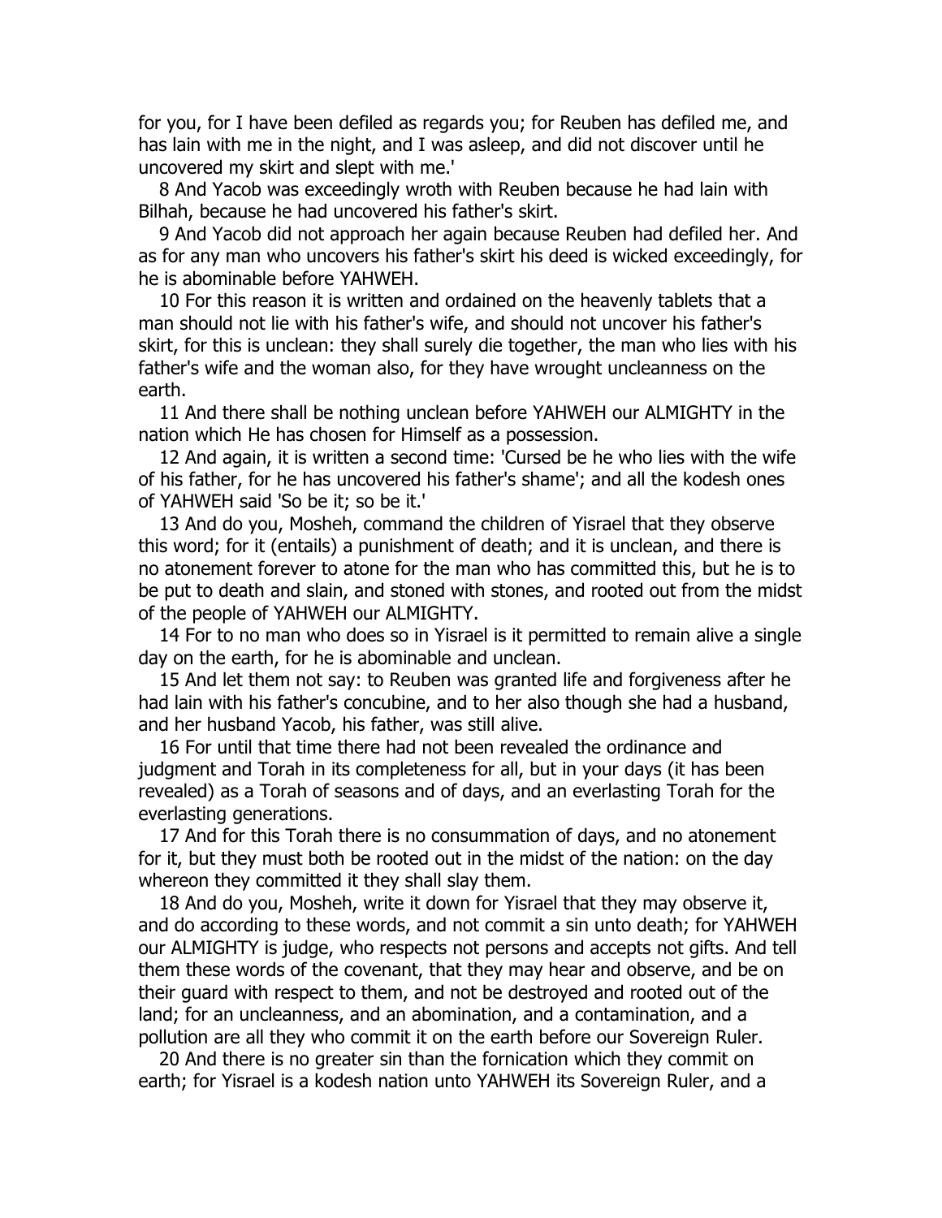for you, for I have been defiled as regards you; for Reuben has defiled me, and has lain with me in the night, and I was asleep, and did not discover until he uncovered my skirt and slept with me.'

8 And Yacob was exceedingly wroth with Reuben because he had lain with Bilhah, because he had uncovered his father's skirt.

9 And Yacob did not approach her again because Reuben had defiled her. And as for any man who uncovers his father's skirt his deed is wicked exceedingly, for he is abominable before YAHWEH.

10 For this reason it is written and ordained on the heavenly tablets that a man should not lie with his father's wife, and should not uncover his father's skirt, for this is unclean: they shall surely die together, the man who lies with his father's wife and the woman also, for they have wrought uncleanness on the earth.

11 And there shall be nothing unclean before YAHWEH our ALMIGHTY in the nation which He has chosen for Himself as a possession.

12 And again, it is written a second time: 'Cursed be he who lies with the wife of his father, for he has uncovered his father's shame'; and all the kodesh ones of YAHWEH said 'So be it; so be it.'

13 And do you, Mosheh, command the children of Yisrael that they observe this word; for it (entails) a punishment of death; and it is unclean, and there is no atonement forever to atone for the man who has committed this, but he is to be put to death and slain, and stoned with stones, and rooted out from the midst of the people of YAHWEH our ALMIGHTY.

14 For to no man who does so in Yisrael is it permitted to remain alive a single day on the earth, for he is abominable and unclean.

15 And let them not say: to Reuben was granted life and forgiveness after he had lain with his father's concubine, and to her also though she had a husband, and her husband Yacob, his father, was still alive.

16 For until that time there had not been revealed the ordinance and judgment and Torah in its completeness for all, but in your days (it has been revealed) as a Torah of seasons and of days, and an everlasting Torah for the everlasting generations.

17 And for this Torah there is no consummation of days, and no atonement for it, but they must both be rooted out in the midst of the nation: on the day whereon they committed it they shall slay them.

18 And do you, Mosheh, write it down for Yisrael that they may observe it, and do according to these words, and not commit a sin unto death; for YAHWEH our ALMIGHTY is judge, who respects not persons and accepts not gifts. And tell them these words of the covenant, that they may hear and observe, and be on their guard with respect to them, and not be destroyed and rooted out of the land; for an uncleanness, and an abomination, and a contamination, and a pollution are all they who commit it on the earth before our Sovereign Ruler.

20 And there is no greater sin than the fornication which they commit on earth; for Yisrael is a kodesh nation unto YAHWEH its Sovereign Ruler, and a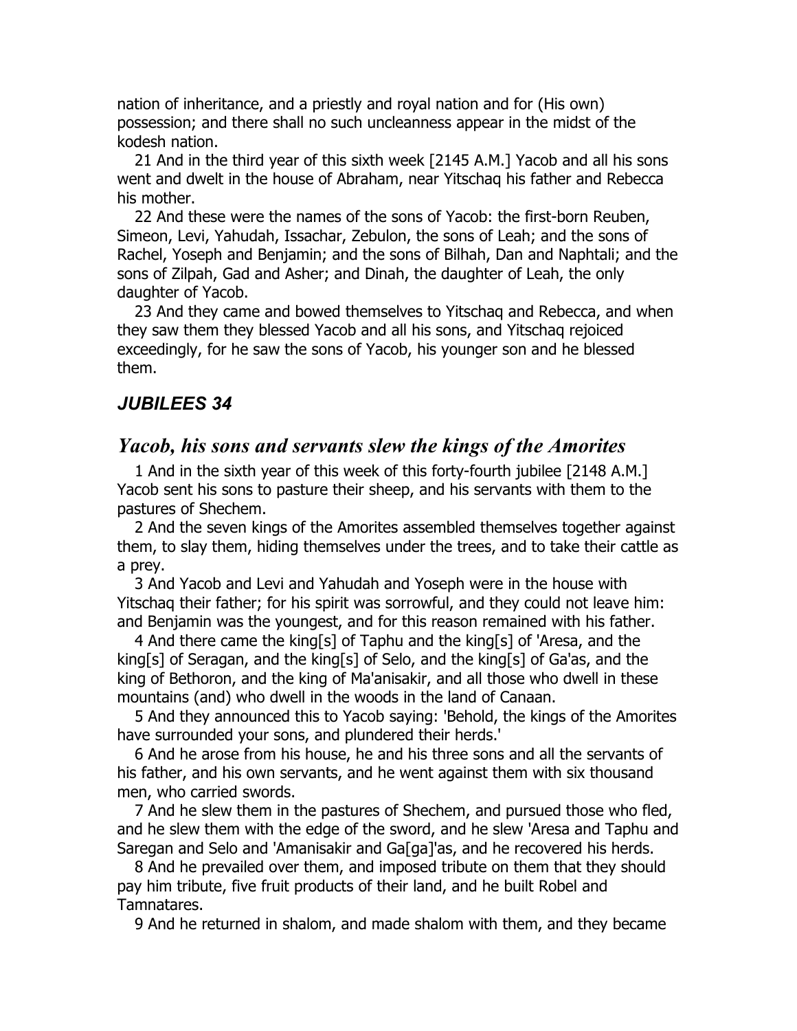nation of inheritance, and a priestly and royal nation and for (His own) possession; and there shall no such uncleanness appear in the midst of the kodesh nation.

21 And in the third year of this sixth week [2145 A.M.] Yacob and all his sons went and dwelt in the house of Abraham, near Yitschaq his father and Rebecca his mother.

22 And these were the names of the sons of Yacob: the first-born Reuben, Simeon, Levi, Yahudah, Issachar, Zebulon, the sons of Leah; and the sons of Rachel, Yoseph and Benjamin; and the sons of Bilhah, Dan and Naphtali; and the sons of Zilpah, Gad and Asher; and Dinah, the daughter of Leah, the only daughter of Yacob.

23 And they came and bowed themselves to Yitschaq and Rebecca, and when they saw them they blessed Yacob and all his sons, and Yitschaq rejoiced exceedingly, for he saw the sons of Yacob, his younger son and he blessed them.

## *JUBILEES 34*

## *Yacob, his sons and servants slew the kings of the Amorites*

1 And in the sixth year of this week of this forty-fourth jubilee [2148 A.M.] Yacob sent his sons to pasture their sheep, and his servants with them to the pastures of Shechem.

2 And the seven kings of the Amorites assembled themselves together against them, to slay them, hiding themselves under the trees, and to take their cattle as a prey.

3 And Yacob and Levi and Yahudah and Yoseph were in the house with Yitschaq their father; for his spirit was sorrowful, and they could not leave him: and Benjamin was the youngest, and for this reason remained with his father.

4 And there came the king[s] of Taphu and the king[s] of 'Aresa, and the king[s] of Seragan, and the king[s] of Selo, and the king[s] of Ga'as, and the king of Bethoron, and the king of Ma'anisakir, and all those who dwell in these mountains (and) who dwell in the woods in the land of Canaan.

5 And they announced this to Yacob saying: 'Behold, the kings of the Amorites have surrounded your sons, and plundered their herds.'

6 And he arose from his house, he and his three sons and all the servants of his father, and his own servants, and he went against them with six thousand men, who carried swords.

7 And he slew them in the pastures of Shechem, and pursued those who fled, and he slew them with the edge of the sword, and he slew 'Aresa and Taphu and Saregan and Selo and 'Amanisakir and Ga[ga]'as, and he recovered his herds.

8 And he prevailed over them, and imposed tribute on them that they should pay him tribute, five fruit products of their land, and he built Robel and Tamnatares.

9 And he returned in shalom, and made shalom with them, and they became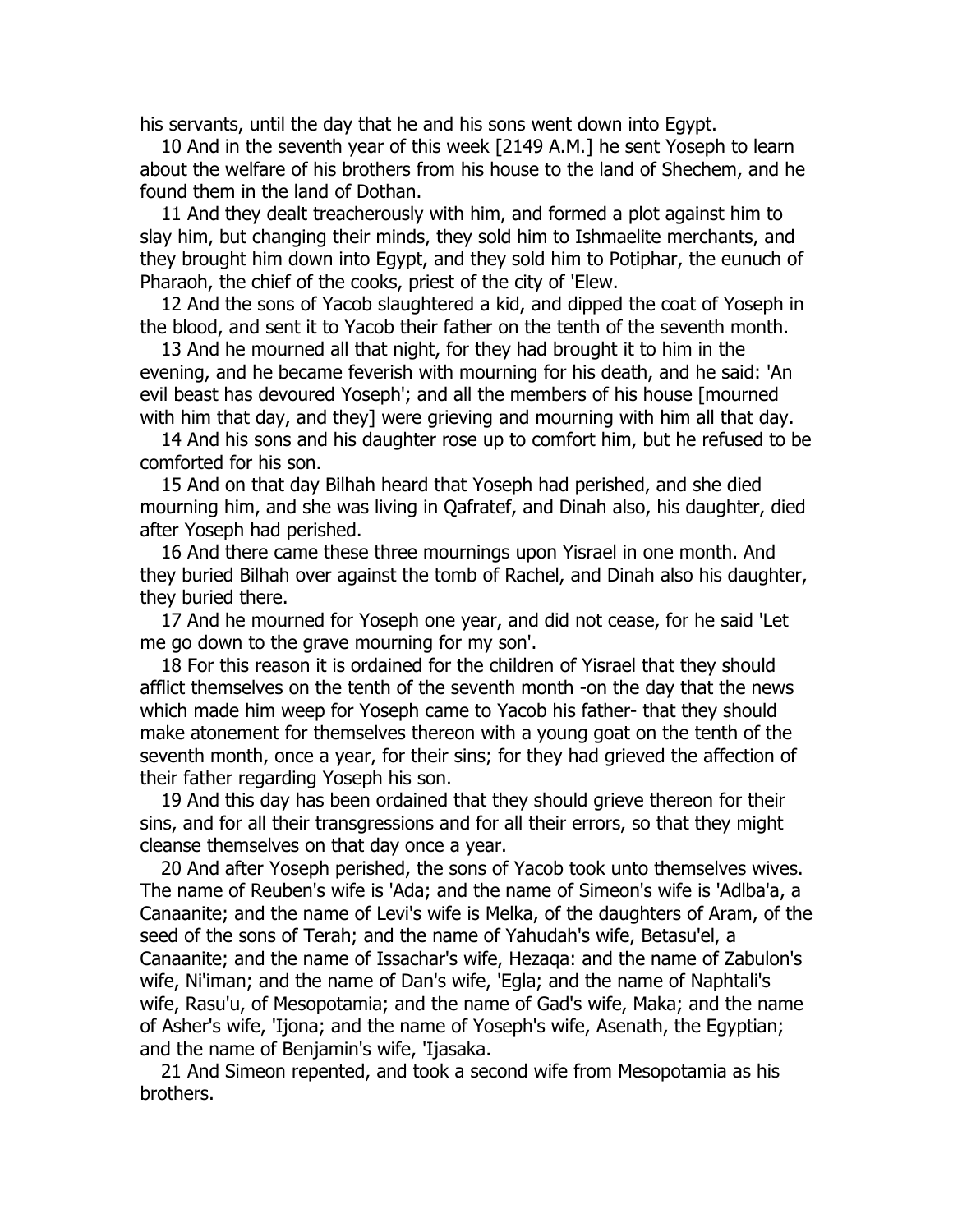his servants, until the day that he and his sons went down into Egypt.

10 And in the seventh year of this week [2149 A.M.] he sent Yoseph to learn about the welfare of his brothers from his house to the land of Shechem, and he found them in the land of Dothan.

11 And they dealt treacherously with him, and formed a plot against him to slay him, but changing their minds, they sold him to Ishmaelite merchants, and they brought him down into Egypt, and they sold him to Potiphar, the eunuch of Pharaoh, the chief of the cooks, priest of the city of 'Elew.

12 And the sons of Yacob slaughtered a kid, and dipped the coat of Yoseph in the blood, and sent it to Yacob their father on the tenth of the seventh month.

13 And he mourned all that night, for they had brought it to him in the evening, and he became feverish with mourning for his death, and he said: 'An evil beast has devoured Yoseph'; and all the members of his house [mourned with him that day, and they] were grieving and mourning with him all that day.

14 And his sons and his daughter rose up to comfort him, but he refused to be comforted for his son.

15 And on that day Bilhah heard that Yoseph had perished, and she died mourning him, and she was living in Qafratef, and Dinah also, his daughter, died after Yoseph had perished.

16 And there came these three mournings upon Yisrael in one month. And they buried Bilhah over against the tomb of Rachel, and Dinah also his daughter, they buried there.

17 And he mourned for Yoseph one year, and did not cease, for he said 'Let me go down to the grave mourning for my son'.

18 For this reason it is ordained for the children of Yisrael that they should afflict themselves on the tenth of the seventh month -on the day that the news which made him weep for Yoseph came to Yacob his father- that they should make atonement for themselves thereon with a young goat on the tenth of the seventh month, once a year, for their sins; for they had grieved the affection of their father regarding Yoseph his son.

19 And this day has been ordained that they should grieve thereon for their sins, and for all their transgressions and for all their errors, so that they might cleanse themselves on that day once a year.

20 And after Yoseph perished, the sons of Yacob took unto themselves wives. The name of Reuben's wife is 'Ada; and the name of Simeon's wife is 'Adlba'a, a Canaanite; and the name of Levi's wife is Melka, of the daughters of Aram, of the seed of the sons of Terah; and the name of Yahudah's wife, Betasu'el, a Canaanite; and the name of Issachar's wife, Hezaqa: and the name of Zabulon's wife, Ni'iman; and the name of Dan's wife, 'Egla; and the name of Naphtali's wife, Rasu'u, of Mesopotamia; and the name of Gad's wife, Maka; and the name of Asher's wife, 'Ijona; and the name of Yoseph's wife, Asenath, the Egyptian; and the name of Benjamin's wife, 'Ijasaka.

21 And Simeon repented, and took a second wife from Mesopotamia as his brothers.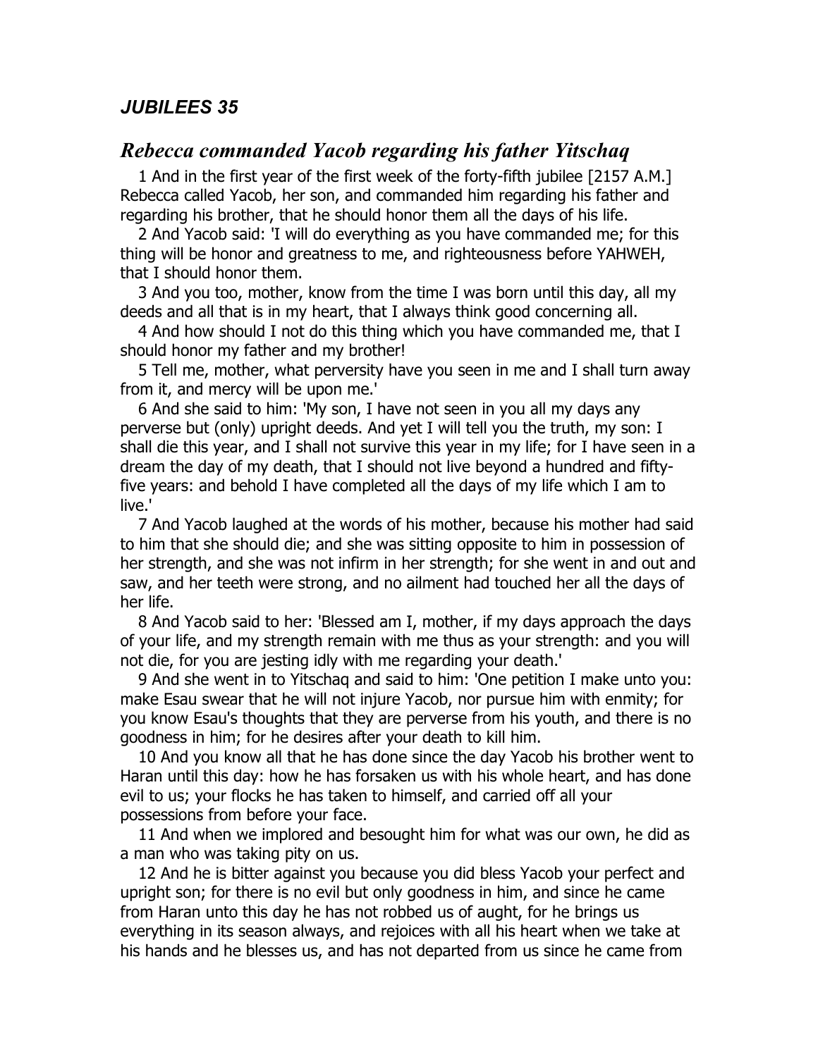## *JUBILEES 35*

### *Rebecca commanded Yacob regarding his father Yitschaq*

1 And in the first year of the first week of the forty-fifth jubilee [2157 A.M.] Rebecca called Yacob, her son, and commanded him regarding his father and regarding his brother, that he should honor them all the days of his life.

2 And Yacob said: 'I will do everything as you have commanded me; for this thing will be honor and greatness to me, and righteousness before YAHWEH, that I should honor them.

3 And you too, mother, know from the time I was born until this day, all my deeds and all that is in my heart, that I always think good concerning all.

4 And how should I not do this thing which you have commanded me, that I should honor my father and my brother!

5 Tell me, mother, what perversity have you seen in me and I shall turn away from it, and mercy will be upon me.'

6 And she said to him: 'My son, I have not seen in you all my days any perverse but (only) upright deeds. And yet I will tell you the truth, my son: I shall die this year, and I shall not survive this year in my life; for I have seen in a dream the day of my death, that I should not live beyond a hundred and fifty-five years: and behold I have completed all the days of my life which I am to live.'

7 And Yacob laughed at the words of his mother, because his mother had said to him that she should die; and she was sitting opposite to him in possession of her strength, and she was not infirm in her strength; for she went in and out and saw, and her teeth were strong, and no ailment had touched her all the days of her life.

8 And Yacob said to her: 'Blessed am I, mother, if my days approach the days of your life, and my strength remain with me thus as your strength: and you will not die, for you are jesting idly with me regarding your death.'

9 And she went in to Yitschaq and said to him: 'One petition I make unto you: make Esau swear that he will not injure Yacob, nor pursue him with enmity; for you know Esau's thoughts that they are perverse from his youth, and there is no goodness in him; for he desires after your death to kill him.

10 And you know all that he has done since the day Yacob his brother went to Haran until this day: how he has forsaken us with his whole heart, and has done evil to us; your flocks he has taken to himself, and carried off all your possessions from before your face.

11 And when we implored and besought him for what was our own, he did as a man who was taking pity on us.

12 And he is bitter against you because you did bless Yacob your perfect and upright son; for there is no evil but only goodness in him, and since he came from Haran unto this day he has not robbed us of aught, for he brings us everything in its season always, and rejoices with all his heart when we take at his hands and he blesses us, and has not departed from us since he came from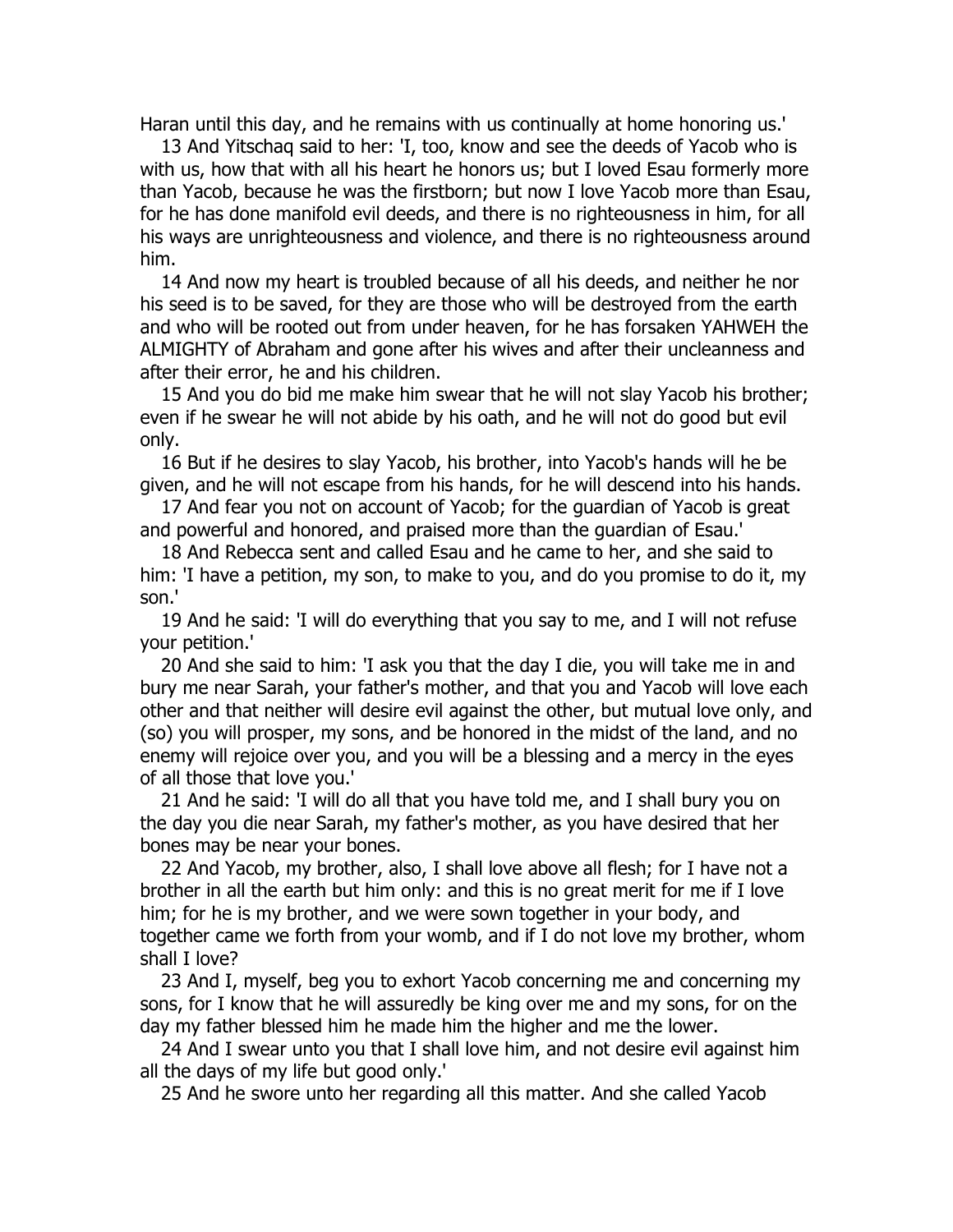Haran until this day, and he remains with us continually at home honoring us.'

13 And Yitschaq said to her: 'I, too, know and see the deeds of Yacob who is with us, how that with all his heart he honors us; but I loved Esau formerly more than Yacob, because he was the firstborn; but now I love Yacob more than Esau, for he has done manifold evil deeds, and there is no righteousness in him, for all his ways are unrighteousness and violence, and there is no righteousness around him.

14 And now my heart is troubled because of all his deeds, and neither he nor his seed is to be saved, for they are those who will be destroyed from the earth and who will be rooted out from under heaven, for he has forsaken YAHWEH the ALMIGHTY of Abraham and gone after his wives and after their uncleanness and after their error, he and his children.

15 And you do bid me make him swear that he will not slay Yacob his brother; even if he swear he will not abide by his oath, and he will not do good but evil only.

16 But if he desires to slay Yacob, his brother, into Yacob's hands will he be given, and he will not escape from his hands, for he will descend into his hands.

17 And fear you not on account of Yacob; for the guardian of Yacob is great and powerful and honored, and praised more than the guardian of Esau.'

18 And Rebecca sent and called Esau and he came to her, and she said to him: 'I have a petition, my son, to make to you, and do you promise to do it, my son.'

19 And he said: 'I will do everything that you say to me, and I will not refuse your petition.'

20 And she said to him: 'I ask you that the day I die, you will take me in and bury me near Sarah, your father's mother, and that you and Yacob will love each other and that neither will desire evil against the other, but mutual love only, and (so) you will prosper, my sons, and be honored in the midst of the land, and no enemy will rejoice over you, and you will be a blessing and a mercy in the eyes of all those that love you.'

21 And he said: 'I will do all that you have told me, and I shall bury you on the day you die near Sarah, my father's mother, as you have desired that her bones may be near your bones.

22 And Yacob, my brother, also, I shall love above all flesh; for I have not a brother in all the earth but him only: and this is no great merit for me if I love him; for he is my brother, and we were sown together in your body, and together came we forth from your womb, and if I do not love my brother, whom shall I love?

23 And I, myself, beg you to exhort Yacob concerning me and concerning my sons, for I know that he will assuredly be king over me and my sons, for on the day my father blessed him he made him the higher and me the lower.

24 And I swear unto you that I shall love him, and not desire evil against him all the days of my life but good only.'

25 And he swore unto her regarding all this matter. And she called Yacob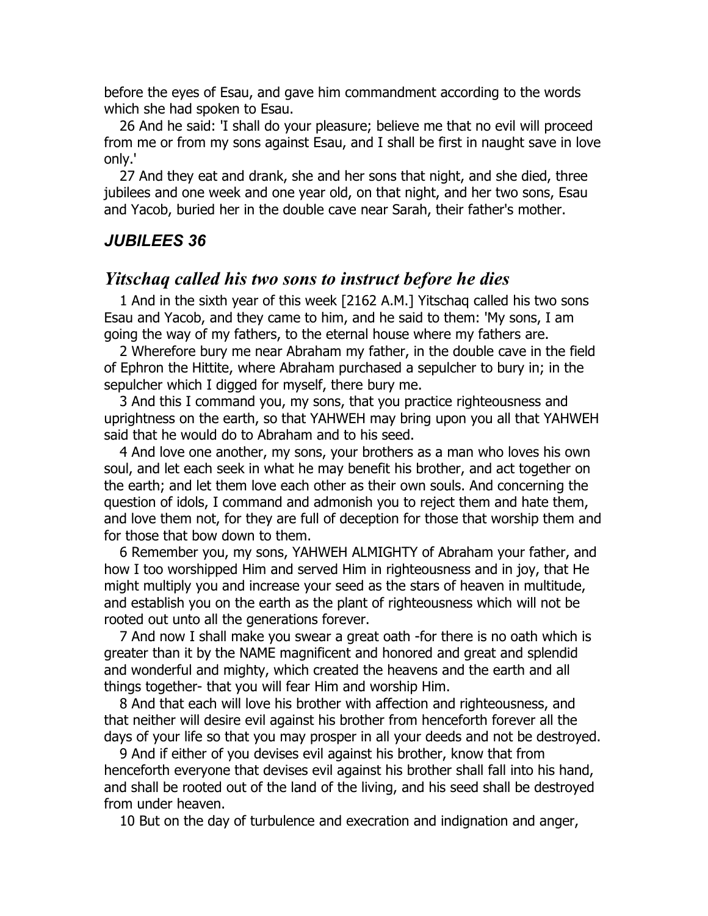before the eyes of Esau, and gave him commandment according to the words which she had spoken to Esau.

26 And he said: 'I shall do your pleasure; believe me that no evil will proceed from me or from my sons against Esau, and I shall be first in naught save in love only.'

27 And they eat and drank, she and her sons that night, and she died, three jubilees and one week and one year old, on that night, and her two sons, Esau and Yacob, buried her in the double cave near Sarah, their father's mother.

## *JUBILEES 36*

### *Yitschaq called his two sons to instruct before he dies*

1 And in the sixth year of this week [2162 A.M.] Yitschaq called his two sons Esau and Yacob, and they came to him, and he said to them: 'My sons, I am going the way of my fathers, to the eternal house where my fathers are.

2 Wherefore bury me near Abraham my father, in the double cave in the field of Ephron the Hittite, where Abraham purchased a sepulcher to bury in; in the sepulcher which I digged for myself, there bury me.

3 And this I command you, my sons, that you practice righteousness and uprightness on the earth, so that YAHWEH may bring upon you all that YAHWEH said that he would do to Abraham and to his seed.

4 And love one another, my sons, your brothers as a man who loves his own soul, and let each seek in what he may benefit his brother, and act together on the earth; and let them love each other as their own souls. And concerning the question of idols, I command and admonish you to reject them and hate them, and love them not, for they are full of deception for those that worship them and for those that bow down to them.

6 Remember you, my sons, YAHWEH ALMIGHTY of Abraham your father, and how I too worshipped Him and served Him in righteousness and in joy, that He might multiply you and increase your seed as the stars of heaven in multitude, and establish you on the earth as the plant of righteousness which will not be rooted out unto all the generations forever.

7 And now I shall make you swear a great oath -for there is no oath which is greater than it by the NAME magnificent and honored and great and splendid and wonderful and mighty, which created the heavens and the earth and all things together- that you will fear Him and worship Him.

8 And that each will love his brother with affection and righteousness, and that neither will desire evil against his brother from henceforth forever all the days of your life so that you may prosper in all your deeds and not be destroyed.

9 And if either of you devises evil against his brother, know that from henceforth everyone that devises evil against his brother shall fall into his hand, and shall be rooted out of the land of the living, and his seed shall be destroyed from under heaven.

10 But on the day of turbulence and execration and indignation and anger,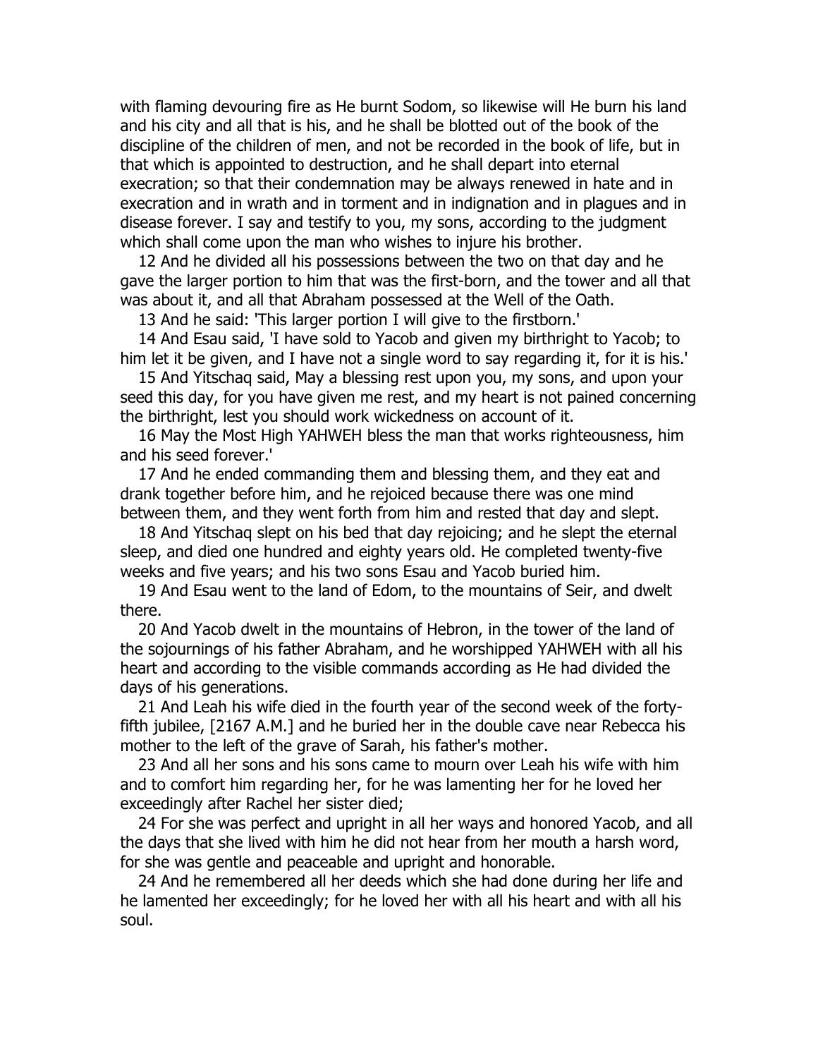with flaming devouring fire as He burnt Sodom, so likewise will He burn his land and his city and all that is his, and he shall be blotted out of the book of the discipline of the children of men, and not be recorded in the book of life, but in that which is appointed to destruction, and he shall depart into eternal execration; so that their condemnation may be always renewed in hate and in execration and in wrath and in torment and in indignation and in plagues and in disease forever. I say and testify to you, my sons, according to the judgment which shall come upon the man who wishes to injure his brother.

12 And he divided all his possessions between the two on that day and he gave the larger portion to him that was the first-born, and the tower and all that was about it, and all that Abraham possessed at the Well of the Oath.

13 And he said: 'This larger portion I will give to the firstborn.'

14 And Esau said, 'I have sold to Yacob and given my birthright to Yacob; to him let it be given, and I have not a single word to say regarding it, for it is his.'

15 And Yitschaq said, May a blessing rest upon you, my sons, and upon your seed this day, for you have given me rest, and my heart is not pained concerning the birthright, lest you should work wickedness on account of it.

16 May the Most High YAHWEH bless the man that works righteousness, him and his seed forever.'

17 And he ended commanding them and blessing them, and they eat and drank together before him, and he rejoiced because there was one mind between them, and they went forth from him and rested that day and slept.

18 And Yitschaq slept on his bed that day rejoicing; and he slept the eternal sleep, and died one hundred and eighty years old. He completed twenty-five weeks and five years; and his two sons Esau and Yacob buried him.

19 And Esau went to the land of Edom, to the mountains of Seir, and dwelt there.

20 And Yacob dwelt in the mountains of Hebron, in the tower of the land of the sojournings of his father Abraham, and he worshipped YAHWEH with all his heart and according to the visible commands according as He had divided the days of his generations.

21 And Leah his wife died in the fourth year of the second week of the forty-fifth jubilee, [2167 A.M.] and he buried her in the double cave near Rebecca his mother to the left of the grave of Sarah, his father's mother.

23 And all her sons and his sons came to mourn over Leah his wife with him and to comfort him regarding her, for he was lamenting her for he loved her exceedingly after Rachel her sister died;

24 For she was perfect and upright in all her ways and honored Yacob, and all the days that she lived with him he did not hear from her mouth a harsh word, for she was gentle and peaceable and upright and honorable.

24 And he remembered all her deeds which she had done during her life and he lamented her exceedingly; for he loved her with all his heart and with all his soul.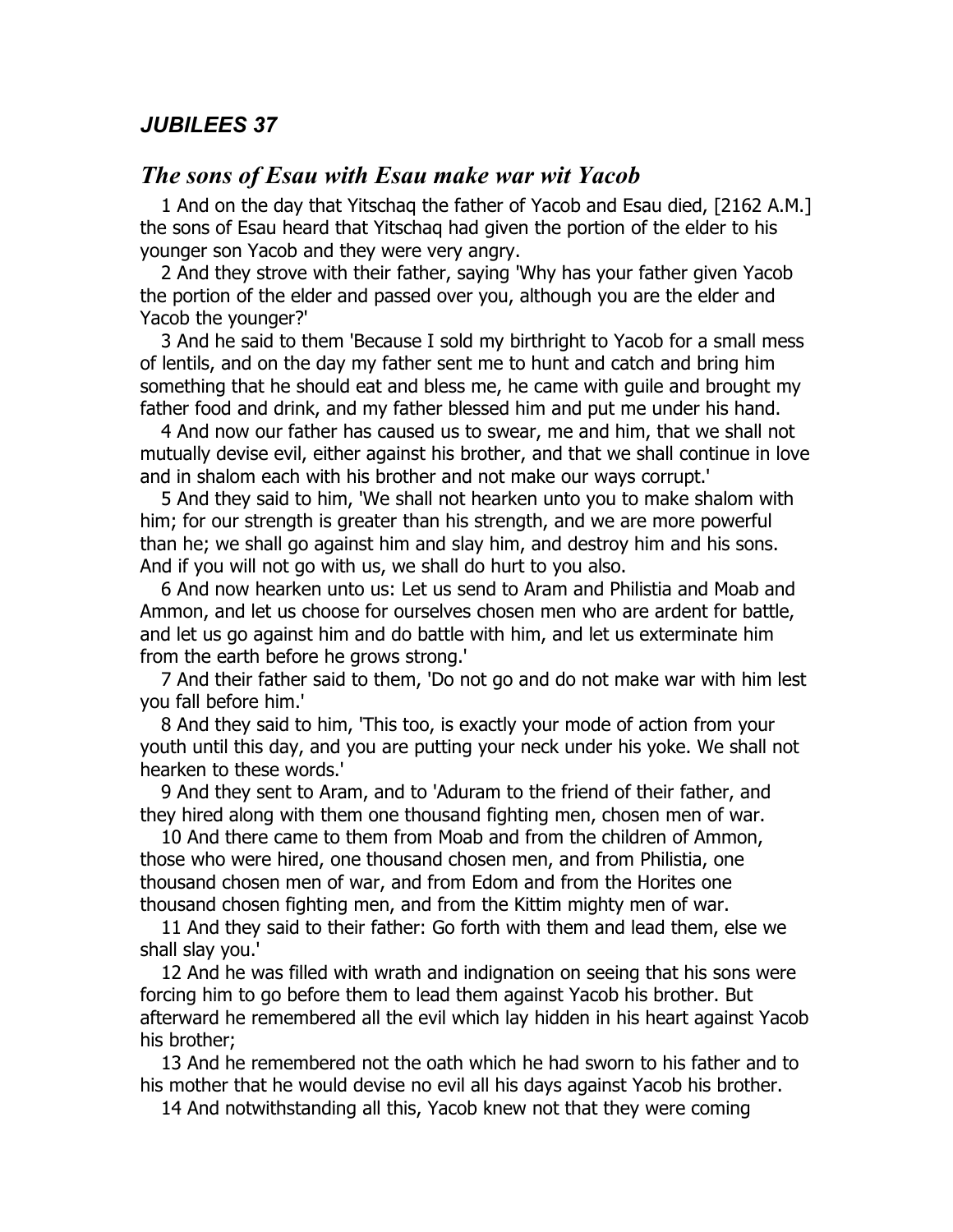## *JUBILEES 37*

### *The sons of Esau with Esau make war wit Yacob*

1 And on the day that Yitschaq the father of Yacob and Esau died, [2162 A.M.] the sons of Esau heard that Yitschaq had given the portion of the elder to his younger son Yacob and they were very angry.

2 And they strove with their father, saying 'Why has your father given Yacob the portion of the elder and passed over you, although you are the elder and Yacob the younger?'

3 And he said to them 'Because I sold my birthright to Yacob for a small mess of lentils, and on the day my father sent me to hunt and catch and bring him something that he should eat and bless me, he came with guile and brought my father food and drink, and my father blessed him and put me under his hand.

4 And now our father has caused us to swear, me and him, that we shall not mutually devise evil, either against his brother, and that we shall continue in love and in shalom each with his brother and not make our ways corrupt.'

5 And they said to him, 'We shall not hearken unto you to make shalom with him; for our strength is greater than his strength, and we are more powerful than he; we shall go against him and slay him, and destroy him and his sons. And if you will not go with us, we shall do hurt to you also.

6 And now hearken unto us: Let us send to Aram and Philistia and Moab and Ammon, and let us choose for ourselves chosen men who are ardent for battle, and let us go against him and do battle with him, and let us exterminate him from the earth before he grows strong.'

7 And their father said to them, 'Do not go and do not make war with him lest you fall before him.'

8 And they said to him, 'This too, is exactly your mode of action from your youth until this day, and you are putting your neck under his yoke. We shall not hearken to these words.'

9 And they sent to Aram, and to 'Aduram to the friend of their father, and they hired along with them one thousand fighting men, chosen men of war.

10 And there came to them from Moab and from the children of Ammon, those who were hired, one thousand chosen men, and from Philistia, one thousand chosen men of war, and from Edom and from the Horites one thousand chosen fighting men, and from the Kittim mighty men of war.

11 And they said to their father: Go forth with them and lead them, else we shall slay you.'

12 And he was filled with wrath and indignation on seeing that his sons were forcing him to go before them to lead them against Yacob his brother. But afterward he remembered all the evil which lay hidden in his heart against Yacob his brother;

13 And he remembered not the oath which he had sworn to his father and to his mother that he would devise no evil all his days against Yacob his brother.

14 And notwithstanding all this, Yacob knew not that they were coming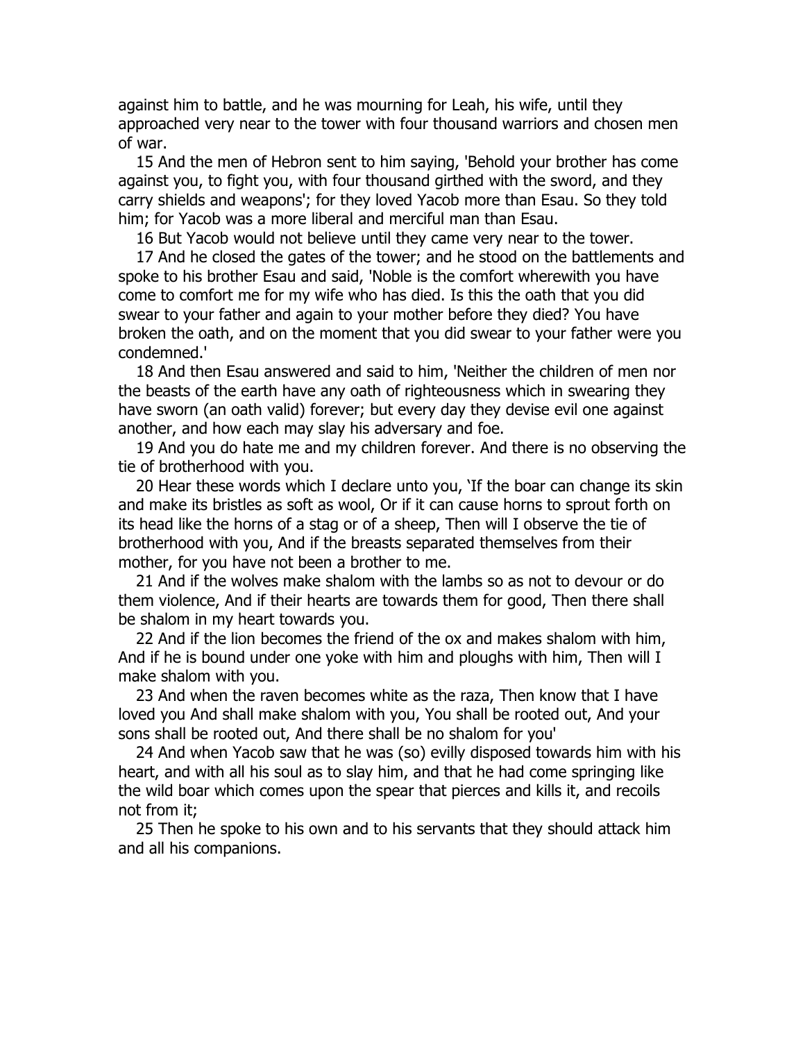against him to battle, and he was mourning for Leah, his wife, until they approached very near to the tower with four thousand warriors and chosen men of war.

15 And the men of Hebron sent to him saying, 'Behold your brother has come against you, to fight you, with four thousand girthed with the sword, and they carry shields and weapons'; for they loved Yacob more than Esau. So they told him; for Yacob was a more liberal and merciful man than Esau.

16 But Yacob would not believe until they came very near to the tower.

17 And he closed the gates of the tower; and he stood on the battlements and spoke to his brother Esau and said, 'Noble is the comfort wherewith you have come to comfort me for my wife who has died. Is this the oath that you did swear to your father and again to your mother before they died? You have broken the oath, and on the moment that you did swear to your father were you condemned.'

18 And then Esau answered and said to him, 'Neither the children of men nor the beasts of the earth have any oath of righteousness which in swearing they have sworn (an oath valid) forever; but every day they devise evil one against another, and how each may slay his adversary and foe.

19 And you do hate me and my children forever. And there is no observing the tie of brotherhood with you.

20 Hear these words which I declare unto you, 'If the boar can change its skin and make its bristles as soft as wool, Or if it can cause horns to sprout forth on its head like the horns of a stag or of a sheep, Then will I observe the tie of brotherhood with you, And if the breasts separated themselves from their mother, for you have not been a brother to me.

21 And if the wolves make shalom with the lambs so as not to devour or do them violence, And if their hearts are towards them for good, Then there shall be shalom in my heart towards you.

22 And if the lion becomes the friend of the ox and makes shalom with him, And if he is bound under one yoke with him and ploughs with him, Then will I make shalom with you.

23 And when the raven becomes white as the raza, Then know that I have loved you And shall make shalom with you, You shall be rooted out, And your sons shall be rooted out, And there shall be no shalom for you'

24 And when Yacob saw that he was (so) evilly disposed towards him with his heart, and with all his soul as to slay him, and that he had come springing like the wild boar which comes upon the spear that pierces and kills it, and recoils not from it;

25 Then he spoke to his own and to his servants that they should attack him and all his companions.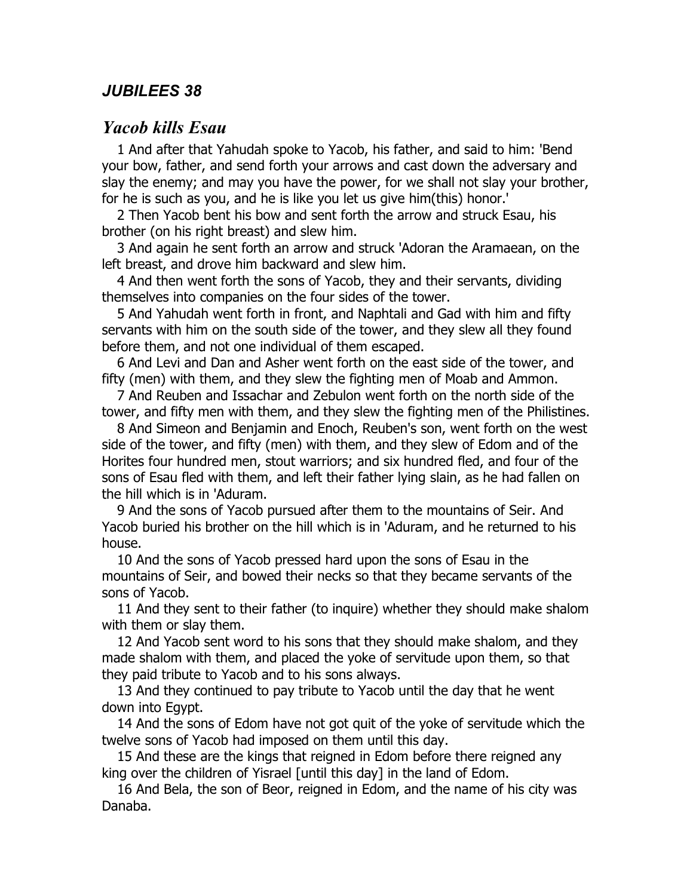## *JUBILEES 38*

### *Yacob kills Esau*

1 And after that Yahudah spoke to Yacob, his father, and said to him: 'Bend your bow, father, and send forth your arrows and cast down the adversary and slay the enemy; and may you have the power, for we shall not slay your brother, for he is such as you, and he is like you let us give him(this) honor.'

2 Then Yacob bent his bow and sent forth the arrow and struck Esau, his brother (on his right breast) and slew him.

3 And again he sent forth an arrow and struck 'Adoran the Aramaean, on the left breast, and drove him backward and slew him.

4 And then went forth the sons of Yacob, they and their servants, dividing themselves into companies on the four sides of the tower.

5 And Yahudah went forth in front, and Naphtali and Gad with him and fifty servants with him on the south side of the tower, and they slew all they found before them, and not one individual of them escaped.

6 And Levi and Dan and Asher went forth on the east side of the tower, and fifty (men) with them, and they slew the fighting men of Moab and Ammon.

7 And Reuben and Issachar and Zebulon went forth on the north side of the tower, and fifty men with them, and they slew the fighting men of the Philistines.

8 And Simeon and Benjamin and Enoch, Reuben's son, went forth on the west side of the tower, and fifty (men) with them, and they slew of Edom and of the Horites four hundred men, stout warriors; and six hundred fled, and four of the sons of Esau fled with them, and left their father lying slain, as he had fallen on the hill which is in 'Aduram.

9 And the sons of Yacob pursued after them to the mountains of Seir. And Yacob buried his brother on the hill which is in 'Aduram, and he returned to his house.

10 And the sons of Yacob pressed hard upon the sons of Esau in the mountains of Seir, and bowed their necks so that they became servants of the sons of Yacob.

11 And they sent to their father (to inquire) whether they should make shalom with them or slay them.

12 And Yacob sent word to his sons that they should make shalom, and they made shalom with them, and placed the yoke of servitude upon them, so that they paid tribute to Yacob and to his sons always.

13 And they continued to pay tribute to Yacob until the day that he went down into Egypt.

14 And the sons of Edom have not got quit of the yoke of servitude which the twelve sons of Yacob had imposed on them until this day.

15 And these are the kings that reigned in Edom before there reigned any king over the children of Yisrael [until this day] in the land of Edom.

16 And Bela, the son of Beor, reigned in Edom, and the name of his city was Danaba.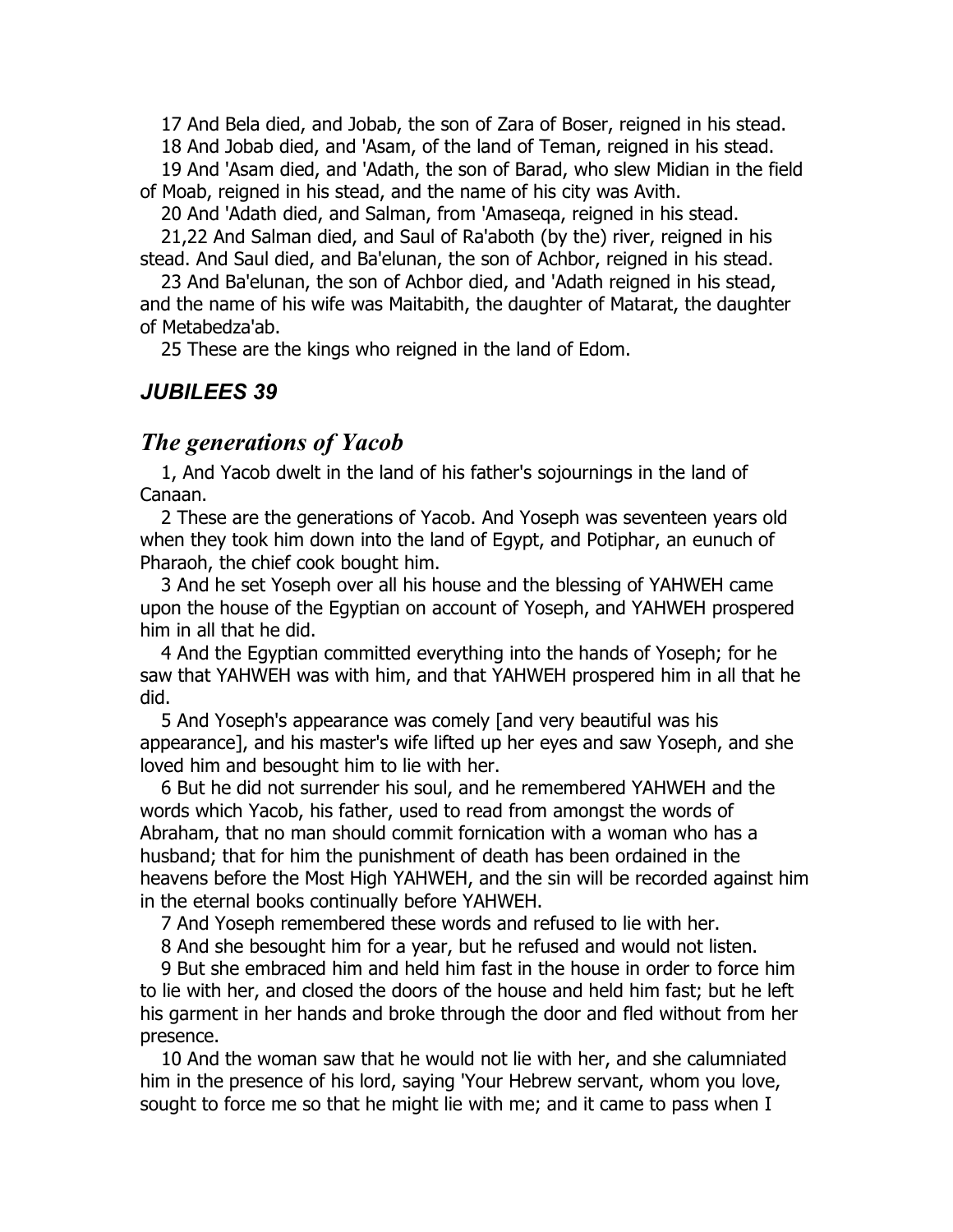17 And Bela died, and Jobab, the son of Zara of Boser, reigned in his stead.

18 And Jobab died, and 'Asam, of the land of Teman, reigned in his stead.

19 And 'Asam died, and 'Adath, the son of Barad, who slew Midian in the field of Moab, reigned in his stead, and the name of his city was Avith.

20 And 'Adath died, and Salman, from 'Amaseqa, reigned in his stead.

21,22 And Salman died, and Saul of Ra'aboth (by the) river, reigned in his stead. And Saul died, and Ba'elunan, the son of Achbor, reigned in his stead.

23 And Ba'elunan, the son of Achbor died, and 'Adath reigned in his stead, and the name of his wife was Maitabith, the daughter of Matarat, the daughter of Metabedza'ab.

25 These are the kings who reigned in the land of Edom.

## *JUBILEES 39*

## *The generations of Yacob*

1, And Yacob dwelt in the land of his father's sojournings in the land of Canaan.

2 These are the generations of Yacob. And Yoseph was seventeen years old when they took him down into the land of Egypt, and Potiphar, an eunuch of Pharaoh, the chief cook bought him.

3 And he set Yoseph over all his house and the blessing of YAHWEH came upon the house of the Egyptian on account of Yoseph, and YAHWEH prospered him in all that he did.

4 And the Egyptian committed everything into the hands of Yoseph; for he saw that YAHWEH was with him, and that YAHWEH prospered him in all that he did.

5 And Yoseph's appearance was comely [and very beautiful was his appearance], and his master's wife lifted up her eyes and saw Yoseph, and she loved him and besought him to lie with her.

6 But he did not surrender his soul, and he remembered YAHWEH and the words which Yacob, his father, used to read from amongst the words of Abraham, that no man should commit fornication with a woman who has a husband; that for him the punishment of death has been ordained in the heavens before the Most High YAHWEH, and the sin will be recorded against him in the eternal books continually before YAHWEH.

7 And Yoseph remembered these words and refused to lie with her.

8 And she besought him for a year, but he refused and would not listen.

9 But she embraced him and held him fast in the house in order to force him to lie with her, and closed the doors of the house and held him fast; but he left his garment in her hands and broke through the door and fled without from her presence.

10 And the woman saw that he would not lie with her, and she calumniated him in the presence of his lord, saying 'Your Hebrew servant, whom you love, sought to force me so that he might lie with me; and it came to pass when I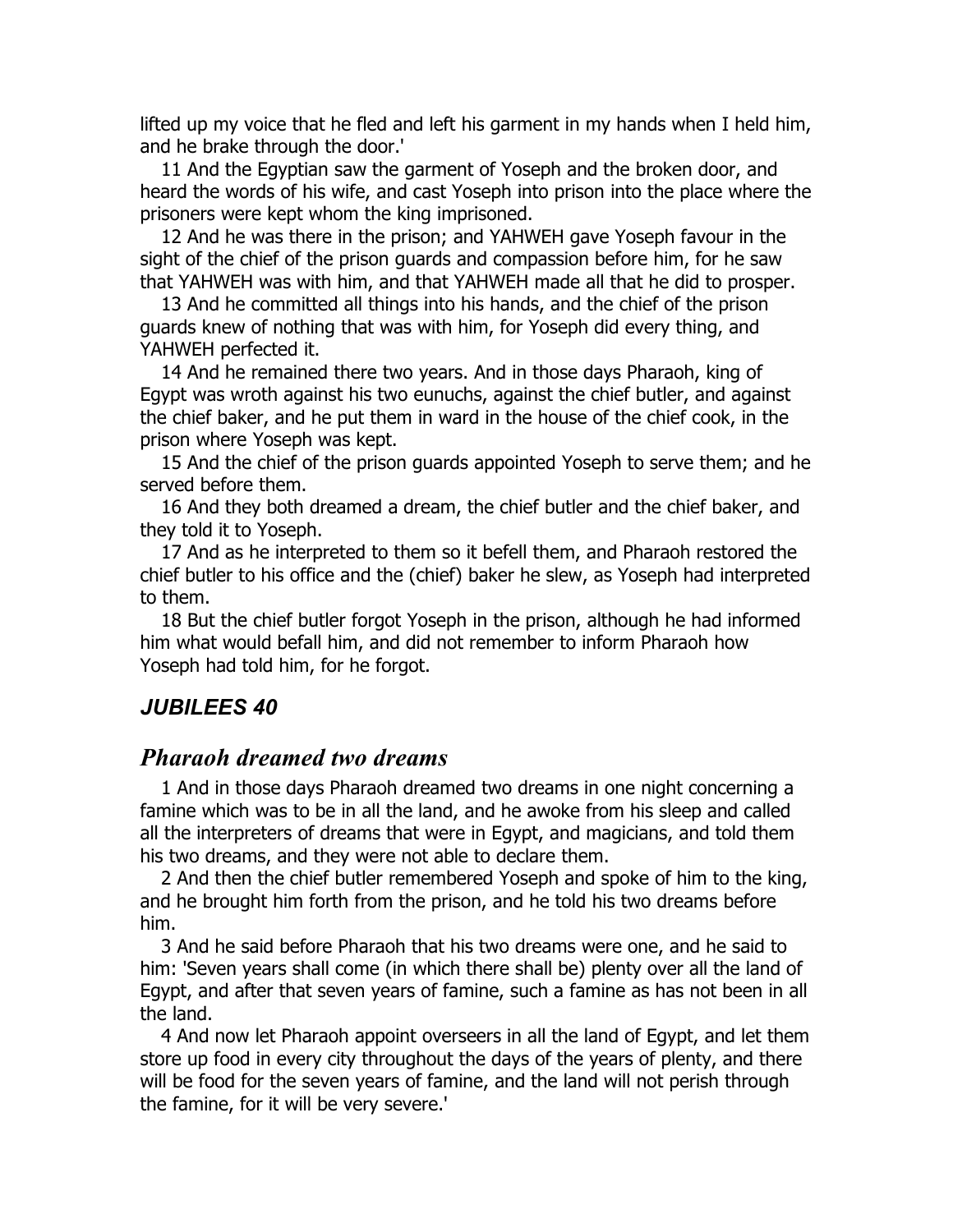lifted up my voice that he fled and left his garment in my hands when I held him, and he brake through the door.'

11 And the Egyptian saw the garment of Yoseph and the broken door, and heard the words of his wife, and cast Yoseph into prison into the place where the prisoners were kept whom the king imprisoned.

12 And he was there in the prison; and YAHWEH gave Yoseph favour in the sight of the chief of the prison guards and compassion before him, for he saw that YAHWEH was with him, and that YAHWEH made all that he did to prosper.

13 And he committed all things into his hands, and the chief of the prison guards knew of nothing that was with him, for Yoseph did every thing, and YAHWEH perfected it.

14 And he remained there two years. And in those days Pharaoh, king of Egypt was wroth against his two eunuchs, against the chief butler, and against the chief baker, and he put them in ward in the house of the chief cook, in the prison where Yoseph was kept.

15 And the chief of the prison guards appointed Yoseph to serve them; and he served before them.

16 And they both dreamed a dream, the chief butler and the chief baker, and they told it to Yoseph.

17 And as he interpreted to them so it befell them, and Pharaoh restored the chief butler to his office and the (chief) baker he slew, as Yoseph had interpreted to them.

18 But the chief butler forgot Yoseph in the prison, although he had informed him what would befall him, and did not remember to inform Pharaoh how Yoseph had told him, for he forgot.

## *JUBILEES 40*

### *Pharaoh dreamed two dreams*

1 And in those days Pharaoh dreamed two dreams in one night concerning a famine which was to be in all the land, and he awoke from his sleep and called all the interpreters of dreams that were in Egypt, and magicians, and told them his two dreams, and they were not able to declare them.

2 And then the chief butler remembered Yoseph and spoke of him to the king, and he brought him forth from the prison, and he told his two dreams before him.

3 And he said before Pharaoh that his two dreams were one, and he said to him: 'Seven years shall come (in which there shall be) plenty over all the land of Egypt, and after that seven years of famine, such a famine as has not been in all the land.

4 And now let Pharaoh appoint overseers in all the land of Egypt, and let them store up food in every city throughout the days of the years of plenty, and there will be food for the seven years of famine, and the land will not perish through the famine, for it will be very severe.'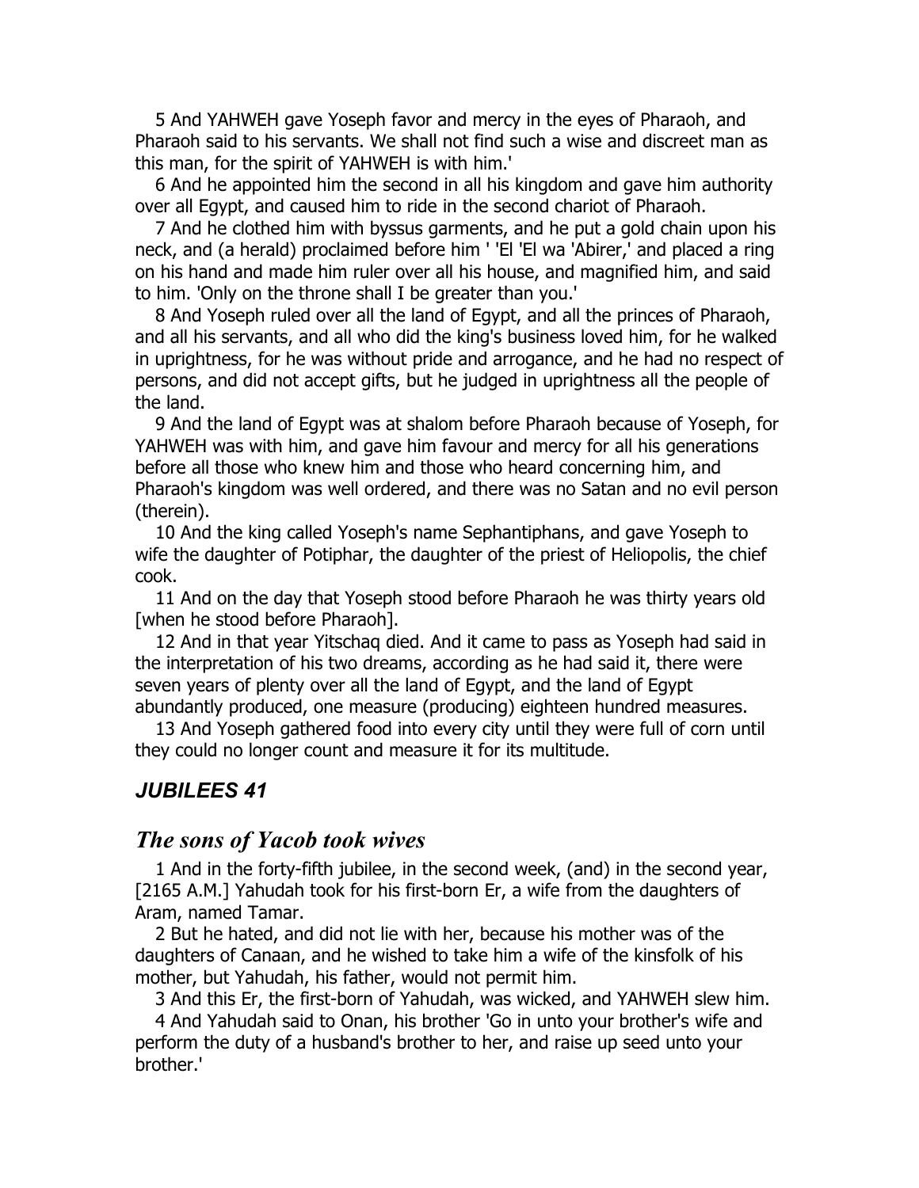5 And YAHWEH gave Yoseph favor and mercy in the eyes of Pharaoh, and Pharaoh said to his servants. We shall not find such a wise and discreet man as this man, for the spirit of YAHWEH is with him.'

6 And he appointed him the second in all his kingdom and gave him authority over all Egypt, and caused him to ride in the second chariot of Pharaoh.

7 And he clothed him with byssus garments, and he put a gold chain upon his neck, and (a herald) proclaimed before him ' 'El 'El wa 'Abirer,' and placed a ring on his hand and made him ruler over all his house, and magnified him, and said to him. 'Only on the throne shall I be greater than you.'

8 And Yoseph ruled over all the land of Egypt, and all the princes of Pharaoh, and all his servants, and all who did the king's business loved him, for he walked in uprightness, for he was without pride and arrogance, and he had no respect of persons, and did not accept gifts, but he judged in uprightness all the people of the land.

9 And the land of Egypt was at shalom before Pharaoh because of Yoseph, for YAHWEH was with him, and gave him favour and mercy for all his generations before all those who knew him and those who heard concerning him, and Pharaoh's kingdom was well ordered, and there was no Satan and no evil person (therein).

10 And the king called Yoseph's name Sephantiphans, and gave Yoseph to wife the daughter of Potiphar, the daughter of the priest of Heliopolis, the chief cook.

11 And on the day that Yoseph stood before Pharaoh he was thirty years old [when he stood before Pharaoh].

12 And in that year Yitschaq died. And it came to pass as Yoseph had said in the interpretation of his two dreams, according as he had said it, there were seven years of plenty over all the land of Egypt, and the land of Egypt abundantly produced, one measure (producing) eighteen hundred measures.

13 And Yoseph gathered food into every city until they were full of corn until they could no longer count and measure it for its multitude.

## *JUBILEES 41*

## *The sons of Yacob took wives*

1 And in the forty-fifth jubilee, in the second week, (and) in the second year, [2165 A.M.] Yahudah took for his first-born Er, a wife from the daughters of Aram, named Tamar.

2 But he hated, and did not lie with her, because his mother was of the daughters of Canaan, and he wished to take him a wife of the kinsfolk of his mother, but Yahudah, his father, would not permit him.

3 And this Er, the first-born of Yahudah, was wicked, and YAHWEH slew him.

4 And Yahudah said to Onan, his brother 'Go in unto your brother's wife and perform the duty of a husband's brother to her, and raise up seed unto your brother.'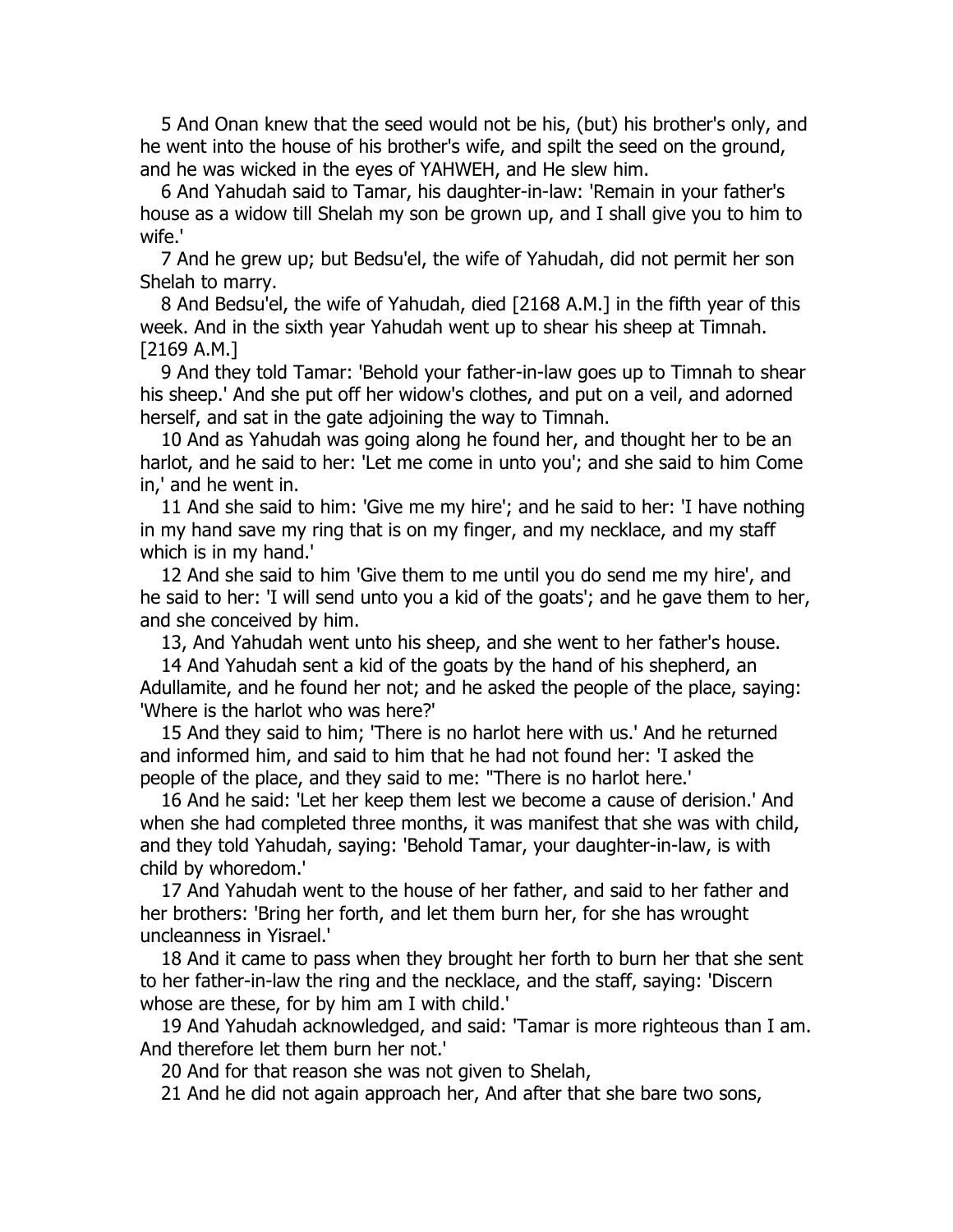5 And Onan knew that the seed would not be his, (but) his brother's only, and he went into the house of his brother's wife, and spilt the seed on the ground, and he was wicked in the eyes of YAHWEH, and He slew him.

6 And Yahudah said to Tamar, his daughter-in-law: 'Remain in your father's house as a widow till Shelah my son be grown up, and I shall give you to him to wife.'

7 And he grew up; but Bedsu'el, the wife of Yahudah, did not permit her son Shelah to marry.

8 And Bedsu'el, the wife of Yahudah, died [2168 A.M.] in the fifth year of this week. And in the sixth year Yahudah went up to shear his sheep at Timnah. [2169 A.M.]

9 And they told Tamar: 'Behold your father-in-law goes up to Timnah to shear his sheep.' And she put off her widow's clothes, and put on a veil, and adorned herself, and sat in the gate adjoining the way to Timnah.

10 And as Yahudah was going along he found her, and thought her to be an harlot, and he said to her: 'Let me come in unto you'; and she said to him Come in,' and he went in.

11 And she said to him: 'Give me my hire'; and he said to her: 'I have nothing in my hand save my ring that is on my finger, and my necklace, and my staff which is in my hand.'

12 And she said to him 'Give them to me until you do send me my hire', and he said to her: 'I will send unto you a kid of the goats'; and he gave them to her, and she conceived by him.

13, And Yahudah went unto his sheep, and she went to her father's house.

14 And Yahudah sent a kid of the goats by the hand of his shepherd, an Adullamite, and he found her not; and he asked the people of the place, saying: 'Where is the harlot who was here?'

15 And they said to him; 'There is no harlot here with us.' And he returned and informed him, and said to him that he had not found her: 'I asked the people of the place, and they said to me: "There is no harlot here.'

16 And he said: 'Let her keep them lest we become a cause of derision.' And when she had completed three months, it was manifest that she was with child, and they told Yahudah, saying: 'Behold Tamar, your daughter-in-law, is with child by whoredom.'

17 And Yahudah went to the house of her father, and said to her father and her brothers: 'Bring her forth, and let them burn her, for she has wrought uncleanness in Yisrael.'

18 And it came to pass when they brought her forth to burn her that she sent to her father-in-law the ring and the necklace, and the staff, saying: 'Discern whose are these, for by him am I with child.'

19 And Yahudah acknowledged, and said: 'Tamar is more righteous than I am. And therefore let them burn her not.'

20 And for that reason she was not given to Shelah,

21 And he did not again approach her, And after that she bare two sons,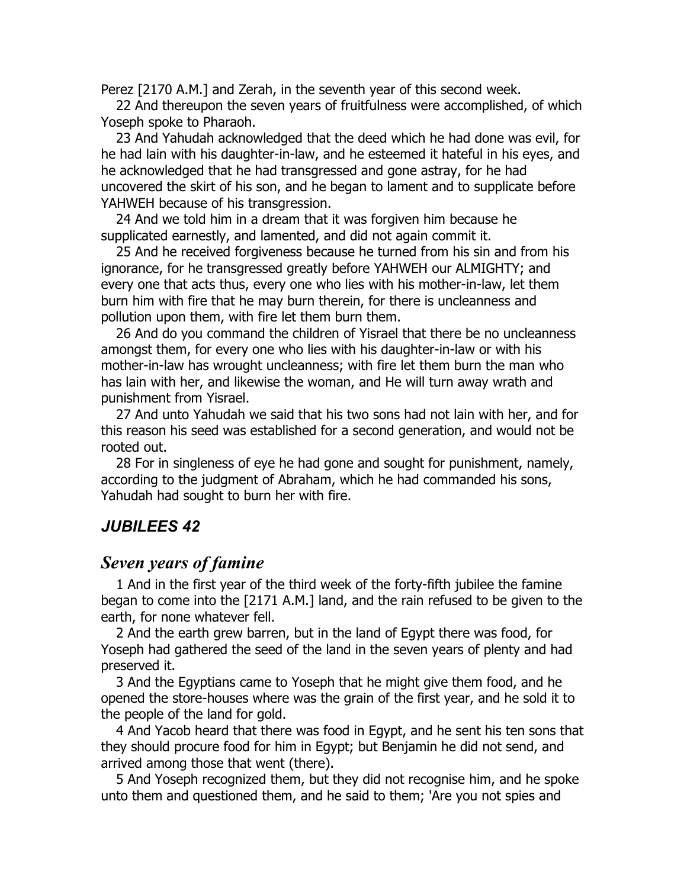Perez [2170 A.M.] and Zerah, in the seventh year of this second week.

22 And thereupon the seven years of fruitfulness were accomplished, of which Yoseph spoke to Pharaoh.

23 And Yahudah acknowledged that the deed which he had done was evil, for he had lain with his daughter-in-law, and he esteemed it hateful in his eyes, and he acknowledged that he had transgressed and gone astray, for he had uncovered the skirt of his son, and he began to lament and to supplicate before YAHWEH because of his transgression.

24 And we told him in a dream that it was forgiven him because he supplicated earnestly, and lamented, and did not again commit it.

25 And he received forgiveness because he turned from his sin and from his ignorance, for he transgressed greatly before YAHWEH our ALMIGHTY; and every one that acts thus, every one who lies with his mother-in-law, let them burn him with fire that he may burn therein, for there is uncleanness and pollution upon them, with fire let them burn them.

26 And do you command the children of Yisrael that there be no uncleanness amongst them, for every one who lies with his daughter-in-law or with his mother-in-law has wrought uncleanness; with fire let them burn the man who has lain with her, and likewise the woman, and He will turn away wrath and punishment from Yisrael.

27 And unto Yahudah we said that his two sons had not lain with her, and for this reason his seed was established for a second generation, and would not be rooted out.

28 For in singleness of eye he had gone and sought for punishment, namely, according to the judgment of Abraham, which he had commanded his sons, Yahudah had sought to burn her with fire.

## *JUBILEES 42*

## *Seven years of famine*

1 And in the first year of the third week of the forty-fifth jubilee the famine began to come into the [2171 A.M.] land, and the rain refused to be given to the earth, for none whatever fell.

2 And the earth grew barren, but in the land of Egypt there was food, for Yoseph had gathered the seed of the land in the seven years of plenty and had preserved it.

3 And the Egyptians came to Yoseph that he might give them food, and he opened the store-houses where was the grain of the first year, and he sold it to the people of the land for gold.

4 And Yacob heard that there was food in Egypt, and he sent his ten sons that they should procure food for him in Egypt; but Benjamin he did not send, and arrived among those that went (there).

5 And Yoseph recognized them, but they did not recognise him, and he spoke unto them and questioned them, and he said to them; 'Are you not spies and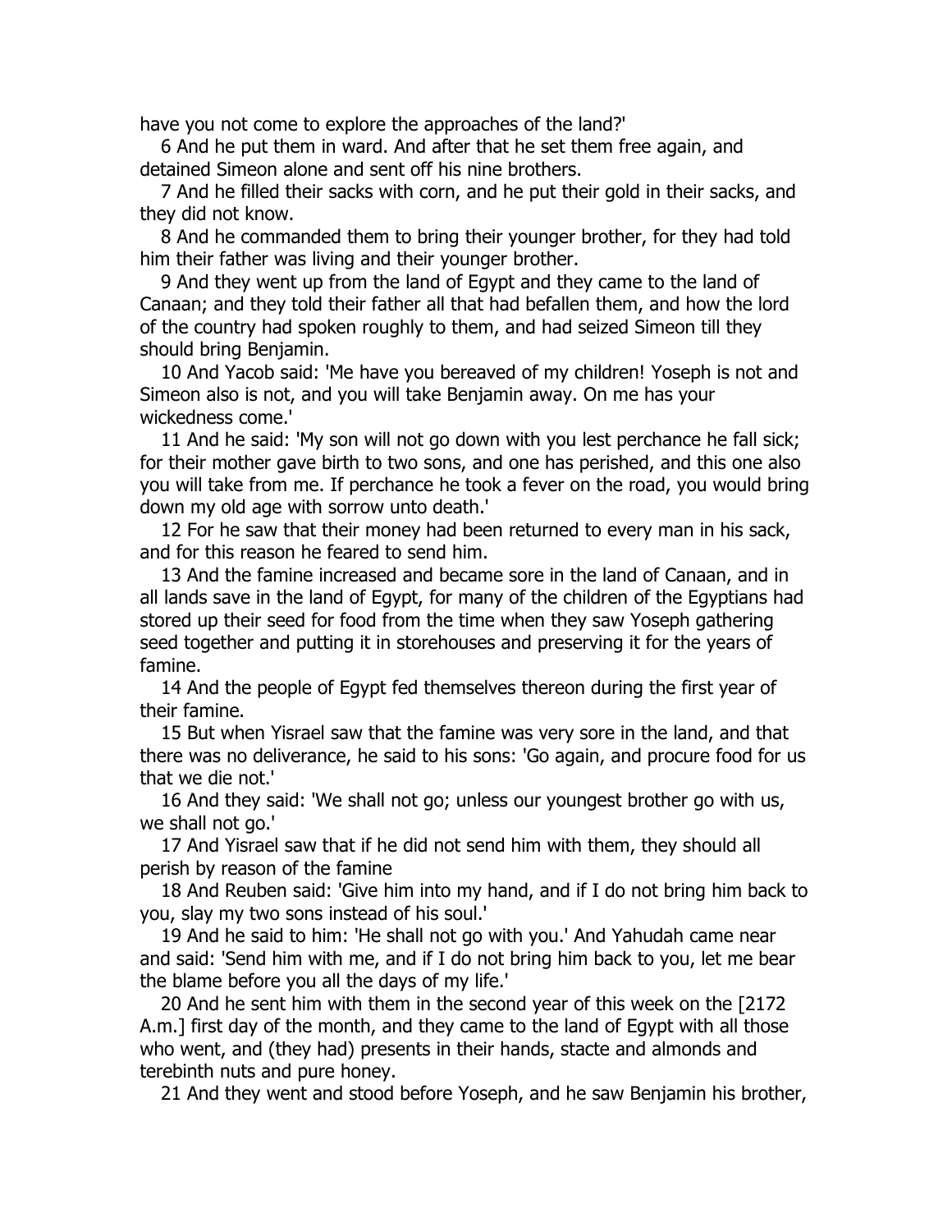have you not come to explore the approaches of the land?'

6 And he put them in ward. And after that he set them free again, and detained Simeon alone and sent off his nine brothers.

7 And he filled their sacks with corn, and he put their gold in their sacks, and they did not know.

8 And he commanded them to bring their younger brother, for they had told him their father was living and their younger brother.

9 And they went up from the land of Egypt and they came to the land of Canaan; and they told their father all that had befallen them, and how the lord of the country had spoken roughly to them, and had seized Simeon till they should bring Benjamin.

10 And Yacob said: 'Me have you bereaved of my children! Yoseph is not and Simeon also is not, and you will take Benjamin away. On me has your wickedness come.'

11 And he said: 'My son will not go down with you lest perchance he fall sick; for their mother gave birth to two sons, and one has perished, and this one also you will take from me. If perchance he took a fever on the road, you would bring down my old age with sorrow unto death.'

12 For he saw that their money had been returned to every man in his sack, and for this reason he feared to send him.

13 And the famine increased and became sore in the land of Canaan, and in all lands save in the land of Egypt, for many of the children of the Egyptians had stored up their seed for food from the time when they saw Yoseph gathering seed together and putting it in storehouses and preserving it for the years of famine.

14 And the people of Egypt fed themselves thereon during the first year of their famine.

15 But when Yisrael saw that the famine was very sore in the land, and that there was no deliverance, he said to his sons: 'Go again, and procure food for us that we die not.'

16 And they said: 'We shall not go; unless our youngest brother go with us, we shall not go.'

17 And Yisrael saw that if he did not send him with them, they should all perish by reason of the famine

18 And Reuben said: 'Give him into my hand, and if I do not bring him back to you, slay my two sons instead of his soul.'

19 And he said to him: 'He shall not go with you.' And Yahudah came near and said: 'Send him with me, and if I do not bring him back to you, let me bear the blame before you all the days of my life.'

20 And he sent him with them in the second year of this week on the [2172 A.m.] first day of the month, and they came to the land of Egypt with all those who went, and (they had) presents in their hands, stacte and almonds and terebinth nuts and pure honey.

21 And they went and stood before Yoseph, and he saw Benjamin his brother,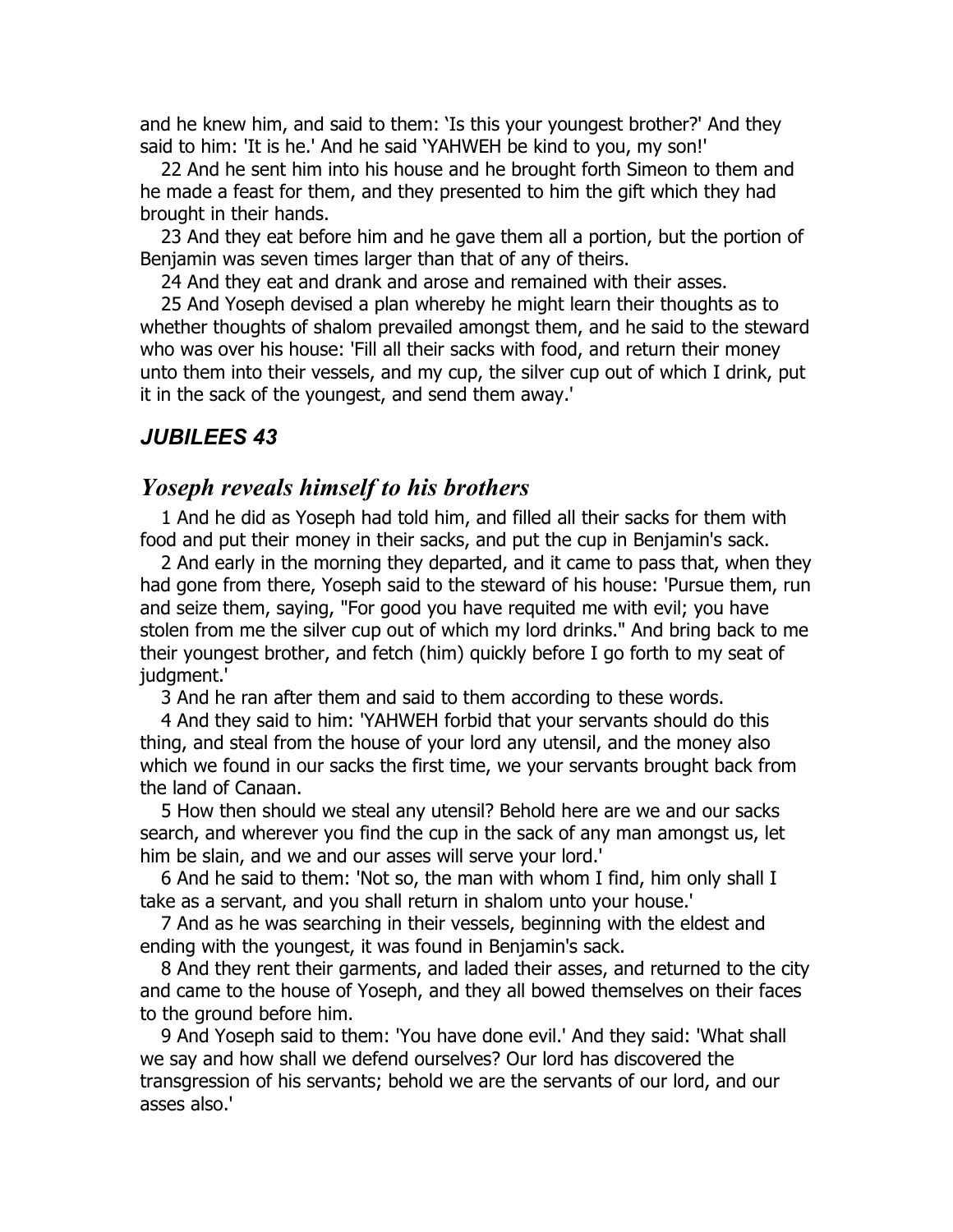and he knew him, and said to them: 'Is this your youngest brother?' And they said to him: 'It is he.' And he said 'YAHWEH be kind to you, my son!'

22 And he sent him into his house and he brought forth Simeon to them and he made a feast for them, and they presented to him the gift which they had brought in their hands.

23 And they eat before him and he gave them all a portion, but the portion of Benjamin was seven times larger than that of any of theirs.

24 And they eat and drank and arose and remained with their asses.

25 And Yoseph devised a plan whereby he might learn their thoughts as to whether thoughts of shalom prevailed amongst them, and he said to the steward who was over his house: 'Fill all their sacks with food, and return their money unto them into their vessels, and my cup, the silver cup out of which I drink, put it in the sack of the youngest, and send them away.'

## *JUBILEES 43*

### *Yoseph reveals himself to his brothers*

1 And he did as Yoseph had told him, and filled all their sacks for them with food and put their money in their sacks, and put the cup in Benjamin's sack.

2 And early in the morning they departed, and it came to pass that, when they had gone from there, Yoseph said to the steward of his house: 'Pursue them, run and seize them, saying, "For good you have requited me with evil; you have stolen from me the silver cup out of which my lord drinks." And bring back to me their youngest brother, and fetch (him) quickly before I go forth to my seat of judgment.'

3 And he ran after them and said to them according to these words.

4 And they said to him: 'YAHWEH forbid that your servants should do this thing, and steal from the house of your lord any utensil, and the money also which we found in our sacks the first time, we your servants brought back from the land of Canaan.

5 How then should we steal any utensil? Behold here are we and our sacks search, and wherever you find the cup in the sack of any man amongst us, let him be slain, and we and our asses will serve your lord.'

6 And he said to them: 'Not so, the man with whom I find, him only shall I take as a servant, and you shall return in shalom unto your house.'

7 And as he was searching in their vessels, beginning with the eldest and ending with the youngest, it was found in Benjamin's sack.

8 And they rent their garments, and laded their asses, and returned to the city and came to the house of Yoseph, and they all bowed themselves on their faces to the ground before him.

9 And Yoseph said to them: 'You have done evil.' And they said: 'What shall we say and how shall we defend ourselves? Our lord has discovered the transgression of his servants; behold we are the servants of our lord, and our asses also.'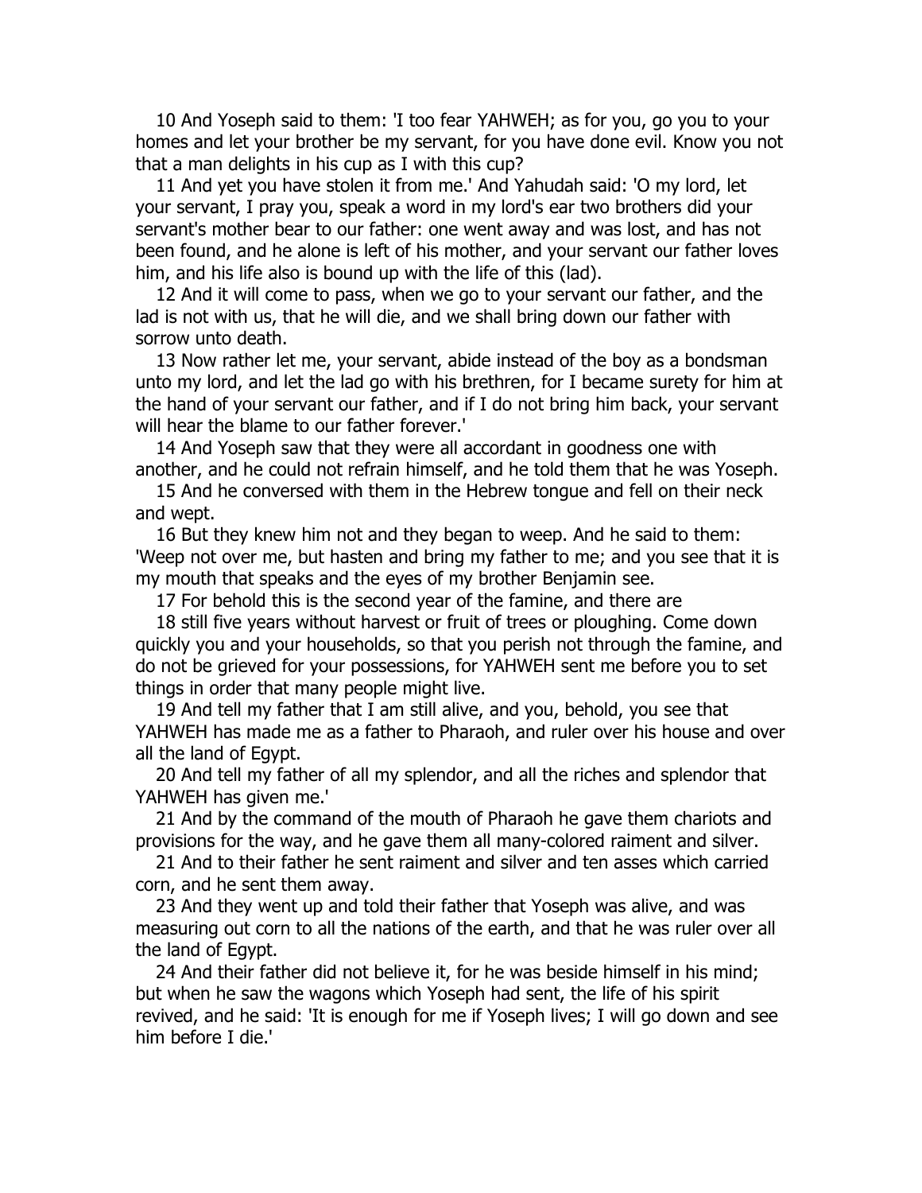10 And Yoseph said to them: 'I too fear YAHWEH; as for you, go you to your homes and let your brother be my servant, for you have done evil. Know you not that a man delights in his cup as I with this cup?

11 And yet you have stolen it from me.' And Yahudah said: 'O my lord, let your servant, I pray you, speak a word in my lord's ear two brothers did your servant's mother bear to our father: one went away and was lost, and has not been found, and he alone is left of his mother, and your servant our father loves him, and his life also is bound up with the life of this (lad).

12 And it will come to pass, when we go to your servant our father, and the lad is not with us, that he will die, and we shall bring down our father with sorrow unto death.

13 Now rather let me, your servant, abide instead of the boy as a bondsman unto my lord, and let the lad go with his brethren, for I became surety for him at the hand of your servant our father, and if I do not bring him back, your servant will hear the blame to our father forever.'

14 And Yoseph saw that they were all accordant in goodness one with another, and he could not refrain himself, and he told them that he was Yoseph.

15 And he conversed with them in the Hebrew tongue and fell on their neck and wept.

16 But they knew him not and they began to weep. And he said to them: 'Weep not over me, but hasten and bring my father to me; and you see that it is my mouth that speaks and the eyes of my brother Benjamin see.

17 For behold this is the second year of the famine, and there are

18 still five years without harvest or fruit of trees or ploughing. Come down quickly you and your households, so that you perish not through the famine, and do not be grieved for your possessions, for YAHWEH sent me before you to set things in order that many people might live.

19 And tell my father that I am still alive, and you, behold, you see that YAHWEH has made me as a father to Pharaoh, and ruler over his house and over all the land of Egypt.

20 And tell my father of all my splendor, and all the riches and splendor that YAHWEH has given me.'

21 And by the command of the mouth of Pharaoh he gave them chariots and provisions for the way, and he gave them all many-colored raiment and silver.

21 And to their father he sent raiment and silver and ten asses which carried corn, and he sent them away.

23 And they went up and told their father that Yoseph was alive, and was measuring out corn to all the nations of the earth, and that he was ruler over all the land of Egypt.

24 And their father did not believe it, for he was beside himself in his mind; but when he saw the wagons which Yoseph had sent, the life of his spirit revived, and he said: 'It is enough for me if Yoseph lives; I will go down and see him before I die.'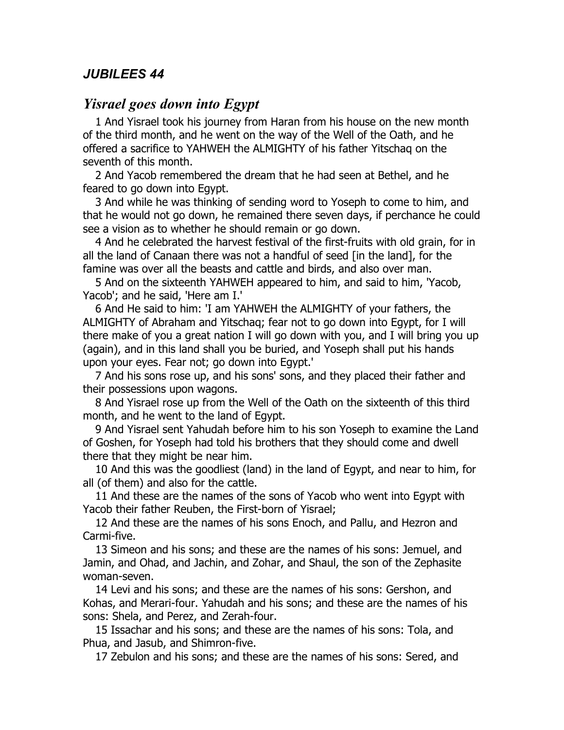## *JUBILEES 44*

## *Yisrael goes down into Egypt*

1 And Yisrael took his journey from Haran from his house on the new month of the third month, and he went on the way of the Well of the Oath, and he offered a sacrifice to YAHWEH the ALMIGHTY of his father Yitschaq on the seventh of this month.

2 And Yacob remembered the dream that he had seen at Bethel, and he feared to go down into Egypt.

3 And while he was thinking of sending word to Yoseph to come to him, and that he would not go down, he remained there seven days, if perchance he could see a vision as to whether he should remain or go down.

4 And he celebrated the harvest festival of the first-fruits with old grain, for in all the land of Canaan there was not a handful of seed [in the land], for the famine was over all the beasts and cattle and birds, and also over man.

5 And on the sixteenth YAHWEH appeared to him, and said to him, 'Yacob, Yacob'; and he said, 'Here am I.'

6 And He said to him: 'I am YAHWEH the ALMIGHTY of your fathers, the ALMIGHTY of Abraham and Yitschaq; fear not to go down into Egypt, for I will there make of you a great nation I will go down with you, and I will bring you up (again), and in this land shall you be buried, and Yoseph shall put his hands upon your eyes. Fear not; go down into Egypt.'

7 And his sons rose up, and his sons' sons, and they placed their father and their possessions upon wagons.

8 And Yisrael rose up from the Well of the Oath on the sixteenth of this third month, and he went to the land of Egypt.

9 And Yisrael sent Yahudah before him to his son Yoseph to examine the Land of Goshen, for Yoseph had told his brothers that they should come and dwell there that they might be near him.

10 And this was the goodliest (land) in the land of Egypt, and near to him, for all (of them) and also for the cattle.

11 And these are the names of the sons of Yacob who went into Egypt with Yacob their father Reuben, the First-born of Yisrael;

12 And these are the names of his sons Enoch, and Pallu, and Hezron and Carmi-five.

13 Simeon and his sons; and these are the names of his sons: Jemuel, and Jamin, and Ohad, and Jachin, and Zohar, and Shaul, the son of the Zephasite woman-seven.

14 Levi and his sons; and these are the names of his sons: Gershon, and Kohas, and Merari-four. Yahudah and his sons; and these are the names of his sons: Shela, and Perez, and Zerah-four.

15 Issachar and his sons; and these are the names of his sons: Tola, and Phua, and Jasub, and Shimron-five.

17 Zebulon and his sons; and these are the names of his sons: Sered, and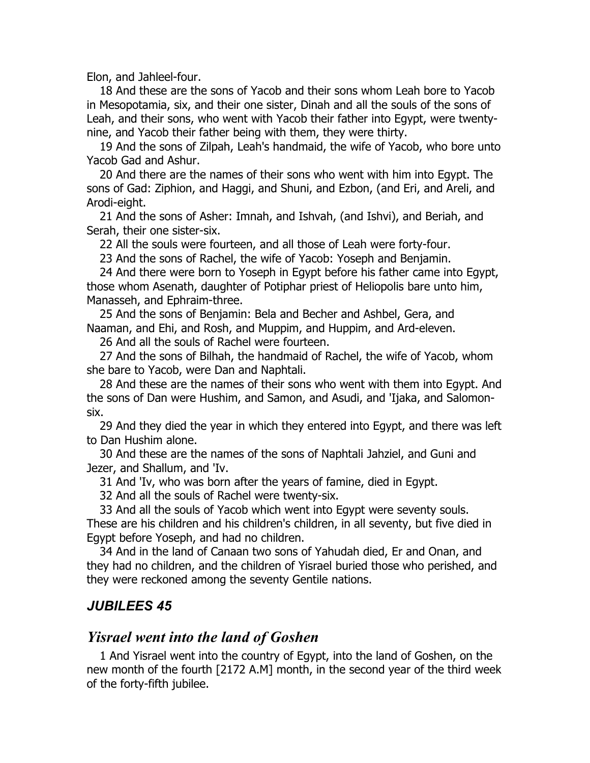Elon, and Jahleel-four.

18 And these are the sons of Yacob and their sons whom Leah bore to Yacob in Mesopotamia, six, and their one sister, Dinah and all the souls of the sons of Leah, and their sons, who went with Yacob their father into Egypt, were twenty-nine, and Yacob their father being with them, they were thirty.

19 And the sons of Zilpah, Leah's handmaid, the wife of Yacob, who bore unto Yacob Gad and Ashur.

20 And there are the names of their sons who went with him into Egypt. The sons of Gad: Ziphion, and Haggi, and Shuni, and Ezbon, (and Eri, and Areli, and Arodi-eight.

21 And the sons of Asher: Imnah, and Ishvah, (and Ishvi), and Beriah, and Serah, their one sister-six.

22 All the souls were fourteen, and all those of Leah were forty-four.

23 And the sons of Rachel, the wife of Yacob: Yoseph and Benjamin.

24 And there were born to Yoseph in Egypt before his father came into Egypt, those whom Asenath, daughter of Potiphar priest of Heliopolis bare unto him, Manasseh, and Ephraim-three.

25 And the sons of Benjamin: Bela and Becher and Ashbel, Gera, and Naaman, and Ehi, and Rosh, and Muppim, and Huppim, and Ard-eleven.

26 And all the souls of Rachel were fourteen.

27 And the sons of Bilhah, the handmaid of Rachel, the wife of Yacob, whom she bare to Yacob, were Dan and Naphtali.

28 And these are the names of their sons who went with them into Egypt. And the sons of Dan were Hushim, and Samon, and Asudi, and 'Ijaka, and Salomon-six.

29 And they died the year in which they entered into Egypt, and there was left to Dan Hushim alone.

30 And these are the names of the sons of Naphtali Jahziel, and Guni and Jezer, and Shallum, and 'Iv.

31 And 'Iv, who was born after the years of famine, died in Egypt.

32 And all the souls of Rachel were twenty-six.

33 And all the souls of Yacob which went into Egypt were seventy souls. These are his children and his children's children, in all seventy, but five died in Egypt before Yoseph, and had no children.

34 And in the land of Canaan two sons of Yahudah died, Er and Onan, and they had no children, and the children of Yisrael buried those who perished, and they were reckoned among the seventy Gentile nations.

## *JUBILEES 45*

## *Yisrael went into the land of Goshen*

1 And Yisrael went into the country of Egypt, into the land of Goshen, on the new month of the fourth [2172 A.M] month, in the second year of the third week of the forty-fifth jubilee.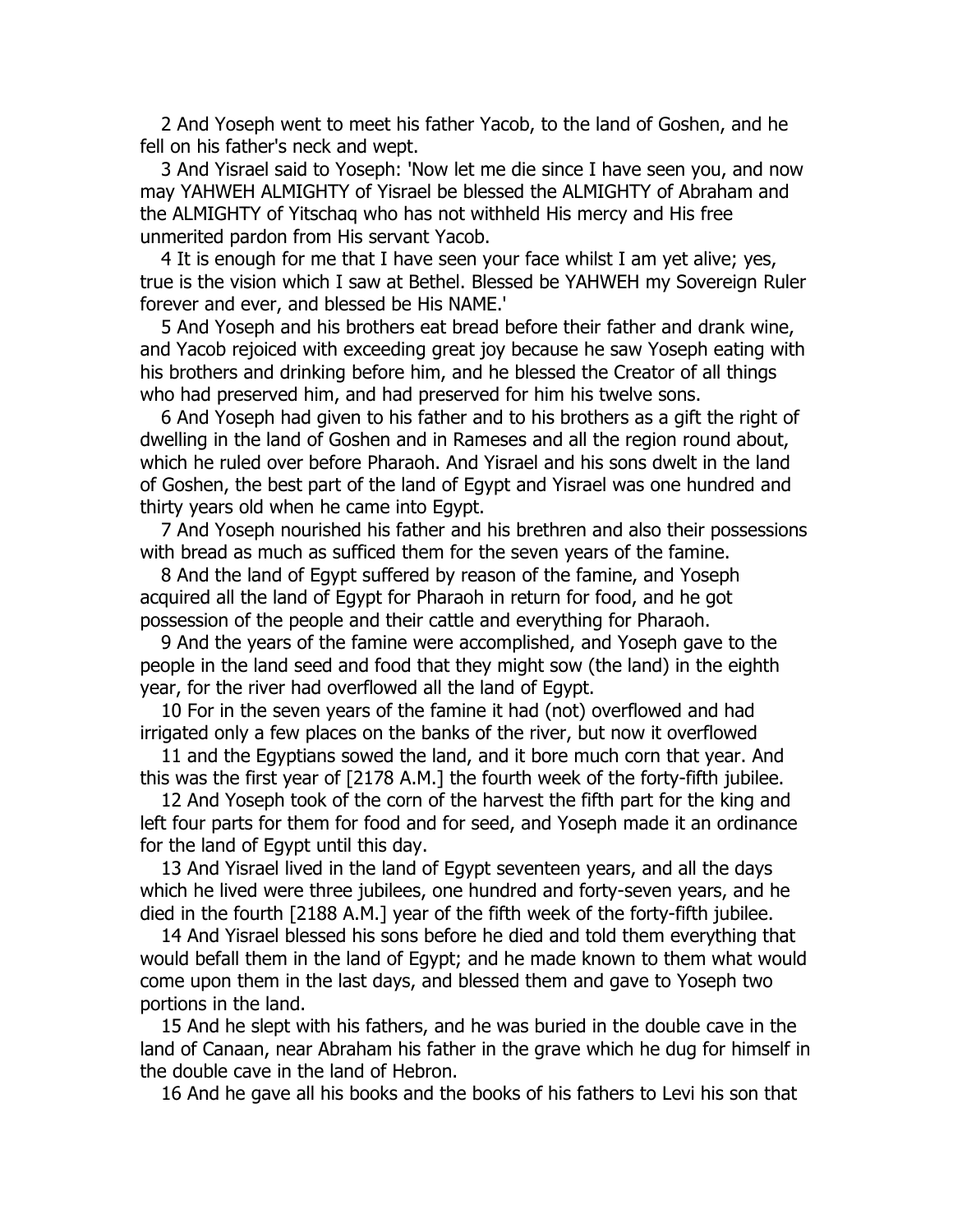2 And Yoseph went to meet his father Yacob, to the land of Goshen, and he fell on his father's neck and wept.

3 And Yisrael said to Yoseph: 'Now let me die since I have seen you, and now may YAHWEH ALMIGHTY of Yisrael be blessed the ALMIGHTY of Abraham and the ALMIGHTY of Yitschaq who has not withheld His mercy and His free unmerited pardon from His servant Yacob.

4 It is enough for me that I have seen your face whilst I am yet alive; yes, true is the vision which I saw at Bethel. Blessed be YAHWEH my Sovereign Ruler forever and ever, and blessed be His NAME.'

5 And Yoseph and his brothers eat bread before their father and drank wine, and Yacob rejoiced with exceeding great joy because he saw Yoseph eating with his brothers and drinking before him, and he blessed the Creator of all things who had preserved him, and had preserved for him his twelve sons.

6 And Yoseph had given to his father and to his brothers as a gift the right of dwelling in the land of Goshen and in Rameses and all the region round about, which he ruled over before Pharaoh. And Yisrael and his sons dwelt in the land of Goshen, the best part of the land of Egypt and Yisrael was one hundred and thirty years old when he came into Egypt.

7 And Yoseph nourished his father and his brethren and also their possessions with bread as much as sufficed them for the seven years of the famine.

8 And the land of Egypt suffered by reason of the famine, and Yoseph acquired all the land of Egypt for Pharaoh in return for food, and he got possession of the people and their cattle and everything for Pharaoh.

9 And the years of the famine were accomplished, and Yoseph gave to the people in the land seed and food that they might sow (the land) in the eighth year, for the river had overflowed all the land of Egypt.

10 For in the seven years of the famine it had (not) overflowed and had irrigated only a few places on the banks of the river, but now it overflowed

11 and the Egyptians sowed the land, and it bore much corn that year. And this was the first year of [2178 A.M.] the fourth week of the forty-fifth jubilee.

12 And Yoseph took of the corn of the harvest the fifth part for the king and left four parts for them for food and for seed, and Yoseph made it an ordinance for the land of Egypt until this day.

13 And Yisrael lived in the land of Egypt seventeen years, and all the days which he lived were three jubilees, one hundred and forty-seven years, and he died in the fourth [2188 A.M.] year of the fifth week of the forty-fifth jubilee.

14 And Yisrael blessed his sons before he died and told them everything that would befall them in the land of Egypt; and he made known to them what would come upon them in the last days, and blessed them and gave to Yoseph two portions in the land.

15 And he slept with his fathers, and he was buried in the double cave in the land of Canaan, near Abraham his father in the grave which he dug for himself in the double cave in the land of Hebron.

16 And he gave all his books and the books of his fathers to Levi his son that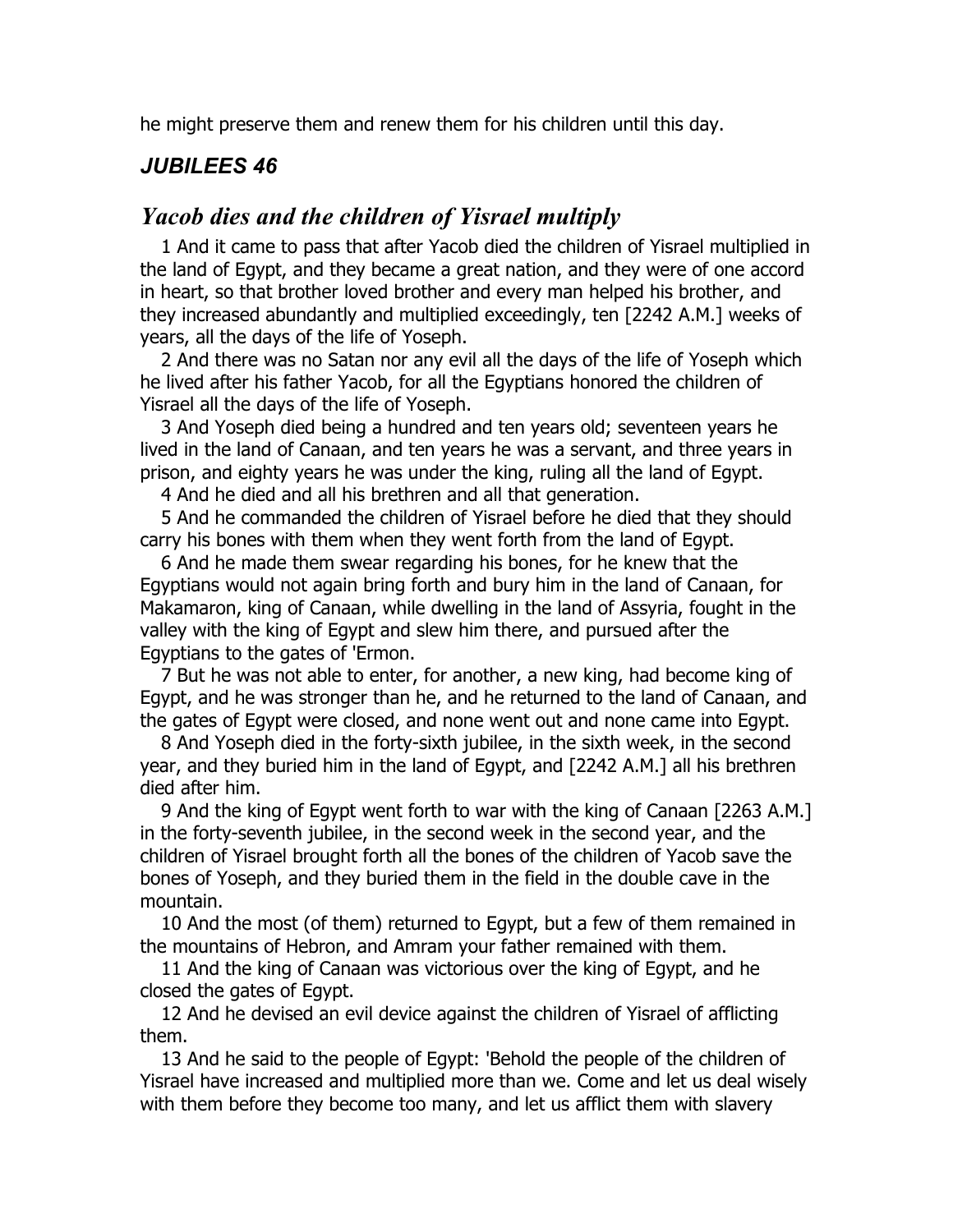he might preserve them and renew them for his children until this day.

## *JUBILEES 46*

## *Yacob dies and the children of Yisrael multiply*

1 And it came to pass that after Yacob died the children of Yisrael multiplied in the land of Egypt, and they became a great nation, and they were of one accord in heart, so that brother loved brother and every man helped his brother, and they increased abundantly and multiplied exceedingly, ten [2242 A.M.] weeks of years, all the days of the life of Yoseph.

2 And there was no Satan nor any evil all the days of the life of Yoseph which he lived after his father Yacob, for all the Egyptians honored the children of Yisrael all the days of the life of Yoseph.

3 And Yoseph died being a hundred and ten years old; seventeen years he lived in the land of Canaan, and ten years he was a servant, and three years in prison, and eighty years he was under the king, ruling all the land of Egypt.

4 And he died and all his brethren and all that generation.

5 And he commanded the children of Yisrael before he died that they should carry his bones with them when they went forth from the land of Egypt.

6 And he made them swear regarding his bones, for he knew that the Egyptians would not again bring forth and bury him in the land of Canaan, for Makamaron, king of Canaan, while dwelling in the land of Assyria, fought in the valley with the king of Egypt and slew him there, and pursued after the Egyptians to the gates of 'Ermon.

7 But he was not able to enter, for another, a new king, had become king of Egypt, and he was stronger than he, and he returned to the land of Canaan, and the gates of Egypt were closed, and none went out and none came into Egypt.

8 And Yoseph died in the forty-sixth jubilee, in the sixth week, in the second year, and they buried him in the land of Egypt, and [2242 A.M.] all his brethren died after him.

9 And the king of Egypt went forth to war with the king of Canaan [2263 A.M.] in the forty-seventh jubilee, in the second week in the second year, and the children of Yisrael brought forth all the bones of the children of Yacob save the bones of Yoseph, and they buried them in the field in the double cave in the mountain.

10 And the most (of them) returned to Egypt, but a few of them remained in the mountains of Hebron, and Amram your father remained with them.

11 And the king of Canaan was victorious over the king of Egypt, and he closed the gates of Egypt.

12 And he devised an evil device against the children of Yisrael of afflicting them.

13 And he said to the people of Egypt: 'Behold the people of the children of Yisrael have increased and multiplied more than we. Come and let us deal wisely with them before they become too many, and let us afflict them with slavery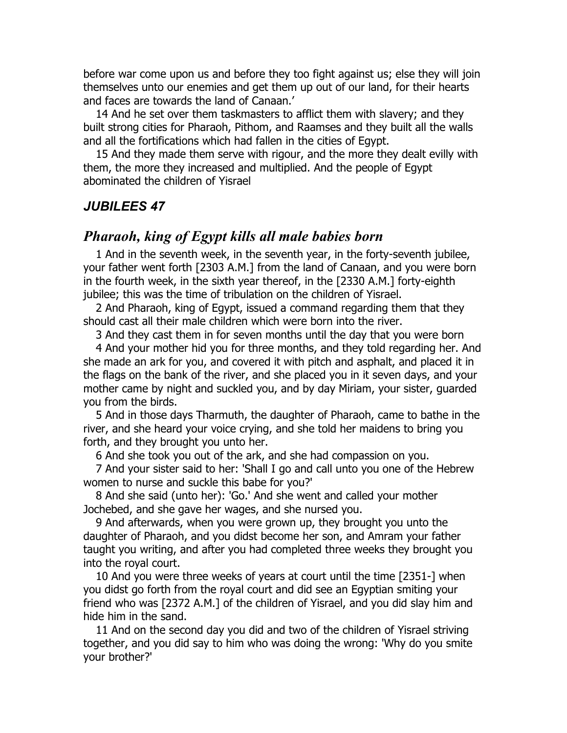before war come upon us and before they too fight against us; else they will join themselves unto our enemies and get them up out of our land, for their hearts and faces are towards the land of Canaan.'

14 And he set over them taskmasters to afflict them with slavery; and they built strong cities for Pharaoh, Pithom, and Raamses and they built all the walls and all the fortifications which had fallen in the cities of Egypt.

15 And they made them serve with rigour, and the more they dealt evilly with them, the more they increased and multiplied. And the people of Egypt abominated the children of Yisrael

## *JUBILEES 47*

## *Pharaoh, king of Egypt kills all male babies born*

1 And in the seventh week, in the seventh year, in the forty-seventh jubilee, your father went forth [2303 A.M.] from the land of Canaan, and you were born in the fourth week, in the sixth year thereof, in the [2330 A.M.] forty-eighth jubilee; this was the time of tribulation on the children of Yisrael.

2 And Pharaoh, king of Egypt, issued a command regarding them that they should cast all their male children which were born into the river.

3 And they cast them in for seven months until the day that you were born

4 And your mother hid you for three months, and they told regarding her. And she made an ark for you, and covered it with pitch and asphalt, and placed it in the flags on the bank of the river, and she placed you in it seven days, and your mother came by night and suckled you, and by day Miriam, your sister, guarded you from the birds.

5 And in those days Tharmuth, the daughter of Pharaoh, came to bathe in the river, and she heard your voice crying, and she told her maidens to bring you forth, and they brought you unto her.

6 And she took you out of the ark, and she had compassion on you.

7 And your sister said to her: 'Shall I go and call unto you one of the Hebrew women to nurse and suckle this babe for you?'

8 And she said (unto her): 'Go.' And she went and called your mother Jochebed, and she gave her wages, and she nursed you.

9 And afterwards, when you were grown up, they brought you unto the daughter of Pharaoh, and you didst become her son, and Amram your father taught you writing, and after you had completed three weeks they brought you into the royal court.

10 And you were three weeks of years at court until the time [2351-] when you didst go forth from the royal court and did see an Egyptian smiting your friend who was [2372 A.M.] of the children of Yisrael, and you did slay him and hide him in the sand.

11 And on the second day you did and two of the children of Yisrael striving together, and you did say to him who was doing the wrong: 'Why do you smite your brother?'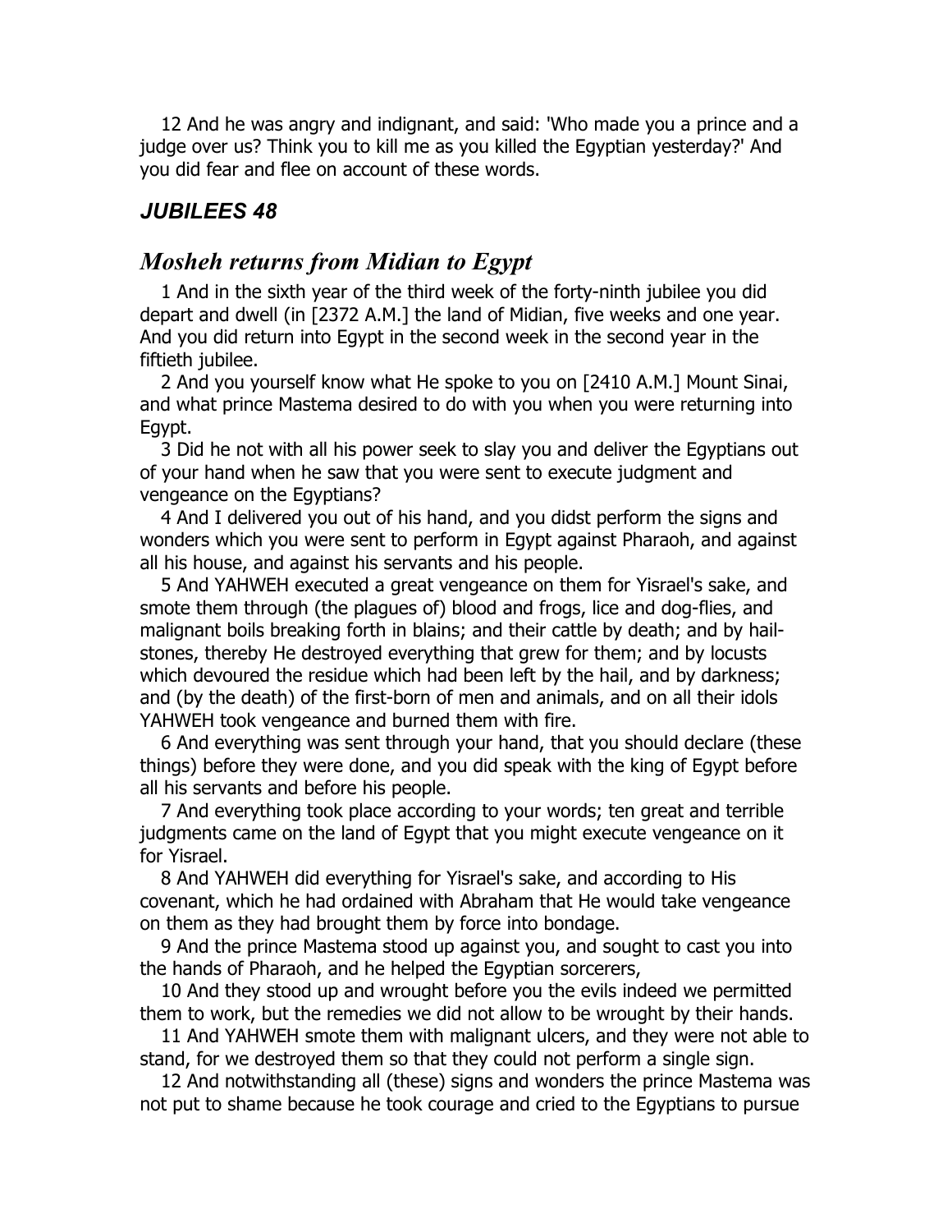12 And he was angry and indignant, and said: 'Who made you a prince and a judge over us? Think you to kill me as you killed the Egyptian yesterday?' And you did fear and flee on account of these words.

## *JUBILEES 48*

## *Mosheh returns from Midian to Egypt*

1 And in the sixth year of the third week of the forty-ninth jubilee you did depart and dwell (in [2372 A.M.] the land of Midian, five weeks and one year. And you did return into Egypt in the second week in the second year in the fiftieth jubilee.

2 And you yourself know what He spoke to you on [2410 A.M.] Mount Sinai, and what prince Mastema desired to do with you when you were returning into Egypt.

3 Did he not with all his power seek to slay you and deliver the Egyptians out of your hand when he saw that you were sent to execute judgment and vengeance on the Egyptians?

4 And I delivered you out of his hand, and you didst perform the signs and wonders which you were sent to perform in Egypt against Pharaoh, and against all his house, and against his servants and his people.

5 And YAHWEH executed a great vengeance on them for Yisrael's sake, and smote them through (the plagues of) blood and frogs, lice and dog-flies, and malignant boils breaking forth in blains; and their cattle by death; and by hail-stones, thereby He destroyed everything that grew for them; and by locusts which devoured the residue which had been left by the hail, and by darkness; and (by the death) of the first-born of men and animals, and on all their idols YAHWEH took vengeance and burned them with fire.

6 And everything was sent through your hand, that you should declare (these things) before they were done, and you did speak with the king of Egypt before all his servants and before his people.

7 And everything took place according to your words; ten great and terrible judgments came on the land of Egypt that you might execute vengeance on it for Yisrael.

8 And YAHWEH did everything for Yisrael's sake, and according to His covenant, which he had ordained with Abraham that He would take vengeance on them as they had brought them by force into bondage.

9 And the prince Mastema stood up against you, and sought to cast you into the hands of Pharaoh, and he helped the Egyptian sorcerers,

10 And they stood up and wrought before you the evils indeed we permitted them to work, but the remedies we did not allow to be wrought by their hands.

11 And YAHWEH smote them with malignant ulcers, and they were not able to stand, for we destroyed them so that they could not perform a single sign.

12 And notwithstanding all (these) signs and wonders the prince Mastema was not put to shame because he took courage and cried to the Egyptians to pursue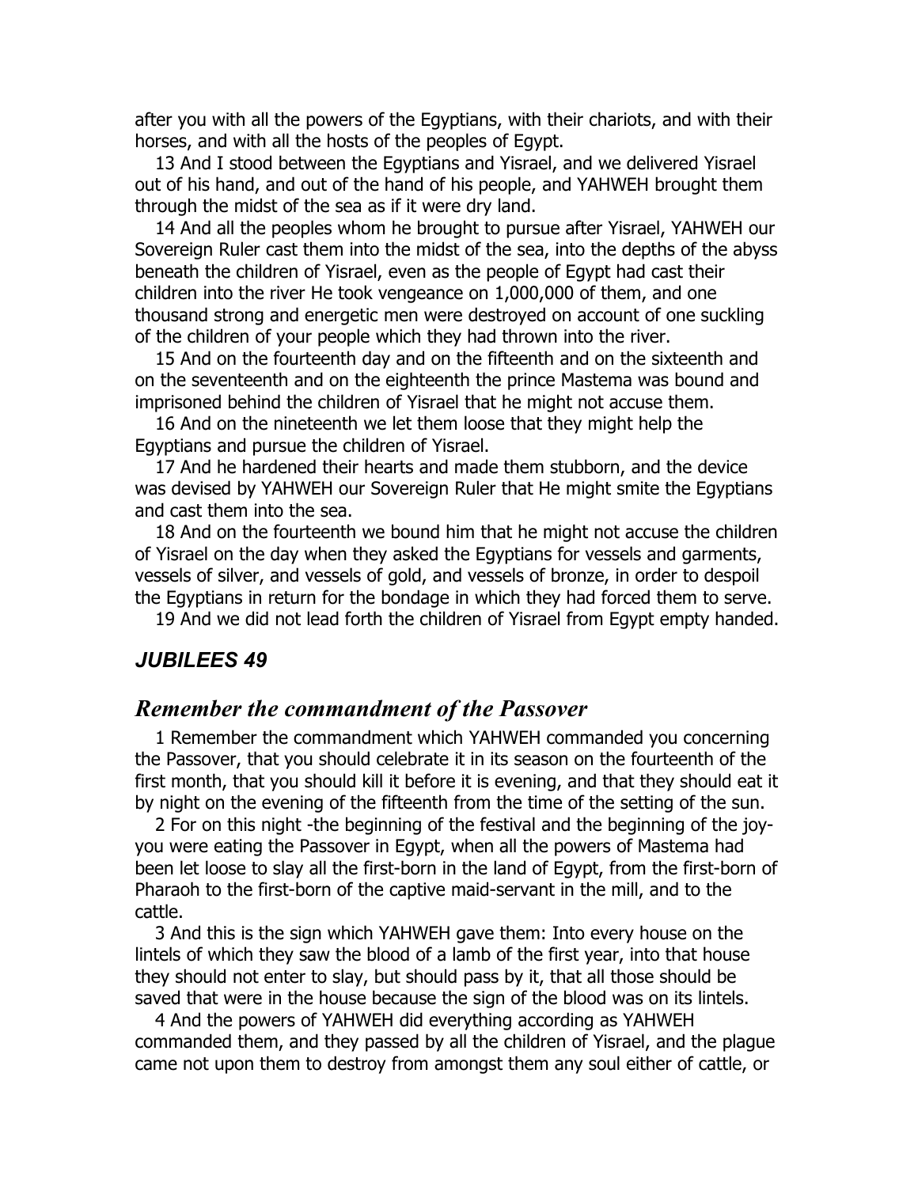after you with all the powers of the Egyptians, with their chariots, and with their horses, and with all the hosts of the peoples of Egypt.

13 And I stood between the Egyptians and Yisrael, and we delivered Yisrael out of his hand, and out of the hand of his people, and YAHWEH brought them through the midst of the sea as if it were dry land.

14 And all the peoples whom he brought to pursue after Yisrael, YAHWEH our Sovereign Ruler cast them into the midst of the sea, into the depths of the abyss beneath the children of Yisrael, even as the people of Egypt had cast their children into the river He took vengeance on 1,000,000 of them, and one thousand strong and energetic men were destroyed on account of one suckling of the children of your people which they had thrown into the river.

15 And on the fourteenth day and on the fifteenth and on the sixteenth and on the seventeenth and on the eighteenth the prince Mastema was bound and imprisoned behind the children of Yisrael that he might not accuse them.

16 And on the nineteenth we let them loose that they might help the Egyptians and pursue the children of Yisrael.

17 And he hardened their hearts and made them stubborn, and the device was devised by YAHWEH our Sovereign Ruler that He might smite the Egyptians and cast them into the sea.

18 And on the fourteenth we bound him that he might not accuse the children of Yisrael on the day when they asked the Egyptians for vessels and garments, vessels of silver, and vessels of gold, and vessels of bronze, in order to despoil the Egyptians in return for the bondage in which they had forced them to serve.

19 And we did not lead forth the children of Yisrael from Egypt empty handed.

## *JUBILEES 49*

## *Remember the commandment of the Passover*

1 Remember the commandment which YAHWEH commanded you concerning the Passover, that you should celebrate it in its season on the fourteenth of the first month, that you should kill it before it is evening, and that they should eat it by night on the evening of the fifteenth from the time of the setting of the sun.

2 For on this night -the beginning of the festival and the beginning of the joy- you were eating the Passover in Egypt, when all the powers of Mastema had been let loose to slay all the first-born in the land of Egypt, from the first-born of Pharaoh to the first-born of the captive maid-servant in the mill, and to the cattle.

3 And this is the sign which YAHWEH gave them: Into every house on the lintels of which they saw the blood of a lamb of the first year, into that house they should not enter to slay, but should pass by it, that all those should be saved that were in the house because the sign of the blood was on its lintels.

4 And the powers of YAHWEH did everything according as YAHWEH commanded them, and they passed by all the children of Yisrael, and the plague came not upon them to destroy from amongst them any soul either of cattle, or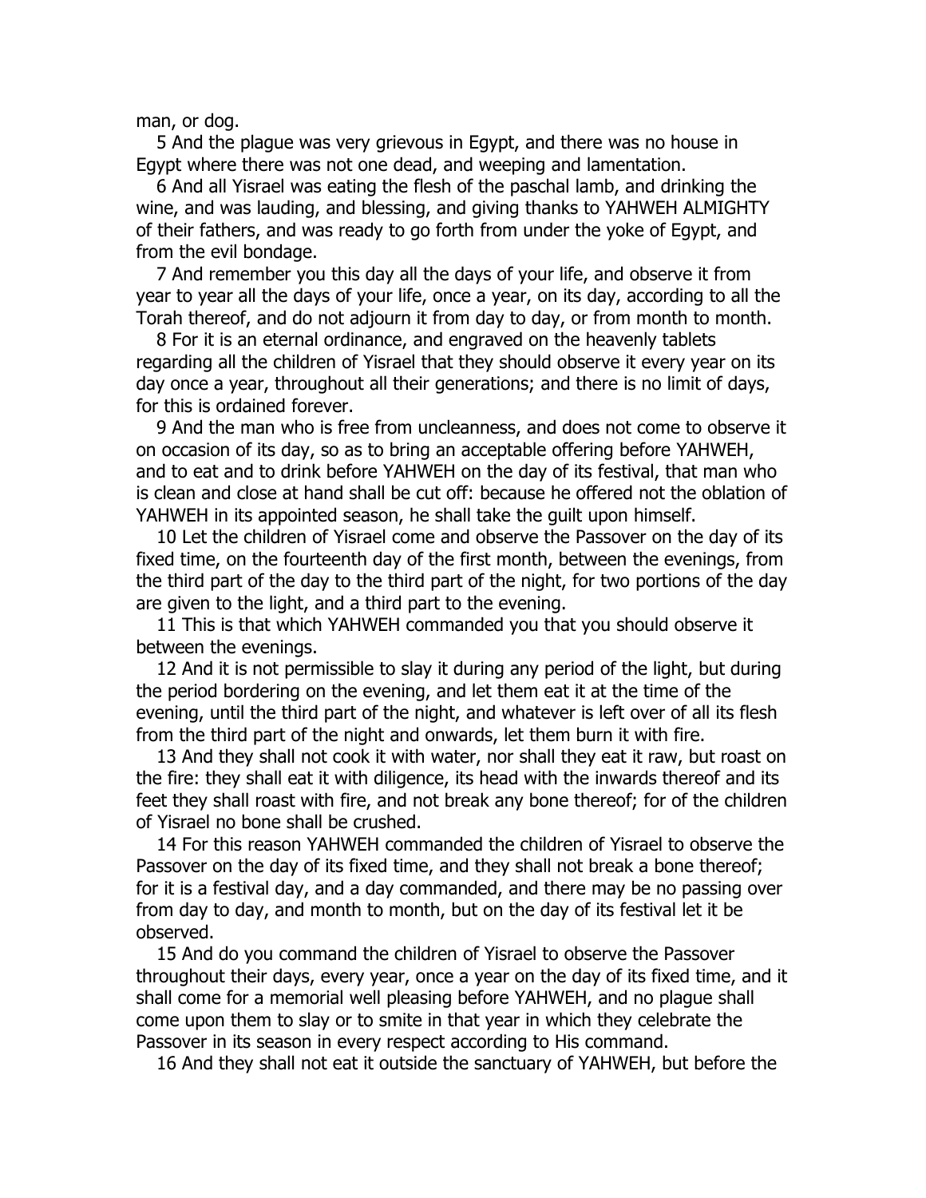man, or dog.

5 And the plague was very grievous in Egypt, and there was no house in Egypt where there was not one dead, and weeping and lamentation.

6 And all Yisrael was eating the flesh of the paschal lamb, and drinking the wine, and was lauding, and blessing, and giving thanks to YAHWEH ALMIGHTY of their fathers, and was ready to go forth from under the yoke of Egypt, and from the evil bondage.

7 And remember you this day all the days of your life, and observe it from year to year all the days of your life, once a year, on its day, according to all the Torah thereof, and do not adjourn it from day to day, or from month to month.

8 For it is an eternal ordinance, and engraved on the heavenly tablets regarding all the children of Yisrael that they should observe it every year on its day once a year, throughout all their generations; and there is no limit of days, for this is ordained forever.

9 And the man who is free from uncleanness, and does not come to observe it on occasion of its day, so as to bring an acceptable offering before YAHWEH, and to eat and to drink before YAHWEH on the day of its festival, that man who is clean and close at hand shall be cut off: because he offered not the oblation of YAHWEH in its appointed season, he shall take the guilt upon himself.

10 Let the children of Yisrael come and observe the Passover on the day of its fixed time, on the fourteenth day of the first month, between the evenings, from the third part of the day to the third part of the night, for two portions of the day are given to the light, and a third part to the evening.

11 This is that which YAHWEH commanded you that you should observe it between the evenings.

12 And it is not permissible to slay it during any period of the light, but during the period bordering on the evening, and let them eat it at the time of the evening, until the third part of the night, and whatever is left over of all its flesh from the third part of the night and onwards, let them burn it with fire.

13 And they shall not cook it with water, nor shall they eat it raw, but roast on the fire: they shall eat it with diligence, its head with the inwards thereof and its feet they shall roast with fire, and not break any bone thereof; for of the children of Yisrael no bone shall be crushed.

14 For this reason YAHWEH commanded the children of Yisrael to observe the Passover on the day of its fixed time, and they shall not break a bone thereof; for it is a festival day, and a day commanded, and there may be no passing over from day to day, and month to month, but on the day of its festival let it be observed.

15 And do you command the children of Yisrael to observe the Passover throughout their days, every year, once a year on the day of its fixed time, and it shall come for a memorial well pleasing before YAHWEH, and no plague shall come upon them to slay or to smite in that year in which they celebrate the Passover in its season in every respect according to His command.

16 And they shall not eat it outside the sanctuary of YAHWEH, but before the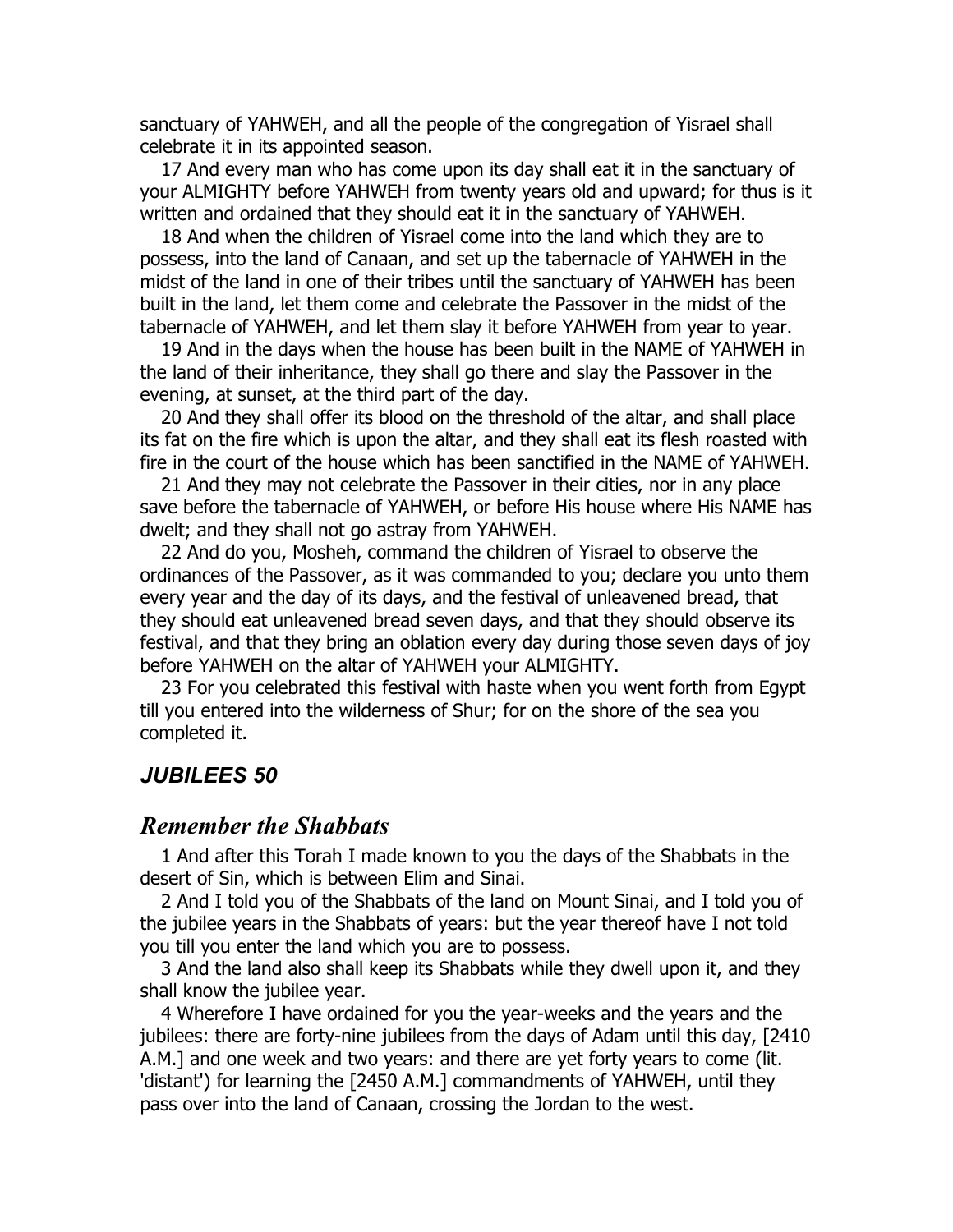sanctuary of YAHWEH, and all the people of the congregation of Yisrael shall celebrate it in its appointed season.

17 And every man who has come upon its day shall eat it in the sanctuary of your ALMIGHTY before YAHWEH from twenty years old and upward; for thus is it written and ordained that they should eat it in the sanctuary of YAHWEH.

18 And when the children of Yisrael come into the land which they are to possess, into the land of Canaan, and set up the tabernacle of YAHWEH in the midst of the land in one of their tribes until the sanctuary of YAHWEH has been built in the land, let them come and celebrate the Passover in the midst of the tabernacle of YAHWEH, and let them slay it before YAHWEH from year to year.

19 And in the days when the house has been built in the NAME of YAHWEH in the land of their inheritance, they shall go there and slay the Passover in the evening, at sunset, at the third part of the day.

20 And they shall offer its blood on the threshold of the altar, and shall place its fat on the fire which is upon the altar, and they shall eat its flesh roasted with fire in the court of the house which has been sanctified in the NAME of YAHWEH.

21 And they may not celebrate the Passover in their cities, nor in any place save before the tabernacle of YAHWEH, or before His house where His NAME has dwelt; and they shall not go astray from YAHWEH.

22 And do you, Mosheh, command the children of Yisrael to observe the ordinances of the Passover, as it was commanded to you; declare you unto them every year and the day of its days, and the festival of unleavened bread, that they should eat unleavened bread seven days, and that they should observe its festival, and that they bring an oblation every day during those seven days of joy before YAHWEH on the altar of YAHWEH your ALMIGHTY.

23 For you celebrated this festival with haste when you went forth from Egypt till you entered into the wilderness of Shur; for on the shore of the sea you completed it.

## *JUBILEES 50*

## *Remember the Shabbats*

1 And after this Torah I made known to you the days of the Shabbats in the desert of Sin, which is between Elim and Sinai.

2 And I told you of the Shabbats of the land on Mount Sinai, and I told you of the jubilee years in the Shabbats of years: but the year thereof have I not told you till you enter the land which you are to possess.

3 And the land also shall keep its Shabbats while they dwell upon it, and they shall know the jubilee year.

4 Wherefore I have ordained for you the year-weeks and the years and the jubilees: there are forty-nine jubilees from the days of Adam until this day, [2410 A.M.] and one week and two years: and there are yet forty years to come (lit. 'distant') for learning the [2450 A.M.] commandments of YAHWEH, until they pass over into the land of Canaan, crossing the Jordan to the west.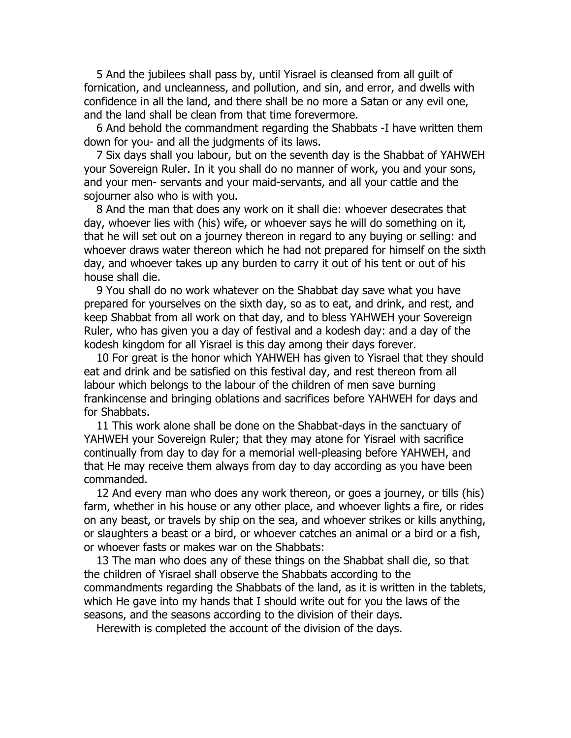5 And the jubilees shall pass by, until Yisrael is cleansed from all guilt of fornication, and uncleanness, and pollution, and sin, and error, and dwells with confidence in all the land, and there shall be no more a Satan or any evil one, and the land shall be clean from that time forevermore.

6 And behold the commandment regarding the Shabbats -I have written them down for you- and all the judgments of its laws.

7 Six days shall you labour, but on the seventh day is the Shabbat of YAHWEH your Sovereign Ruler. In it you shall do no manner of work, you and your sons, and your men- servants and your maid-servants, and all your cattle and the sojourner also who is with you.

8 And the man that does any work on it shall die: whoever desecrates that day, whoever lies with (his) wife, or whoever says he will do something on it, that he will set out on a journey thereon in regard to any buying or selling: and whoever draws water thereon which he had not prepared for himself on the sixth day, and whoever takes up any burden to carry it out of his tent or out of his house shall die.

9 You shall do no work whatever on the Shabbat day save what you have prepared for yourselves on the sixth day, so as to eat, and drink, and rest, and keep Shabbat from all work on that day, and to bless YAHWEH your Sovereign Ruler, who has given you a day of festival and a kodesh day: and a day of the kodesh kingdom for all Yisrael is this day among their days forever.

10 For great is the honor which YAHWEH has given to Yisrael that they should eat and drink and be satisfied on this festival day, and rest thereon from all labour which belongs to the labour of the children of men save burning frankincense and bringing oblations and sacrifices before YAHWEH for days and for Shabbats.

11 This work alone shall be done on the Shabbat-days in the sanctuary of YAHWEH your Sovereign Ruler; that they may atone for Yisrael with sacrifice continually from day to day for a memorial well-pleasing before YAHWEH, and that He may receive them always from day to day according as you have been commanded.

12 And every man who does any work thereon, or goes a journey, or tills (his) farm, whether in his house or any other place, and whoever lights a fire, or rides on any beast, or travels by ship on the sea, and whoever strikes or kills anything, or slaughters a beast or a bird, or whoever catches an animal or a bird or a fish, or whoever fasts or makes war on the Shabbats:

13 The man who does any of these things on the Shabbat shall die, so that the children of Yisrael shall observe the Shabbats according to the commandments regarding the Shabbats of the land, as it is written in the tablets, which He gave into my hands that I should write out for you the laws of the seasons, and the seasons according to the division of their days.

Herewith is completed the account of the division of the days.